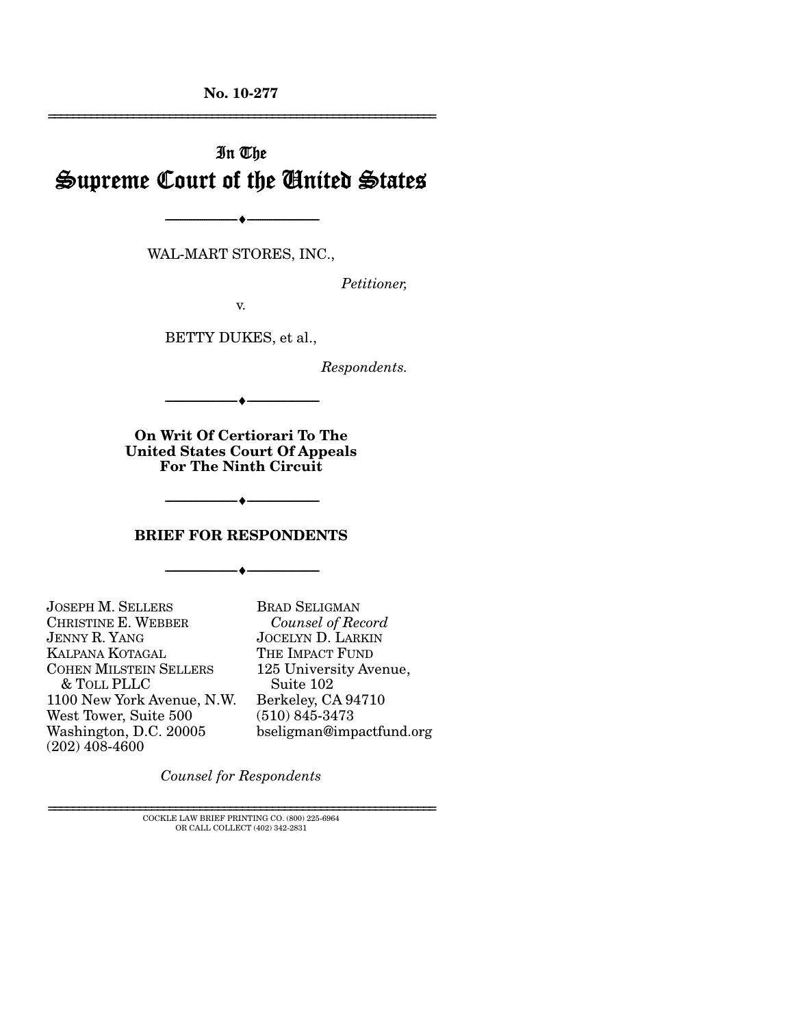**No. 10-277**

---

# In The Supreme Court of the United States

---

WAL-MART STORES, INC.,

*Petitioner,*

v.

BETTY DUKES, et al.,

*Respondents.*

---

**On Writ Of Certiorari To The United States Court Of Appeals For The Ninth Circuit**

---

## BRIEF FOR RESPONDENTS

---

JOSEPH M. SELLERS
CHRISTINE E. WEBBER
JENNY R. YANG
KALPANA KOTAGAL
COHEN MILSTEIN SELLERS & TOLL PLLC
1100 New York Avenue, N.W.
West Tower, Suite 500
Washington, D.C. 20005
(202) 408-4600

BRAD SELIGMAN
*Counsel of Record*
JOCELYN D. LARKIN
THE IMPACT FUND
125 University Avenue, Suite 102
Berkeley, CA 94710
(510) 845-3473
bseligman@impactfund.org

*Counsel for Respondents*

---

COCKLE LAW BRIEF PRINTING CO. (800) 225-6964
OR CALL COLLECT (402) 342-2831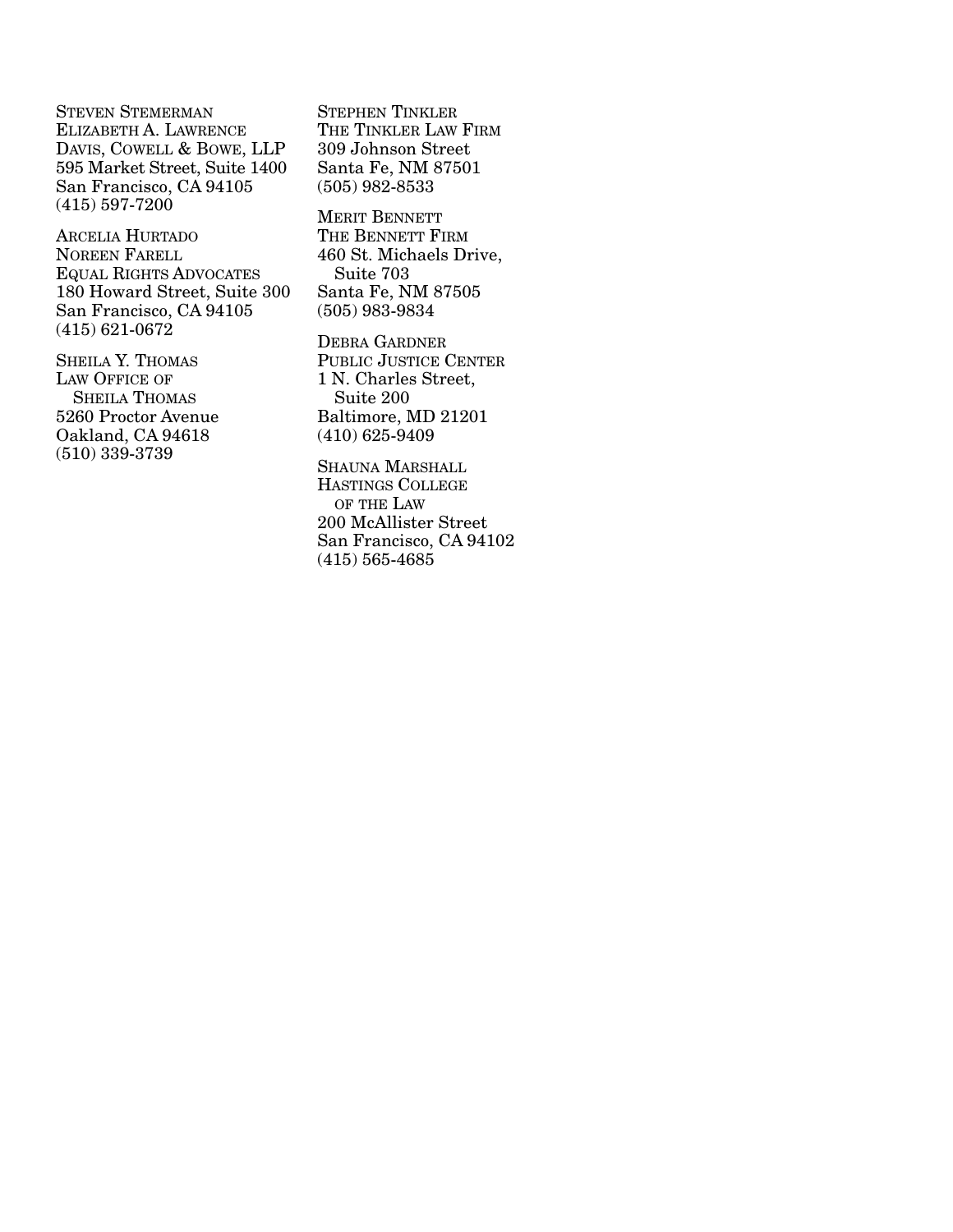STEVEN STEMERMAN
ELIZABETH A. LAWRENCE
DAVIS, COWELL & BOWE, LLP
595 Market Street, Suite 1400
San Francisco, CA 94105
(415) 597-7200

ARCELIA HURTADO
NOREEN FARELL
EQUAL RIGHTS ADVOCATES
180 Howard Street, Suite 300
San Francisco, CA 94105
(415) 621-0672

SHEILA Y. THOMAS
LAW OFFICE OF
SHEILA THOMAS
5260 Proctor Avenue
Oakland, CA 94618
(510) 339-3739

STEPHEN TINKLER
THE TINKLER LAW FIRM
309 Johnson Street
Santa Fe, NM 87501
(505) 982-8533

MERIT BENNETT
THE BENNETT FIRM
460 St. Michaels Drive,
Suite 703
Santa Fe, NM 87505
(505) 983-9834

DEBRA GARDNER
PUBLIC JUSTICE CENTER
1 N. Charles Street,
Suite 200
Baltimore, MD 21201
(410) 625-9409

SHAUNA MARSHALL
HASTINGS COLLEGE
OF THE LAW
200 McAllister Street
San Francisco, CA 94102
(415) 565-4685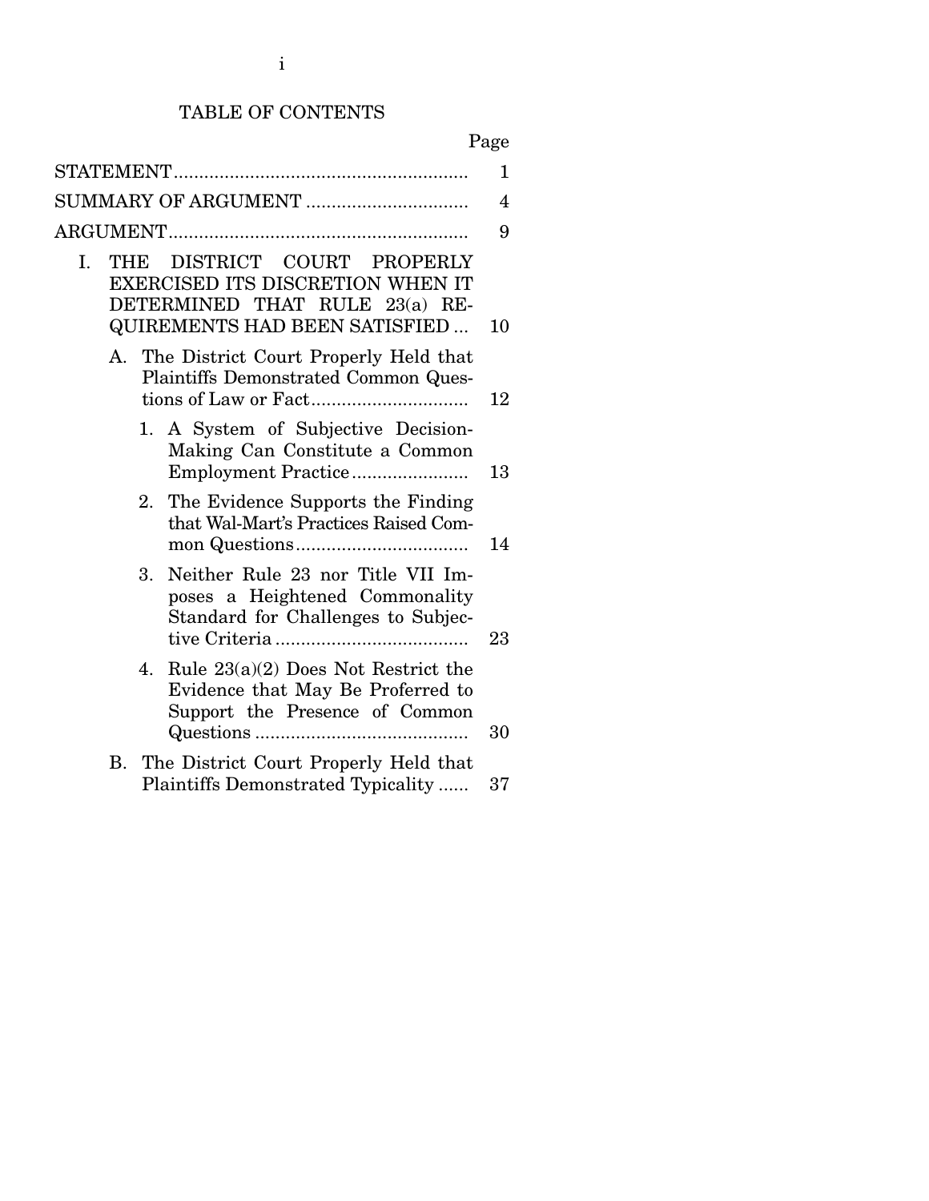# TABLE OF CONTENTS

| | Page |
|---|---|
| STATEMENT | 1 |
| SUMMARY OF ARGUMENT | 4 |
| ARGUMENT | 9 |
| I. THE DISTRICT COURT PROPERLY EXERCISED ITS DISCRETION WHEN IT DETERMINED THAT RULE 23(a) REQUIREMENTS HAD BEEN SATISFIED | 10 |
| A. The District Court Properly Held that Plaintiffs Demonstrated Common Questions of Law or Fact | 12 |
| 1. A System of Subjective Decision-Making Can Constitute a Common Employment Practice | 13 |
| 2. The Evidence Supports the Finding that Wal-Mart's Practices Raised Common Questions | 14 |
| 3. Neither Rule 23 nor Title VII Imposes a Heightened Commonality Standard for Challenges to Subjective Criteria | 23 |
| 4. Rule 23(a)(2) Does Not Restrict the Evidence that May Be Proferred to Support the Presence of Common Questions | 30 |
| B. The District Court Properly Held that Plaintiffs Demonstrated Typicality | 37 |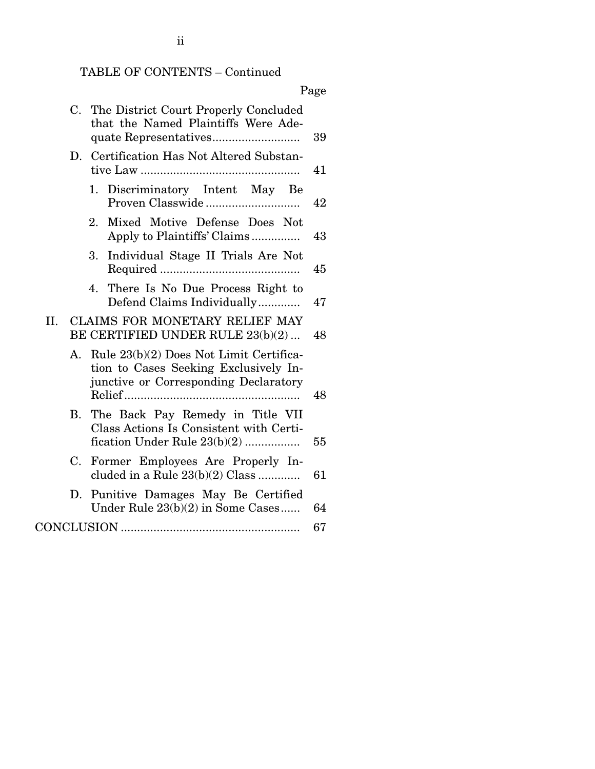TABLE OF CONTENTS – Continued

| | Page |
|---|---|
| C. The District Court Properly Concluded that the Named Plaintiffs Were Adequate Representatives | 39 |
| D. Certification Has Not Altered Substantive Law | 41 |
| 1. Discriminatory Intent May Be Proven Classwide | 42 |
| 2. Mixed Motive Defense Does Not Apply to Plaintiffs' Claims | 43 |
| 3. Individual Stage II Trials Are Not Required | 45 |
| 4. There Is No Due Process Right to Defend Claims Individually | 47 |
| II. CLAIMS FOR MONETARY RELIEF MAY BE CERTIFIED UNDER RULE 23(b)(2) | 48 |
| A. Rule 23(b)(2) Does Not Limit Certification to Cases Seeking Exclusively Injunctive or Corresponding Declaratory Relief | 48 |
| B. The Back Pay Remedy in Title VII Class Actions Is Consistent with Certification Under Rule 23(b)(2) | 55 |
| C. Former Employees Are Properly Included in a Rule 23(b)(2) Class | 61 |
| D. Punitive Damages May Be Certified Under Rule 23(b)(2) in Some Cases | 64 |
| CONCLUSION | 67 |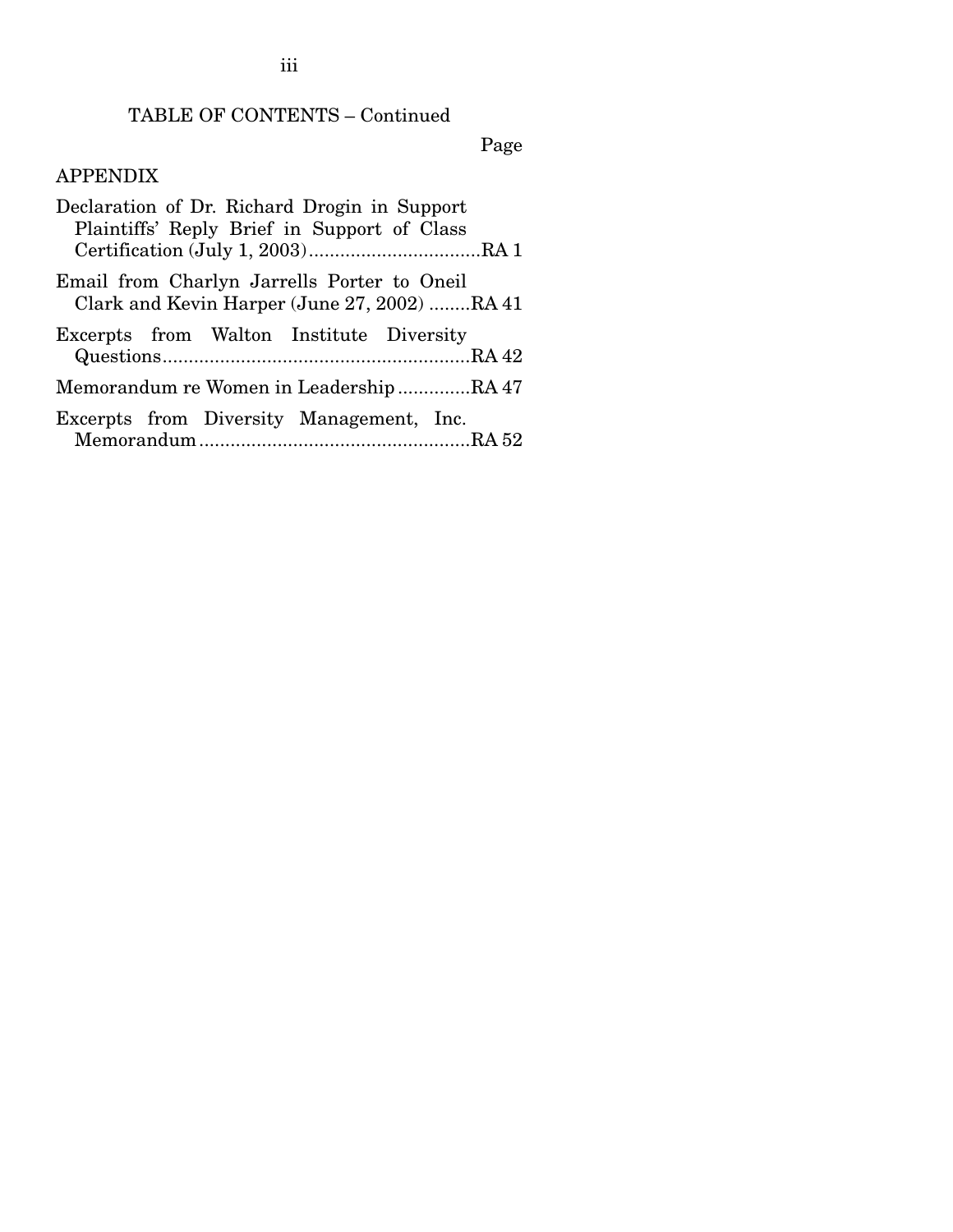TABLE OF CONTENTS – Continued

Page

APPENDIX

Declaration of Dr. Richard Drogin in Support Plaintiffs' Reply Brief in Support of Class Certification (July 1, 2003) ................................. RA 1

Email from Charlyn Jarrells Porter to Oneil Clark and Kevin Harper (June 27, 2002) ........ RA 41

Excerpts from Walton Institute Diversity Questions .......................................................... RA 42

Memorandum re Women in Leadership ............. RA 47

Excerpts from Diversity Management, Inc. Memorandum .................................................... RA 52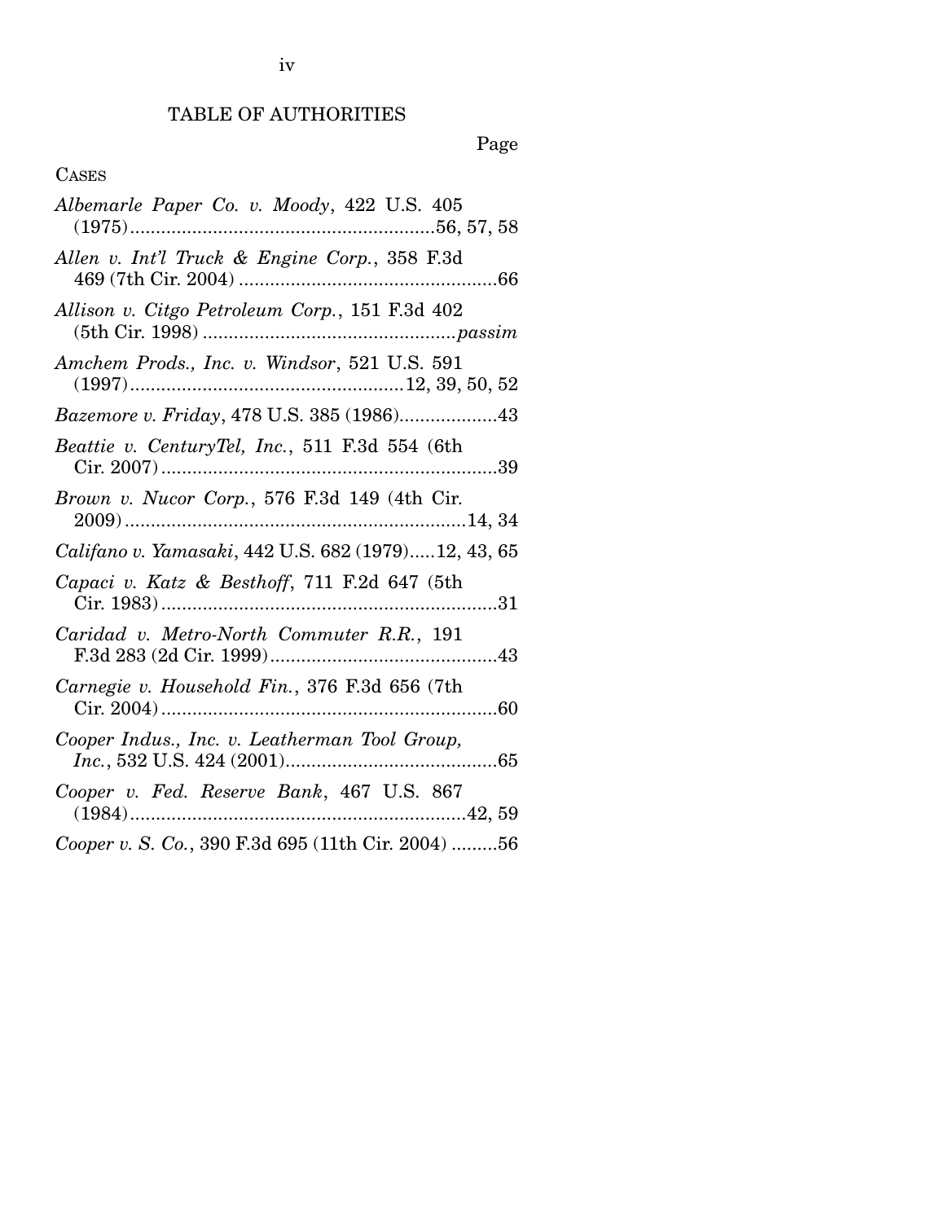# TABLE OF AUTHORITIES

Page

CASES

*Albemarle Paper Co. v. Moody*, 422 U.S. 405 (1975).....................................................56, 57, 58

*Allen v. Int'l Truck & Engine Corp.*, 358 F.3d 469 (7th Cir. 2004) .................................................66

*Allison v. Citgo Petroleum Corp.*, 151 F.3d 402 (5th Cir. 1998) ...............................................*passim*

*Amchem Prods., Inc. v. Windsor*, 521 U.S. 591 (1997)....................................................12, 39, 50, 52

*Bazemore v. Friday*, 478 U.S. 385 (1986)..................43

*Beattie v. CenturyTel, Inc.*, 511 F.3d 554 (6th Cir. 2007)................................................................39

*Brown v. Nucor Corp.*, 576 F.3d 149 (4th Cir. 2009).................................................................14, 34

*Califano v. Yamasaki*, 442 U.S. 682 (1979).....12, 43, 65

*Capaci v. Katz & Besthoff*, 711 F.2d 647 (5th Cir. 1983)................................................................31

*Caridad v. Metro-North Commuter R.R.*, 191 F.3d 283 (2d Cir. 1999)...........................................43

*Carnegie v. Household Fin.*, 376 F.3d 656 (7th Cir. 2004)................................................................60

*Cooper Indus., Inc. v. Leatherman Tool Group, Inc.*, 532 U.S. 424 (2001)........................................65

*Cooper v. Fed. Reserve Bank*, 467 U.S. 867 (1984)................................................................42, 59

*Cooper v. S. Co.*, 390 F.3d 695 (11th Cir. 2004) .........56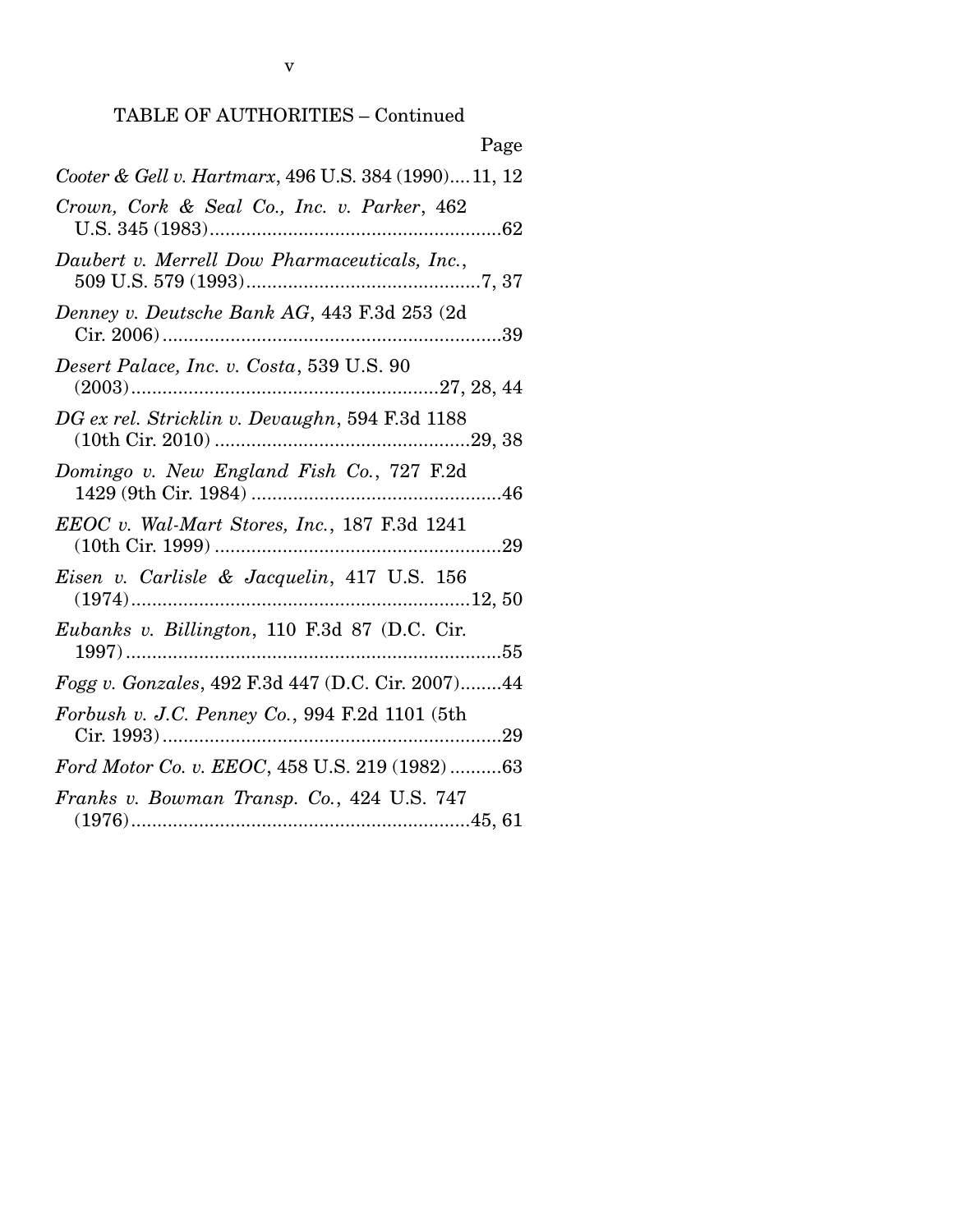TABLE OF AUTHORITIES – Continued

Page

*Cooter & Gell v. Hartmarx*, 496 U.S. 384 (1990)....11, 12

*Crown, Cork & Seal Co., Inc. v. Parker*, 462 U.S. 345 (1983).........................................................62

*Daubert v. Merrell Dow Pharmaceuticals, Inc.*, 509 U.S. 579 (1993).............................................7, 37

*Denney v. Deutsche Bank AG*, 443 F.3d 253 (2d Cir. 2006).................................................................39

*Desert Palace, Inc. v. Costa*, 539 U.S. 90 (2003)...........................................................27, 28, 44

*DG ex rel. Stricklin v. Devaughn*, 594 F.3d 1188 (10th Cir. 2010) ................................................29, 38

*Domingo v. New England Fish Co.*, 727 F.2d 1429 (9th Cir. 1984) ................................................46

*EEOC v. Wal-Mart Stores, Inc.*, 187 F.3d 1241 (10th Cir. 1999) .......................................................29

*Eisen v. Carlisle & Jacquelin*, 417 U.S. 156 (1974)................................................................12, 50

*Eubanks v. Billington*, 110 F.3d 87 (D.C. Cir. 1997)........................................................................55

*Fogg v. Gonzales*, 492 F.3d 447 (D.C. Cir. 2007)........44

*Forbush v. J.C. Penney Co.*, 994 F.2d 1101 (5th Cir. 1993).................................................................29

*Ford Motor Co. v. EEOC*, 458 U.S. 219 (1982)..........63

*Franks v. Bowman Transp. Co.*, 424 U.S. 747 (1976).................................................................45, 61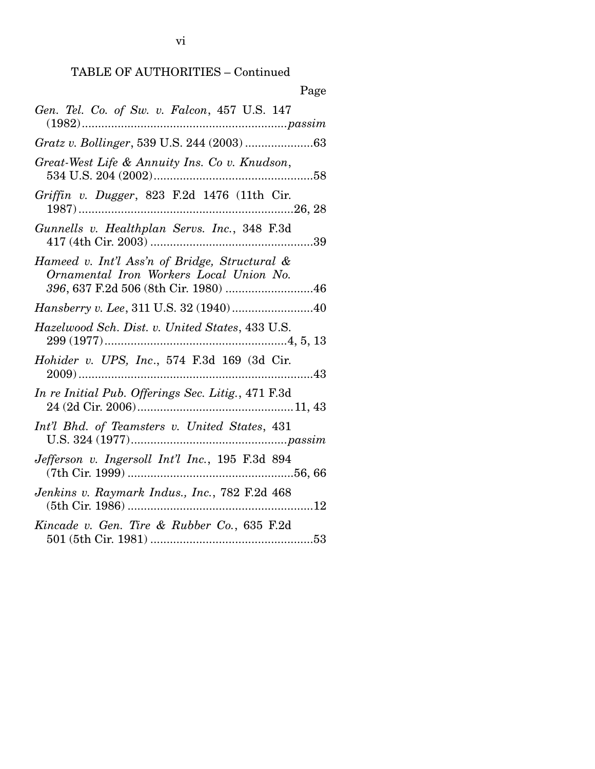TABLE OF AUTHORITIES – Continued

Page

*Gen. Tel. Co. of Sw. v. Falcon*, 457 U.S. 147 (1982) ............ *passim*

*Gratz v. Bollinger*, 539 U.S. 244 (2003) ............ 63

*Great-West Life & Annuity Ins. Co v. Knudson*, 534 U.S. 204 (2002) ............ 58

*Griffin v. Dugger*, 823 F.2d 1476 (11th Cir. 1987) ............ 26, 28

*Gunnells v. Healthplan Servs. Inc.*, 348 F.3d 417 (4th Cir. 2003) ............ 39

*Hameed v. Int'l Ass'n of Bridge, Structural & Ornamental Iron Workers Local Union No. 396*, 637 F.2d 506 (8th Cir. 1980) ............ 46

*Hansberry v. Lee*, 311 U.S. 32 (1940) ............ 40

*Hazelwood Sch. Dist. v. United States*, 433 U.S. 299 (1977) ............ 4, 5, 13

*Hohider v. UPS, Inc.*, 574 F.3d 169 (3d Cir. 2009) ............ 43

*In re Initial Pub. Offerings Sec. Litig.*, 471 F.3d 24 (2d Cir. 2006) ............ 11, 43

*Int'l Bhd. of Teamsters v. United States*, 431 U.S. 324 (1977) ............ *passim*

*Jefferson v. Ingersoll Int'l Inc.*, 195 F.3d 894 (7th Cir. 1999) ............ 56, 66

*Jenkins v. Raymark Indus., Inc.*, 782 F.2d 468 (5th Cir. 1986) ............ 12

*Kincade v. Gen. Tire & Rubber Co.*, 635 F.2d 501 (5th Cir. 1981) ............ 53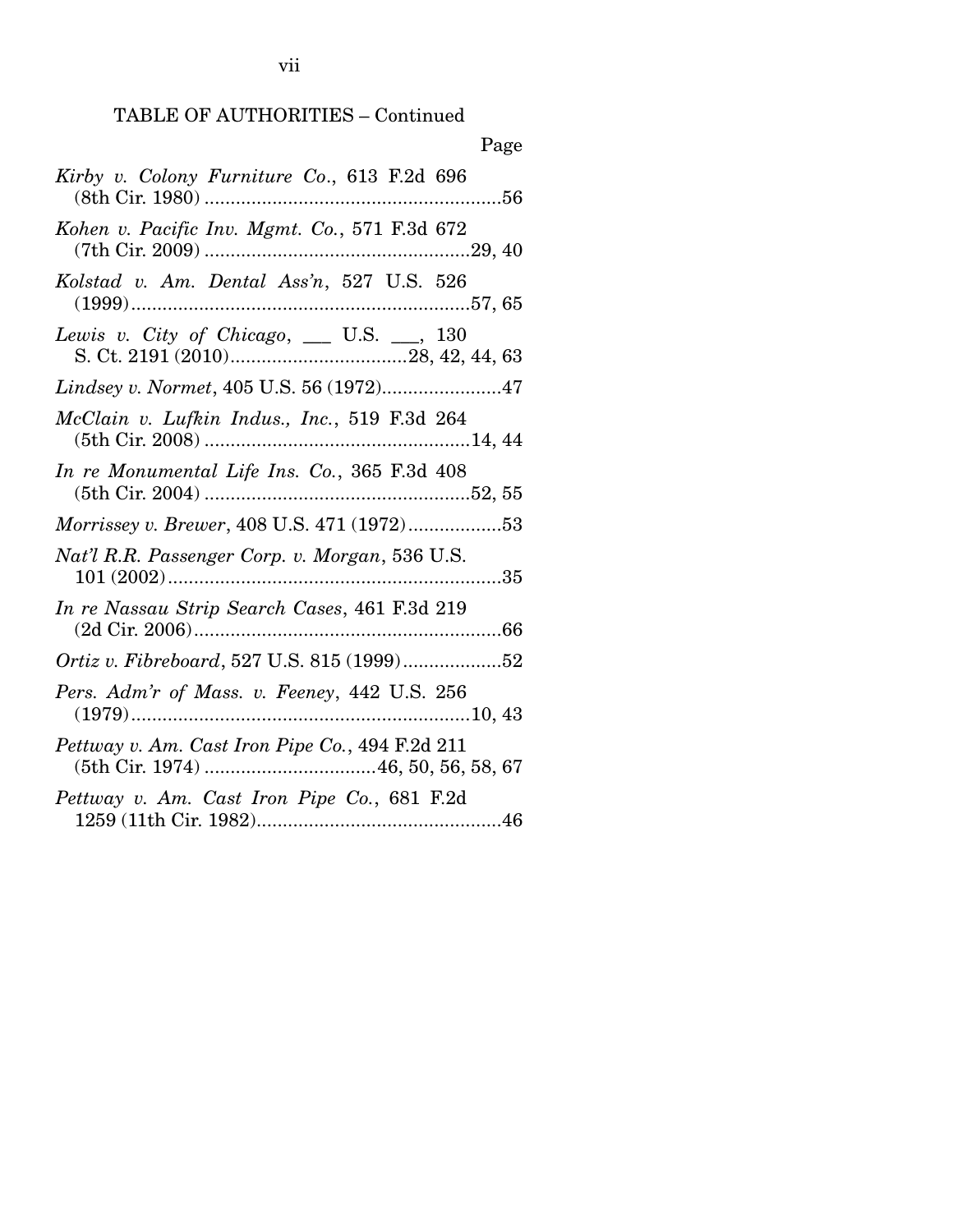TABLE OF AUTHORITIES – Continued

Page

*Kirby v. Colony Furniture Co.*, 613 F.2d 696 (8th Cir. 1980) ....................56

*Kohen v. Pacific Inv. Mgmt. Co.*, 571 F.3d 672 (7th Cir. 2009) ....................29, 40

*Kolstad v. Am. Dental Ass'n*, 527 U.S. 526 (1999)....................57, 65

*Lewis v. City of Chicago*, ___ U.S. ___, 130 S. Ct. 2191 (2010)....................28, 42, 44, 63

*Lindsey v. Normet*, 405 U.S. 56 (1972)....................47

*McClain v. Lufkin Indus., Inc.*, 519 F.3d 264 (5th Cir. 2008) ....................14, 44

*In re Monumental Life Ins. Co.*, 365 F.3d 408 (5th Cir. 2004) ....................52, 55

*Morrissey v. Brewer*, 408 U.S. 471 (1972)....................53

*Nat'l R.R. Passenger Corp. v. Morgan*, 536 U.S. 101 (2002)....................35

*In re Nassau Strip Search Cases*, 461 F.3d 219 (2d Cir. 2006)....................66

*Ortiz v. Fibreboard*, 527 U.S. 815 (1999)....................52

*Pers. Adm'r of Mass. v. Feeney*, 442 U.S. 256 (1979)....................10, 43

*Pettway v. Am. Cast Iron Pipe Co.*, 494 F.2d 211 (5th Cir. 1974) ....................46, 50, 56, 58, 67

*Pettway v. Am. Cast Iron Pipe Co.*, 681 F.2d 1259 (11th Cir. 1982)....................46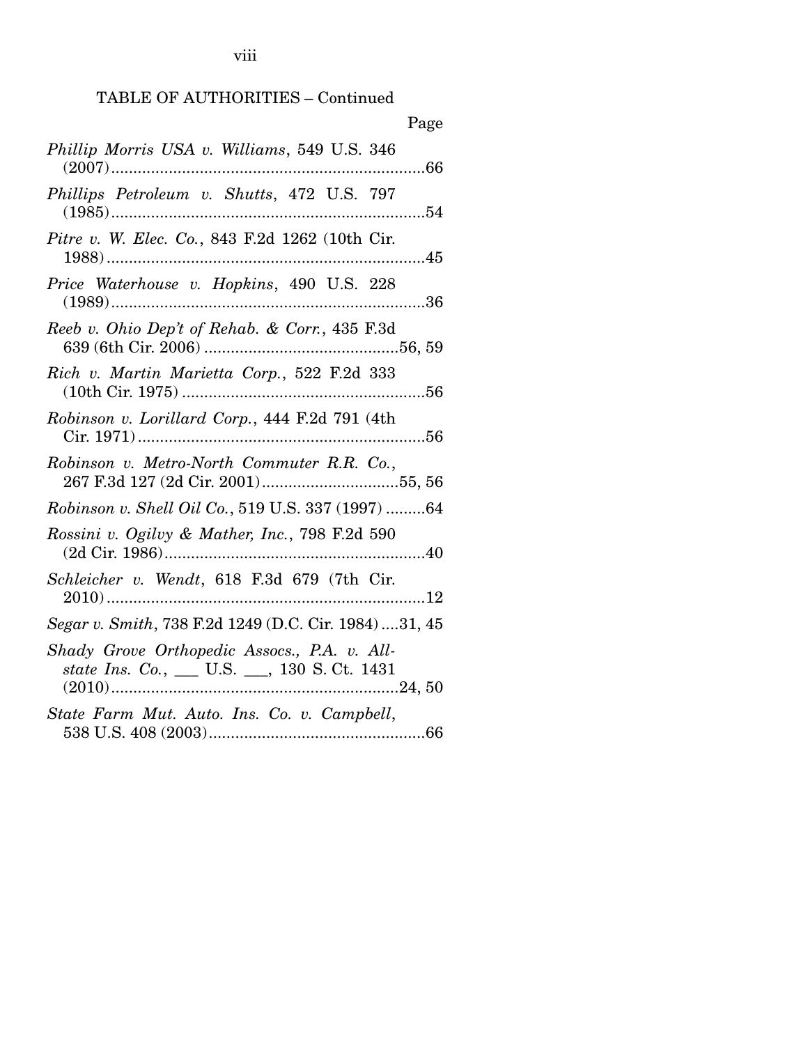TABLE OF AUTHORITIES – Continued

Page

*Phillip Morris USA v. Williams*, 549 U.S. 346 (2007)........................................................................66

*Phillips Petroleum v. Shutts*, 472 U.S. 797 (1985)........................................................................54

*Pitre v. W. Elec. Co.*, 843 F.2d 1262 (10th Cir. 1988)........................................................................45

*Price Waterhouse v. Hopkins*, 490 U.S. 228 (1989)........................................................................36

*Reeb v. Ohio Dep't of Rehab. & Corr.*, 435 F.3d 639 (6th Cir. 2006) ............................................56, 59

*Rich v. Martin Marietta Corp.*, 522 F.2d 333 (10th Cir. 1975) ........................................................56

*Robinson v. Lorillard Corp.*, 444 F.2d 791 (4th Cir. 1971)..................................................................56

*Robinson v. Metro-North Commuter R.R. Co.*, 267 F.3d 127 (2d Cir. 2001)...............................55, 56

*Robinson v. Shell Oil Co.*, 519 U.S. 337 (1997) .........64

*Rossini v. Ogilvy & Mather, Inc.*, 798 F.2d 590 (2d Cir. 1986)...........................................................40

*Schleicher v. Wendt*, 618 F.3d 679 (7th Cir. 2010)........................................................................12

*Segar v. Smith*, 738 F.2d 1249 (D.C. Cir. 1984)....31, 45

*Shady Grove Orthopedic Assocs., P.A. v. Allstate Ins. Co.*, ___ U.S. ___, 130 S. Ct. 1431 (2010)..................................................................24, 50

*State Farm Mut. Auto. Ins. Co. v. Campbell*, 538 U.S. 408 (2003).................................................66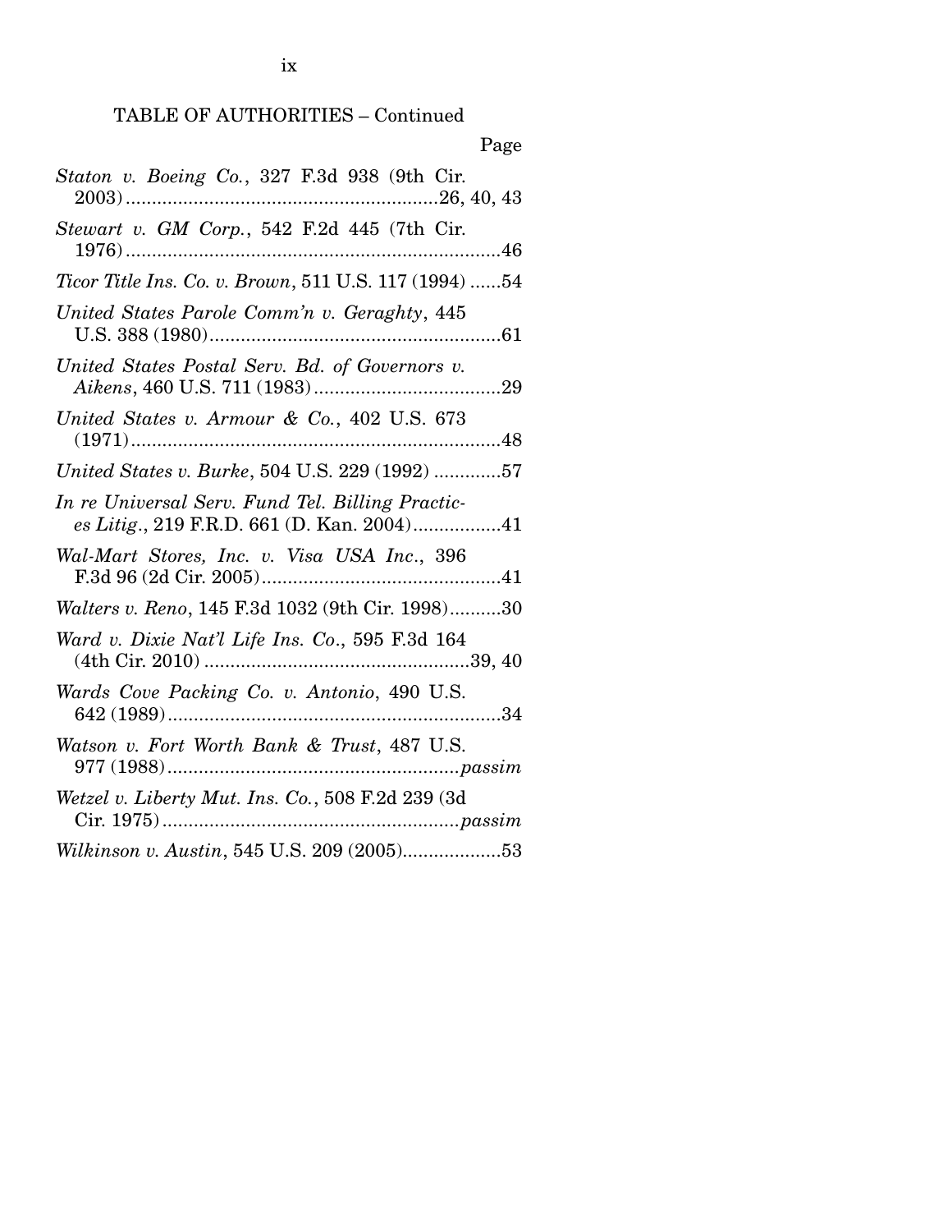TABLE OF AUTHORITIES – Continued

Page

*Staton v. Boeing Co.*, 327 F.3d 938 (9th Cir. 2003)............................................................26, 40, 43

*Stewart v. GM Corp.*, 542 F.2d 445 (7th Cir. 1976)........................................................................46

*Ticor Title Ins. Co. v. Brown*, 511 U.S. 117 (1994) ......54

*United States Parole Comm'n v. Geraghty*, 445 U.S. 388 (1980)........................................................61

*United States Postal Serv. Bd. of Governors v. Aikens*, 460 U.S. 711 (1983)....................................29

*United States v. Armour & Co.*, 402 U.S. 673 (1971)........................................................................48

*United States v. Burke*, 504 U.S. 229 (1992) .............57

*In re Universal Serv. Fund Tel. Billing Practices Litig.*, 219 F.R.D. 661 (D. Kan. 2004).................41

*Wal-Mart Stores, Inc. v. Visa USA Inc.*, 396 F.3d 96 (2d Cir. 2005)..............................................41

*Walters v. Reno*, 145 F.3d 1032 (9th Cir. 1998)..........30

*Ward v. Dixie Nat'l Life Ins. Co.*, 595 F.3d 164 (4th Cir. 2010) ...................................................39, 40

*Wards Cove Packing Co. v. Antonio*, 490 U.S. 642 (1989)................................................................34

*Watson v. Fort Worth Bank & Trust*, 487 U.S. 977 (1988)........................................................*passim*

*Wetzel v. Liberty Mut. Ins. Co.*, 508 F.2d 239 (3d Cir. 1975).........................................................*passim*

*Wilkinson v. Austin*, 545 U.S. 209 (2005)...................53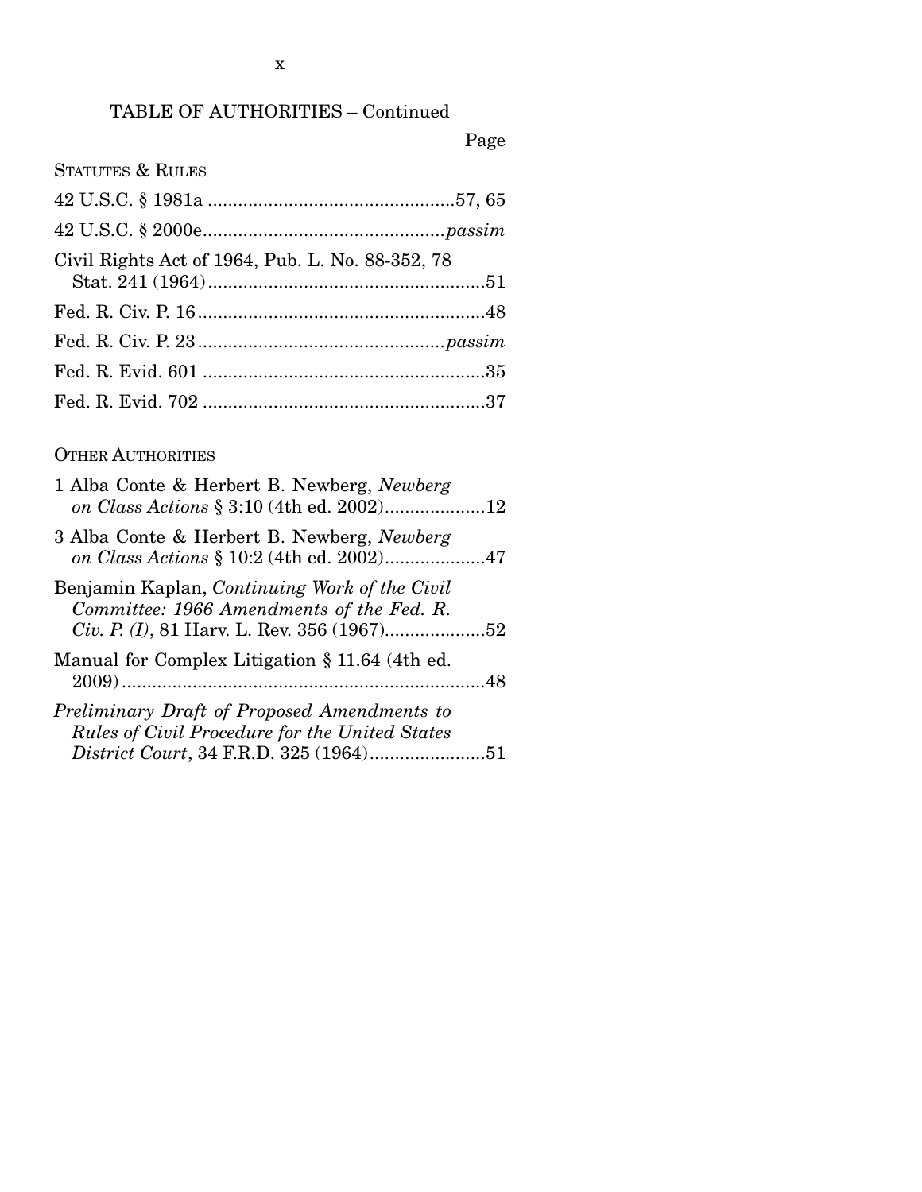TABLE OF AUTHORITIES – Continued

Page

STATUTES & RULES

42 U.S.C. § 1981a ................................................57, 65

42 U.S.C. § 2000e................................................*passim*

Civil Rights Act of 1964, Pub. L. No. 88-352, 78 Stat. 241 (1964).......................................................51

Fed. R. Civ. P. 16.........................................................48

Fed. R. Civ. P. 23................................................*passim*

Fed. R. Evid. 601 ........................................................35

Fed. R. Evid. 702 ........................................................37

OTHER AUTHORITIES

1 Alba Conte & Herbert B. Newberg, *Newberg on Class Actions* § 3:10 (4th ed. 2002)....................12

3 Alba Conte & Herbert B. Newberg, *Newberg on Class Actions* § 10:2 (4th ed. 2002)....................47

Benjamin Kaplan, *Continuing Work of the Civil Committee: 1966 Amendments of the Fed. R. Civ. P. (I)*, 81 Harv. L. Rev. 356 (1967)....................52

Manual for Complex Litigation § 11.64 (4th ed. 2009).........................................................................48

*Preliminary Draft of Proposed Amendments to Rules of Civil Procedure for the United States District Court*, 34 F.R.D. 325 (1964).......................51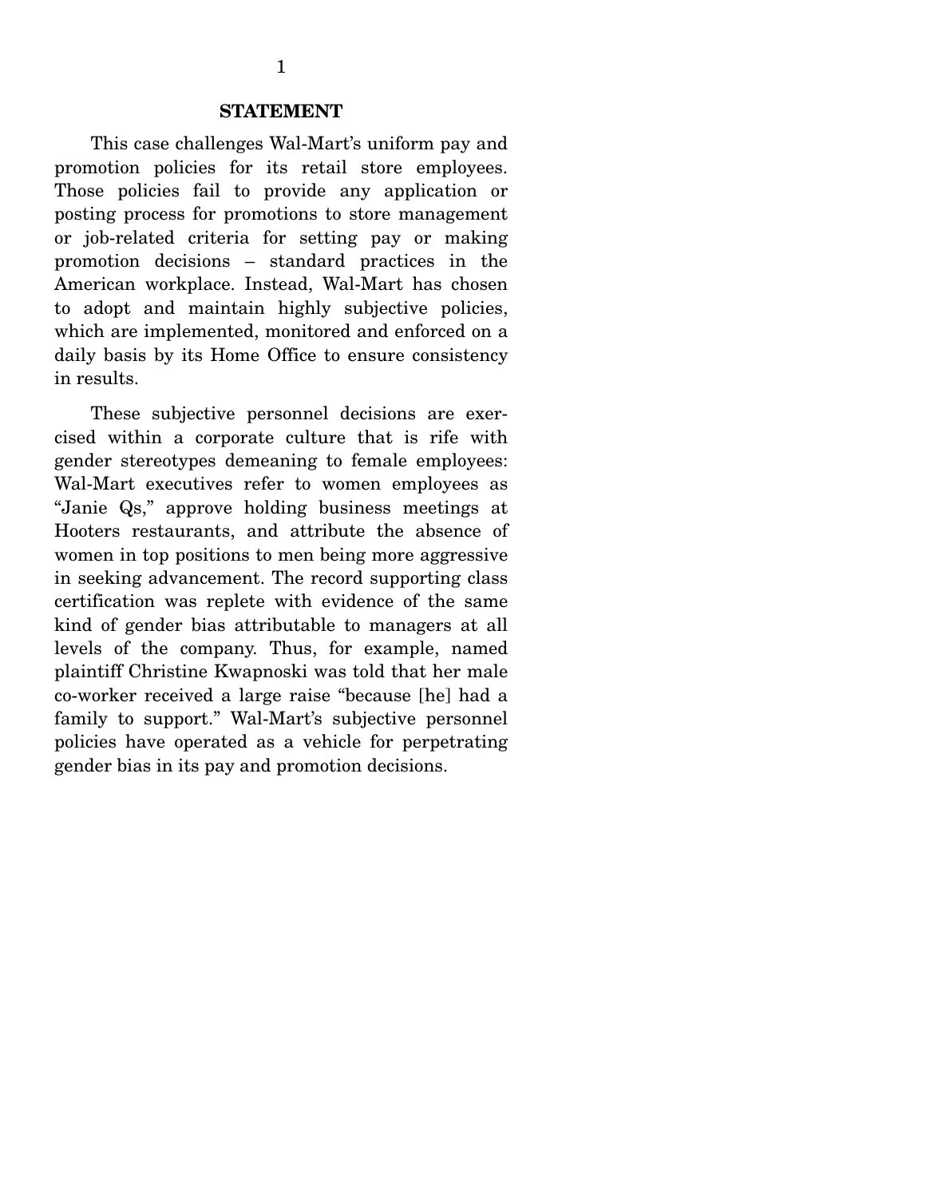## STATEMENT

This case challenges Wal-Mart's uniform pay and promotion policies for its retail store employees. Those policies fail to provide any application or posting process for promotions to store management or job-related criteria for setting pay or making promotion decisions – standard practices in the American workplace. Instead, Wal-Mart has chosen to adopt and maintain highly subjective policies, which are implemented, monitored and enforced on a daily basis by its Home Office to ensure consistency in results.

These subjective personnel decisions are exercised within a corporate culture that is rife with gender stereotypes demeaning to female employees: Wal-Mart executives refer to women employees as "Janie Qs," approve holding business meetings at Hooters restaurants, and attribute the absence of women in top positions to men being more aggressive in seeking advancement. The record supporting class certification was replete with evidence of the same kind of gender bias attributable to managers at all levels of the company. Thus, for example, named plaintiff Christine Kwapnoski was told that her male co-worker received a large raise "because [he] had a family to support." Wal-Mart's subjective personnel policies have operated as a vehicle for perpetrating gender bias in its pay and promotion decisions.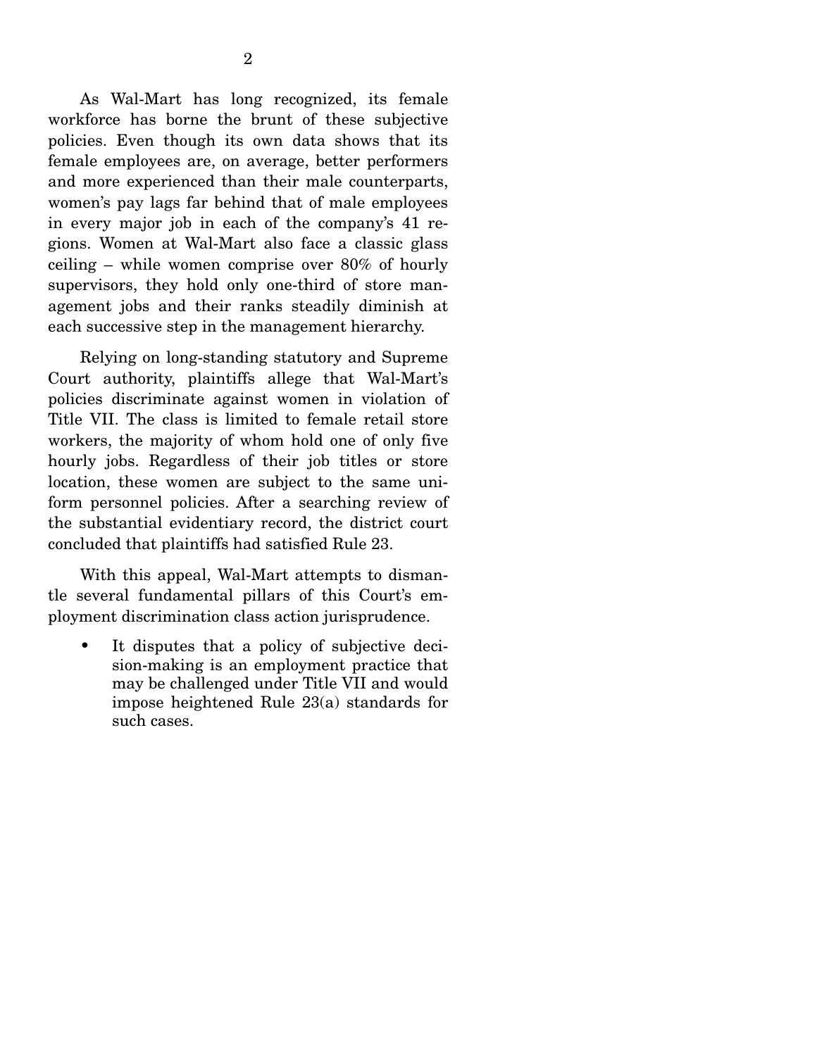As Wal-Mart has long recognized, its female workforce has borne the brunt of these subjective policies. Even though its own data shows that its female employees are, on average, better performers and more experienced than their male counterparts, women's pay lags far behind that of male employees in every major job in each of the company's 41 regions. Women at Wal-Mart also face a classic glass ceiling – while women comprise over 80% of hourly supervisors, they hold only one-third of store management jobs and their ranks steadily diminish at each successive step in the management hierarchy.

Relying on long-standing statutory and Supreme Court authority, plaintiffs allege that Wal-Mart's policies discriminate against women in violation of Title VII. The class is limited to female retail store workers, the majority of whom hold one of only five hourly jobs. Regardless of their job titles or store location, these women are subject to the same uniform personnel policies. After a searching review of the substantial evidentiary record, the district court concluded that plaintiffs had satisfied Rule 23.

With this appeal, Wal-Mart attempts to dismantle several fundamental pillars of this Court's employment discrimination class action jurisprudence.

- It disputes that a policy of subjective decision-making is an employment practice that may be challenged under Title VII and would impose heightened Rule 23(a) standards for such cases.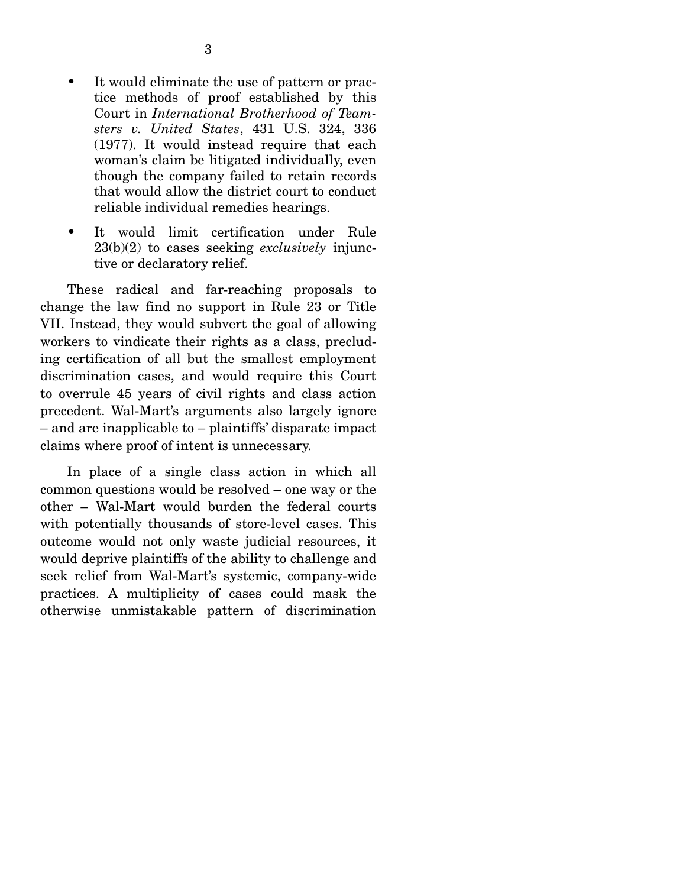- It would eliminate the use of pattern or practice methods of proof established by this Court in *International Brotherhood of Teamsters v. United States*, 431 U.S. 324, 336 (1977). It would instead require that each woman's claim be litigated individually, even though the company failed to retain records that would allow the district court to conduct reliable individual remedies hearings.
- It would limit certification under Rule 23(b)(2) to cases seeking *exclusively* injunctive or declaratory relief.

These radical and far-reaching proposals to change the law find no support in Rule 23 or Title VII. Instead, they would subvert the goal of allowing workers to vindicate their rights as a class, precluding certification of all but the smallest employment discrimination cases, and would require this Court to overrule 45 years of civil rights and class action precedent. Wal-Mart's arguments also largely ignore – and are inapplicable to – plaintiffs' disparate impact claims where proof of intent is unnecessary.

In place of a single class action in which all common questions would be resolved – one way or the other – Wal-Mart would burden the federal courts with potentially thousands of store-level cases. This outcome would not only waste judicial resources, it would deprive plaintiffs of the ability to challenge and seek relief from Wal-Mart's systemic, company-wide practices. A multiplicity of cases could mask the otherwise unmistakable pattern of discrimination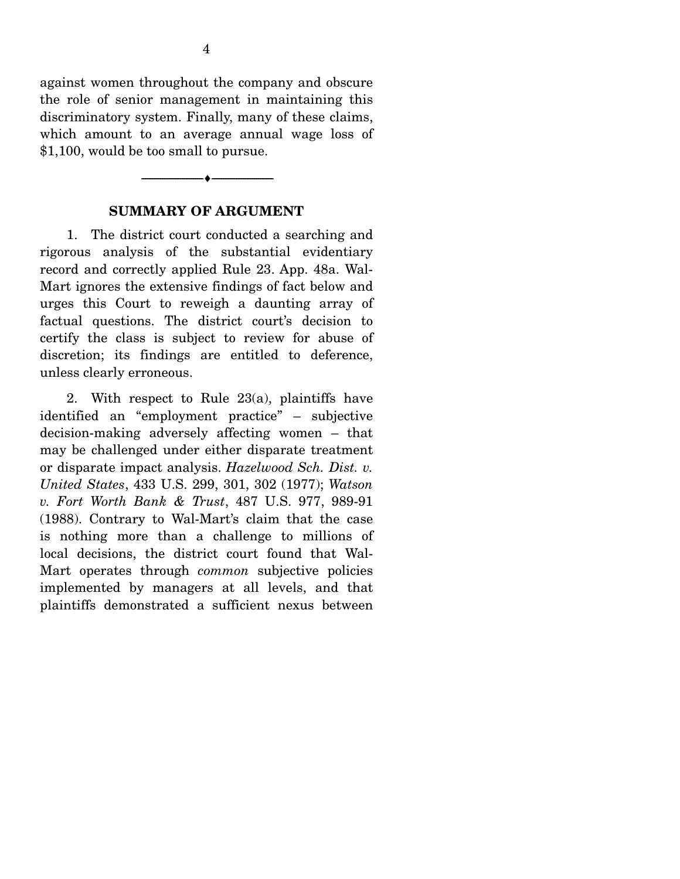against women throughout the company and obscure the role of senior management in maintaining this discriminatory system. Finally, many of these claims, which amount to an average annual wage loss of $1,100, would be too small to pursue.

---

## SUMMARY OF ARGUMENT

1. The district court conducted a searching and rigorous analysis of the substantial evidentiary record and correctly applied Rule 23. App. 48a. Wal-Mart ignores the extensive findings of fact below and urges this Court to reweigh a daunting array of factual questions. The district court's decision to certify the class is subject to review for abuse of discretion; its findings are entitled to deference, unless clearly erroneous.

2. With respect to Rule 23(a), plaintiffs have identified an "employment practice" – subjective decision-making adversely affecting women – that may be challenged under either disparate treatment or disparate impact analysis. *Hazelwood Sch. Dist. v. United States*, 433 U.S. 299, 301, 302 (1977); *Watson v. Fort Worth Bank & Trust*, 487 U.S. 977, 989-91 (1988). Contrary to Wal-Mart's claim that the case is nothing more than a challenge to millions of local decisions, the district court found that Wal-Mart operates through *common* subjective policies implemented by managers at all levels, and that plaintiffs demonstrated a sufficient nexus between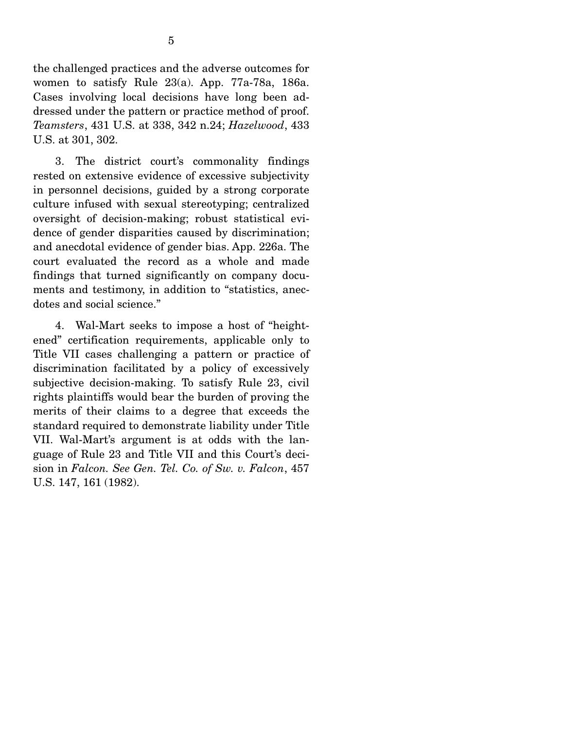the challenged practices and the adverse outcomes for women to satisfy Rule 23(a). App. 77a-78a, 186a. Cases involving local decisions have long been addressed under the pattern or practice method of proof. *Teamsters*, 431 U.S. at 338, 342 n.24; *Hazelwood*, 433 U.S. at 301, 302.

3. The district court's commonality findings rested on extensive evidence of excessive subjectivity in personnel decisions, guided by a strong corporate culture infused with sexual stereotyping; centralized oversight of decision-making; robust statistical evidence of gender disparities caused by discrimination; and anecdotal evidence of gender bias. App. 226a. The court evaluated the record as a whole and made findings that turned significantly on company documents and testimony, in addition to "statistics, anecdotes and social science."

4. Wal-Mart seeks to impose a host of "heightened" certification requirements, applicable only to Title VII cases challenging a pattern or practice of discrimination facilitated by a policy of excessively subjective decision-making. To satisfy Rule 23, civil rights plaintiffs would bear the burden of proving the merits of their claims to a degree that exceeds the standard required to demonstrate liability under Title VII. Wal-Mart's argument is at odds with the language of Rule 23 and Title VII and this Court's decision in *Falcon*. *See Gen. Tel. Co. of Sw. v. Falcon*, 457 U.S. 147, 161 (1982).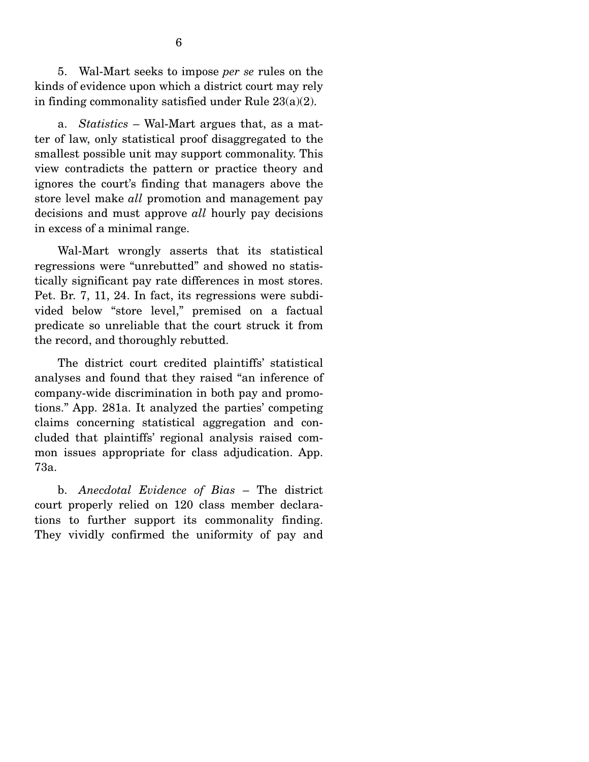5. Wal-Mart seeks to impose *per se* rules on the kinds of evidence upon which a district court may rely in finding commonality satisfied under Rule 23(a)(2).

a. *Statistics* – Wal-Mart argues that, as a matter of law, only statistical proof disaggregated to the smallest possible unit may support commonality. This view contradicts the pattern or practice theory and ignores the court's finding that managers above the store level make *all* promotion and management pay decisions and must approve *all* hourly pay decisions in excess of a minimal range.

Wal-Mart wrongly asserts that its statistical regressions were "unrebutted" and showed no statistically significant pay rate differences in most stores. Pet. Br. 7, 11, 24. In fact, its regressions were subdivided below "store level," premised on a factual predicate so unreliable that the court struck it from the record, and thoroughly rebutted.

The district court credited plaintiffs' statistical analyses and found that they raised "an inference of company-wide discrimination in both pay and promotions." App. 281a. It analyzed the parties' competing claims concerning statistical aggregation and concluded that plaintiffs' regional analysis raised common issues appropriate for class adjudication. App. 73a.

b. *Anecdotal Evidence of Bias* – The district court properly relied on 120 class member declarations to further support its commonality finding. They vividly confirmed the uniformity of pay and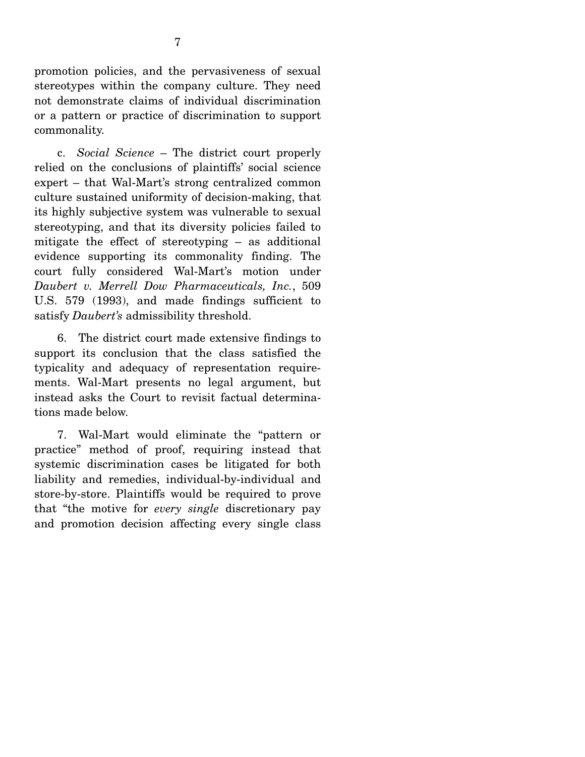promotion policies, and the pervasiveness of sexual stereotypes within the company culture. They need not demonstrate claims of individual discrimination or a pattern or practice of discrimination to support commonality.

c. *Social Science* – The district court properly relied on the conclusions of plaintiffs' social science expert – that Wal-Mart's strong centralized common culture sustained uniformity of decision-making, that its highly subjective system was vulnerable to sexual stereotyping, and that its diversity policies failed to mitigate the effect of stereotyping – as additional evidence supporting its commonality finding. The court fully considered Wal-Mart's motion under *Daubert v. Merrell Dow Pharmaceuticals, Inc.*, 509 U.S. 579 (1993), and made findings sufficient to satisfy *Daubert's* admissibility threshold.

6. The district court made extensive findings to support its conclusion that the class satisfied the typicality and adequacy of representation requirements. Wal-Mart presents no legal argument, but instead asks the Court to revisit factual determinations made below.

7. Wal-Mart would eliminate the "pattern or practice" method of proof, requiring instead that systemic discrimination cases be litigated for both liability and remedies, individual-by-individual and store-by-store. Plaintiffs would be required to prove that "the motive for *every single* discretionary pay and promotion decision affecting every single class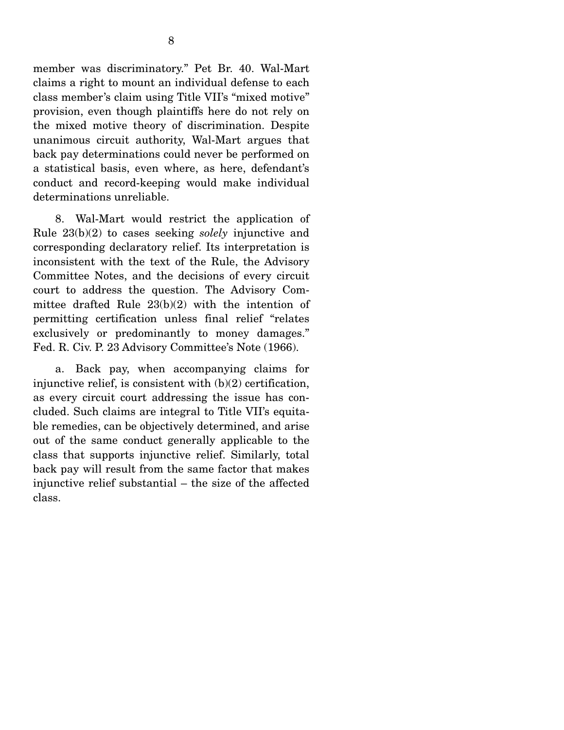member was discriminatory." Pet Br. 40. Wal-Mart claims a right to mount an individual defense to each class member's claim using Title VII's "mixed motive" provision, even though plaintiffs here do not rely on the mixed motive theory of discrimination. Despite unanimous circuit authority, Wal-Mart argues that back pay determinations could never be performed on a statistical basis, even where, as here, defendant's conduct and record-keeping would make individual determinations unreliable.

8. Wal-Mart would restrict the application of Rule 23(b)(2) to cases seeking *solely* injunctive and corresponding declaratory relief. Its interpretation is inconsistent with the text of the Rule, the Advisory Committee Notes, and the decisions of every circuit court to address the question. The Advisory Committee drafted Rule 23(b)(2) with the intention of permitting certification unless final relief "relates exclusively or predominantly to money damages." Fed. R. Civ. P. 23 Advisory Committee's Note (1966).

a. Back pay, when accompanying claims for injunctive relief, is consistent with (b)(2) certification, as every circuit court addressing the issue has concluded. Such claims are integral to Title VII's equitable remedies, can be objectively determined, and arise out of the same conduct generally applicable to the class that supports injunctive relief. Similarly, total back pay will result from the same factor that makes injunctive relief substantial – the size of the affected class.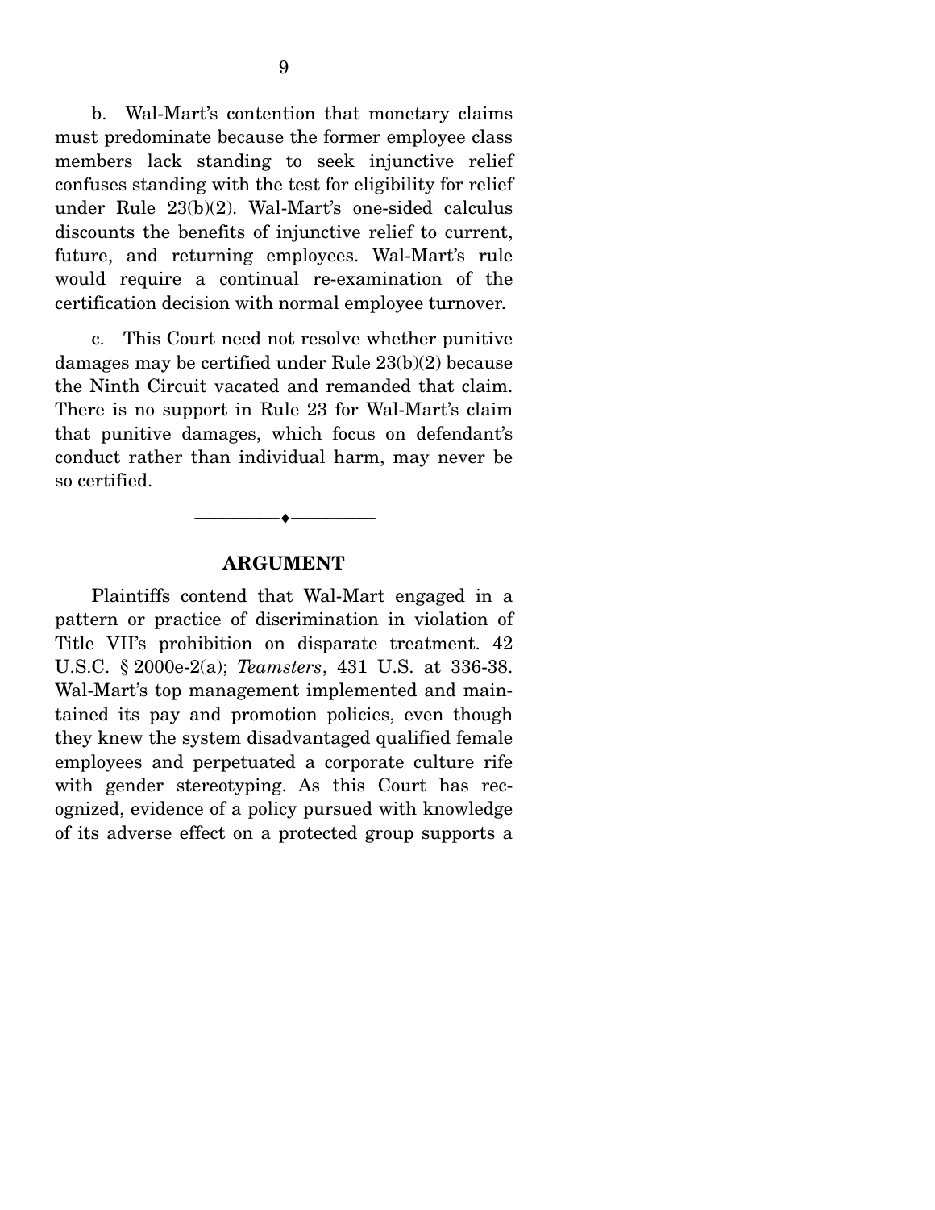b. Wal-Mart's contention that monetary claims must predominate because the former employee class members lack standing to seek injunctive relief confuses standing with the test for eligibility for relief under Rule 23(b)(2). Wal-Mart's one-sided calculus discounts the benefits of injunctive relief to current, future, and returning employees. Wal-Mart's rule would require a continual re-examination of the certification decision with normal employee turnover.

c. This Court need not resolve whether punitive damages may be certified under Rule 23(b)(2) because the Ninth Circuit vacated and remanded that claim. There is no support in Rule 23 for Wal-Mart's claim that punitive damages, which focus on defendant's conduct rather than individual harm, may never be so certified.

---

## ARGUMENT

Plaintiffs contend that Wal-Mart engaged in a pattern or practice of discrimination in violation of Title VII's prohibition on disparate treatment. 42 U.S.C. § 2000e-2(a); *Teamsters*, 431 U.S. at 336-38. Wal-Mart's top management implemented and maintained its pay and promotion policies, even though they knew the system disadvantaged qualified female employees and perpetuated a corporate culture rife with gender stereotyping. As this Court has recognized, evidence of a policy pursued with knowledge of its adverse effect on a protected group supports a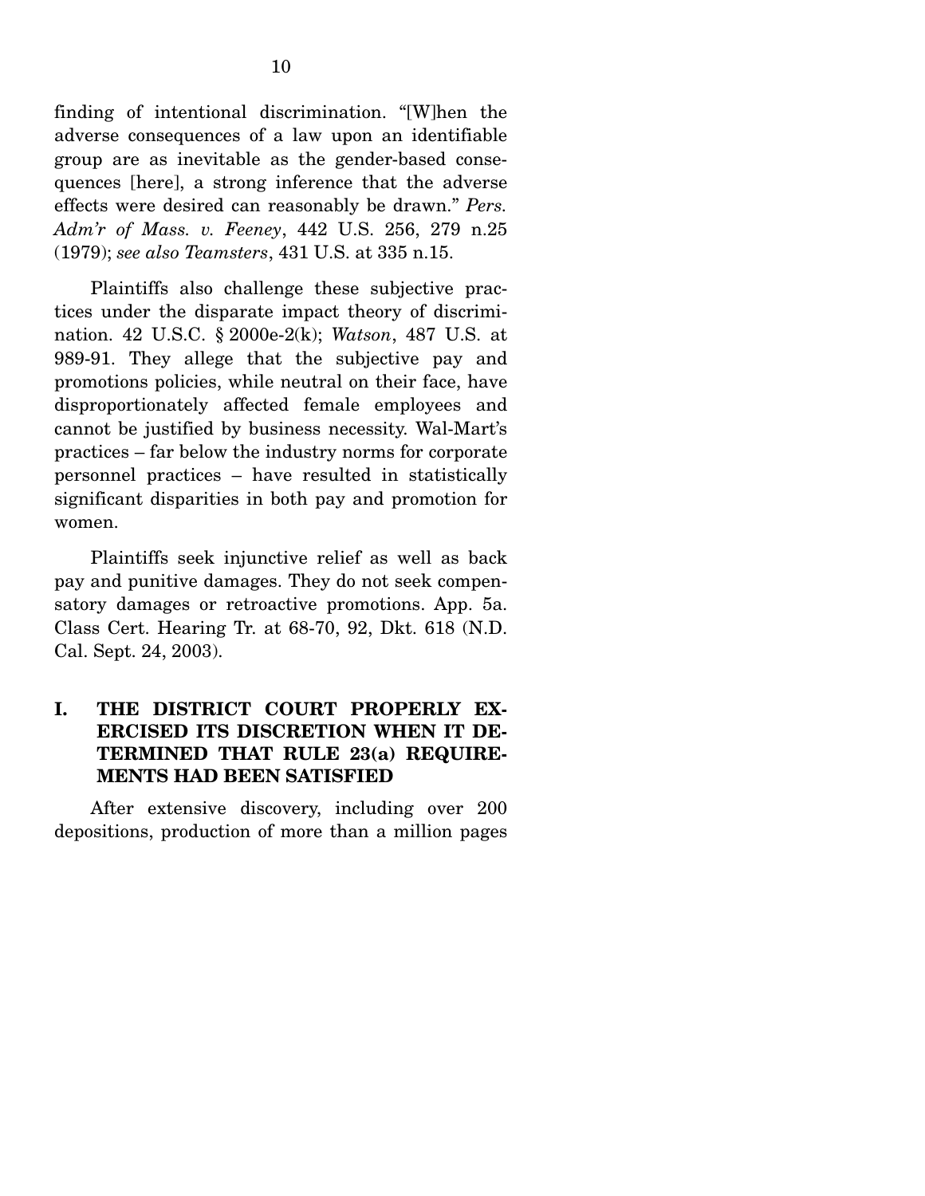finding of intentional discrimination. "[W]hen the adverse consequences of a law upon an identifiable group are as inevitable as the gender-based consequences [here], a strong inference that the adverse effects were desired can reasonably be drawn." *Pers. Adm'r of Mass. v. Feeney*, 442 U.S. 256, 279 n.25 (1979); *see also Teamsters*, 431 U.S. at 335 n.15.

Plaintiffs also challenge these subjective practices under the disparate impact theory of discrimination. 42 U.S.C. § 2000e-2(k); *Watson*, 487 U.S. at 989-91. They allege that the subjective pay and promotions policies, while neutral on their face, have disproportionately affected female employees and cannot be justified by business necessity. Wal-Mart's practices – far below the industry norms for corporate personnel practices – have resulted in statistically significant disparities in both pay and promotion for women.

Plaintiffs seek injunctive relief as well as back pay and punitive damages. They do not seek compensatory damages or retroactive promotions. App. 5a. Class Cert. Hearing Tr. at 68-70, 92, Dkt. 618 (N.D. Cal. Sept. 24, 2003).

## I. THE DISTRICT COURT PROPERLY EXERCISED ITS DISCRETION WHEN IT DETERMINED THAT RULE 23(a) REQUIREMENTS HAD BEEN SATISFIED

After extensive discovery, including over 200 depositions, production of more than a million pages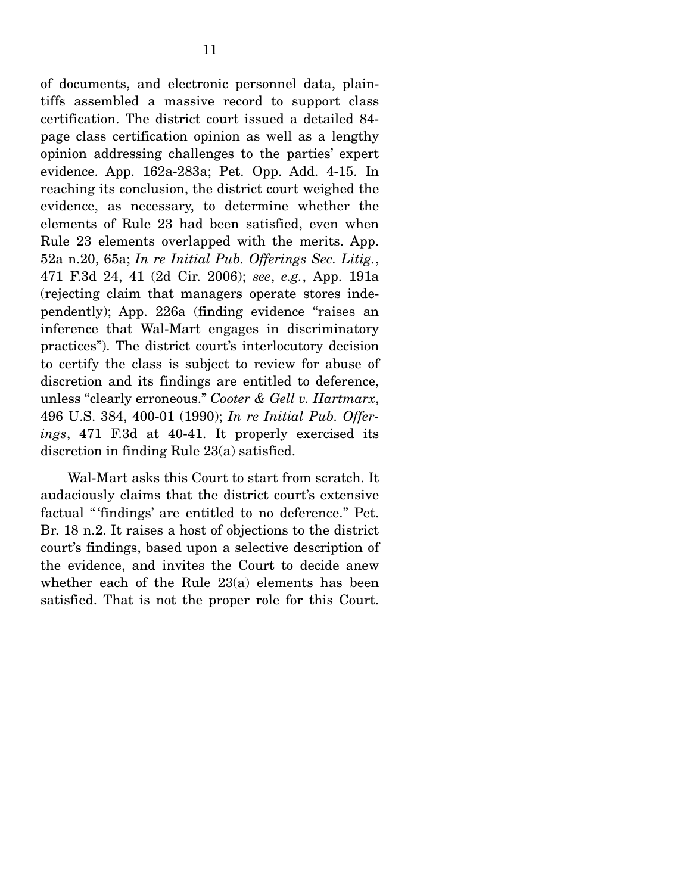of documents, and electronic personnel data, plaintiffs assembled a massive record to support class certification. The district court issued a detailed 84-page class certification opinion as well as a lengthy opinion addressing challenges to the parties' expert evidence. App. 162a-283a; Pet. Opp. Add. 4-15. In reaching its conclusion, the district court weighed the evidence, as necessary, to determine whether the elements of Rule 23 had been satisfied, even when Rule 23 elements overlapped with the merits. App. 52a n.20, 65a; *In re Initial Pub. Offerings Sec. Litig.*, 471 F.3d 24, 41 (2d Cir. 2006); *see*, *e.g.*, App. 191a (rejecting claim that managers operate stores independently); App. 226a (finding evidence "raises an inference that Wal-Mart engages in discriminatory practices"). The district court's interlocutory decision to certify the class is subject to review for abuse of discretion and its findings are entitled to deference, unless "clearly erroneous." *Cooter & Gell v. Hartmarx*, 496 U.S. 384, 400-01 (1990); *In re Initial Pub. Offerings*, 471 F.3d at 40-41. It properly exercised its discretion in finding Rule 23(a) satisfied.

Wal-Mart asks this Court to start from scratch. It audaciously claims that the district court's extensive factual "'findings' are entitled to no deference." Pet. Br. 18 n.2. It raises a host of objections to the district court's findings, based upon a selective description of the evidence, and invites the Court to decide anew whether each of the Rule 23(a) elements has been satisfied. That is not the proper role for this Court.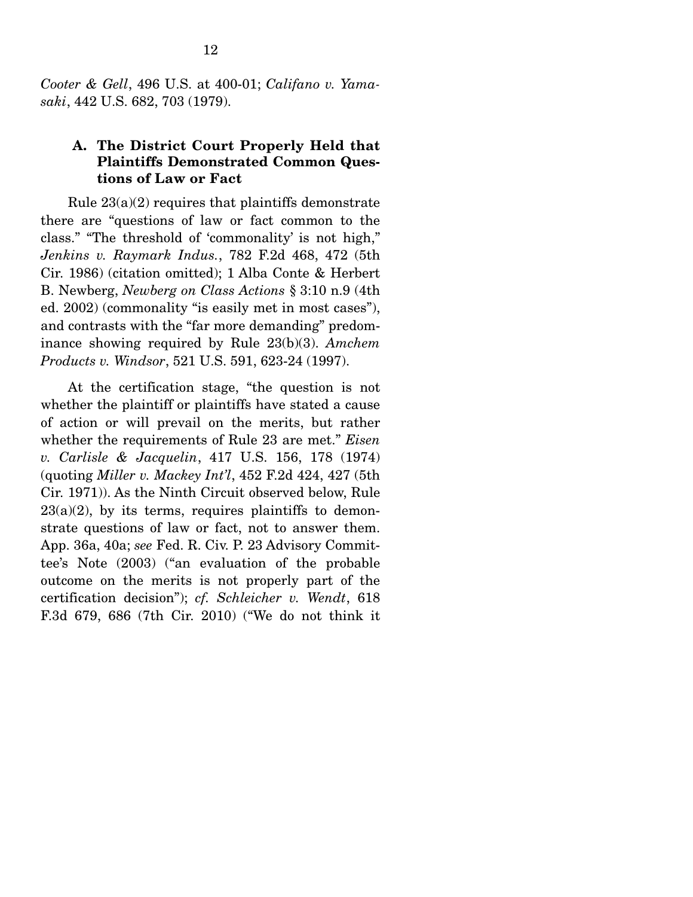*Cooter & Gell*, 496 U.S. at 400-01; *Califano v. Yamasaki*, 442 U.S. 682, 703 (1979).

### A. The District Court Properly Held that Plaintiffs Demonstrated Common Questions of Law or Fact

Rule 23(a)(2) requires that plaintiffs demonstrate there are "questions of law or fact common to the class." "The threshold of 'commonality' is not high," *Jenkins v. Raymark Indus.*, 782 F.2d 468, 472 (5th Cir. 1986) (citation omitted); 1 Alba Conte & Herbert B. Newberg, *Newberg on Class Actions* § 3:10 n.9 (4th ed. 2002) (commonality "is easily met in most cases"), and contrasts with the "far more demanding" predominance showing required by Rule 23(b)(3). *Amchem Products v. Windsor*, 521 U.S. 591, 623-24 (1997).

At the certification stage, "the question is not whether the plaintiff or plaintiffs have stated a cause of action or will prevail on the merits, but rather whether the requirements of Rule 23 are met." *Eisen v. Carlisle & Jacquelin*, 417 U.S. 156, 178 (1974) (quoting *Miller v. Mackey Int'l*, 452 F.2d 424, 427 (5th Cir. 1971)). As the Ninth Circuit observed below, Rule 23(a)(2), by its terms, requires plaintiffs to demonstrate questions of law or fact, not to answer them. App. 36a, 40a; *see* Fed. R. Civ. P. 23 Advisory Committee's Note (2003) ("an evaluation of the probable outcome on the merits is not properly part of the certification decision"); *cf. Schleicher v. Wendt*, 618 F.3d 679, 686 (7th Cir. 2010) ("We do not think it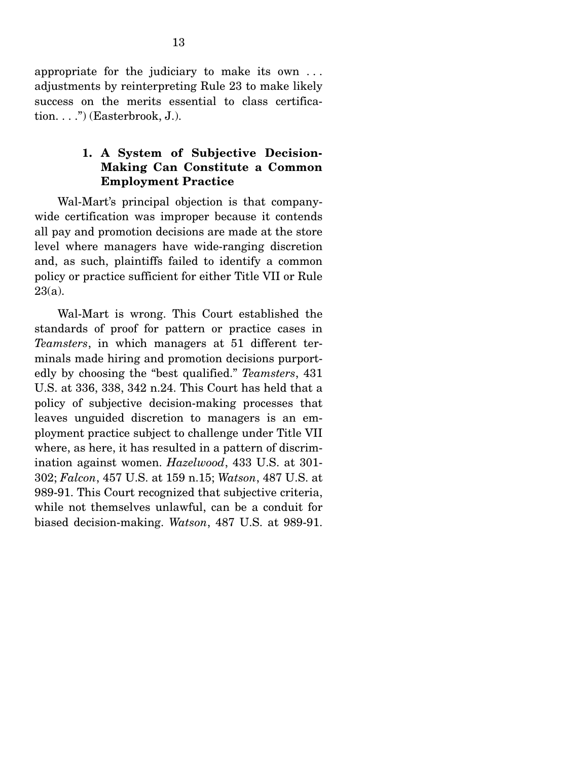appropriate for the judiciary to make its own . . . adjustments by reinterpreting Rule 23 to make likely success on the merits essential to class certification. . . .") (Easterbrook, J.).

### 1. A System of Subjective Decision-Making Can Constitute a Common Employment Practice

Wal-Mart's principal objection is that company-wide certification was improper because it contends all pay and promotion decisions are made at the store level where managers have wide-ranging discretion and, as such, plaintiffs failed to identify a common policy or practice sufficient for either Title VII or Rule 23(a).

Wal-Mart is wrong. This Court established the standards of proof for pattern or practice cases in *Teamsters*, in which managers at 51 different terminals made hiring and promotion decisions purportedly by choosing the "best qualified." *Teamsters*, 431 U.S. at 336, 338, 342 n.24. This Court has held that a policy of subjective decision-making processes that leaves unguided discretion to managers is an employment practice subject to challenge under Title VII where, as here, it has resulted in a pattern of discrimination against women. *Hazelwood*, 433 U.S. at 301-302; *Falcon*, 457 U.S. at 159 n.15; *Watson*, 487 U.S. at 989-91. This Court recognized that subjective criteria, while not themselves unlawful, can be a conduit for biased decision-making. *Watson*, 487 U.S. at 989-91.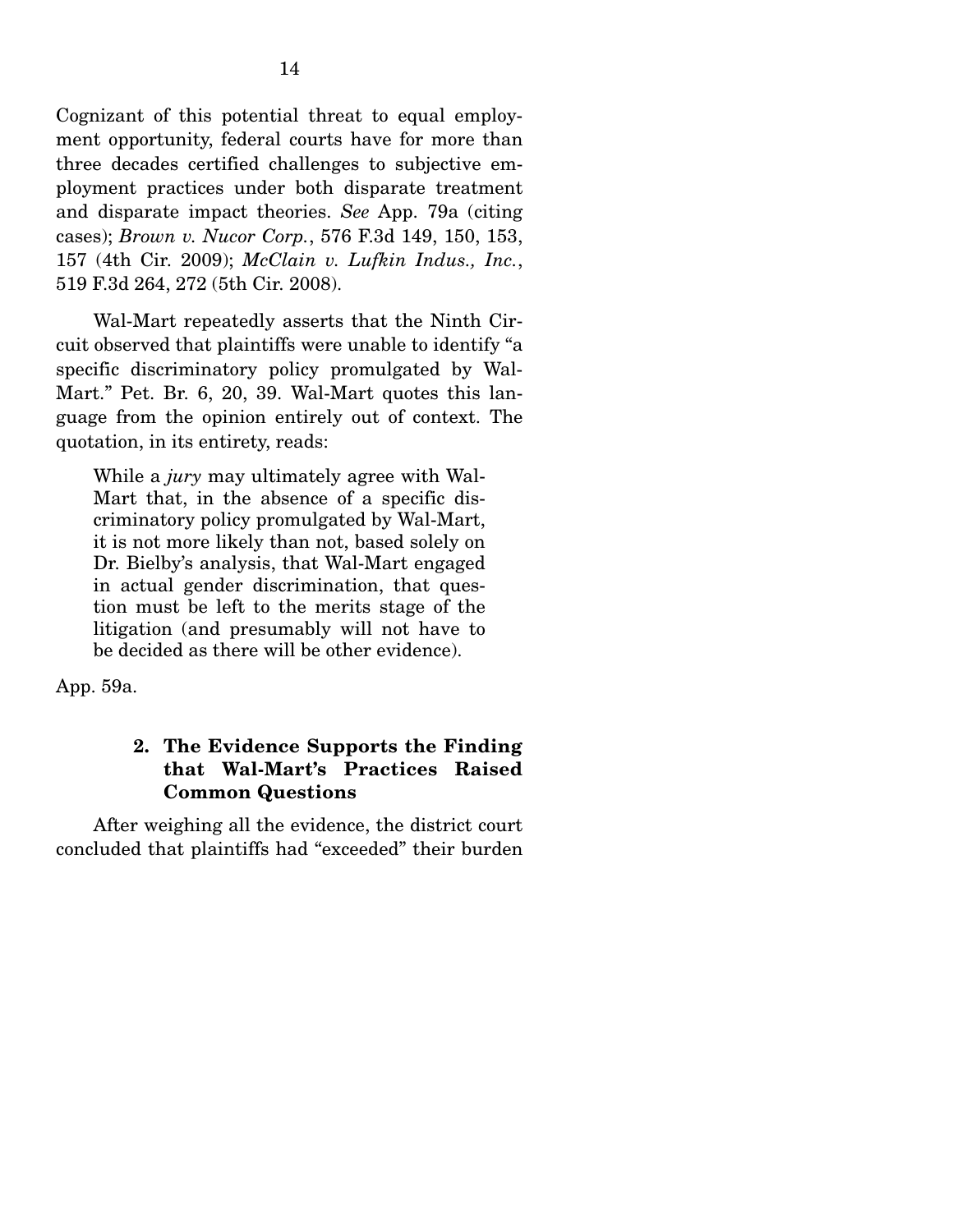Cognizant of this potential threat to equal employment opportunity, federal courts have for more than three decades certified challenges to subjective employment practices under both disparate treatment and disparate impact theories. *See* App. 79a (citing cases); *Brown v. Nucor Corp.*, 576 F.3d 149, 150, 153, 157 (4th Cir. 2009); *McClain v. Lufkin Indus., Inc.*, 519 F.3d 264, 272 (5th Cir. 2008).

Wal-Mart repeatedly asserts that the Ninth Circuit observed that plaintiffs were unable to identify "a specific discriminatory policy promulgated by Wal-Mart." Pet. Br. 6, 20, 39. Wal-Mart quotes this language from the opinion entirely out of context. The quotation, in its entirety, reads:

> While a *jury* may ultimately agree with Wal-Mart that, in the absence of a specific discriminatory policy promulgated by Wal-Mart, it is not more likely than not, based solely on Dr. Bielby's analysis, that Wal-Mart engaged in actual gender discrimination, that question must be left to the merits stage of the litigation (and presumably will not have to be decided as there will be other evidence).

App. 59a.

### 2. The Evidence Supports the Finding that Wal-Mart's Practices Raised Common Questions

After weighing all the evidence, the district court concluded that plaintiffs had "exceeded" their burden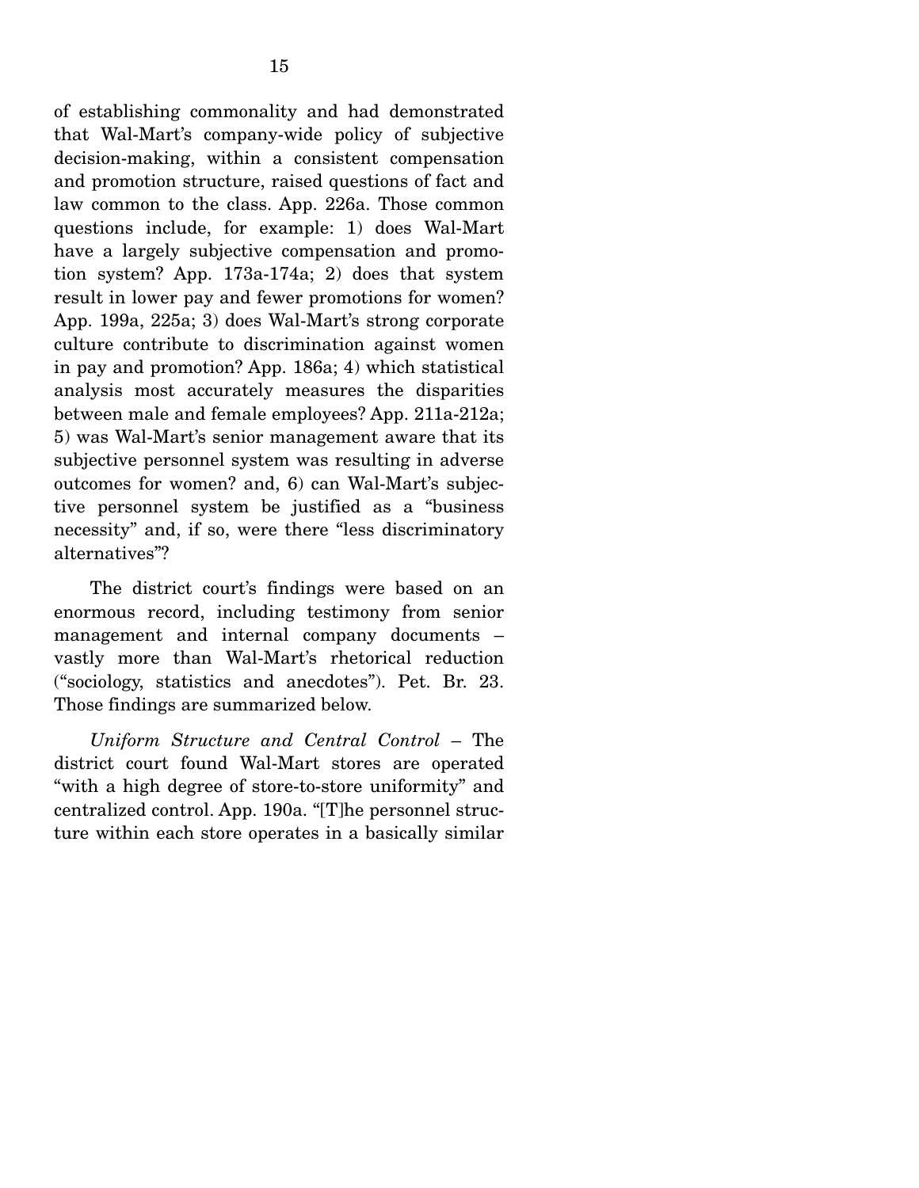of establishing commonality and had demonstrated that Wal-Mart's company-wide policy of subjective decision-making, within a consistent compensation and promotion structure, raised questions of fact and law common to the class. App. 226a. Those common questions include, for example: 1) does Wal-Mart have a largely subjective compensation and promotion system? App. 173a-174a; 2) does that system result in lower pay and fewer promotions for women? App. 199a, 225a; 3) does Wal-Mart's strong corporate culture contribute to discrimination against women in pay and promotion? App. 186a; 4) which statistical analysis most accurately measures the disparities between male and female employees? App. 211a-212a; 5) was Wal-Mart's senior management aware that its subjective personnel system was resulting in adverse outcomes for women? and, 6) can Wal-Mart's subjective personnel system be justified as a "business necessity" and, if so, were there "less discriminatory alternatives"?

The district court's findings were based on an enormous record, including testimony from senior management and internal company documents – vastly more than Wal-Mart's rhetorical reduction ("sociology, statistics and anecdotes"). Pet. Br. 23. Those findings are summarized below.

*Uniform Structure and Central Control* – The district court found Wal-Mart stores are operated "with a high degree of store-to-store uniformity" and centralized control. App. 190a. "[T]he personnel structure within each store operates in a basically similar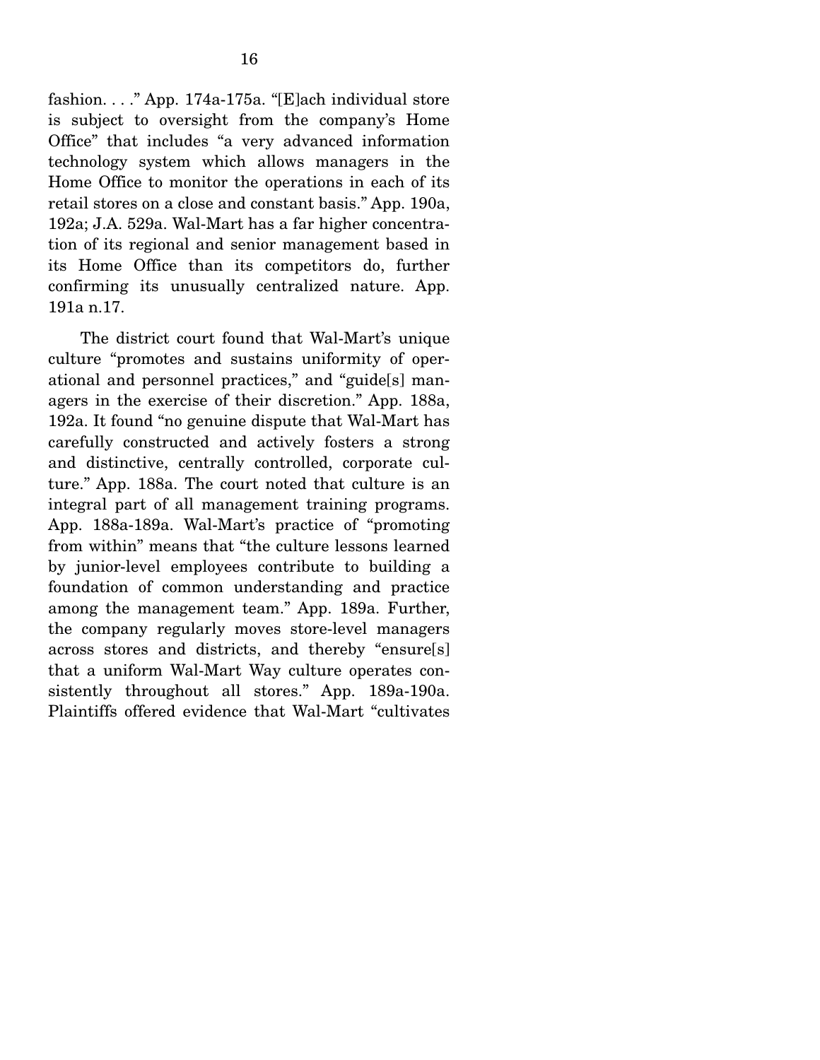fashion. . . ." App. 174a-175a. "[E]ach individual store is subject to oversight from the company's Home Office" that includes "a very advanced information technology system which allows managers in the Home Office to monitor the operations in each of its retail stores on a close and constant basis." App. 190a, 192a; J.A. 529a. Wal-Mart has a far higher concentration of its regional and senior management based in its Home Office than its competitors do, further confirming its unusually centralized nature. App. 191a n.17.

The district court found that Wal-Mart's unique culture "promotes and sustains uniformity of operational and personnel practices," and "guide[s] managers in the exercise of their discretion." App. 188a, 192a. It found "no genuine dispute that Wal-Mart has carefully constructed and actively fosters a strong and distinctive, centrally controlled, corporate culture." App. 188a. The court noted that culture is an integral part of all management training programs. App. 188a-189a. Wal-Mart's practice of "promoting from within" means that "the culture lessons learned by junior-level employees contribute to building a foundation of common understanding and practice among the management team." App. 189a. Further, the company regularly moves store-level managers across stores and districts, and thereby "ensure[s] that a uniform Wal-Mart Way culture operates consistently throughout all stores." App. 189a-190a. Plaintiffs offered evidence that Wal-Mart "cultivates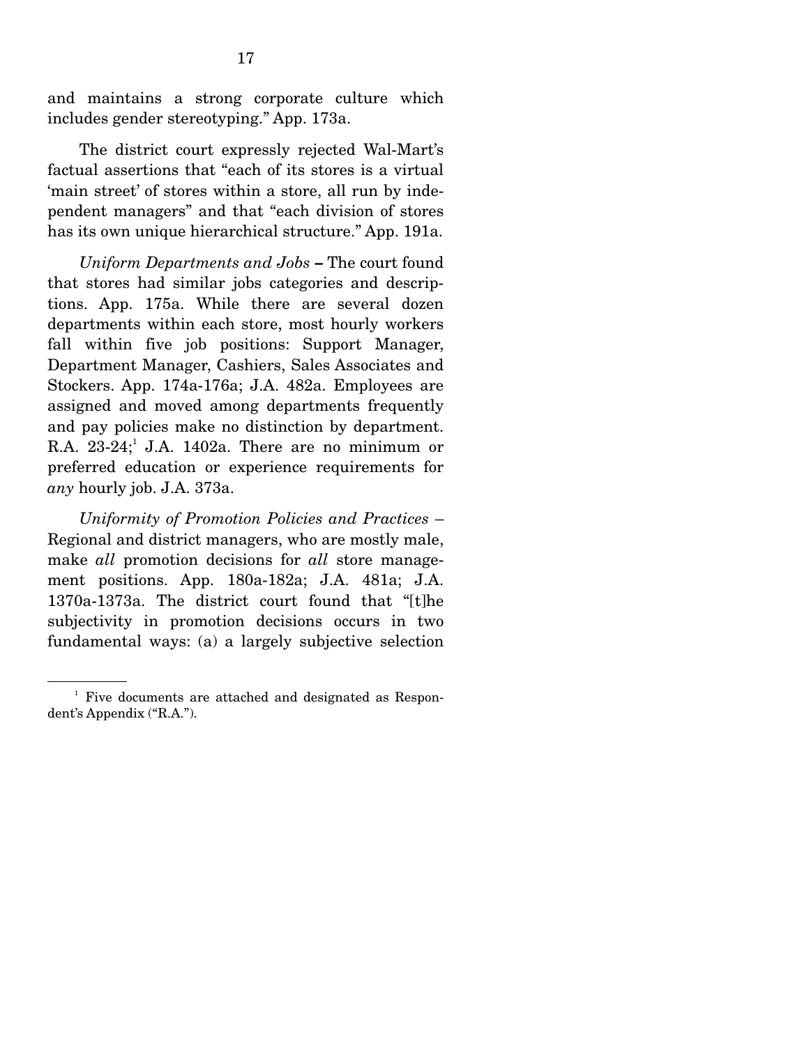and maintains a strong corporate culture which includes gender stereotyping." App. 173a.

The district court expressly rejected Wal-Mart's factual assertions that "each of its stores is a virtual 'main street' of stores within a store, all run by independent managers" and that "each division of stores has its own unique hierarchical structure." App. 191a.

*Uniform Departments and Jobs* – The court found that stores had similar jobs categories and descriptions. App. 175a. While there are several dozen departments within each store, most hourly workers fall within five job positions: Support Manager, Department Manager, Cashiers, Sales Associates and Stockers. App. 174a-176a; J.A. 482a. Employees are assigned and moved among departments frequently and pay policies make no distinction by department. R.A. 23-24;[1] J.A. 1402a. There are no minimum or preferred education or experience requirements for *any* hourly job. J.A. 373a.

*Uniformity of Promotion Policies and Practices* – Regional and district managers, who are mostly male, make *all* promotion decisions for *all* store management positions. App. 180a-182a; J.A. 481a; J.A. 1370a-1373a. The district court found that "[t]he subjectivity in promotion decisions occurs in two fundamental ways: (a) a largely subjective selection

---

[1] Five documents are attached and designated as Respondent's Appendix ("R.A.").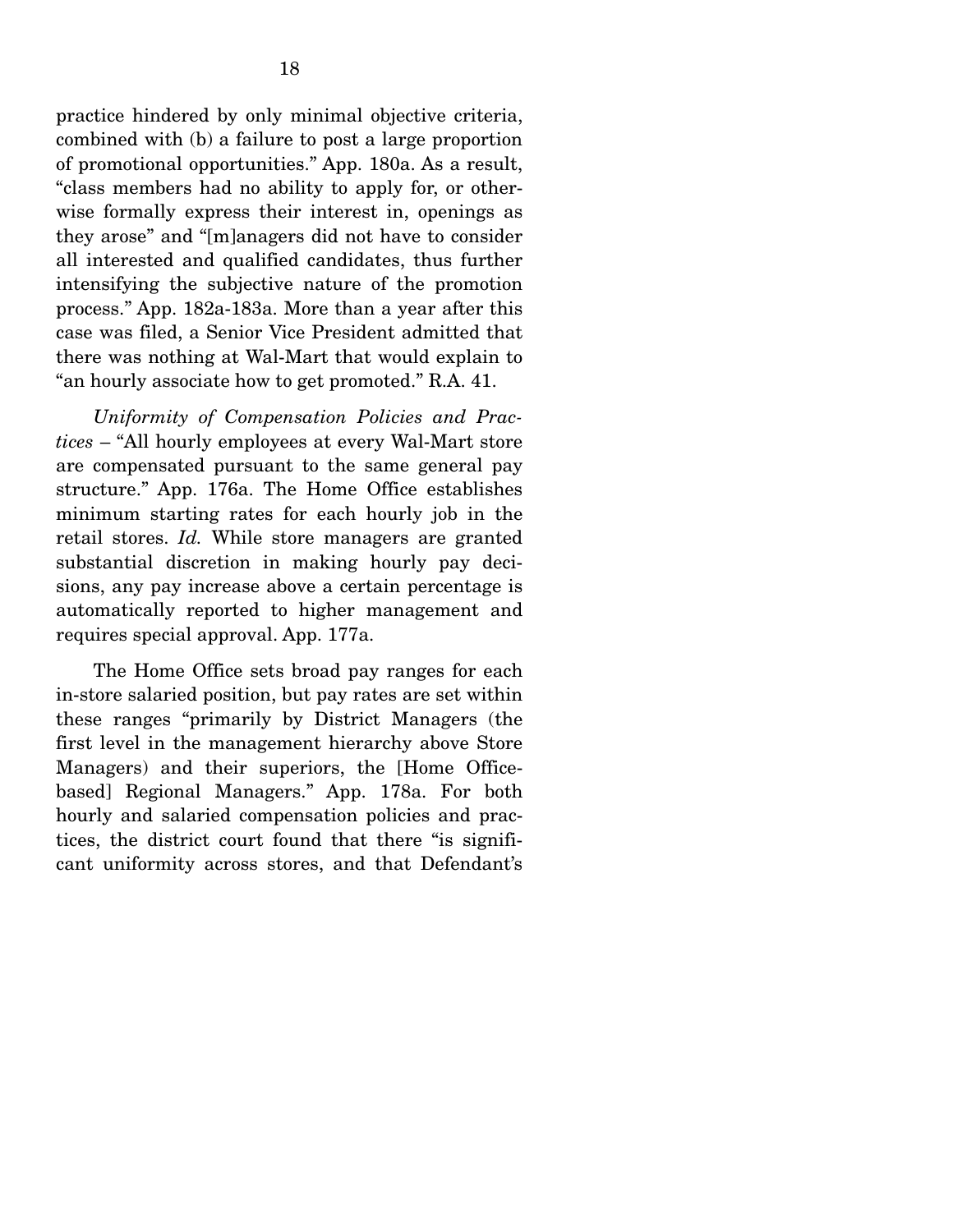practice hindered by only minimal objective criteria, combined with (b) a failure to post a large proportion of promotional opportunities." App. 180a. As a result, "class members had no ability to apply for, or otherwise formally express their interest in, openings as they arose" and "[m]anagers did not have to consider all interested and qualified candidates, thus further intensifying the subjective nature of the promotion process." App. 182a-183a. More than a year after this case was filed, a Senior Vice President admitted that there was nothing at Wal-Mart that would explain to "an hourly associate how to get promoted." R.A. 41.

*Uniformity of Compensation Policies and Practices* – "All hourly employees at every Wal-Mart store are compensated pursuant to the same general pay structure." App. 176a. The Home Office establishes minimum starting rates for each hourly job in the retail stores. *Id.* While store managers are granted substantial discretion in making hourly pay decisions, any pay increase above a certain percentage is automatically reported to higher management and requires special approval. App. 177a.

The Home Office sets broad pay ranges for each in-store salaried position, but pay rates are set within these ranges "primarily by District Managers (the first level in the management hierarchy above Store Managers) and their superiors, the [Home Office-based] Regional Managers." App. 178a. For both hourly and salaried compensation policies and practices, the district court found that there "is significant uniformity across stores, and that Defendant's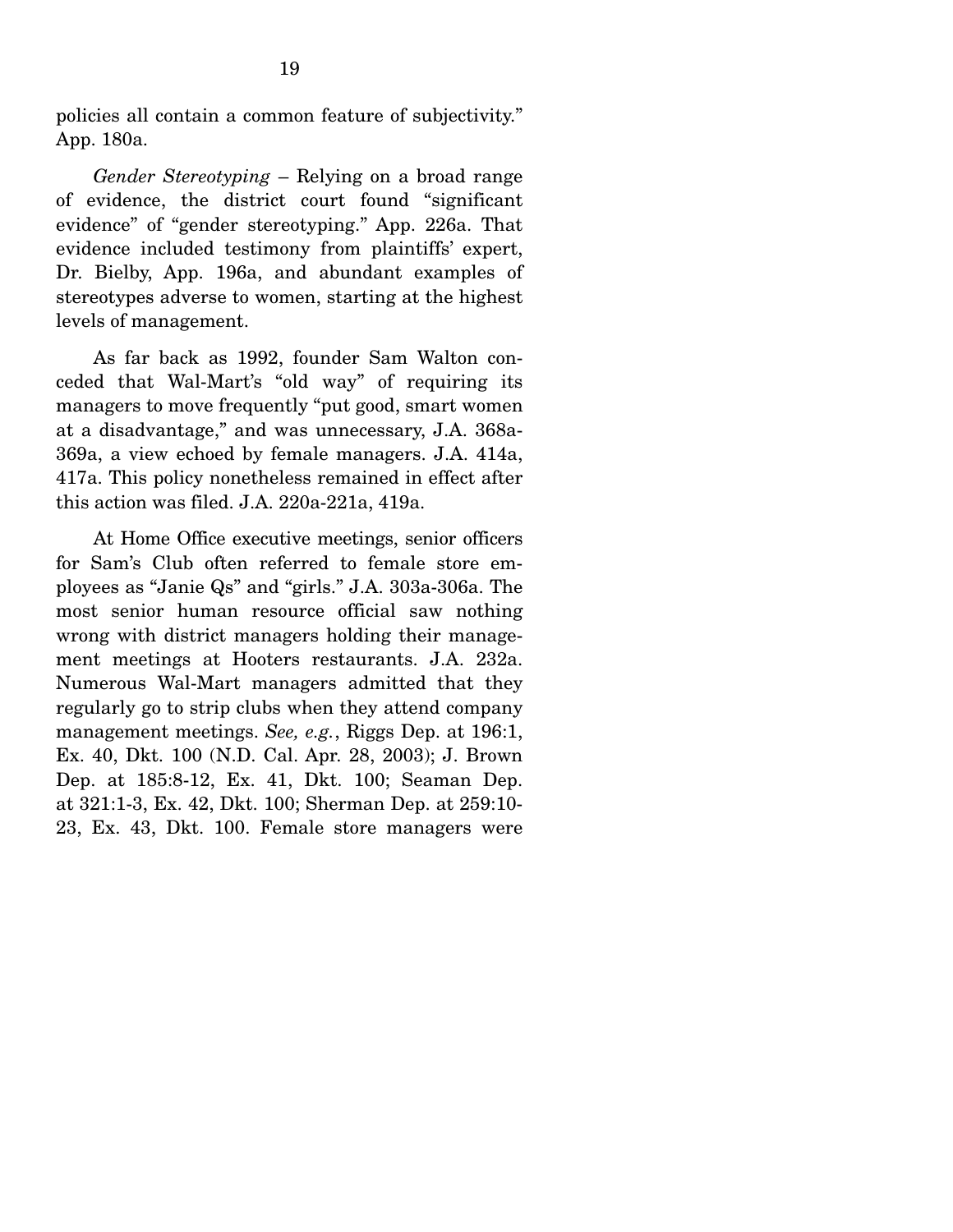policies all contain a common feature of subjectivity." App. 180a.

*Gender Stereotyping* – Relying on a broad range of evidence, the district court found "significant evidence" of "gender stereotyping." App. 226a. That evidence included testimony from plaintiffs' expert, Dr. Bielby, App. 196a, and abundant examples of stereotypes adverse to women, starting at the highest levels of management.

As far back as 1992, founder Sam Walton conceded that Wal-Mart's "old way" of requiring its managers to move frequently "put good, smart women at a disadvantage," and was unnecessary, J.A. 368a-369a, a view echoed by female managers. J.A. 414a, 417a. This policy nonetheless remained in effect after this action was filed. J.A. 220a-221a, 419a.

At Home Office executive meetings, senior officers for Sam's Club often referred to female store employees as "Janie Qs" and "girls." J.A. 303a-306a. The most senior human resource official saw nothing wrong with district managers holding their management meetings at Hooters restaurants. J.A. 232a. Numerous Wal-Mart managers admitted that they regularly go to strip clubs when they attend company management meetings. *See, e.g.*, Riggs Dep. at 196:1, Ex. 40, Dkt. 100 (N.D. Cal. Apr. 28, 2003); J. Brown Dep. at 185:8-12, Ex. 41, Dkt. 100; Seaman Dep. at 321:1-3, Ex. 42, Dkt. 100; Sherman Dep. at 259:10-23, Ex. 43, Dkt. 100. Female store managers were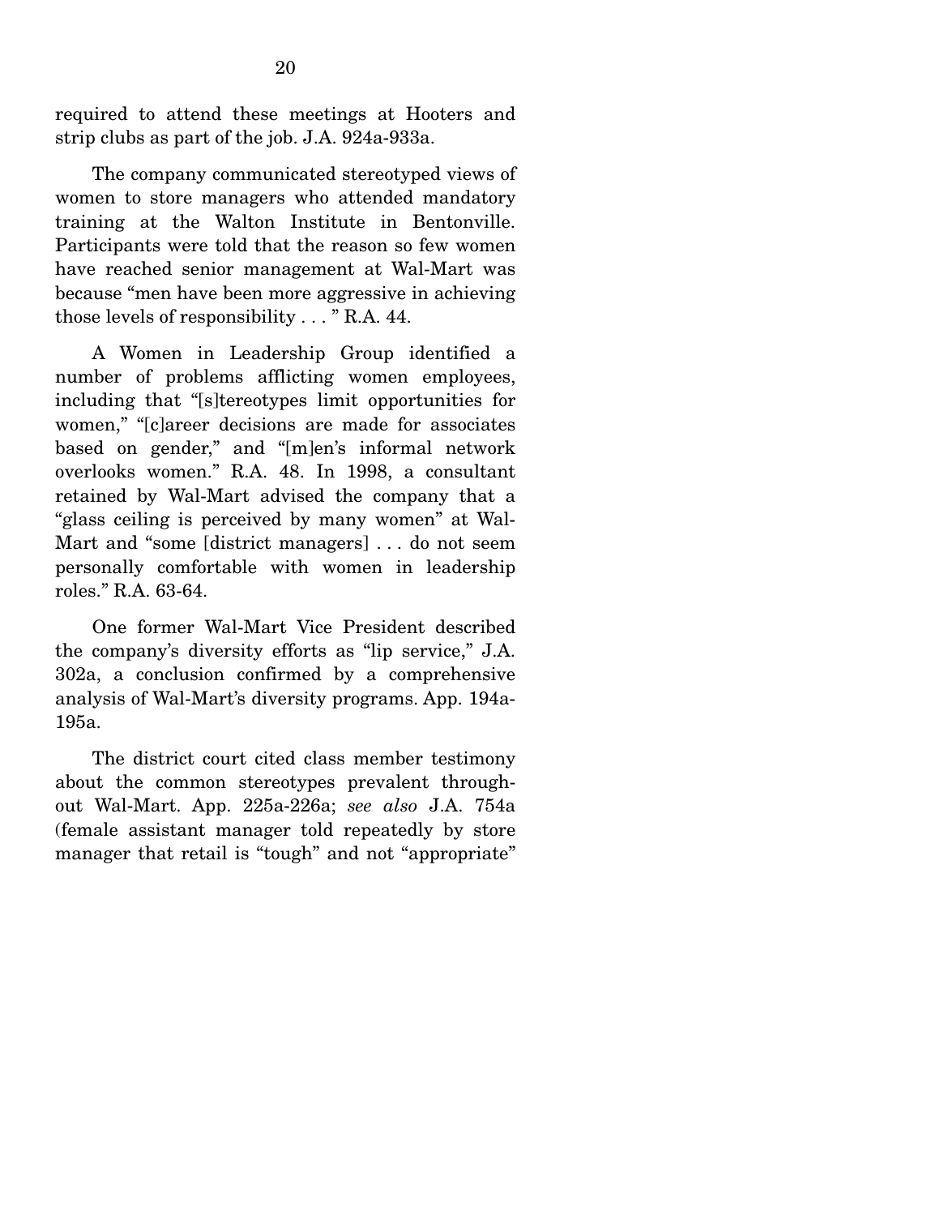required to attend these meetings at Hooters and strip clubs as part of the job. J.A. 924a-933a.

The company communicated stereotyped views of women to store managers who attended mandatory training at the Walton Institute in Bentonville. Participants were told that the reason so few women have reached senior management at Wal-Mart was because "men have been more aggressive in achieving those levels of responsibility . . . " R.A. 44.

A Women in Leadership Group identified a number of problems afflicting women employees, including that "[s]tereotypes limit opportunities for women," "[c]areer decisions are made for associates based on gender," and "[m]en's informal network overlooks women." R.A. 48. In 1998, a consultant retained by Wal-Mart advised the company that a "glass ceiling is perceived by many women" at Wal-Mart and "some [district managers] . . . do not seem personally comfortable with women in leadership roles." R.A. 63-64.

One former Wal-Mart Vice President described the company's diversity efforts as "lip service," J.A. 302a, a conclusion confirmed by a comprehensive analysis of Wal-Mart's diversity programs. App. 194a-195a.

The district court cited class member testimony about the common stereotypes prevalent throughout Wal-Mart. App. 225a-226a; *see also* J.A. 754a (female assistant manager told repeatedly by store manager that retail is "tough" and not "appropriate"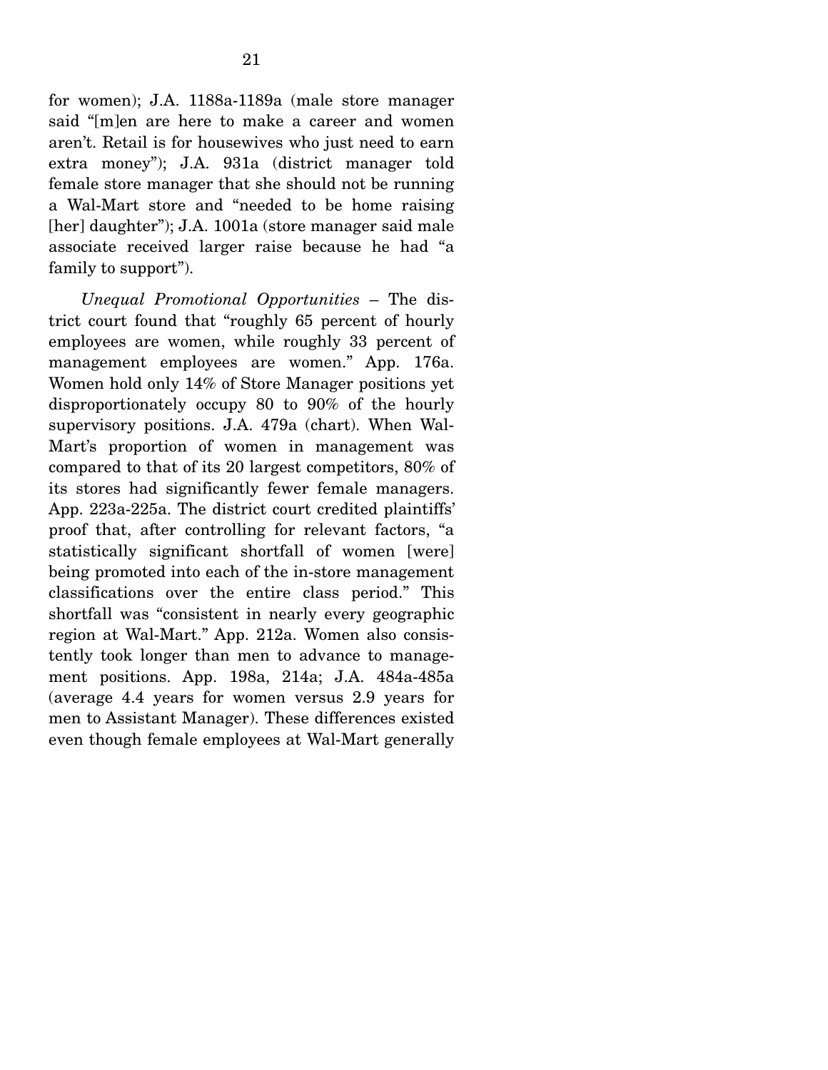for women); J.A. 1188a-1189a (male store manager said "[m]en are here to make a career and women aren't. Retail is for housewives who just need to earn extra money"); J.A. 931a (district manager told female store manager that she should not be running a Wal-Mart store and "needed to be home raising [her] daughter"); J.A. 1001a (store manager said male associate received larger raise because he had "a family to support").

*Unequal Promotional Opportunities* – The district court found that "roughly 65 percent of hourly employees are women, while roughly 33 percent of management employees are women." App. 176a. Women hold only 14% of Store Manager positions yet disproportionately occupy 80 to 90% of the hourly supervisory positions. J.A. 479a (chart). When Wal-Mart's proportion of women in management was compared to that of its 20 largest competitors, 80% of its stores had significantly fewer female managers. App. 223a-225a. The district court credited plaintiffs' proof that, after controlling for relevant factors, "a statistically significant shortfall of women [were] being promoted into each of the in-store management classifications over the entire class period." This shortfall was "consistent in nearly every geographic region at Wal-Mart." App. 212a. Women also consistently took longer than men to advance to management positions. App. 198a, 214a; J.A. 484a-485a (average 4.4 years for women versus 2.9 years for men to Assistant Manager). These differences existed even though female employees at Wal-Mart generally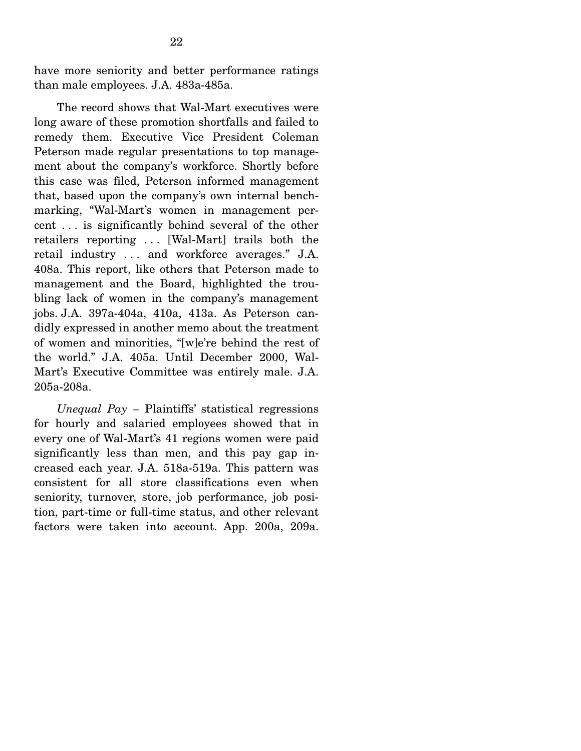have more seniority and better performance ratings than male employees. J.A. 483a-485a.

The record shows that Wal-Mart executives were long aware of these promotion shortfalls and failed to remedy them. Executive Vice President Coleman Peterson made regular presentations to top management about the company's workforce. Shortly before this case was filed, Peterson informed management that, based upon the company's own internal benchmarking, "Wal-Mart's women in management percent . . . is significantly behind several of the other retailers reporting . . . [Wal-Mart] trails both the retail industry . . . and workforce averages." J.A. 408a. This report, like others that Peterson made to management and the Board, highlighted the troubling lack of women in the company's management jobs. J.A. 397a-404a, 410a, 413a. As Peterson candidly expressed in another memo about the treatment of women and minorities, "[w]e're behind the rest of the world." J.A. 405a. Until December 2000, Wal-Mart's Executive Committee was entirely male. J.A. 205a-208a.

*Unequal Pay* – Plaintiffs' statistical regressions for hourly and salaried employees showed that in every one of Wal-Mart's 41 regions women were paid significantly less than men, and this pay gap increased each year. J.A. 518a-519a. This pattern was consistent for all store classifications even when seniority, turnover, store, job performance, job position, part-time or full-time status, and other relevant factors were taken into account. App. 200a, 209a.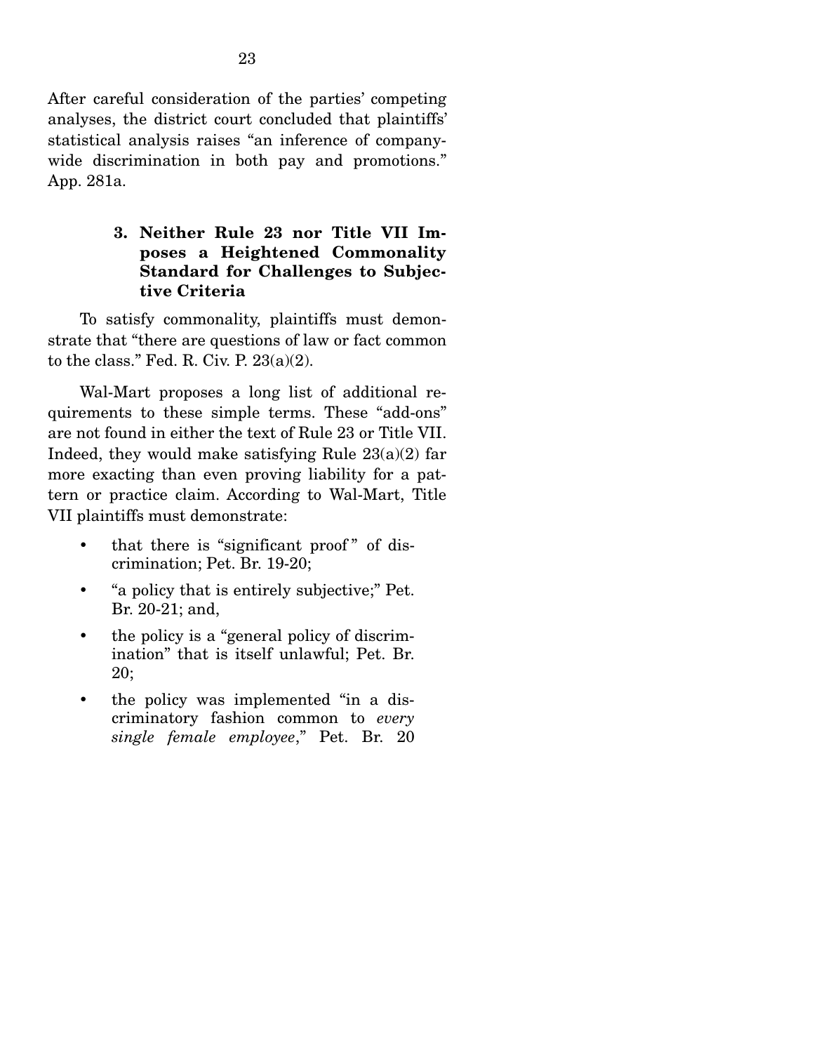After careful consideration of the parties' competing analyses, the district court concluded that plaintiffs' statistical analysis raises "an inference of companywide discrimination in both pay and promotions." App. 281a.

### 3. Neither Rule 23 nor Title VII Imposes a Heightened Commonality Standard for Challenges to Subjective Criteria

To satisfy commonality, plaintiffs must demonstrate that "there are questions of law or fact common to the class." Fed. R. Civ. P. 23(a)(2).

Wal-Mart proposes a long list of additional requirements to these simple terms. These "add-ons" are not found in either the text of Rule 23 or Title VII. Indeed, they would make satisfying Rule 23(a)(2) far more exacting than even proving liability for a pattern or practice claim. According to Wal-Mart, Title VII plaintiffs must demonstrate:

- that there is "significant proof" of discrimination; Pet. Br. 19-20;
- "a policy that is entirely subjective;" Pet. Br. 20-21; and,
- the policy is a "general policy of discrimination" that is itself unlawful; Pet. Br. 20;
- the policy was implemented "in a discriminatory fashion common to *every single female employee*," Pet. Br. 20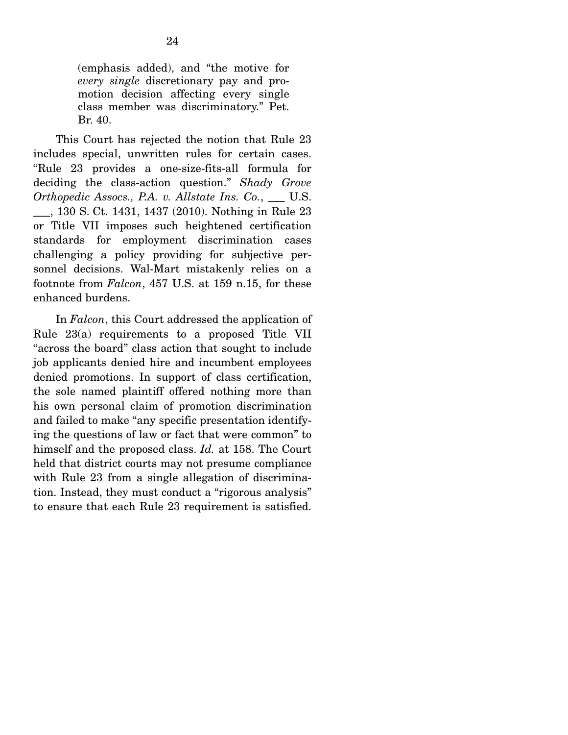> (emphasis added), and "the motive for *every single* discretionary pay and promotion decision affecting every single class member was discriminatory." Pet. Br. 40.

This Court has rejected the notion that Rule 23 includes special, unwritten rules for certain cases. "Rule 23 provides a one-size-fits-all formula for deciding the class-action question." *Shady Grove Orthopedic Assocs., P.A. v. Allstate Ins. Co.*, ___ U.S. ___, 130 S. Ct. 1431, 1437 (2010). Nothing in Rule 23 or Title VII imposes such heightened certification standards for employment discrimination cases challenging a policy providing for subjective personnel decisions. Wal-Mart mistakenly relies on a footnote from *Falcon*, 457 U.S. at 159 n.15, for these enhanced burdens.

In *Falcon*, this Court addressed the application of Rule 23(a) requirements to a proposed Title VII "across the board" class action that sought to include job applicants denied hire and incumbent employees denied promotions. In support of class certification, the sole named plaintiff offered nothing more than his own personal claim of promotion discrimination and failed to make "any specific presentation identifying the questions of law or fact that were common" to himself and the proposed class. *Id.* at 158. The Court held that district courts may not presume compliance with Rule 23 from a single allegation of discrimination. Instead, they must conduct a "rigorous analysis" to ensure that each Rule 23 requirement is satisfied.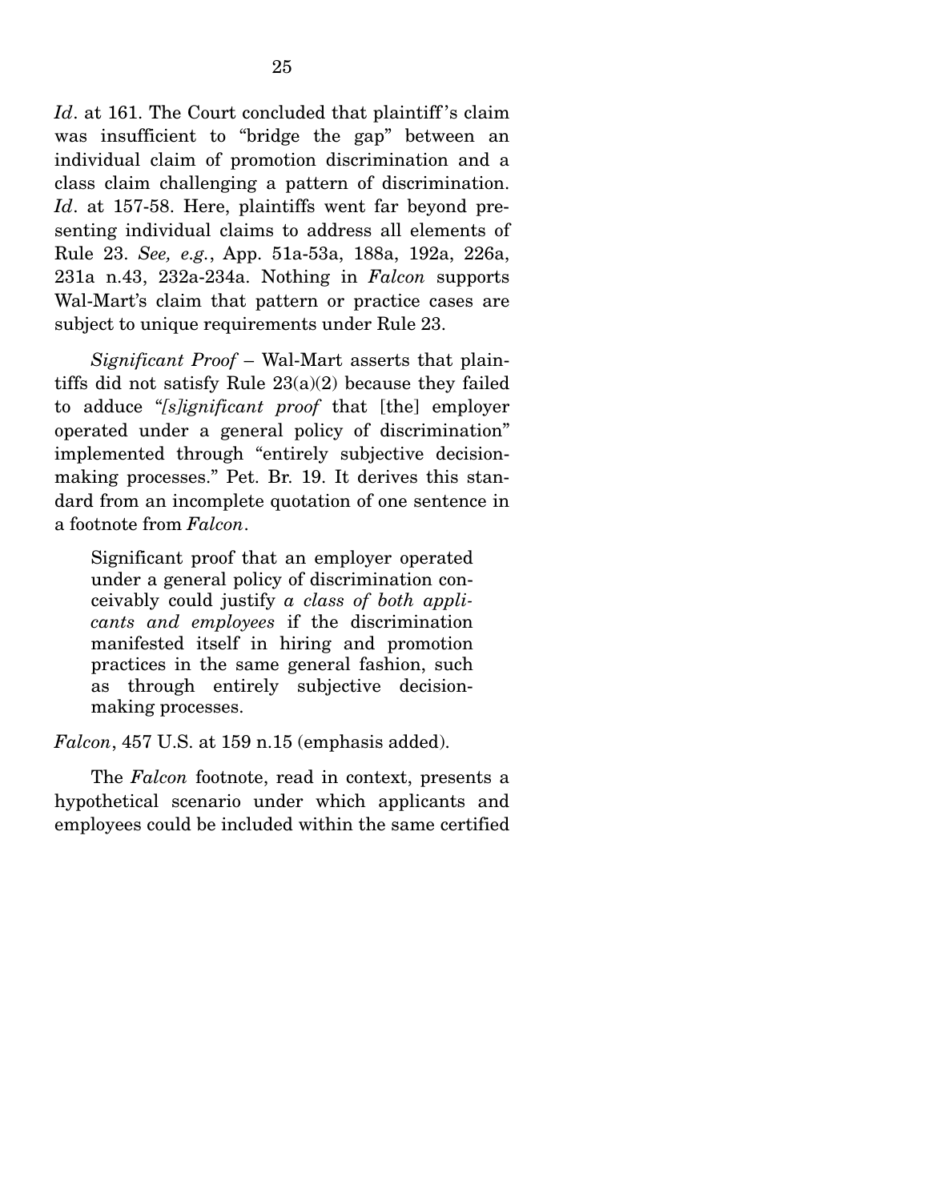*Id*. at 161. The Court concluded that plaintiff's claim was insufficient to "bridge the gap" between an individual claim of promotion discrimination and a class claim challenging a pattern of discrimination. *Id*. at 157-58. Here, plaintiffs went far beyond presenting individual claims to address all elements of Rule 23. *See, e.g.*, App. 51a-53a, 188a, 192a, 226a, 231a n.43, 232a-234a. Nothing in *Falcon* supports Wal-Mart's claim that pattern or practice cases are subject to unique requirements under Rule 23.

*Significant Proof* – Wal-Mart asserts that plaintiffs did not satisfy Rule 23(a)(2) because they failed to adduce "*[s]ignificant proof* that [the] employer operated under a general policy of discrimination" implemented through "entirely subjective decisionmaking processes." Pet. Br. 19. It derives this standard from an incomplete quotation of one sentence in a footnote from *Falcon*.

> Significant proof that an employer operated under a general policy of discrimination conceivably could justify *a class of both applicants and employees* if the discrimination manifested itself in hiring and promotion practices in the same general fashion, such as through entirely subjective decisionmaking processes.

*Falcon*, 457 U.S. at 159 n.15 (emphasis added).

The *Falcon* footnote, read in context, presents a hypothetical scenario under which applicants and employees could be included within the same certified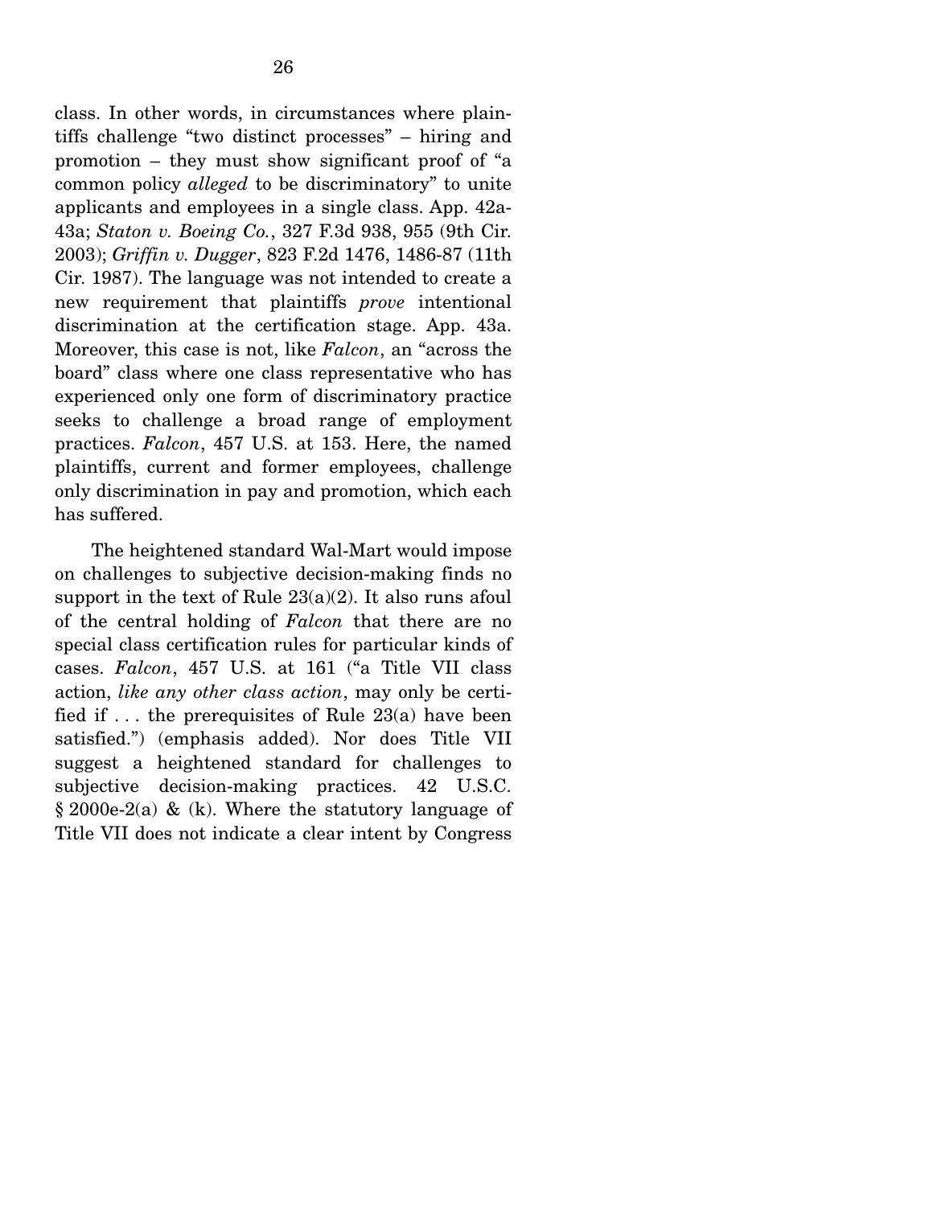class. In other words, in circumstances where plaintiffs challenge "two distinct processes" – hiring and promotion – they must show significant proof of "a common policy *alleged* to be discriminatory" to unite applicants and employees in a single class. App. 42a-43a; *Staton v. Boeing Co.*, 327 F.3d 938, 955 (9th Cir. 2003); *Griffin v. Dugger*, 823 F.2d 1476, 1486-87 (11th Cir. 1987). The language was not intended to create a new requirement that plaintiffs *prove* intentional discrimination at the certification stage. App. 43a. Moreover, this case is not, like *Falcon*, an "across the board" class where one class representative who has experienced only one form of discriminatory practice seeks to challenge a broad range of employment practices. *Falcon*, 457 U.S. at 153. Here, the named plaintiffs, current and former employees, challenge only discrimination in pay and promotion, which each has suffered.

The heightened standard Wal-Mart would impose on challenges to subjective decision-making finds no support in the text of Rule 23(a)(2). It also runs afoul of the central holding of *Falcon* that there are no special class certification rules for particular kinds of cases. *Falcon*, 457 U.S. at 161 ("a Title VII class action, *like any other class action*, may only be certified if . . . the prerequisites of Rule 23(a) have been satisfied.") (emphasis added). Nor does Title VII suggest a heightened standard for challenges to subjective decision-making practices. 42 U.S.C. § 2000e-2(a) & (k). Where the statutory language of Title VII does not indicate a clear intent by Congress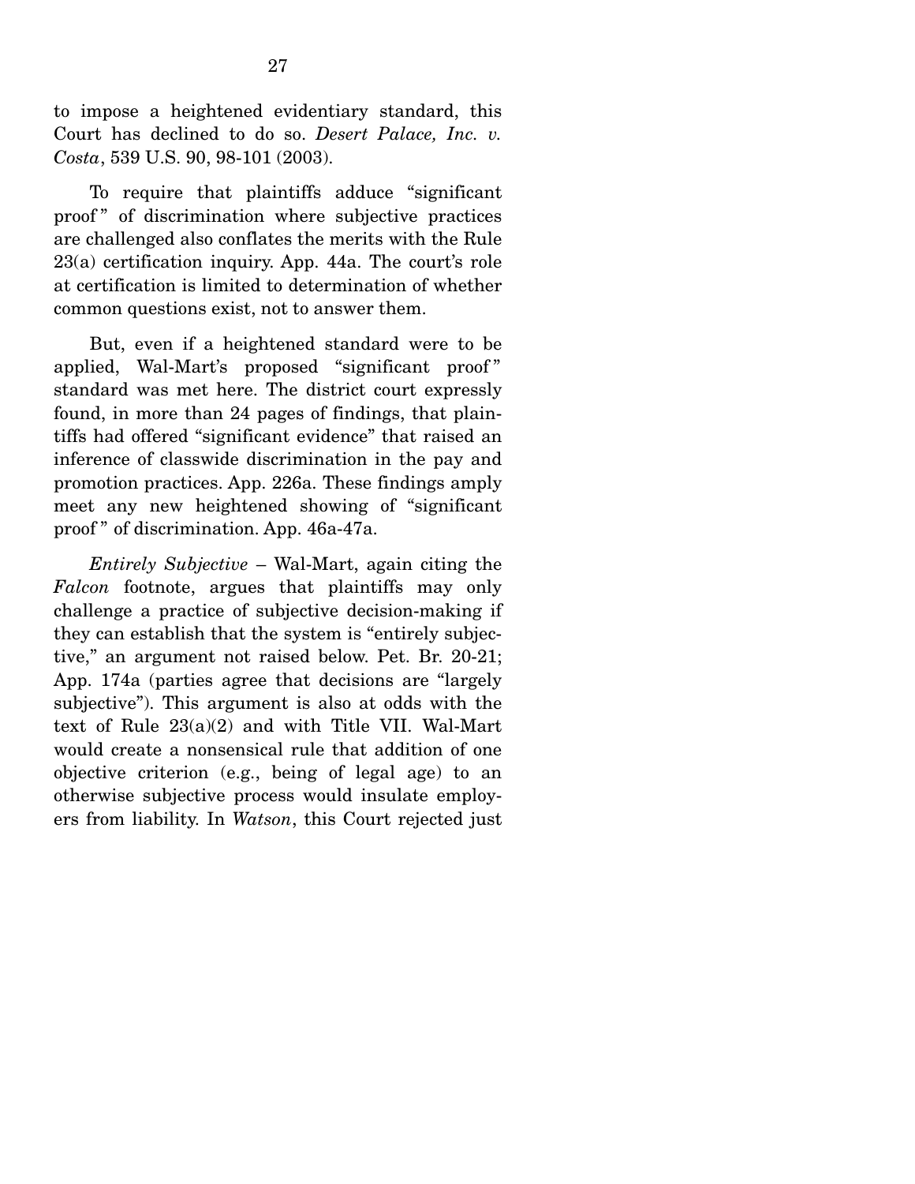to impose a heightened evidentiary standard, this Court has declined to do so. *Desert Palace, Inc. v. Costa*, 539 U.S. 90, 98-101 (2003).

To require that plaintiffs adduce "significant proof" of discrimination where subjective practices are challenged also conflates the merits with the Rule 23(a) certification inquiry. App. 44a. The court's role at certification is limited to determination of whether common questions exist, not to answer them.

But, even if a heightened standard were to be applied, Wal-Mart's proposed "significant proof" standard was met here. The district court expressly found, in more than 24 pages of findings, that plaintiffs had offered "significant evidence" that raised an inference of classwide discrimination in the pay and promotion practices. App. 226a. These findings amply meet any new heightened showing of "significant proof" of discrimination. App. 46a-47a.

*Entirely Subjective* – Wal-Mart, again citing the *Falcon* footnote, argues that plaintiffs may only challenge a practice of subjective decision-making if they can establish that the system is "entirely subjective," an argument not raised below. Pet. Br. 20-21; App. 174a (parties agree that decisions are "largely subjective"). This argument is also at odds with the text of Rule 23(a)(2) and with Title VII. Wal-Mart would create a nonsensical rule that addition of one objective criterion (e.g., being of legal age) to an otherwise subjective process would insulate employers from liability. In *Watson*, this Court rejected just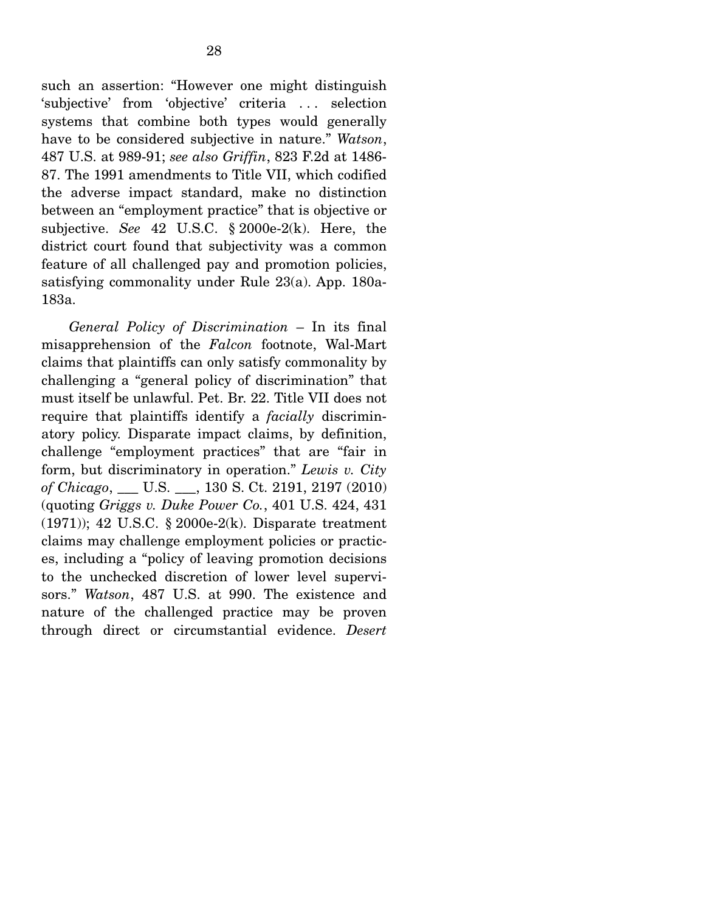such an assertion: "However one might distinguish 'subjective' from 'objective' criteria . . . selection systems that combine both types would generally have to be considered subjective in nature." *Watson*, 487 U.S. at 989-91; *see also Griffin*, 823 F.2d at 1486-87. The 1991 amendments to Title VII, which codified the adverse impact standard, make no distinction between an "employment practice" that is objective or subjective. *See* 42 U.S.C. § 2000e-2(k). Here, the district court found that subjectivity was a common feature of all challenged pay and promotion policies, satisfying commonality under Rule 23(a). App. 180a-183a.

*General Policy of Discrimination* – In its final misapprehension of the *Falcon* footnote, Wal-Mart claims that plaintiffs can only satisfy commonality by challenging a "general policy of discrimination" that must itself be unlawful. Pet. Br. 22. Title VII does not require that plaintiffs identify a *facially* discriminatory policy. Disparate impact claims, by definition, challenge "employment practices" that are "fair in form, but discriminatory in operation." *Lewis v. City of Chicago*, ___ U.S. ___, 130 S. Ct. 2191, 2197 (2010) (quoting *Griggs v. Duke Power Co.*, 401 U.S. 424, 431 (1971)); 42 U.S.C. § 2000e-2(k). Disparate treatment claims may challenge employment policies or practices, including a "policy of leaving promotion decisions to the unchecked discretion of lower level supervisors." *Watson*, 487 U.S. at 990. The existence and nature of the challenged practice may be proven through direct or circumstantial evidence. *Desert*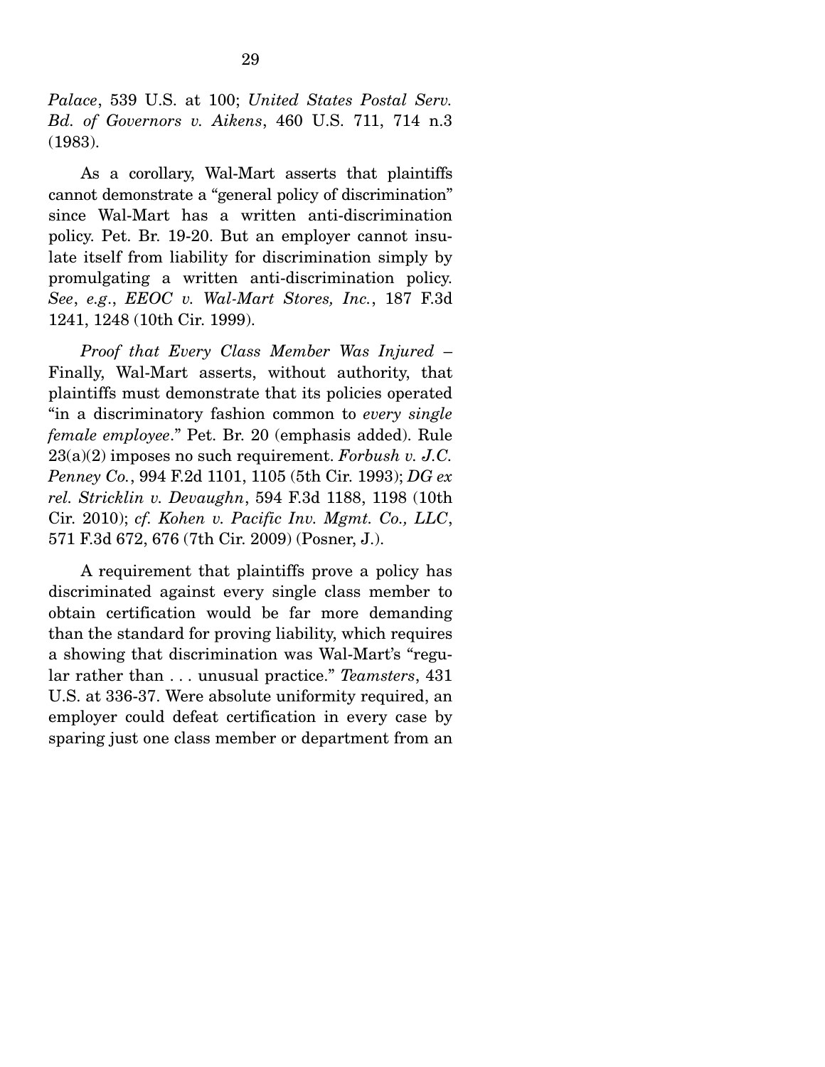*Palace*, 539 U.S. at 100; *United States Postal Serv. Bd. of Governors v. Aikens*, 460 U.S. 711, 714 n.3 (1983).

As a corollary, Wal-Mart asserts that plaintiffs cannot demonstrate a "general policy of discrimination" since Wal-Mart has a written anti-discrimination policy. Pet. Br. 19-20. But an employer cannot insulate itself from liability for discrimination simply by promulgating a written anti-discrimination policy. *See*, *e.g*., *EEOC v. Wal-Mart Stores, Inc.*, 187 F.3d 1241, 1248 (10th Cir. 1999).

*Proof that Every Class Member Was Injured* – Finally, Wal-Mart asserts, without authority, that plaintiffs must demonstrate that its policies operated "in a discriminatory fashion common to *every single female employee*." Pet. Br. 20 (emphasis added). Rule 23(a)(2) imposes no such requirement. *Forbush v. J.C. Penney Co.*, 994 F.2d 1101, 1105 (5th Cir. 1993); *DG ex rel. Stricklin v. Devaughn*, 594 F.3d 1188, 1198 (10th Cir. 2010); *cf. Kohen v. Pacific Inv. Mgmt. Co., LLC*, 571 F.3d 672, 676 (7th Cir. 2009) (Posner, J.).

A requirement that plaintiffs prove a policy has discriminated against every single class member to obtain certification would be far more demanding than the standard for proving liability, which requires a showing that discrimination was Wal-Mart's "regular rather than . . . unusual practice." *Teamsters*, 431 U.S. at 336-37. Were absolute uniformity required, an employer could defeat certification in every case by sparing just one class member or department from an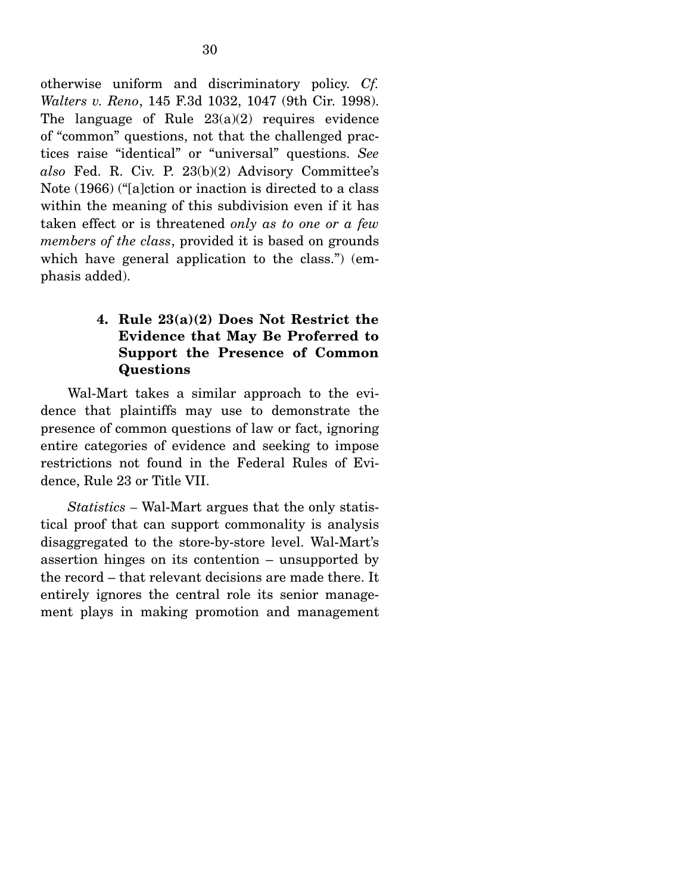otherwise uniform and discriminatory policy. *Cf. Walters v. Reno*, 145 F.3d 1032, 1047 (9th Cir. 1998). The language of Rule 23(a)(2) requires evidence of "common" questions, not that the challenged practices raise "identical" or "universal" questions. *See also* Fed. R. Civ. P. 23(b)(2) Advisory Committee's Note (1966) ("[a]ction or inaction is directed to a class within the meaning of this subdivision even if it has taken effect or is threatened *only as to one or a few members of the class*, provided it is based on grounds which have general application to the class.") (emphasis added).

#### 4. Rule 23(a)(2) Does Not Restrict the Evidence that May Be Proferred to Support the Presence of Common Questions

Wal-Mart takes a similar approach to the evidence that plaintiffs may use to demonstrate the presence of common questions of law or fact, ignoring entire categories of evidence and seeking to impose restrictions not found in the Federal Rules of Evidence, Rule 23 or Title VII.

*Statistics* – Wal-Mart argues that the only statistical proof that can support commonality is analysis disaggregated to the store-by-store level. Wal-Mart's assertion hinges on its contention – unsupported by the record – that relevant decisions are made there. It entirely ignores the central role its senior management plays in making promotion and management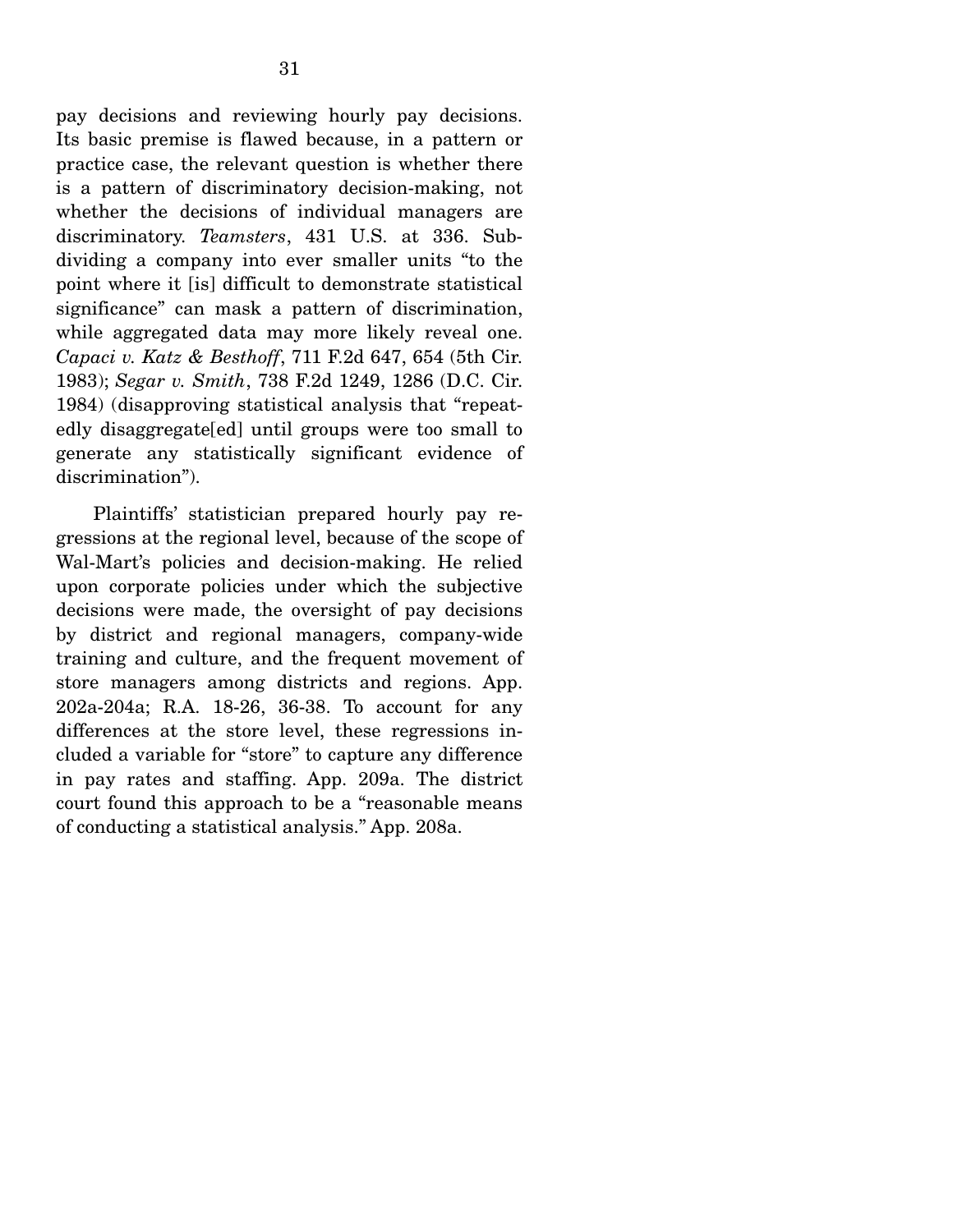pay decisions and reviewing hourly pay decisions. Its basic premise is flawed because, in a pattern or practice case, the relevant question is whether there is a pattern of discriminatory decision-making, not whether the decisions of individual managers are discriminatory. *Teamsters*, 431 U.S. at 336. Subdividing a company into ever smaller units "to the point where it [is] difficult to demonstrate statistical significance" can mask a pattern of discrimination, while aggregated data may more likely reveal one. *Capaci v. Katz & Besthoff*, 711 F.2d 647, 654 (5th Cir. 1983); *Segar v. Smith*, 738 F.2d 1249, 1286 (D.C. Cir. 1984) (disapproving statistical analysis that "repeatedly disaggregate[ed] until groups were too small to generate any statistically significant evidence of discrimination").

Plaintiffs' statistician prepared hourly pay regressions at the regional level, because of the scope of Wal-Mart's policies and decision-making. He relied upon corporate policies under which the subjective decisions were made, the oversight of pay decisions by district and regional managers, company-wide training and culture, and the frequent movement of store managers among districts and regions. App. 202a-204a; R.A. 18-26, 36-38. To account for any differences at the store level, these regressions included a variable for "store" to capture any difference in pay rates and staffing. App. 209a. The district court found this approach to be a "reasonable means of conducting a statistical analysis." App. 208a.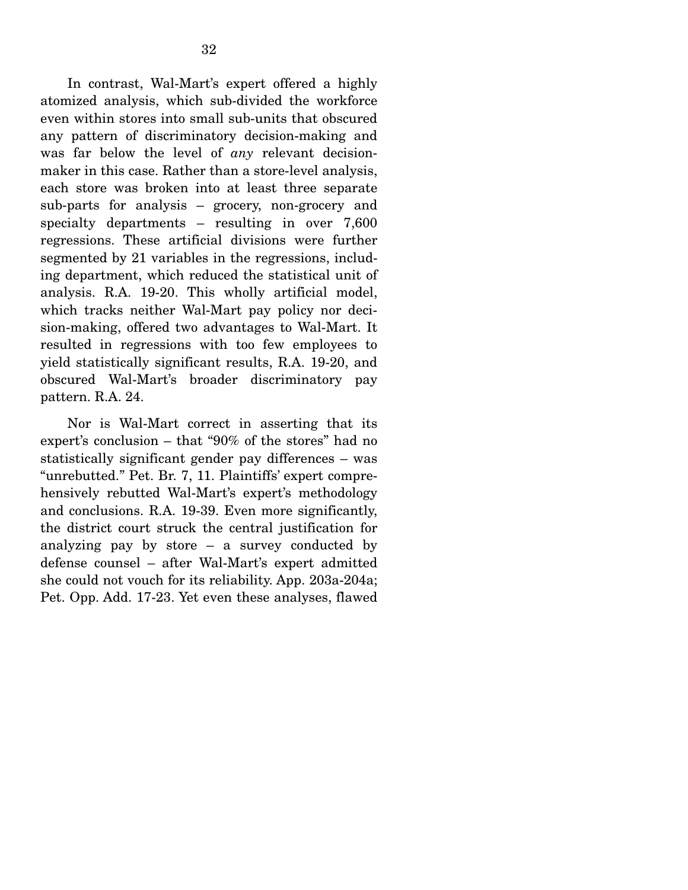In contrast, Wal-Mart's expert offered a highly atomized analysis, which sub-divided the workforce even within stores into small sub-units that obscured any pattern of discriminatory decision-making and was far below the level of *any* relevant decision-maker in this case. Rather than a store-level analysis, each store was broken into at least three separate sub-parts for analysis – grocery, non-grocery and specialty departments – resulting in over 7,600 regressions. These artificial divisions were further segmented by 21 variables in the regressions, including department, which reduced the statistical unit of analysis. R.A. 19-20. This wholly artificial model, which tracks neither Wal-Mart pay policy nor decision-making, offered two advantages to Wal-Mart. It resulted in regressions with too few employees to yield statistically significant results, R.A. 19-20, and obscured Wal-Mart's broader discriminatory pay pattern. R.A. 24.

Nor is Wal-Mart correct in asserting that its expert's conclusion – that "90% of the stores" had no statistically significant gender pay differences – was "unrebutted." Pet. Br. 7, 11. Plaintiffs' expert comprehensively rebutted Wal-Mart's expert's methodology and conclusions. R.A. 19-39. Even more significantly, the district court struck the central justification for analyzing pay by store – a survey conducted by defense counsel – after Wal-Mart's expert admitted she could not vouch for its reliability. App. 203a-204a; Pet. Opp. Add. 17-23. Yet even these analyses, flawed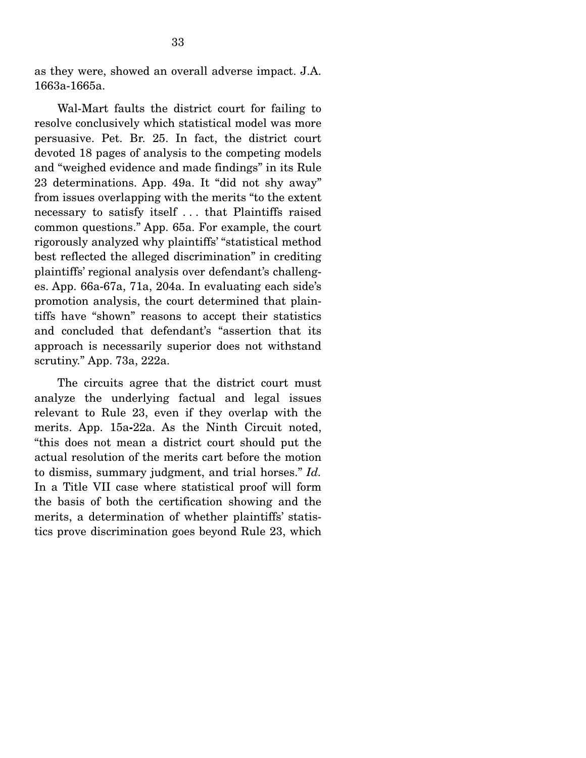as they were, showed an overall adverse impact. J.A. 1663a-1665a.

Wal-Mart faults the district court for failing to resolve conclusively which statistical model was more persuasive. Pet. Br. 25. In fact, the district court devoted 18 pages of analysis to the competing models and "weighed evidence and made findings" in its Rule 23 determinations. App. 49a. It "did not shy away" from issues overlapping with the merits "to the extent necessary to satisfy itself . . . that Plaintiffs raised common questions." App. 65a. For example, the court rigorously analyzed why plaintiffs' "statistical method best reflected the alleged discrimination" in crediting plaintiffs' regional analysis over defendant's challenges. App. 66a-67a, 71a, 204a. In evaluating each side's promotion analysis, the court determined that plaintiffs have "shown" reasons to accept their statistics and concluded that defendant's "assertion that its approach is necessarily superior does not withstand scrutiny." App. 73a, 222a.

The circuits agree that the district court must analyze the underlying factual and legal issues relevant to Rule 23, even if they overlap with the merits. App. 15a-22a. As the Ninth Circuit noted, "this does not mean a district court should put the actual resolution of the merits cart before the motion to dismiss, summary judgment, and trial horses." *Id.* In a Title VII case where statistical proof will form the basis of both the certification showing and the merits, a determination of whether plaintiffs' statistics prove discrimination goes beyond Rule 23, which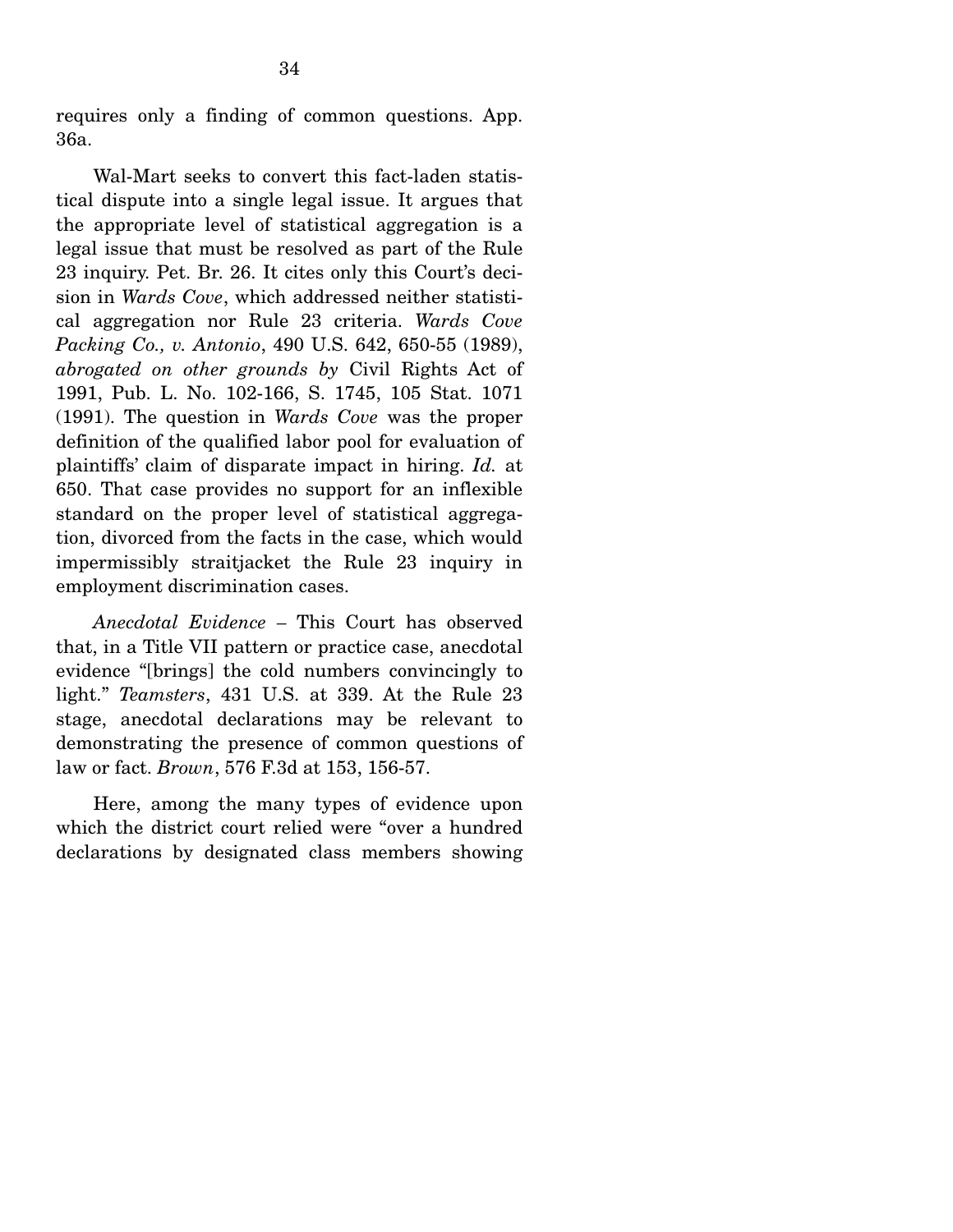requires only a finding of common questions. App. 36a.

Wal-Mart seeks to convert this fact-laden statistical dispute into a single legal issue. It argues that the appropriate level of statistical aggregation is a legal issue that must be resolved as part of the Rule 23 inquiry. Pet. Br. 26. It cites only this Court's decision in *Wards Cove*, which addressed neither statistical aggregation nor Rule 23 criteria. *Wards Cove Packing Co., v. Antonio*, 490 U.S. 642, 650-55 (1989), *abrogated on other grounds by* Civil Rights Act of 1991, Pub. L. No. 102-166, S. 1745, 105 Stat. 1071 (1991). The question in *Wards Cove* was the proper definition of the qualified labor pool for evaluation of plaintiffs' claim of disparate impact in hiring. *Id.* at 650. That case provides no support for an inflexible standard on the proper level of statistical aggregation, divorced from the facts in the case, which would impermissibly straitjacket the Rule 23 inquiry in employment discrimination cases.

*Anecdotal Evidence* – This Court has observed that, in a Title VII pattern or practice case, anecdotal evidence "[brings] the cold numbers convincingly to light." *Teamsters*, 431 U.S. at 339. At the Rule 23 stage, anecdotal declarations may be relevant to demonstrating the presence of common questions of law or fact. *Brown*, 576 F.3d at 153, 156-57.

Here, among the many types of evidence upon which the district court relied were "over a hundred declarations by designated class members showing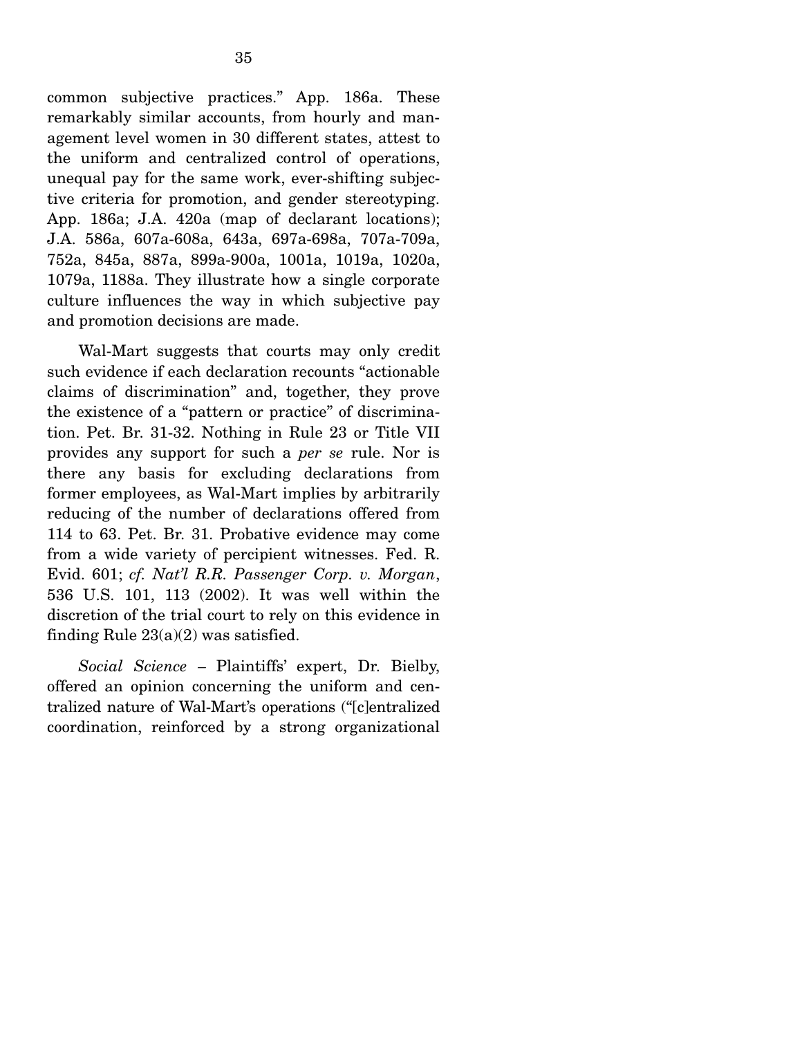common subjective practices." App. 186a. These remarkably similar accounts, from hourly and management level women in 30 different states, attest to the uniform and centralized control of operations, unequal pay for the same work, ever-shifting subjective criteria for promotion, and gender stereotyping. App. 186a; J.A. 420a (map of declarant locations); J.A. 586a, 607a-608a, 643a, 697a-698a, 707a-709a, 752a, 845a, 887a, 899a-900a, 1001a, 1019a, 1020a, 1079a, 1188a. They illustrate how a single corporate culture influences the way in which subjective pay and promotion decisions are made.

Wal-Mart suggests that courts may only credit such evidence if each declaration recounts "actionable claims of discrimination" and, together, they prove the existence of a "pattern or practice" of discrimination. Pet. Br. 31-32. Nothing in Rule 23 or Title VII provides any support for such a *per se* rule. Nor is there any basis for excluding declarations from former employees, as Wal-Mart implies by arbitrarily reducing of the number of declarations offered from 114 to 63. Pet. Br. 31. Probative evidence may come from a wide variety of percipient witnesses. Fed. R. Evid. 601; *cf. Nat'l R.R. Passenger Corp. v. Morgan*, 536 U.S. 101, 113 (2002). It was well within the discretion of the trial court to rely on this evidence in finding Rule 23(a)(2) was satisfied.

*Social Science* – Plaintiffs' expert, Dr. Bielby, offered an opinion concerning the uniform and centralized nature of Wal-Mart's operations ("[c]entralized coordination, reinforced by a strong organizational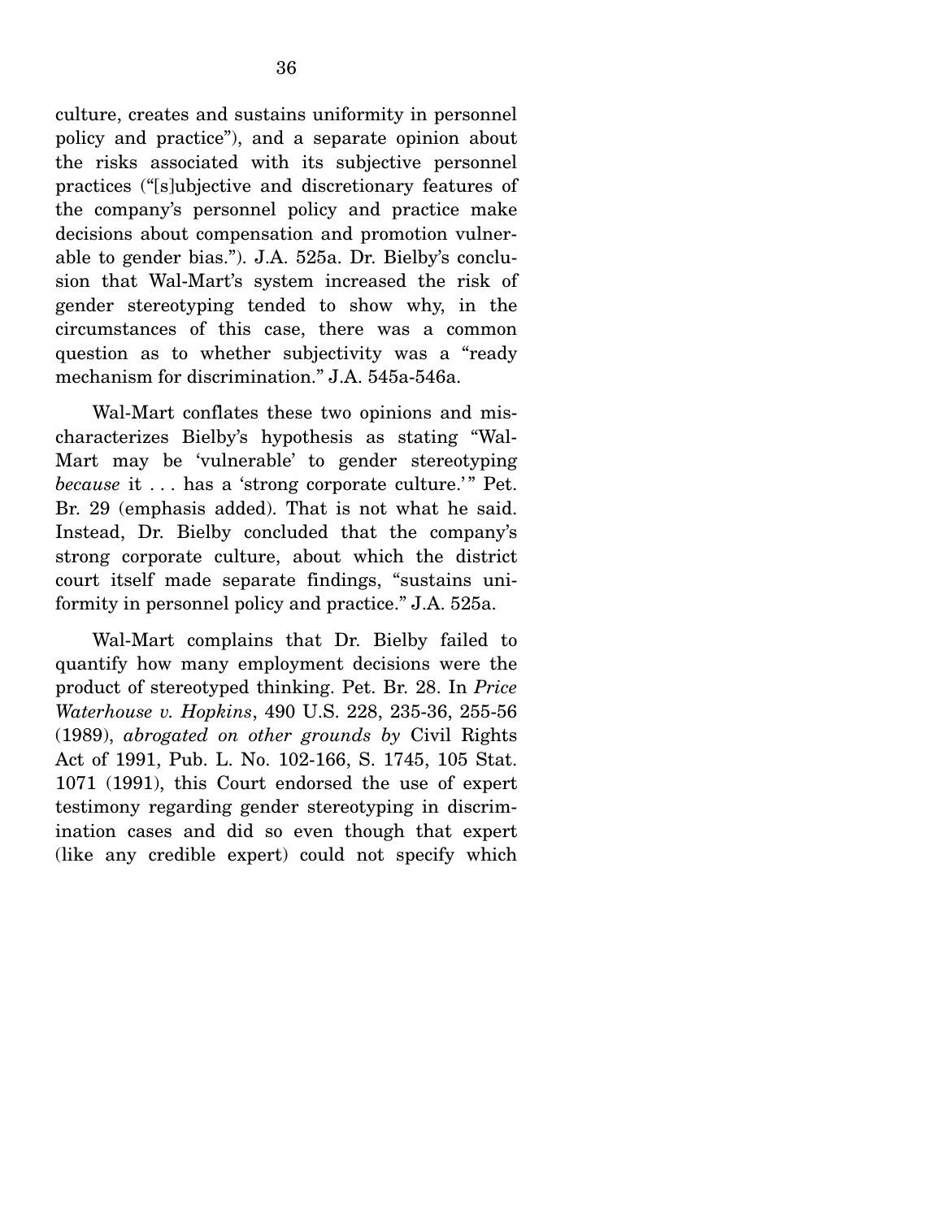culture, creates and sustains uniformity in personnel policy and practice"), and a separate opinion about the risks associated with its subjective personnel practices ("[s]ubjective and discretionary features of the company's personnel policy and practice make decisions about compensation and promotion vulnerable to gender bias."). J.A. 525a. Dr. Bielby's conclusion that Wal-Mart's system increased the risk of gender stereotyping tended to show why, in the circumstances of this case, there was a common question as to whether subjectivity was a "ready mechanism for discrimination." J.A. 545a-546a.

Wal-Mart conflates these two opinions and mischaracterizes Bielby's hypothesis as stating "Wal-Mart may be 'vulnerable' to gender stereotyping *because* it . . . has a 'strong corporate culture.'" Pet. Br. 29 (emphasis added). That is not what he said. Instead, Dr. Bielby concluded that the company's strong corporate culture, about which the district court itself made separate findings, "sustains uniformity in personnel policy and practice." J.A. 525a.

Wal-Mart complains that Dr. Bielby failed to quantify how many employment decisions were the product of stereotyped thinking. Pet. Br. 28. In *Price Waterhouse v. Hopkins*, 490 U.S. 228, 235-36, 255-56 (1989), *abrogated on other grounds by* Civil Rights Act of 1991, Pub. L. No. 102-166, S. 1745, 105 Stat. 1071 (1991), this Court endorsed the use of expert testimony regarding gender stereotyping in discrimination cases and did so even though that expert (like any credible expert) could not specify which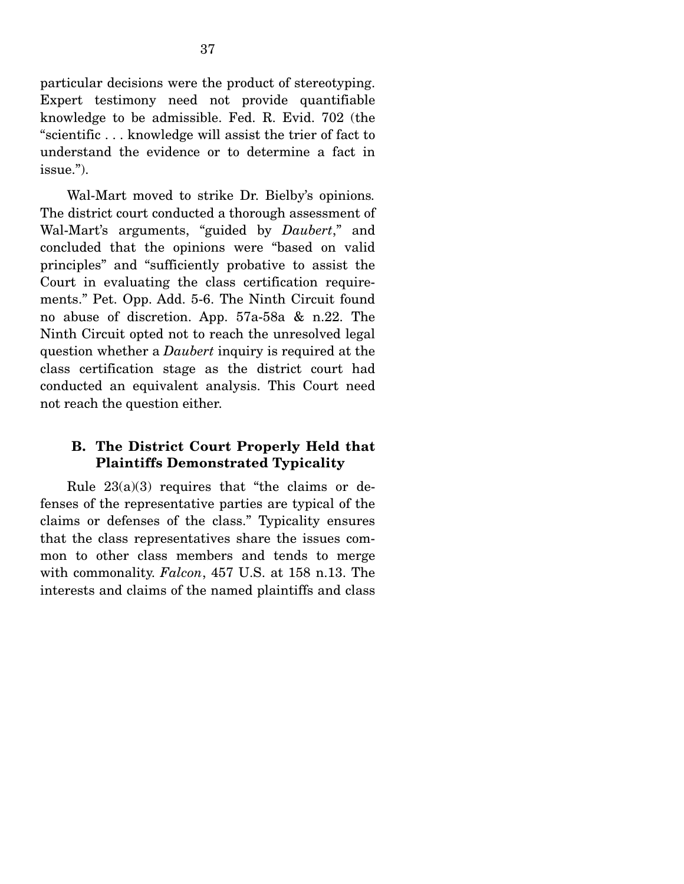particular decisions were the product of stereotyping. Expert testimony need not provide quantifiable knowledge to be admissible. Fed. R. Evid. 702 (the "scientific . . . knowledge will assist the trier of fact to understand the evidence or to determine a fact in issue.").

Wal-Mart moved to strike Dr. Bielby's opinions. The district court conducted a thorough assessment of Wal-Mart's arguments, "guided by *Daubert*," and concluded that the opinions were "based on valid principles" and "sufficiently probative to assist the Court in evaluating the class certification requirements." Pet. Opp. Add. 5-6. The Ninth Circuit found no abuse of discretion. App. 57a-58a & n.22. The Ninth Circuit opted not to reach the unresolved legal question whether a *Daubert* inquiry is required at the class certification stage as the district court had conducted an equivalent analysis. This Court need not reach the question either.

### B. The District Court Properly Held that Plaintiffs Demonstrated Typicality

Rule 23(a)(3) requires that "the claims or defenses of the representative parties are typical of the claims or defenses of the class." Typicality ensures that the class representatives share the issues common to other class members and tends to merge with commonality. *Falcon*, 457 U.S. at 158 n.13. The interests and claims of the named plaintiffs and class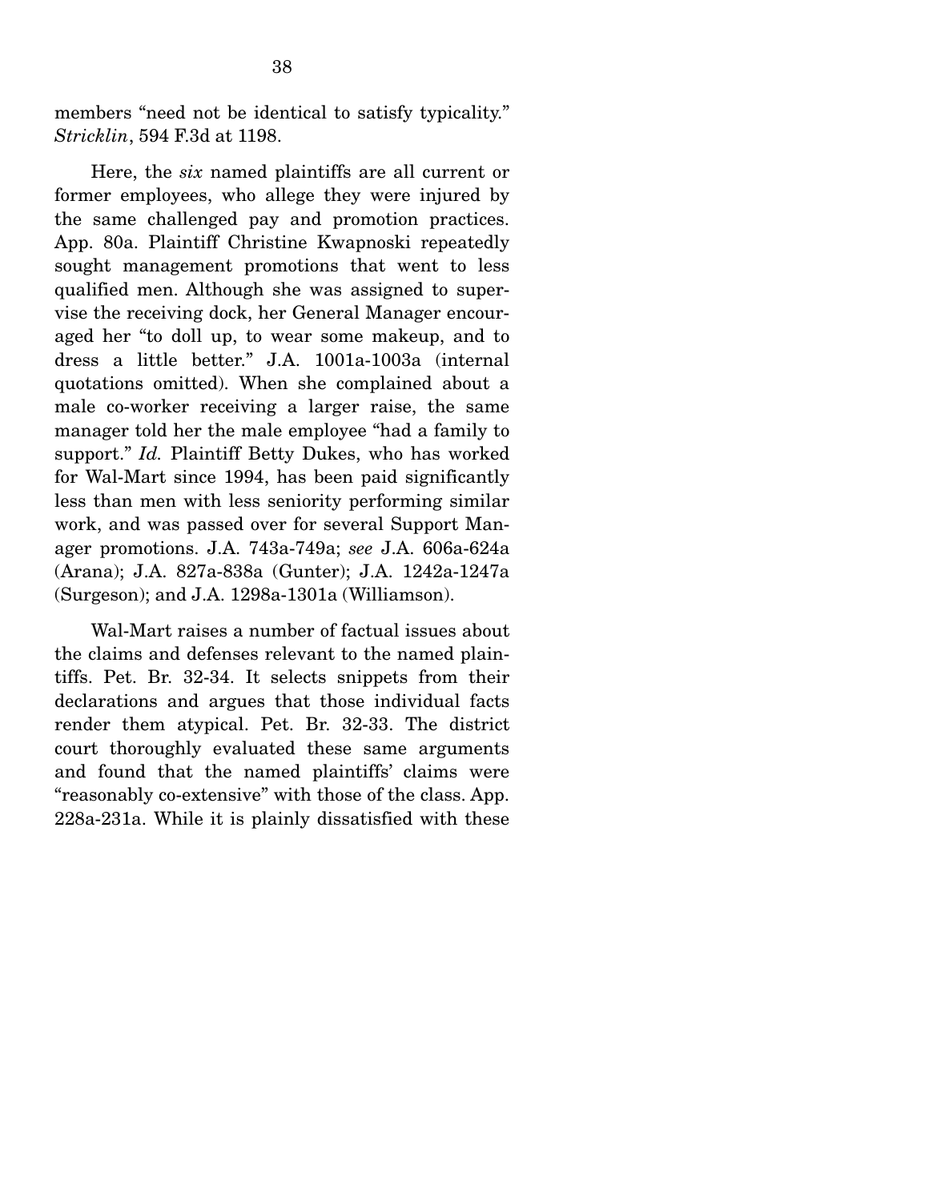members "need not be identical to satisfy typicality." *Stricklin*, 594 F.3d at 1198.

Here, the *six* named plaintiffs are all current or former employees, who allege they were injured by the same challenged pay and promotion practices. App. 80a. Plaintiff Christine Kwapnoski repeatedly sought management promotions that went to less qualified men. Although she was assigned to supervise the receiving dock, her General Manager encouraged her "to doll up, to wear some makeup, and to dress a little better." J.A. 1001a-1003a (internal quotations omitted). When she complained about a male co-worker receiving a larger raise, the same manager told her the male employee "had a family to support." *Id.* Plaintiff Betty Dukes, who has worked for Wal-Mart since 1994, has been paid significantly less than men with less seniority performing similar work, and was passed over for several Support Manager promotions. J.A. 743a-749a; *see* J.A. 606a-624a (Arana); J.A. 827a-838a (Gunter); J.A. 1242a-1247a (Surgeson); and J.A. 1298a-1301a (Williamson).

Wal-Mart raises a number of factual issues about the claims and defenses relevant to the named plaintiffs. Pet. Br. 32-34. It selects snippets from their declarations and argues that those individual facts render them atypical. Pet. Br. 32-33. The district court thoroughly evaluated these same arguments and found that the named plaintiffs' claims were "reasonably co-extensive" with those of the class. App. 228a-231a. While it is plainly dissatisfied with these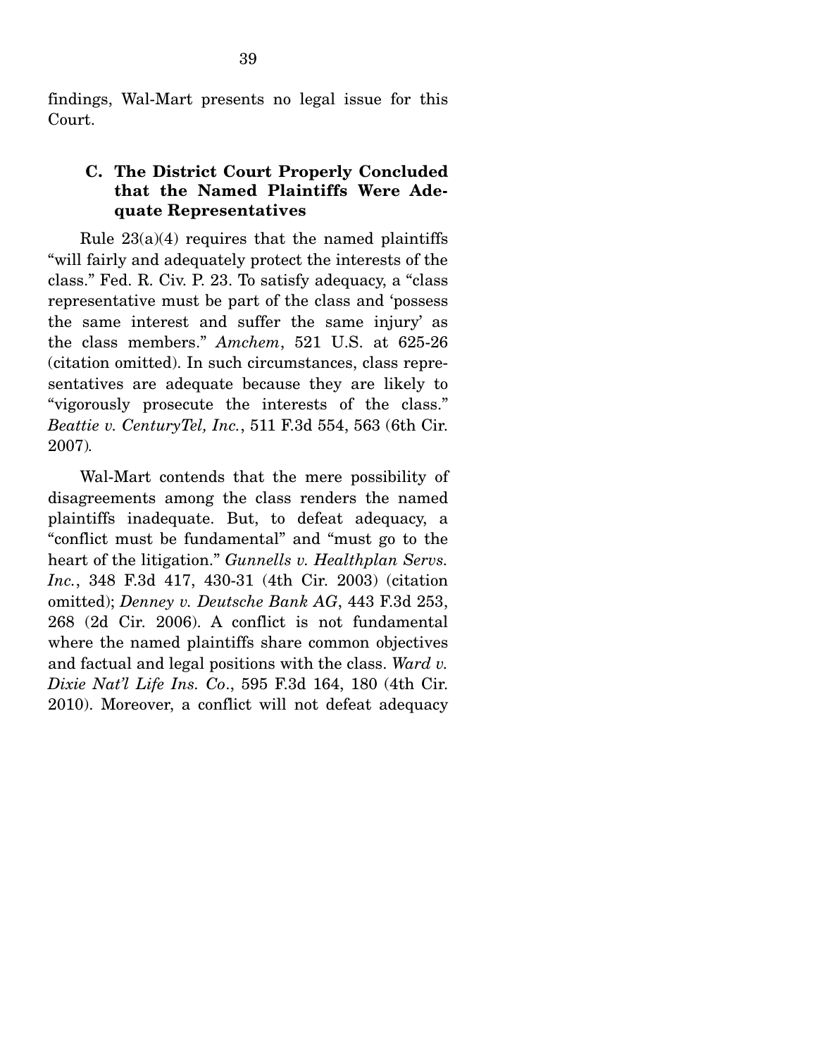findings, Wal-Mart presents no legal issue for this Court.

### C. The District Court Properly Concluded that the Named Plaintiffs Were Adequate Representatives

Rule 23(a)(4) requires that the named plaintiffs "will fairly and adequately protect the interests of the class." Fed. R. Civ. P. 23. To satisfy adequacy, a "class representative must be part of the class and 'possess the same interest and suffer the same injury' as the class members." *Amchem*, 521 U.S. at 625-26 (citation omitted). In such circumstances, class representatives are adequate because they are likely to "vigorously prosecute the interests of the class." *Beattie v. CenturyTel, Inc.*, 511 F.3d 554, 563 (6th Cir. 2007).

Wal-Mart contends that the mere possibility of disagreements among the class renders the named plaintiffs inadequate. But, to defeat adequacy, a "conflict must be fundamental" and "must go to the heart of the litigation." *Gunnells v. Healthplan Servs. Inc.*, 348 F.3d 417, 430-31 (4th Cir. 2003) (citation omitted); *Denney v. Deutsche Bank AG*, 443 F.3d 253, 268 (2d Cir. 2006). A conflict is not fundamental where the named plaintiffs share common objectives and factual and legal positions with the class. *Ward v. Dixie Nat'l Life Ins. Co*., 595 F.3d 164, 180 (4th Cir. 2010). Moreover, a conflict will not defeat adequacy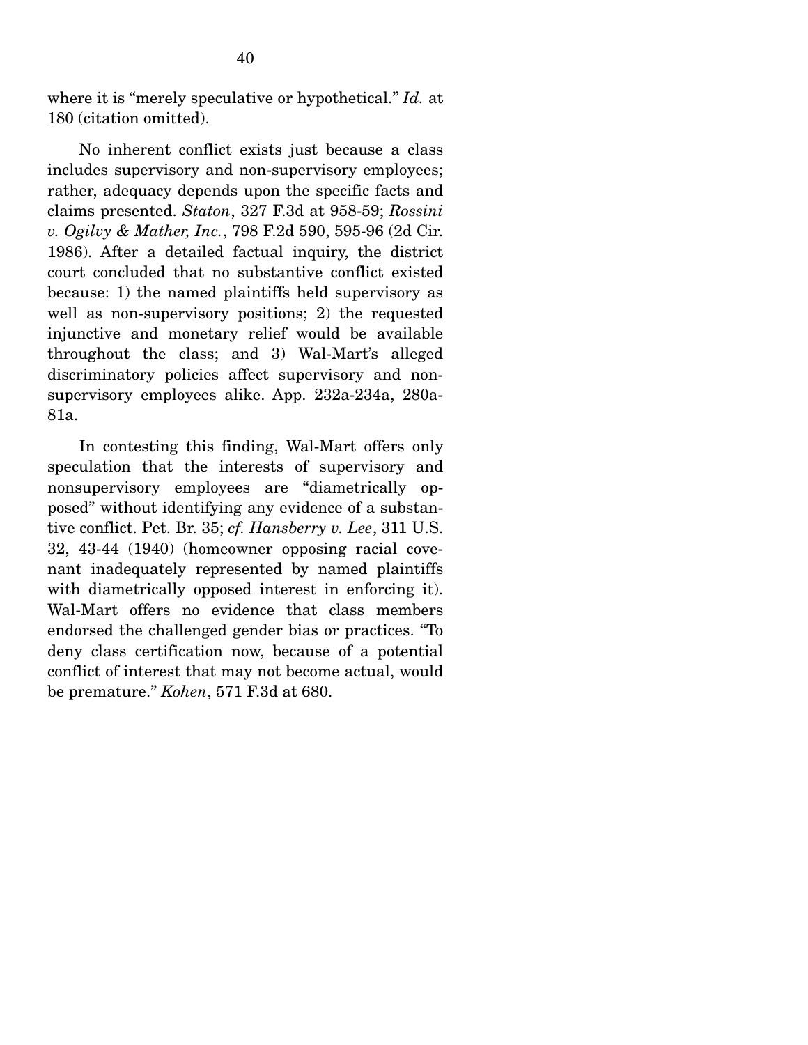where it is "merely speculative or hypothetical." *Id.* at 180 (citation omitted).

No inherent conflict exists just because a class includes supervisory and non-supervisory employees; rather, adequacy depends upon the specific facts and claims presented. *Staton*, 327 F.3d at 958-59; *Rossini v. Ogilvy & Mather, Inc.*, 798 F.2d 590, 595-96 (2d Cir. 1986). After a detailed factual inquiry, the district court concluded that no substantive conflict existed because: 1) the named plaintiffs held supervisory as well as non-supervisory positions; 2) the requested injunctive and monetary relief would be available throughout the class; and 3) Wal-Mart's alleged discriminatory policies affect supervisory and non-supervisory employees alike. App. 232a-234a, 280a-81a.

In contesting this finding, Wal-Mart offers only speculation that the interests of supervisory and nonsupervisory employees are "diametrically opposed" without identifying any evidence of a substantive conflict. Pet. Br. 35; *cf. Hansberry v. Lee*, 311 U.S. 32, 43-44 (1940) (homeowner opposing racial covenant inadequately represented by named plaintiffs with diametrically opposed interest in enforcing it). Wal-Mart offers no evidence that class members endorsed the challenged gender bias or practices. "To deny class certification now, because of a potential conflict of interest that may not become actual, would be premature." *Kohen*, 571 F.3d at 680.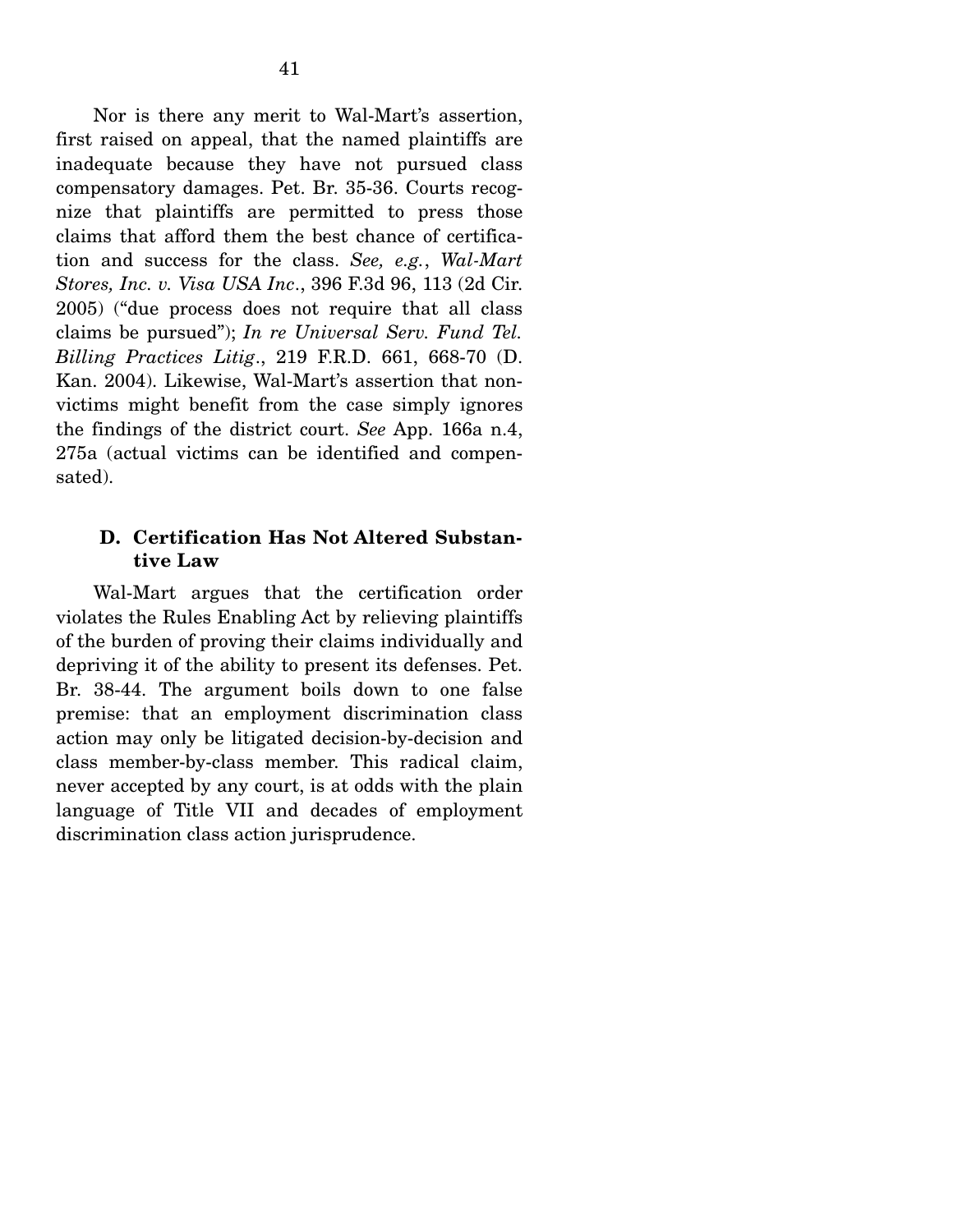Nor is there any merit to Wal-Mart's assertion, first raised on appeal, that the named plaintiffs are inadequate because they have not pursued class compensatory damages. Pet. Br. 35-36. Courts recognize that plaintiffs are permitted to press those claims that afford them the best chance of certification and success for the class. *See, e.g.*, *Wal-Mart Stores, Inc. v. Visa USA Inc*., 396 F.3d 96, 113 (2d Cir. 2005) ("due process does not require that all class claims be pursued"); *In re Universal Serv. Fund Tel. Billing Practices Litig*., 219 F.R.D. 661, 668-70 (D. Kan. 2004). Likewise, Wal-Mart's assertion that non-victims might benefit from the case simply ignores the findings of the district court. *See* App. 166a n.4, 275a (actual victims can be identified and compensated).

### D. Certification Has Not Altered Substantive Law

Wal-Mart argues that the certification order violates the Rules Enabling Act by relieving plaintiffs of the burden of proving their claims individually and depriving it of the ability to present its defenses. Pet. Br. 38-44. The argument boils down to one false premise: that an employment discrimination class action may only be litigated decision-by-decision and class member-by-class member. This radical claim, never accepted by any court, is at odds with the plain language of Title VII and decades of employment discrimination class action jurisprudence.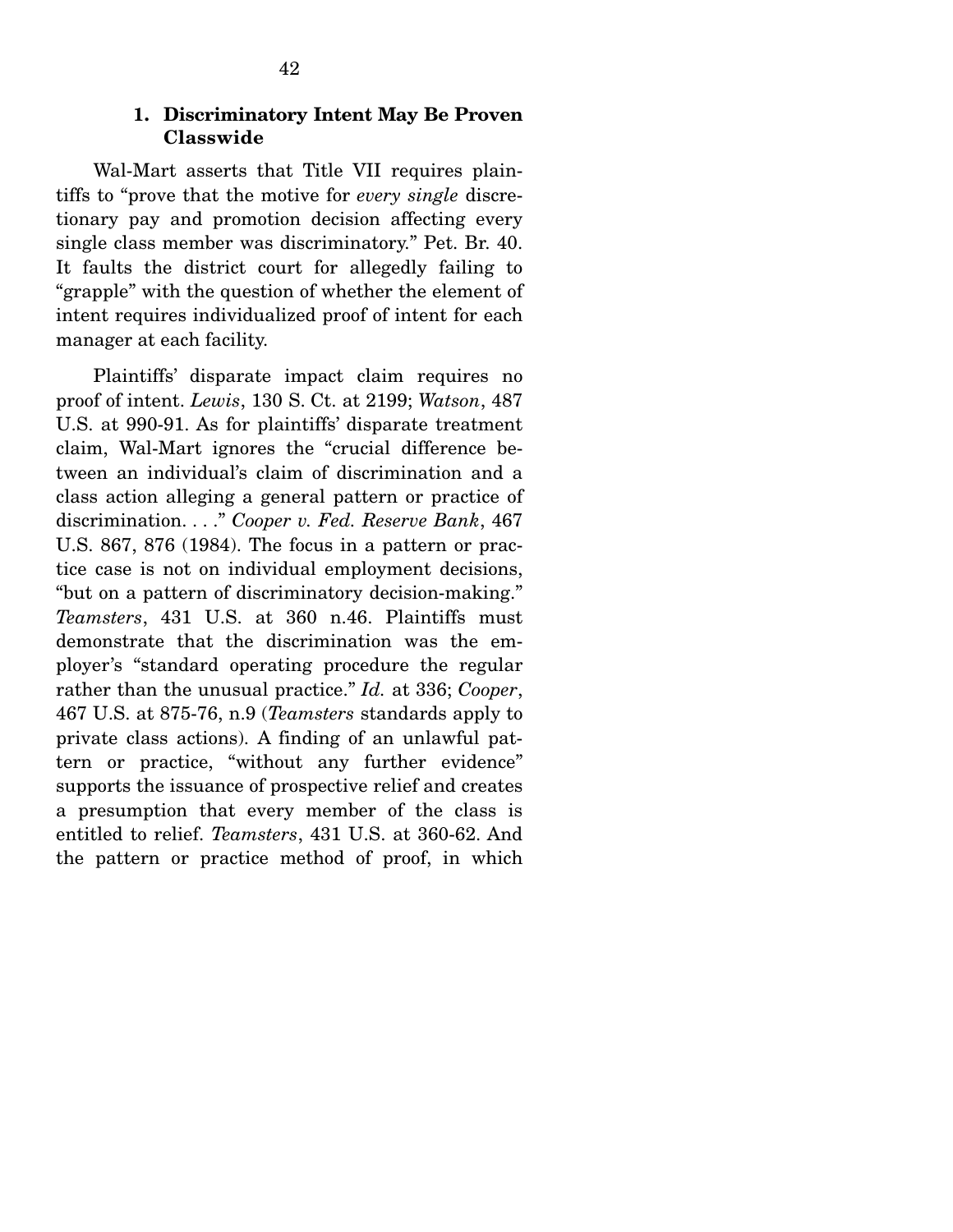### 1. Discriminatory Intent May Be Proven Classwide

Wal-Mart asserts that Title VII requires plaintiffs to "prove that the motive for *every single* discretionary pay and promotion decision affecting every single class member was discriminatory." Pet. Br. 40. It faults the district court for allegedly failing to "grapple" with the question of whether the element of intent requires individualized proof of intent for each manager at each facility.

Plaintiffs' disparate impact claim requires no proof of intent. *Lewis*, 130 S. Ct. at 2199; *Watson*, 487 U.S. at 990-91. As for plaintiffs' disparate treatment claim, Wal-Mart ignores the "crucial difference between an individual's claim of discrimination and a class action alleging a general pattern or practice of discrimination. . . ." *Cooper v. Fed. Reserve Bank*, 467 U.S. 867, 876 (1984). The focus in a pattern or practice case is not on individual employment decisions, "but on a pattern of discriminatory decision-making." *Teamsters*, 431 U.S. at 360 n.46. Plaintiffs must demonstrate that the discrimination was the employer's "standard operating procedure the regular rather than the unusual practice." *Id.* at 336; *Cooper*, 467 U.S. at 875-76, n.9 (*Teamsters* standards apply to private class actions). A finding of an unlawful pattern or practice, "without any further evidence" supports the issuance of prospective relief and creates a presumption that every member of the class is entitled to relief. *Teamsters*, 431 U.S. at 360-62. And the pattern or practice method of proof, in which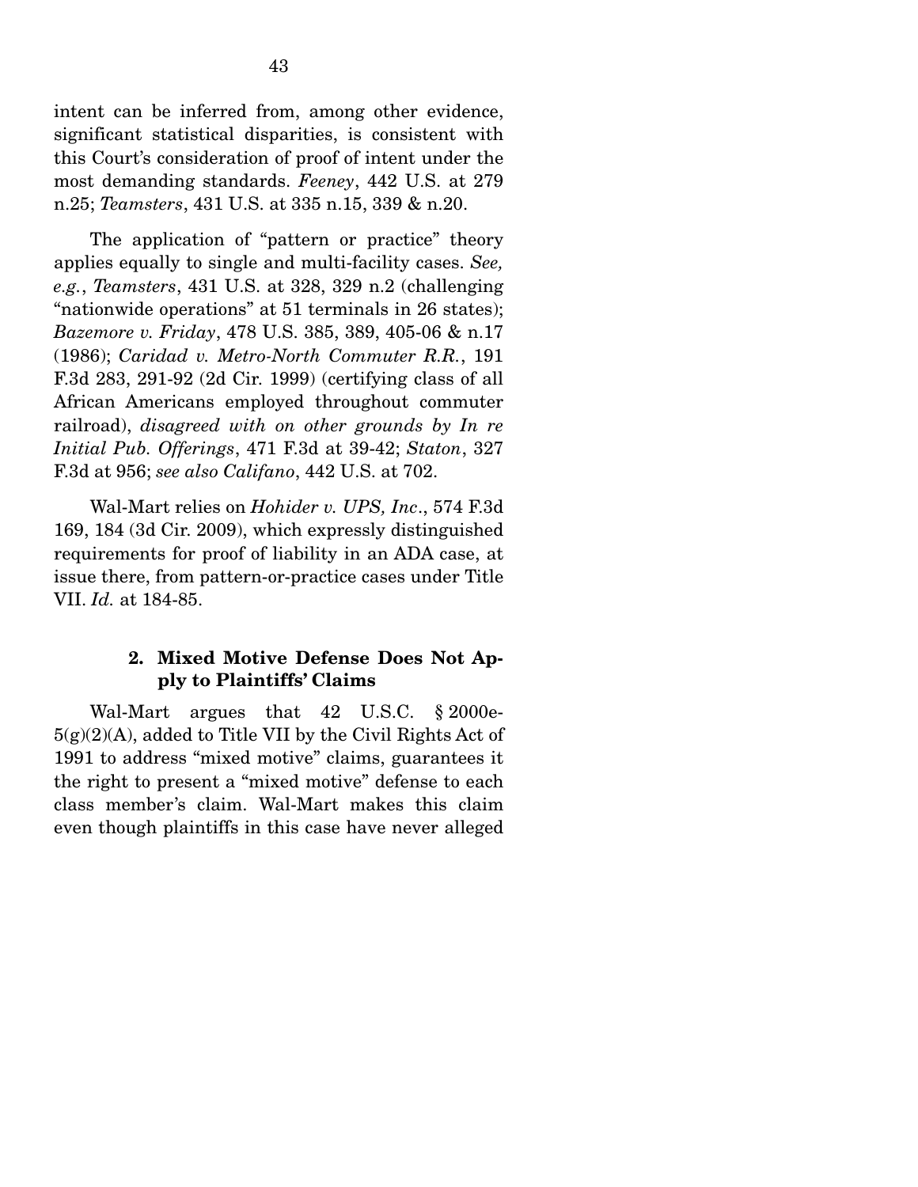intent can be inferred from, among other evidence, significant statistical disparities, is consistent with this Court's consideration of proof of intent under the most demanding standards. *Feeney*, 442 U.S. at 279 n.25; *Teamsters*, 431 U.S. at 335 n.15, 339 & n.20.

The application of "pattern or practice" theory applies equally to single and multi-facility cases. *See, e.g.*, *Teamsters*, 431 U.S. at 328, 329 n.2 (challenging "nationwide operations" at 51 terminals in 26 states); *Bazemore v. Friday*, 478 U.S. 385, 389, 405-06 & n.17 (1986); *Caridad v. Metro-North Commuter R.R.*, 191 F.3d 283, 291-92 (2d Cir. 1999) (certifying class of all African Americans employed throughout commuter railroad), *disagreed with on other grounds by In re Initial Pub. Offerings*, 471 F.3d at 39-42; *Staton*, 327 F.3d at 956; *see also Califano*, 442 U.S. at 702.

Wal-Mart relies on *Hohider v. UPS, Inc*., 574 F.3d 169, 184 (3d Cir. 2009), which expressly distinguished requirements for proof of liability in an ADA case, at issue there, from pattern-or-practice cases under Title VII. *Id.* at 184-85.

### 2. Mixed Motive Defense Does Not Apply to Plaintiffs' Claims

Wal-Mart argues that 42 U.S.C. § 2000e-5(g)(2)(A), added to Title VII by the Civil Rights Act of 1991 to address "mixed motive" claims, guarantees it the right to present a "mixed motive" defense to each class member's claim. Wal-Mart makes this claim even though plaintiffs in this case have never alleged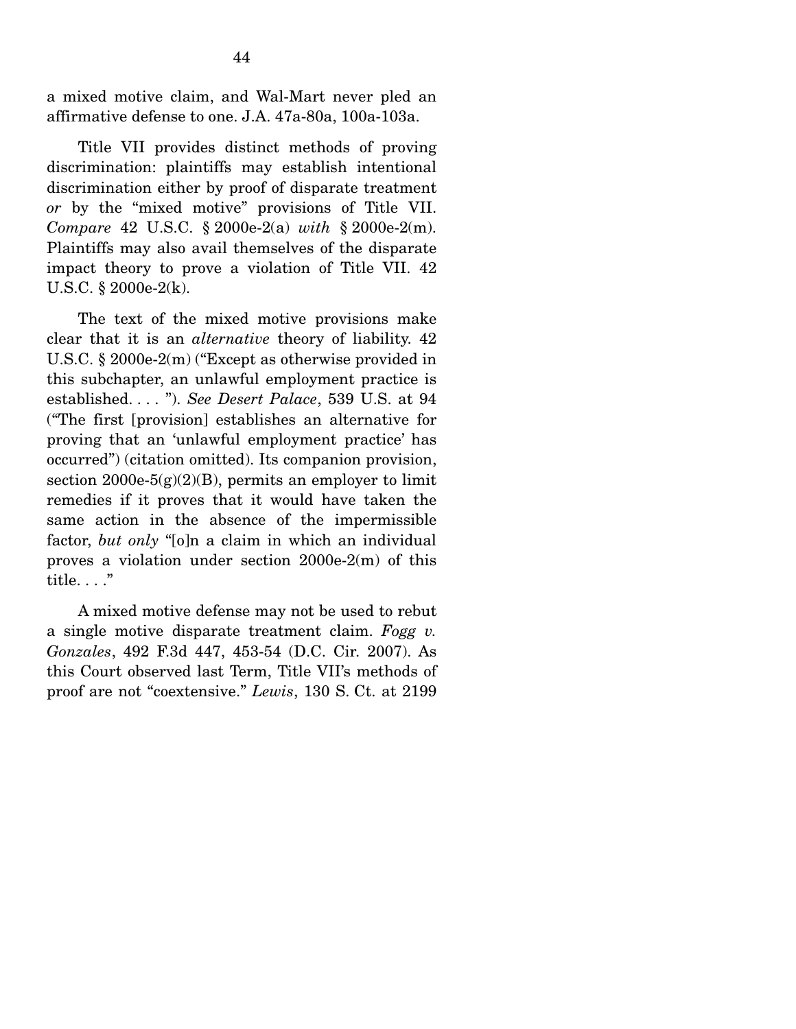a mixed motive claim, and Wal-Mart never pled an affirmative defense to one. J.A. 47a-80a, 100a-103a.

Title VII provides distinct methods of proving discrimination: plaintiffs may establish intentional discrimination either by proof of disparate treatment *or* by the "mixed motive" provisions of Title VII. *Compare* 42 U.S.C. § 2000e-2(a) *with* § 2000e-2(m). Plaintiffs may also avail themselves of the disparate impact theory to prove a violation of Title VII. 42 U.S.C. § 2000e-2(k).

The text of the mixed motive provisions make clear that it is an *alternative* theory of liability. 42 U.S.C. § 2000e-2(m) ("Except as otherwise provided in this subchapter, an unlawful employment practice is established. . . . "). *See Desert Palace*, 539 U.S. at 94 ("The first [provision] establishes an alternative for proving that an 'unlawful employment practice' has occurred") (citation omitted). Its companion provision, section 2000e-5(g)(2)(B), permits an employer to limit remedies if it proves that it would have taken the same action in the absence of the impermissible factor, *but only* "[o]n a claim in which an individual proves a violation under section 2000e-2(m) of this title. . . ."

A mixed motive defense may not be used to rebut a single motive disparate treatment claim. *Fogg v. Gonzales*, 492 F.3d 447, 453-54 (D.C. Cir. 2007). As this Court observed last Term, Title VII's methods of proof are not "coextensive." *Lewis*, 130 S. Ct. at 2199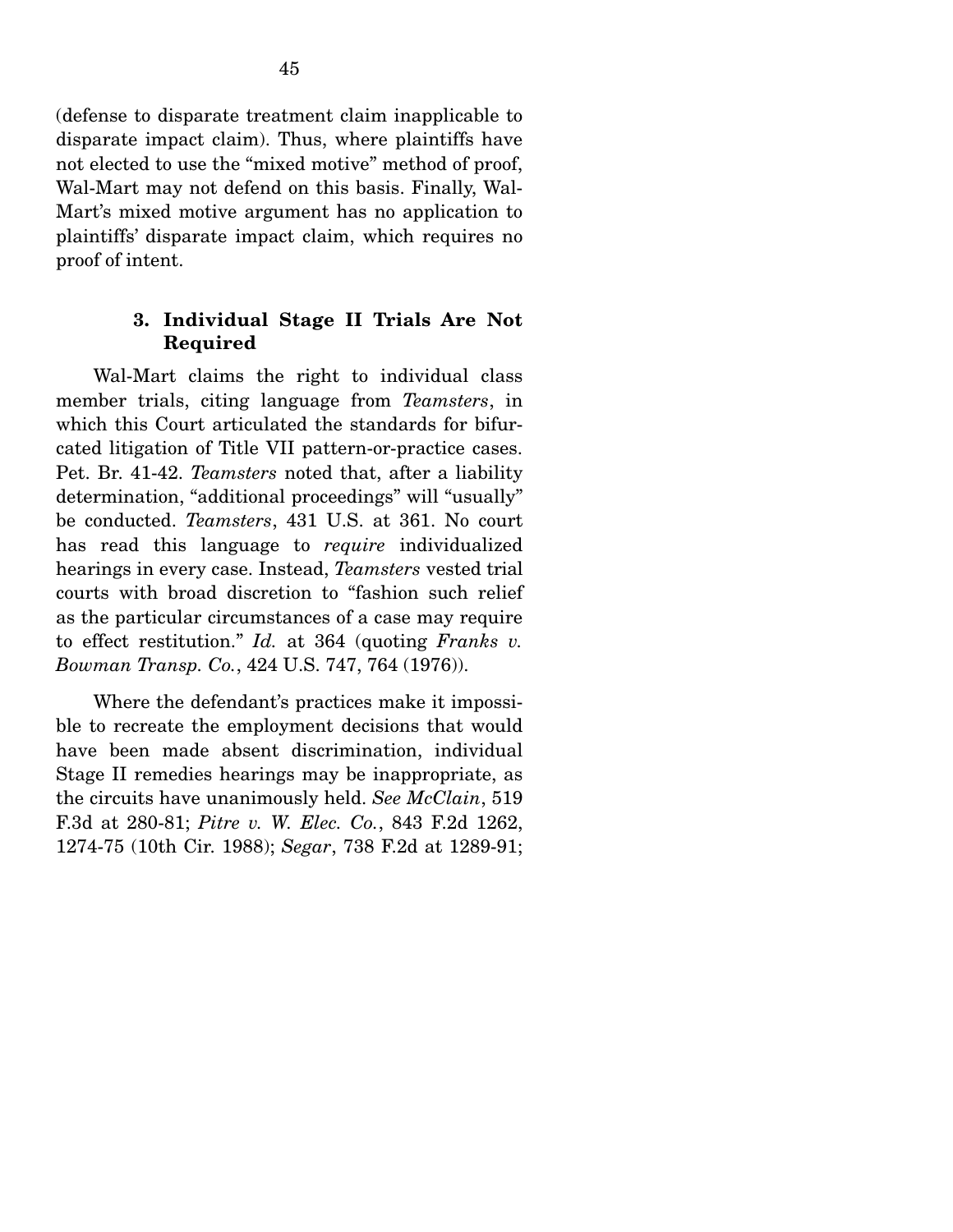(defense to disparate treatment claim inapplicable to disparate impact claim). Thus, where plaintiffs have not elected to use the "mixed motive" method of proof, Wal-Mart may not defend on this basis. Finally, Wal-Mart's mixed motive argument has no application to plaintiffs' disparate impact claim, which requires no proof of intent.

### 3. Individual Stage II Trials Are Not Required

Wal-Mart claims the right to individual class member trials, citing language from *Teamsters*, in which this Court articulated the standards for bifurcated litigation of Title VII pattern-or-practice cases. Pet. Br. 41-42. *Teamsters* noted that, after a liability determination, "additional proceedings" will "usually" be conducted. *Teamsters*, 431 U.S. at 361. No court has read this language to *require* individualized hearings in every case. Instead, *Teamsters* vested trial courts with broad discretion to "fashion such relief as the particular circumstances of a case may require to effect restitution." *Id.* at 364 (quoting *Franks v. Bowman Transp. Co.*, 424 U.S. 747, 764 (1976)).

Where the defendant's practices make it impossible to recreate the employment decisions that would have been made absent discrimination, individual Stage II remedies hearings may be inappropriate, as the circuits have unanimously held. *See McClain*, 519 F.3d at 280-81; *Pitre v. W. Elec. Co.*, 843 F.2d 1262, 1274-75 (10th Cir. 1988); *Segar*, 738 F.2d at 1289-91;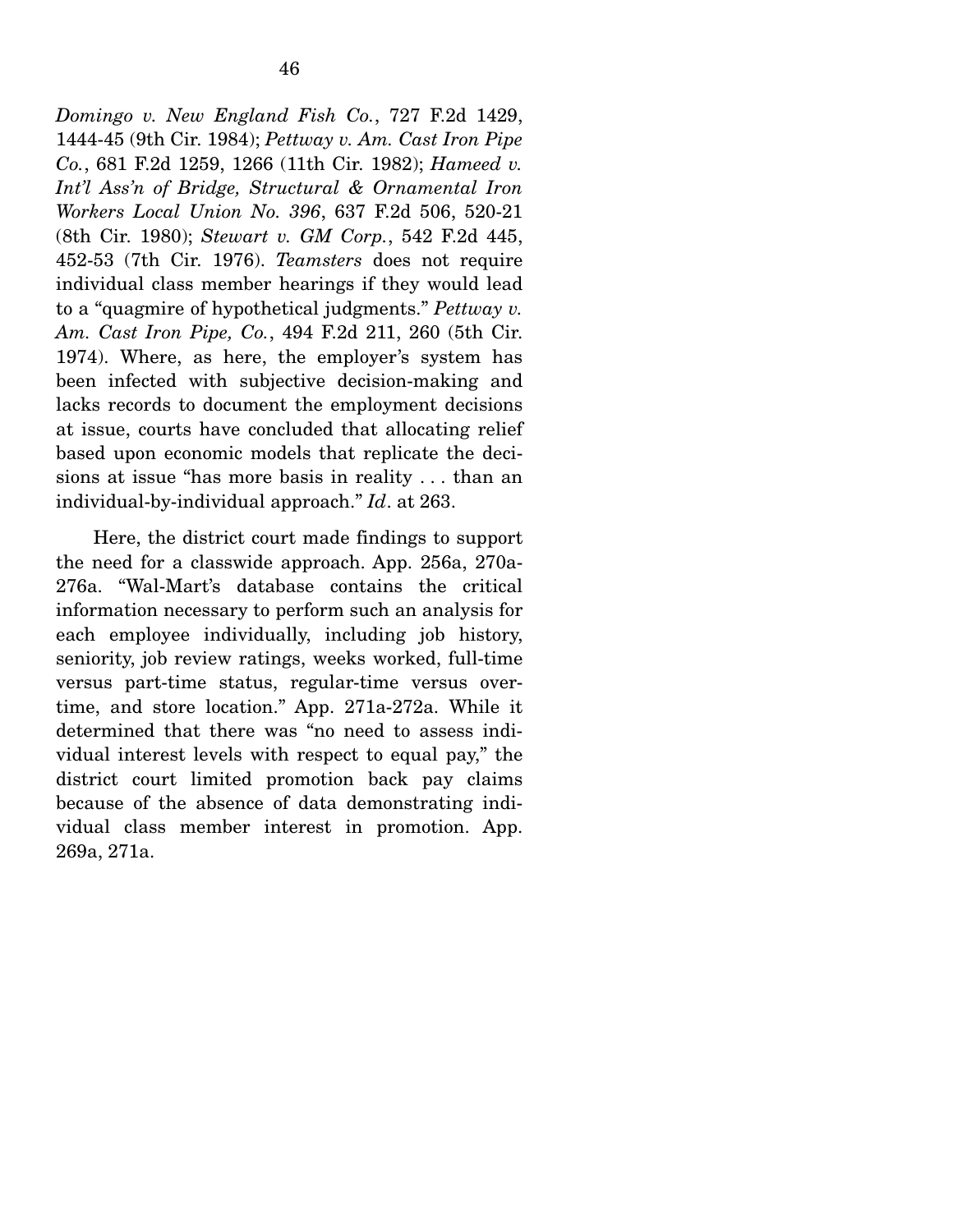*Domingo v. New England Fish Co.*, 727 F.2d 1429, 1444-45 (9th Cir. 1984); *Pettway v. Am. Cast Iron Pipe Co.*, 681 F.2d 1259, 1266 (11th Cir. 1982); *Hameed v. Int'l Ass'n of Bridge, Structural & Ornamental Iron Workers Local Union No. 396*, 637 F.2d 506, 520-21 (8th Cir. 1980); *Stewart v. GM Corp.*, 542 F.2d 445, 452-53 (7th Cir. 1976). *Teamsters* does not require individual class member hearings if they would lead to a "quagmire of hypothetical judgments." *Pettway v. Am. Cast Iron Pipe, Co.*, 494 F.2d 211, 260 (5th Cir. 1974). Where, as here, the employer's system has been infected with subjective decision-making and lacks records to document the employment decisions at issue, courts have concluded that allocating relief based upon economic models that replicate the decisions at issue "has more basis in reality . . . than an individual-by-individual approach." *Id*. at 263.

Here, the district court made findings to support the need for a classwide approach. App. 256a, 270a-276a. "Wal-Mart's database contains the critical information necessary to perform such an analysis for each employee individually, including job history, seniority, job review ratings, weeks worked, full-time versus part-time status, regular-time versus overtime, and store location." App. 271a-272a. While it determined that there was "no need to assess individual interest levels with respect to equal pay," the district court limited promotion back pay claims because of the absence of data demonstrating individual class member interest in promotion. App. 269a, 271a.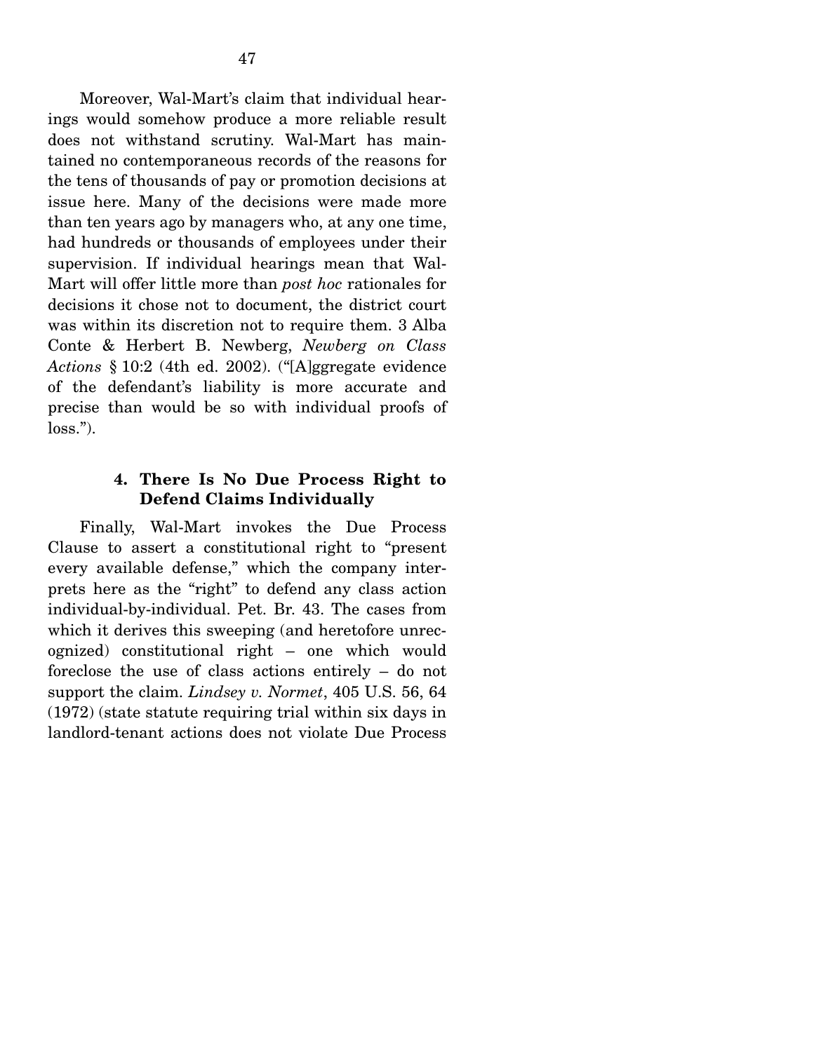Moreover, Wal-Mart's claim that individual hearings would somehow produce a more reliable result does not withstand scrutiny. Wal-Mart has maintained no contemporaneous records of the reasons for the tens of thousands of pay or promotion decisions at issue here. Many of the decisions were made more than ten years ago by managers who, at any one time, had hundreds or thousands of employees under their supervision. If individual hearings mean that Wal-Mart will offer little more than *post hoc* rationales for decisions it chose not to document, the district court was within its discretion not to require them. 3 Alba Conte & Herbert B. Newberg, *Newberg on Class Actions* § 10:2 (4th ed. 2002). ("[A]ggregate evidence of the defendant's liability is more accurate and precise than would be so with individual proofs of loss.").

#### 4. There Is No Due Process Right to Defend Claims Individually

Finally, Wal-Mart invokes the Due Process Clause to assert a constitutional right to "present every available defense," which the company interprets here as the "right" to defend any class action individual-by-individual. Pet. Br. 43. The cases from which it derives this sweeping (and heretofore unrecognized) constitutional right – one which would foreclose the use of class actions entirely – do not support the claim. *Lindsey v. Normet*, 405 U.S. 56, 64 (1972) (state statute requiring trial within six days in landlord-tenant actions does not violate Due Process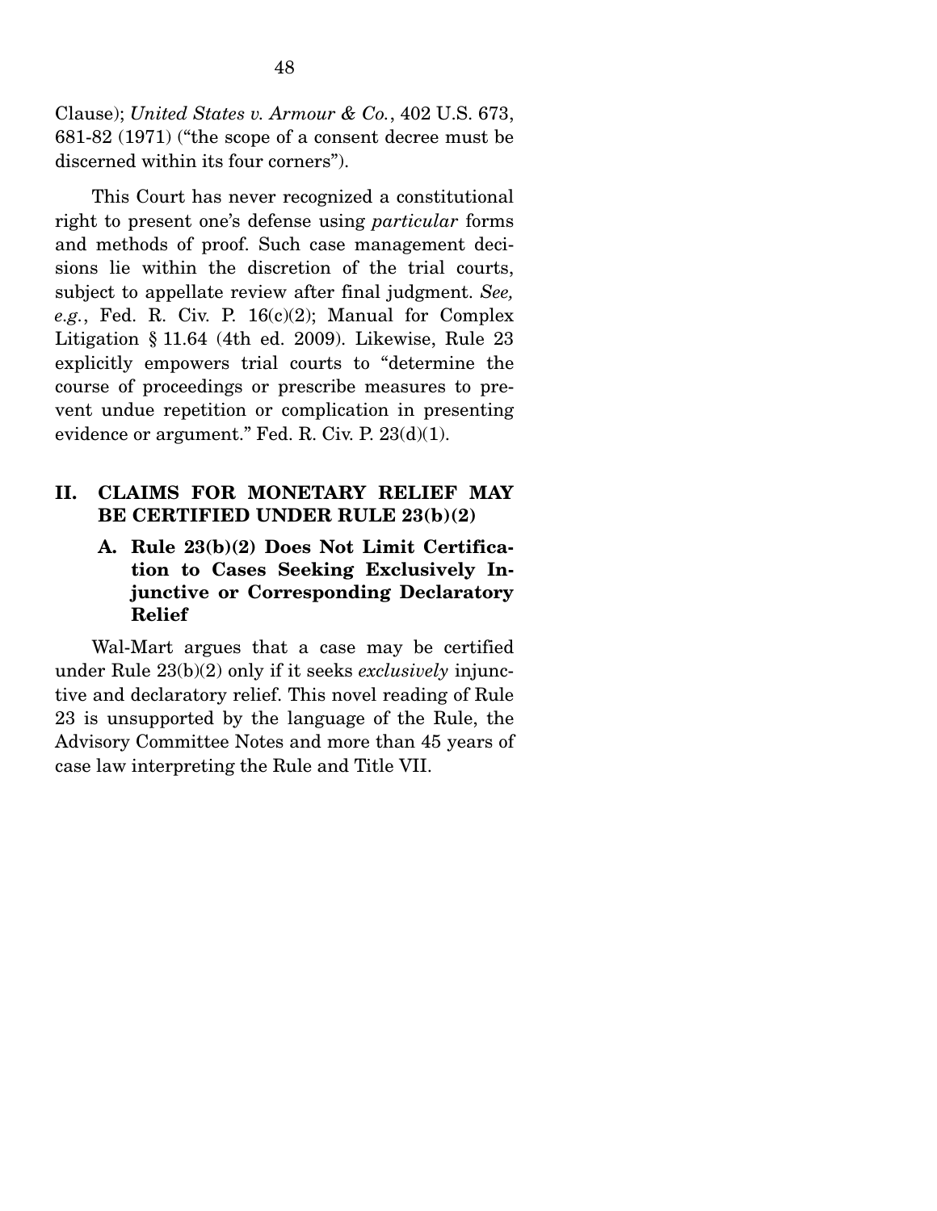Clause); *United States v. Armour & Co.*, 402 U.S. 673, 681-82 (1971) ("the scope of a consent decree must be discerned within its four corners").

This Court has never recognized a constitutional right to present one's defense using *particular* forms and methods of proof. Such case management decisions lie within the discretion of the trial courts, subject to appellate review after final judgment. *See, e.g.*, Fed. R. Civ. P. 16(c)(2); Manual for Complex Litigation § 11.64 (4th ed. 2009). Likewise, Rule 23 explicitly empowers trial courts to "determine the course of proceedings or prescribe measures to prevent undue repetition or complication in presenting evidence or argument." Fed. R. Civ. P. 23(d)(1).

## II. CLAIMS FOR MONETARY RELIEF MAY BE CERTIFIED UNDER RULE 23(b)(2)

### A. Rule 23(b)(2) Does Not Limit Certification to Cases Seeking Exclusively Injunctive or Corresponding Declaratory Relief

Wal-Mart argues that a case may be certified under Rule 23(b)(2) only if it seeks *exclusively* injunctive and declaratory relief. This novel reading of Rule 23 is unsupported by the language of the Rule, the Advisory Committee Notes and more than 45 years of case law interpreting the Rule and Title VII.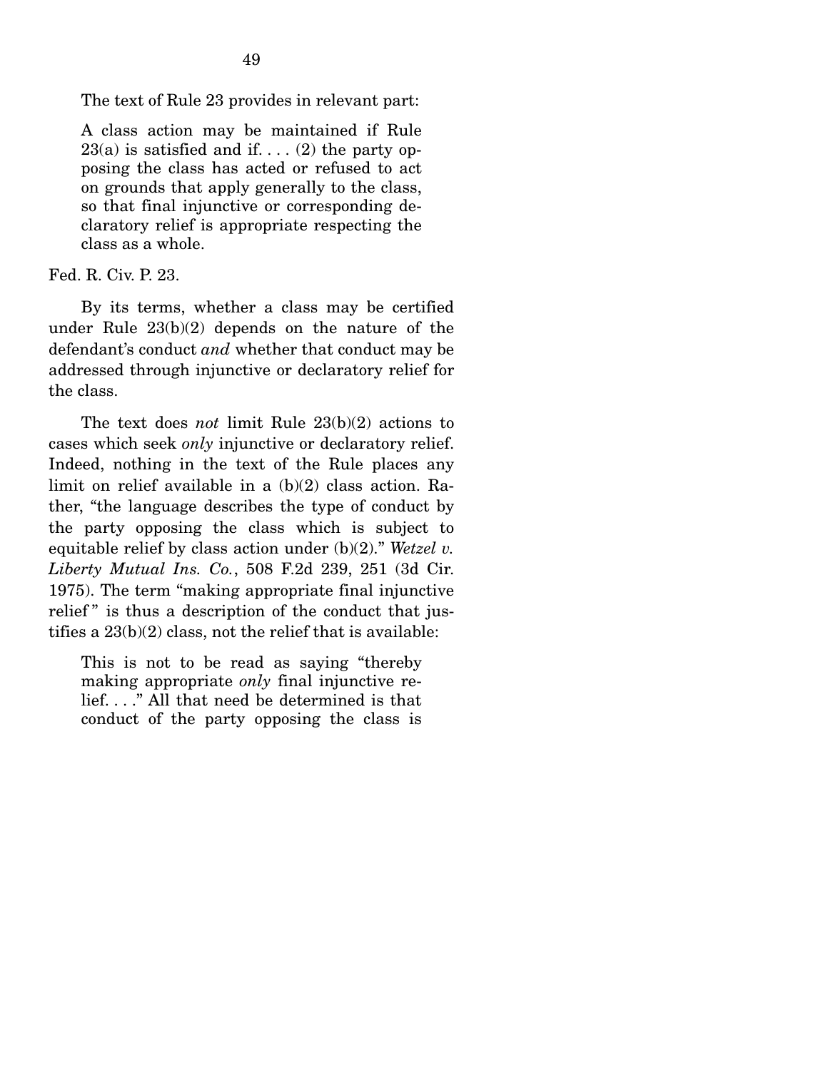The text of Rule 23 provides in relevant part:

> A class action may be maintained if Rule 23(a) is satisfied and if. . . . (2) the party opposing the class has acted or refused to act on grounds that apply generally to the class, so that final injunctive or corresponding declaratory relief is appropriate respecting the class as a whole.

Fed. R. Civ. P. 23.

By its terms, whether a class may be certified under Rule 23(b)(2) depends on the nature of the defendant's conduct *and* whether that conduct may be addressed through injunctive or declaratory relief for the class.

The text does *not* limit Rule 23(b)(2) actions to cases which seek *only* injunctive or declaratory relief. Indeed, nothing in the text of the Rule places any limit on relief available in a (b)(2) class action. Rather, "the language describes the type of conduct by the party opposing the class which is subject to equitable relief by class action under (b)(2)." *Wetzel v. Liberty Mutual Ins. Co.*, 508 F.2d 239, 251 (3d Cir. 1975). The term "making appropriate final injunctive relief" is thus a description of the conduct that justifies a 23(b)(2) class, not the relief that is available:

> This is not to be read as saying "thereby making appropriate *only* final injunctive relief. . . ." All that need be determined is that conduct of the party opposing the class is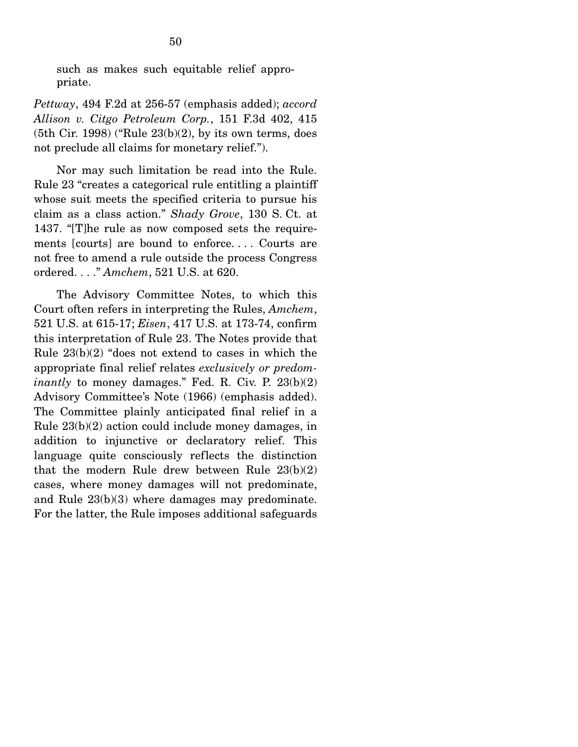such as makes such equitable relief appropriate.

*Pettway*, 494 F.2d at 256-57 (emphasis added); *accord Allison v. Citgo Petroleum Corp.*, 151 F.3d 402, 415 (5th Cir. 1998) ("Rule 23(b)(2), by its own terms, does not preclude all claims for monetary relief.").

Nor may such limitation be read into the Rule. Rule 23 "creates a categorical rule entitling a plaintiff whose suit meets the specified criteria to pursue his claim as a class action." *Shady Grove*, 130 S. Ct. at 1437. "[T]he rule as now composed sets the requirements [courts] are bound to enforce. . . . Courts are not free to amend a rule outside the process Congress ordered. . . ." *Amchem*, 521 U.S. at 620.

The Advisory Committee Notes, to which this Court often refers in interpreting the Rules, *Amchem*, 521 U.S. at 615-17; *Eisen*, 417 U.S. at 173-74, confirm this interpretation of Rule 23. The Notes provide that Rule 23(b)(2) "does not extend to cases in which the appropriate final relief relates *exclusively or predominantly* to money damages." Fed. R. Civ. P. 23(b)(2) Advisory Committee's Note (1966) (emphasis added). The Committee plainly anticipated final relief in a Rule 23(b)(2) action could include money damages, in addition to injunctive or declaratory relief. This language quite consciously reflects the distinction that the modern Rule drew between Rule 23(b)(2) cases, where money damages will not predominate, and Rule 23(b)(3) where damages may predominate. For the latter, the Rule imposes additional safeguards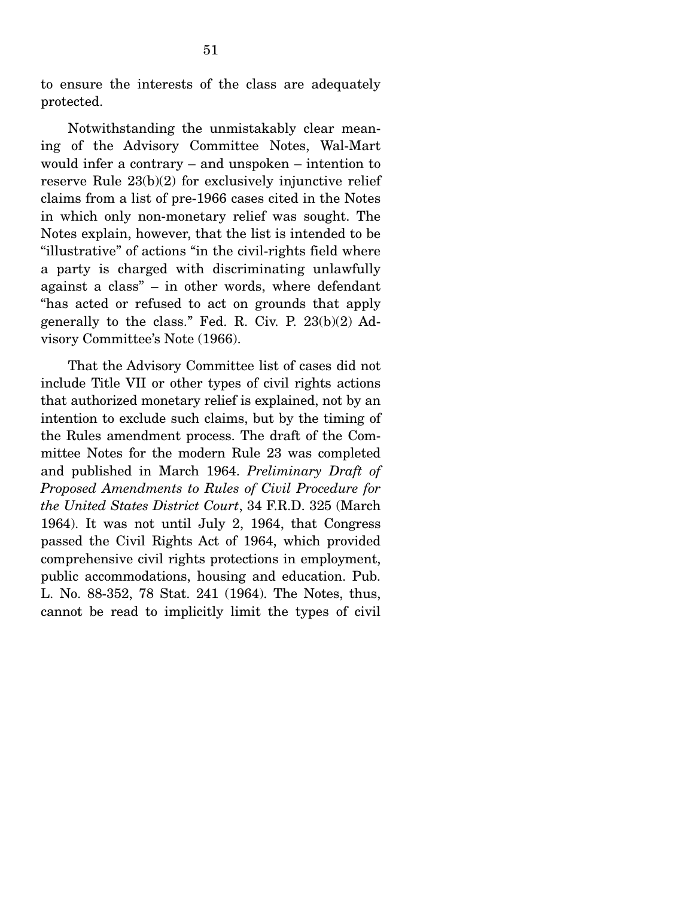to ensure the interests of the class are adequately protected.

Notwithstanding the unmistakably clear meaning of the Advisory Committee Notes, Wal-Mart would infer a contrary – and unspoken – intention to reserve Rule 23(b)(2) for exclusively injunctive relief claims from a list of pre-1966 cases cited in the Notes in which only non-monetary relief was sought. The Notes explain, however, that the list is intended to be "illustrative" of actions "in the civil-rights field where a party is charged with discriminating unlawfully against a class" – in other words, where defendant "has acted or refused to act on grounds that apply generally to the class." Fed. R. Civ. P. 23(b)(2) Advisory Committee's Note (1966).

That the Advisory Committee list of cases did not include Title VII or other types of civil rights actions that authorized monetary relief is explained, not by an intention to exclude such claims, but by the timing of the Rules amendment process. The draft of the Committee Notes for the modern Rule 23 was completed and published in March 1964. *Preliminary Draft of Proposed Amendments to Rules of Civil Procedure for the United States District Court*, 34 F.R.D. 325 (March 1964). It was not until July 2, 1964, that Congress passed the Civil Rights Act of 1964, which provided comprehensive civil rights protections in employment, public accommodations, housing and education. Pub. L. No. 88-352, 78 Stat. 241 (1964). The Notes, thus, cannot be read to implicitly limit the types of civil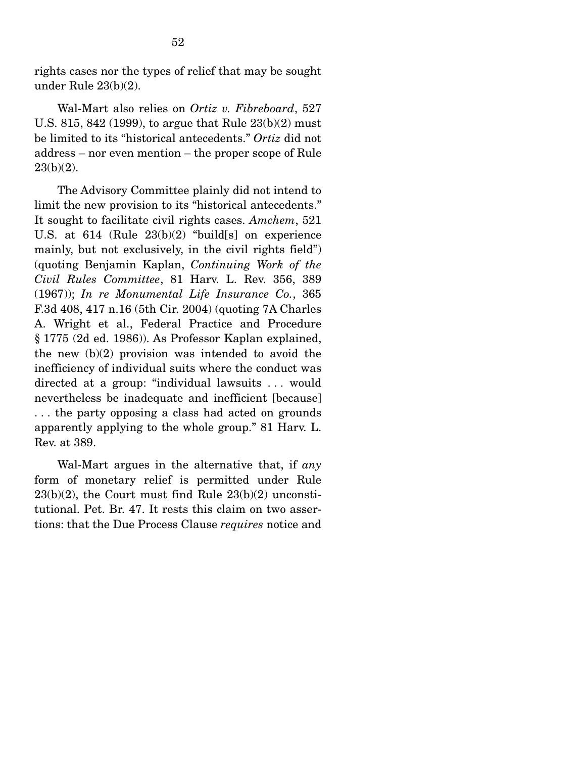rights cases nor the types of relief that may be sought under Rule 23(b)(2).

Wal-Mart also relies on *Ortiz v. Fibreboard*, 527 U.S. 815, 842 (1999), to argue that Rule 23(b)(2) must be limited to its "historical antecedents." *Ortiz* did not address – nor even mention – the proper scope of Rule 23(b)(2).

The Advisory Committee plainly did not intend to limit the new provision to its "historical antecedents." It sought to facilitate civil rights cases. *Amchem*, 521 U.S. at 614 (Rule 23(b)(2) "build[s] on experience mainly, but not exclusively, in the civil rights field") (quoting Benjamin Kaplan, *Continuing Work of the Civil Rules Committee*, 81 Harv. L. Rev. 356, 389 (1967)); *In re Monumental Life Insurance Co.*, 365 F.3d 408, 417 n.16 (5th Cir. 2004) (quoting 7A Charles A. Wright et al., Federal Practice and Procedure § 1775 (2d ed. 1986)). As Professor Kaplan explained, the new (b)(2) provision was intended to avoid the inefficiency of individual suits where the conduct was directed at a group: "individual lawsuits . . . would nevertheless be inadequate and inefficient [because] . . . the party opposing a class had acted on grounds apparently applying to the whole group." 81 Harv. L. Rev. at 389.

Wal-Mart argues in the alternative that, if *any* form of monetary relief is permitted under Rule 23(b)(2), the Court must find Rule 23(b)(2) unconstitutional. Pet. Br. 47. It rests this claim on two assertions: that the Due Process Clause *requires* notice and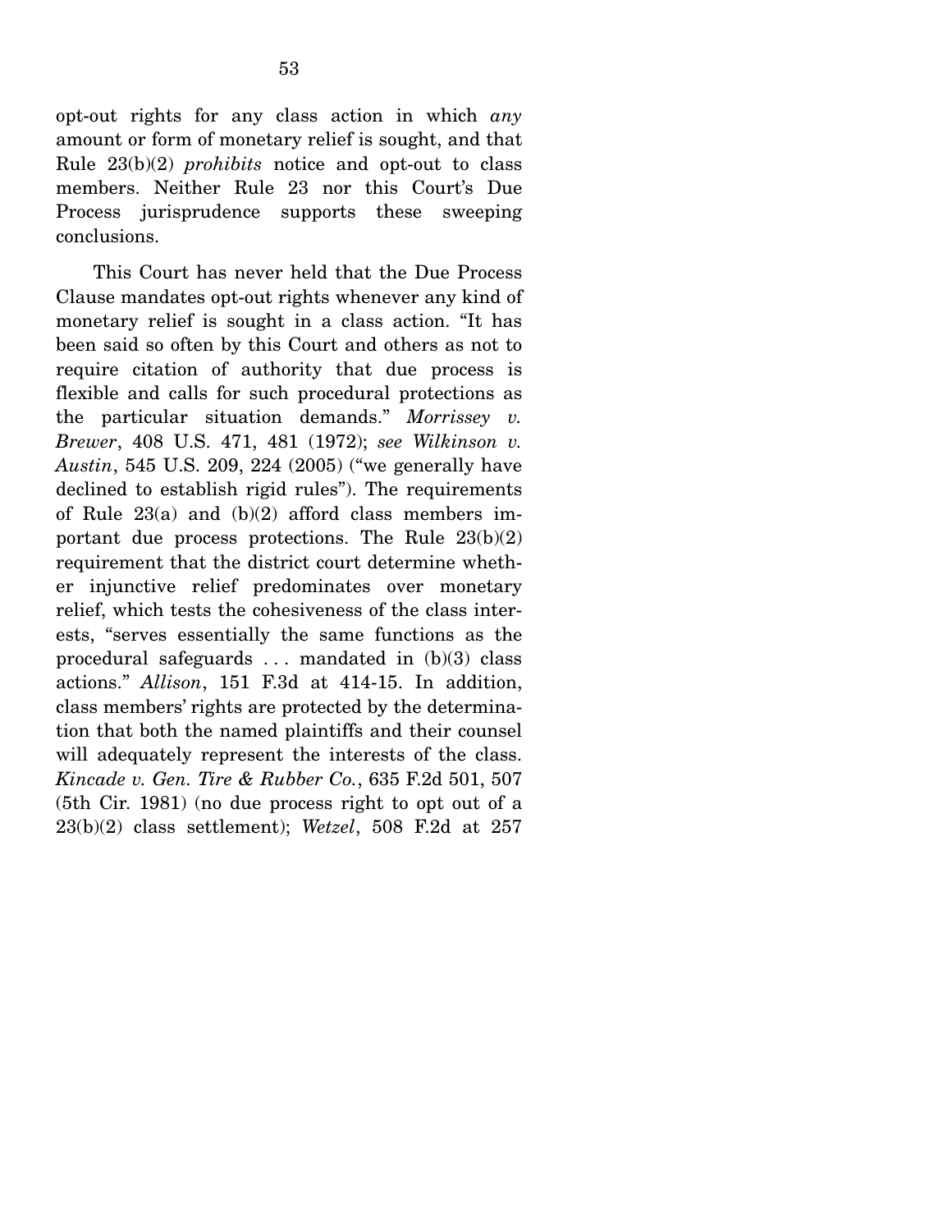opt-out rights for any class action in which *any* amount or form of monetary relief is sought, and that Rule 23(b)(2) *prohibits* notice and opt-out to class members. Neither Rule 23 nor this Court's Due Process jurisprudence supports these sweeping conclusions.

This Court has never held that the Due Process Clause mandates opt-out rights whenever any kind of monetary relief is sought in a class action. "It has been said so often by this Court and others as not to require citation of authority that due process is flexible and calls for such procedural protections as the particular situation demands." *Morrissey v. Brewer*, 408 U.S. 471, 481 (1972); *see Wilkinson v. Austin*, 545 U.S. 209, 224 (2005) ("we generally have declined to establish rigid rules"). The requirements of Rule 23(a) and (b)(2) afford class members important due process protections. The Rule 23(b)(2) requirement that the district court determine whether injunctive relief predominates over monetary relief, which tests the cohesiveness of the class interests, "serves essentially the same functions as the procedural safeguards . . . mandated in (b)(3) class actions." *Allison*, 151 F.3d at 414-15. In addition, class members' rights are protected by the determination that both the named plaintiffs and their counsel will adequately represent the interests of the class. *Kincade v. Gen. Tire & Rubber Co.*, 635 F.2d 501, 507 (5th Cir. 1981) (no due process right to opt out of a 23(b)(2) class settlement); *Wetzel*, 508 F.2d at 257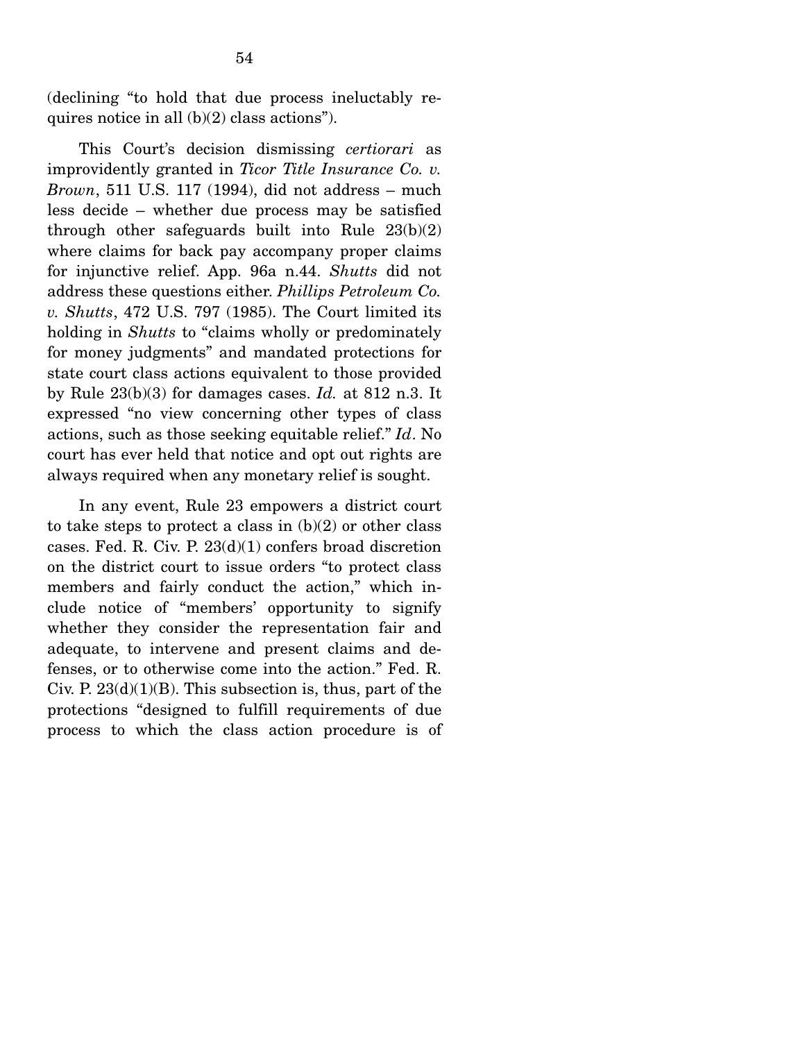(declining "to hold that due process ineluctably requires notice in all (b)(2) class actions").

This Court's decision dismissing *certiorari* as improvidently granted in *Ticor Title Insurance Co. v. Brown*, 511 U.S. 117 (1994), did not address – much less decide – whether due process may be satisfied through other safeguards built into Rule 23(b)(2) where claims for back pay accompany proper claims for injunctive relief. App. 96a n.44. *Shutts* did not address these questions either. *Phillips Petroleum Co. v. Shutts*, 472 U.S. 797 (1985). The Court limited its holding in *Shutts* to "claims wholly or predominately for money judgments" and mandated protections for state court class actions equivalent to those provided by Rule 23(b)(3) for damages cases. *Id.* at 812 n.3. It expressed "no view concerning other types of class actions, such as those seeking equitable relief." *Id*. No court has ever held that notice and opt out rights are always required when any monetary relief is sought.

In any event, Rule 23 empowers a district court to take steps to protect a class in (b)(2) or other class cases. Fed. R. Civ. P. 23(d)(1) confers broad discretion on the district court to issue orders "to protect class members and fairly conduct the action," which include notice of "members' opportunity to signify whether they consider the representation fair and adequate, to intervene and present claims and defenses, or to otherwise come into the action." Fed. R. Civ. P. 23(d)(1)(B). This subsection is, thus, part of the protections "designed to fulfill requirements of due process to which the class action procedure is of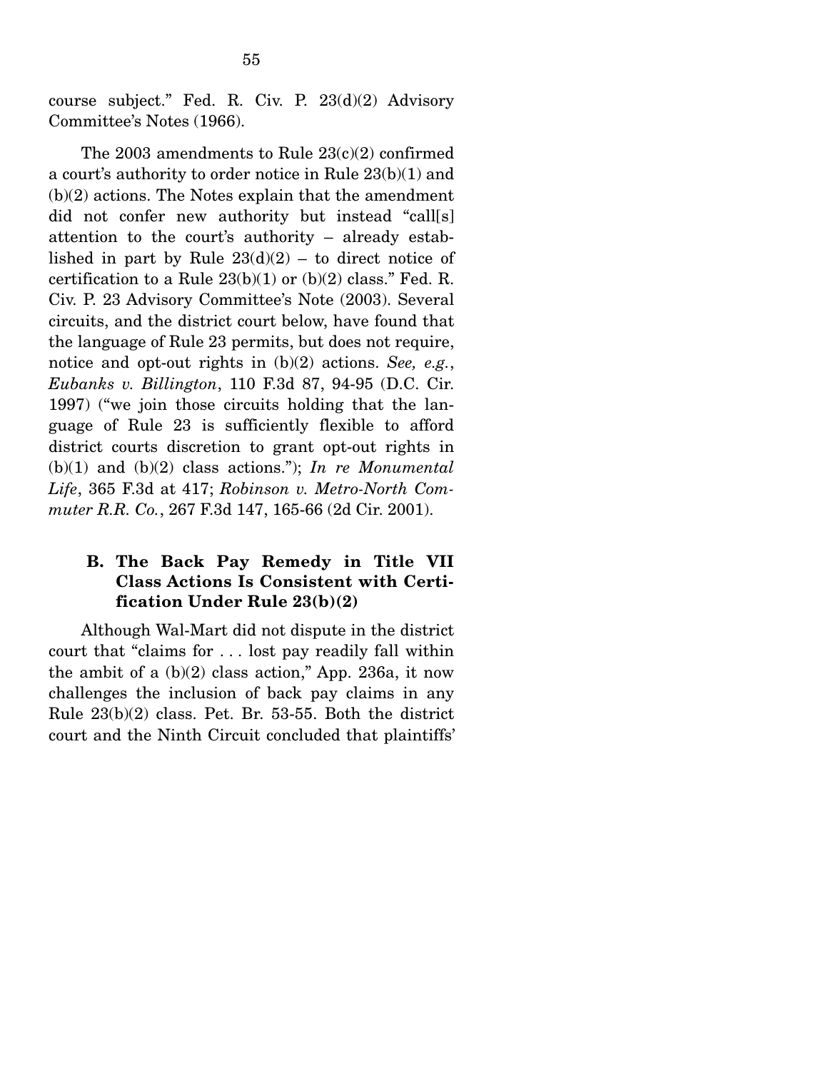course subject." Fed. R. Civ. P. 23(d)(2) Advisory Committee's Notes (1966).

The 2003 amendments to Rule 23(c)(2) confirmed a court's authority to order notice in Rule 23(b)(1) and (b)(2) actions. The Notes explain that the amendment did not confer new authority but instead "call[s] attention to the court's authority – already established in part by Rule 23(d)(2) – to direct notice of certification to a Rule 23(b)(1) or (b)(2) class." Fed. R. Civ. P. 23 Advisory Committee's Note (2003). Several circuits, and the district court below, have found that the language of Rule 23 permits, but does not require, notice and opt-out rights in (b)(2) actions. *See, e.g.*, *Eubanks v. Billington*, 110 F.3d 87, 94-95 (D.C. Cir. 1997) ("we join those circuits holding that the language of Rule 23 is sufficiently flexible to afford district courts discretion to grant opt-out rights in (b)(1) and (b)(2) class actions."); *In re Monumental Life*, 365 F.3d at 417; *Robinson v. Metro-North Commuter R.R. Co.*, 267 F.3d 147, 165-66 (2d Cir. 2001).

### B. The Back Pay Remedy in Title VII Class Actions Is Consistent with Certification Under Rule 23(b)(2)

Although Wal-Mart did not dispute in the district court that "claims for . . . lost pay readily fall within the ambit of a (b)(2) class action," App. 236a, it now challenges the inclusion of back pay claims in any Rule 23(b)(2) class. Pet. Br. 53-55. Both the district court and the Ninth Circuit concluded that plaintiffs'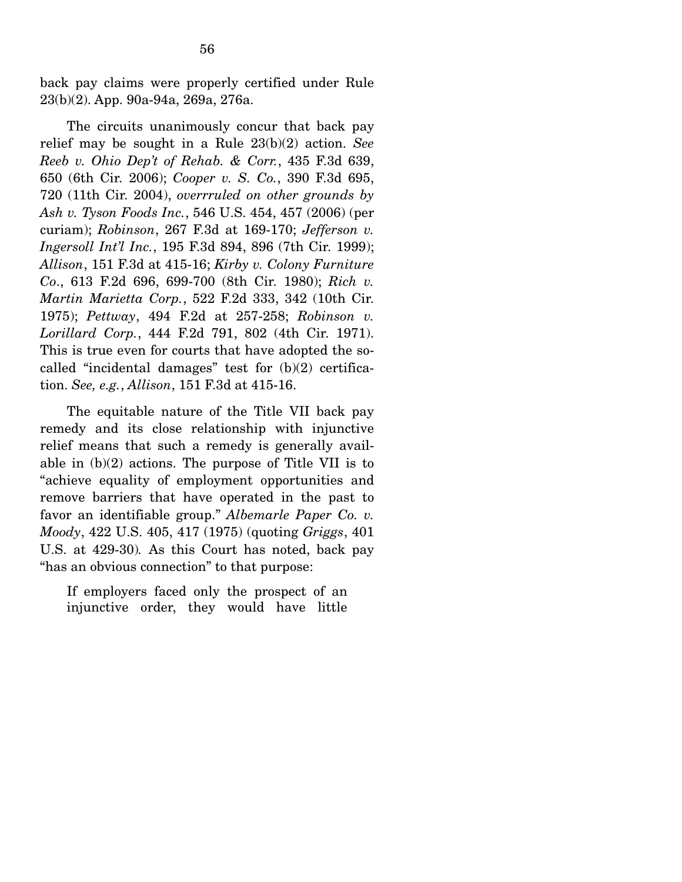back pay claims were properly certified under Rule 23(b)(2). App. 90a-94a, 269a, 276a.

The circuits unanimously concur that back pay relief may be sought in a Rule 23(b)(2) action. *See Reeb v. Ohio Dep't of Rehab. & Corr.*, 435 F.3d 639, 650 (6th Cir. 2006); *Cooper v. S. Co.*, 390 F.3d 695, 720 (11th Cir. 2004), *overrruled on other grounds by Ash v. Tyson Foods Inc.*, 546 U.S. 454, 457 (2006) (per curiam); *Robinson*, 267 F.3d at 169-170; *Jefferson v. Ingersoll Int'l Inc.*, 195 F.3d 894, 896 (7th Cir. 1999); *Allison*, 151 F.3d at 415-16; *Kirby v. Colony Furniture Co*., 613 F.2d 696, 699-700 (8th Cir. 1980); *Rich v. Martin Marietta Corp.*, 522 F.2d 333, 342 (10th Cir. 1975); *Pettway*, 494 F.2d at 257-258; *Robinson v. Lorillard Corp.*, 444 F.2d 791, 802 (4th Cir. 1971). This is true even for courts that have adopted the so-called "incidental damages" test for (b)(2) certification. *See, e.g.*, *Allison*, 151 F.3d at 415-16.

The equitable nature of the Title VII back pay remedy and its close relationship with injunctive relief means that such a remedy is generally available in (b)(2) actions. The purpose of Title VII is to "achieve equality of employment opportunities and remove barriers that have operated in the past to favor an identifiable group." *Albemarle Paper Co. v. Moody*, 422 U.S. 405, 417 (1975) (quoting *Griggs*, 401 U.S. at 429-30). As this Court has noted, back pay "has an obvious connection" to that purpose:

> If employers faced only the prospect of an injunctive order, they would have little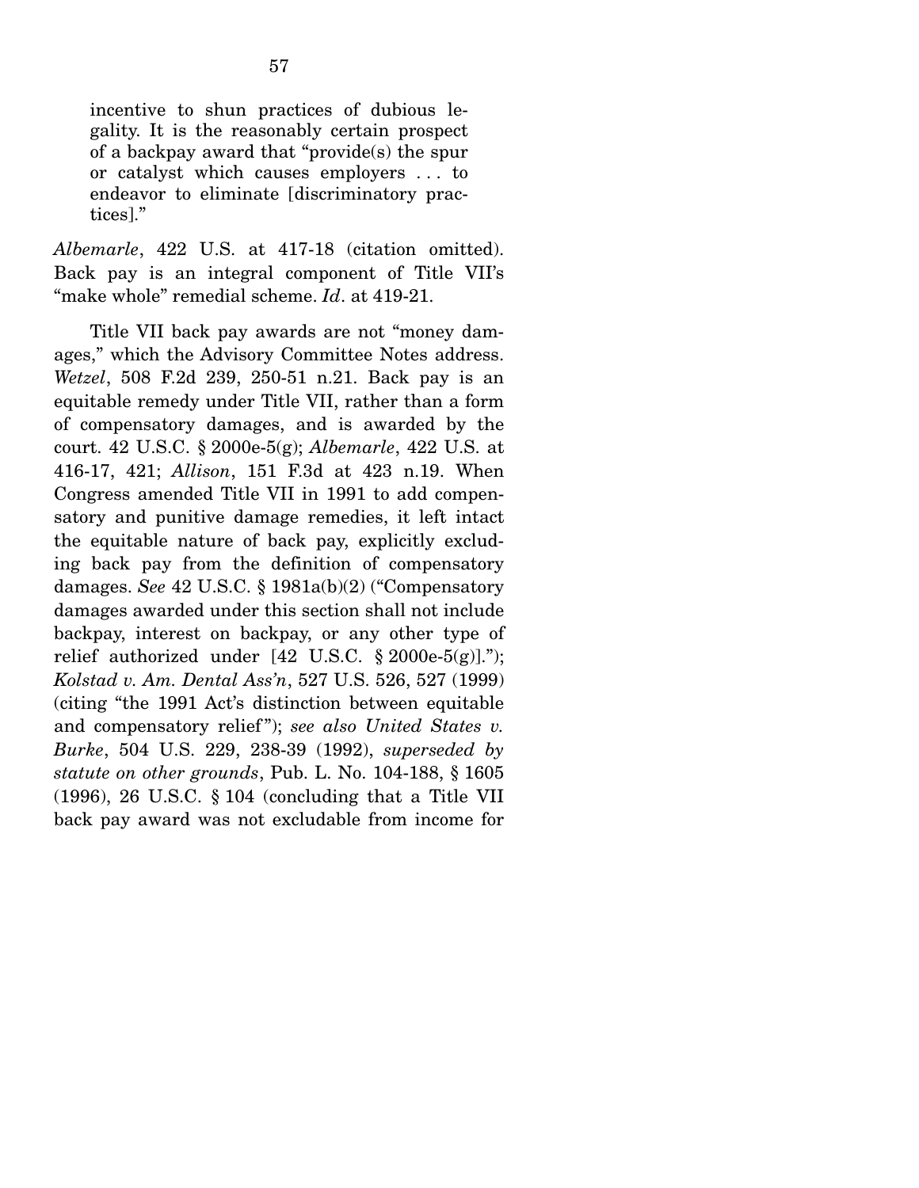> incentive to shun practices of dubious legality. It is the reasonably certain prospect of a backpay award that "provide(s) the spur or catalyst which causes employers . . . to endeavor to eliminate [discriminatory practices]."

*Albemarle*, 422 U.S. at 417-18 (citation omitted). Back pay is an integral component of Title VII's "make whole" remedial scheme. *Id*. at 419-21.

Title VII back pay awards are not "money damages," which the Advisory Committee Notes address. *Wetzel*, 508 F.2d 239, 250-51 n.21. Back pay is an equitable remedy under Title VII, rather than a form of compensatory damages, and is awarded by the court. 42 U.S.C. § 2000e-5(g); *Albemarle*, 422 U.S. at 416-17, 421; *Allison*, 151 F.3d at 423 n.19. When Congress amended Title VII in 1991 to add compensatory and punitive damage remedies, it left intact the equitable nature of back pay, explicitly excluding back pay from the definition of compensatory damages. *See* 42 U.S.C. § 1981a(b)(2) ("Compensatory damages awarded under this section shall not include backpay, interest on backpay, or any other type of relief authorized under [42 U.S.C. § 2000e-5(g)]."); *Kolstad v. Am. Dental Ass'n*, 527 U.S. 526, 527 (1999) (citing "the 1991 Act's distinction between equitable and compensatory relief"); *see also United States v. Burke*, 504 U.S. 229, 238-39 (1992), *superseded by statute on other grounds*, Pub. L. No. 104-188, § 1605 (1996), 26 U.S.C. § 104 (concluding that a Title VII back pay award was not excludable from income for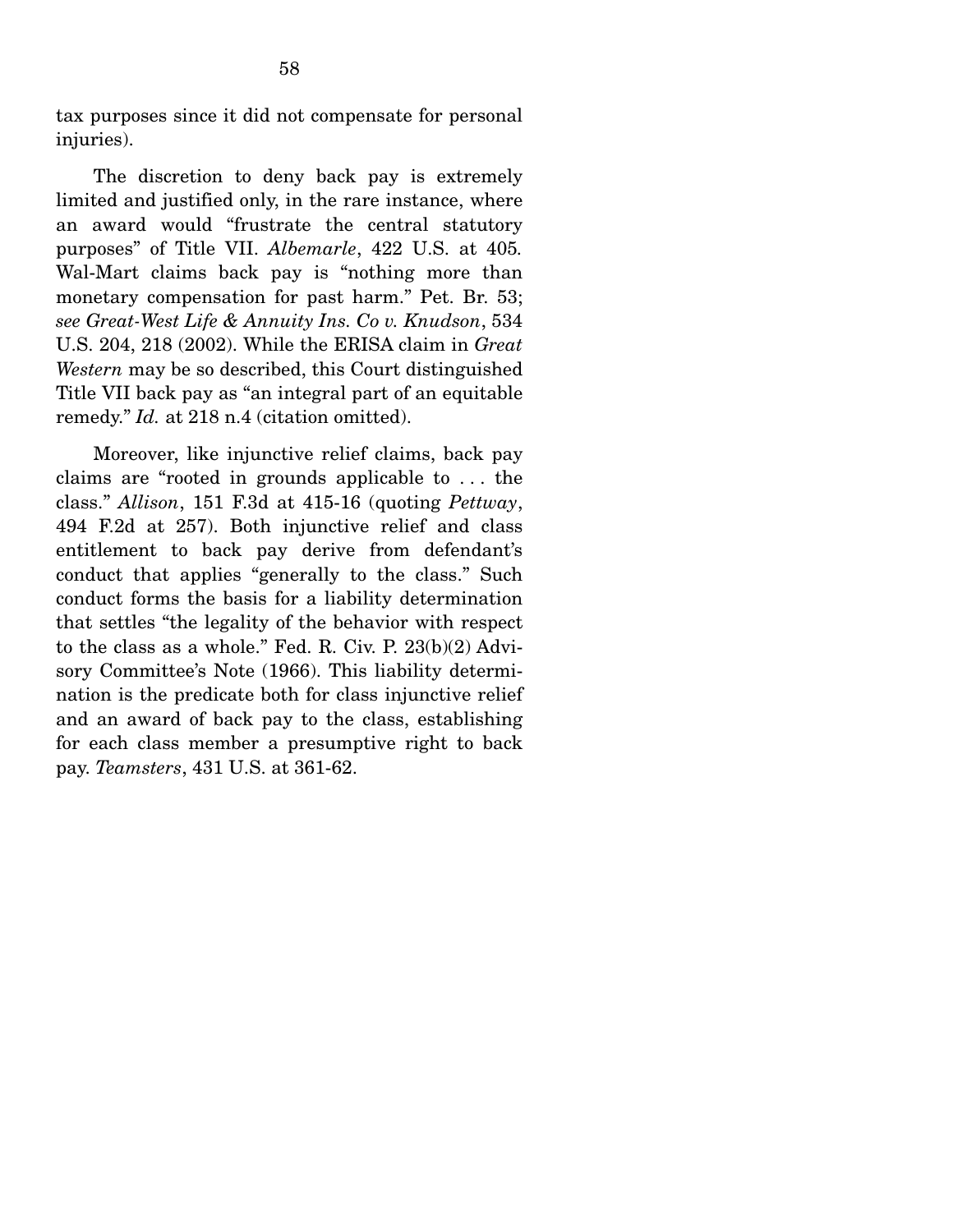tax purposes since it did not compensate for personal injuries).

The discretion to deny back pay is extremely limited and justified only, in the rare instance, where an award would "frustrate the central statutory purposes" of Title VII. *Albemarle*, 422 U.S. at 405. Wal-Mart claims back pay is "nothing more than monetary compensation for past harm." Pet. Br. 53; *see Great-West Life & Annuity Ins. Co v. Knudson*, 534 U.S. 204, 218 (2002). While the ERISA claim in *Great Western* may be so described, this Court distinguished Title VII back pay as "an integral part of an equitable remedy." *Id.* at 218 n.4 (citation omitted).

Moreover, like injunctive relief claims, back pay claims are "rooted in grounds applicable to . . . the class." *Allison*, 151 F.3d at 415-16 (quoting *Pettway*, 494 F.2d at 257). Both injunctive relief and class entitlement to back pay derive from defendant's conduct that applies "generally to the class." Such conduct forms the basis for a liability determination that settles "the legality of the behavior with respect to the class as a whole." Fed. R. Civ. P. 23(b)(2) Advisory Committee's Note (1966). This liability determination is the predicate both for class injunctive relief and an award of back pay to the class, establishing for each class member a presumptive right to back pay. *Teamsters*, 431 U.S. at 361-62.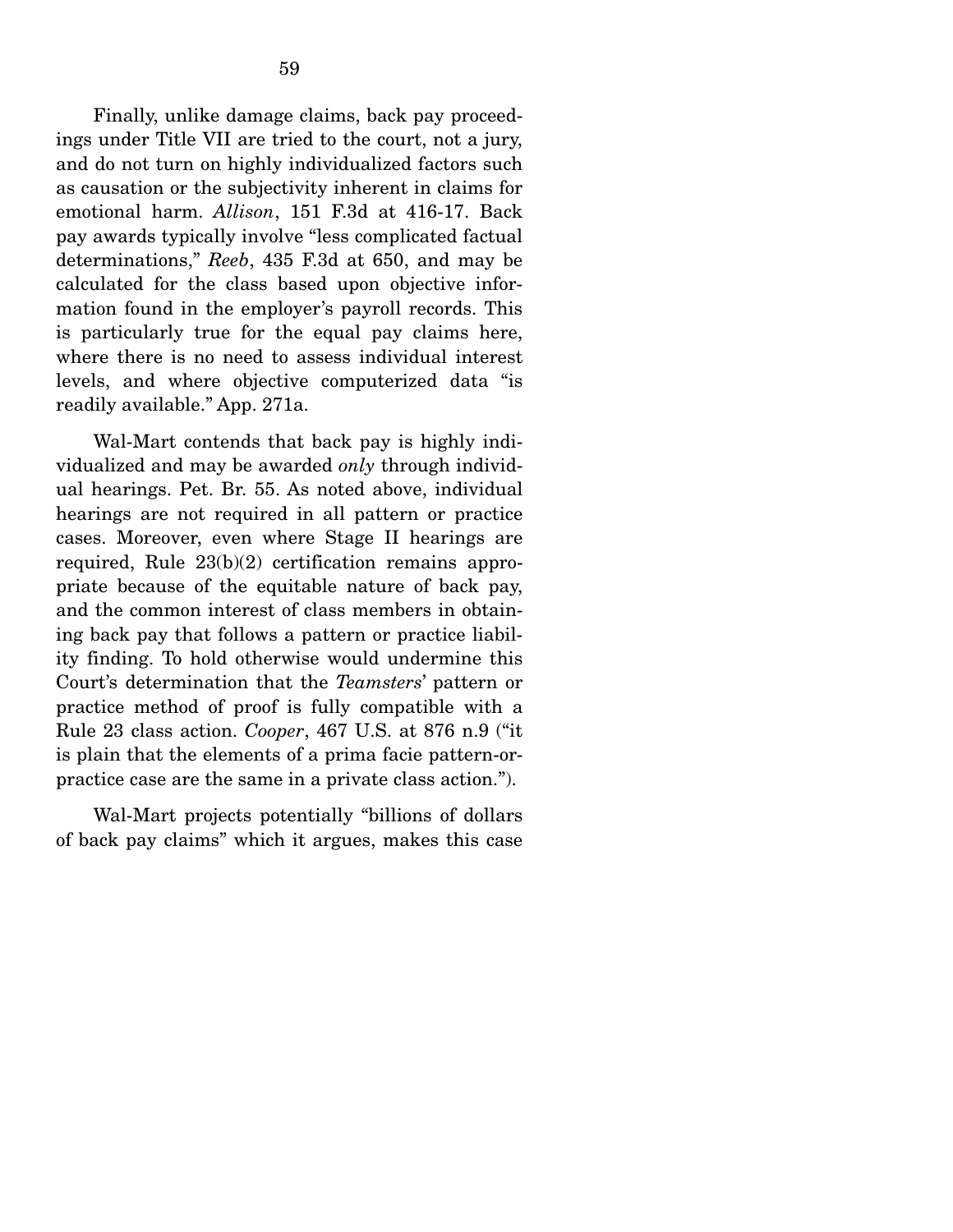Finally, unlike damage claims, back pay proceedings under Title VII are tried to the court, not a jury, and do not turn on highly individualized factors such as causation or the subjectivity inherent in claims for emotional harm. *Allison*, 151 F.3d at 416-17. Back pay awards typically involve "less complicated factual determinations," *Reeb*, 435 F.3d at 650, and may be calculated for the class based upon objective information found in the employer's payroll records. This is particularly true for the equal pay claims here, where there is no need to assess individual interest levels, and where objective computerized data "is readily available." App. 271a.

Wal-Mart contends that back pay is highly individualized and may be awarded *only* through individual hearings. Pet. Br. 55. As noted above, individual hearings are not required in all pattern or practice cases. Moreover, even where Stage II hearings are required, Rule 23(b)(2) certification remains appropriate because of the equitable nature of back pay, and the common interest of class members in obtaining back pay that follows a pattern or practice liability finding. To hold otherwise would undermine this Court's determination that the *Teamsters*' pattern or practice method of proof is fully compatible with a Rule 23 class action. *Cooper*, 467 U.S. at 876 n.9 ("it is plain that the elements of a prima facie pattern-or-practice case are the same in a private class action.").

Wal-Mart projects potentially "billions of dollars of back pay claims" which it argues, makes this case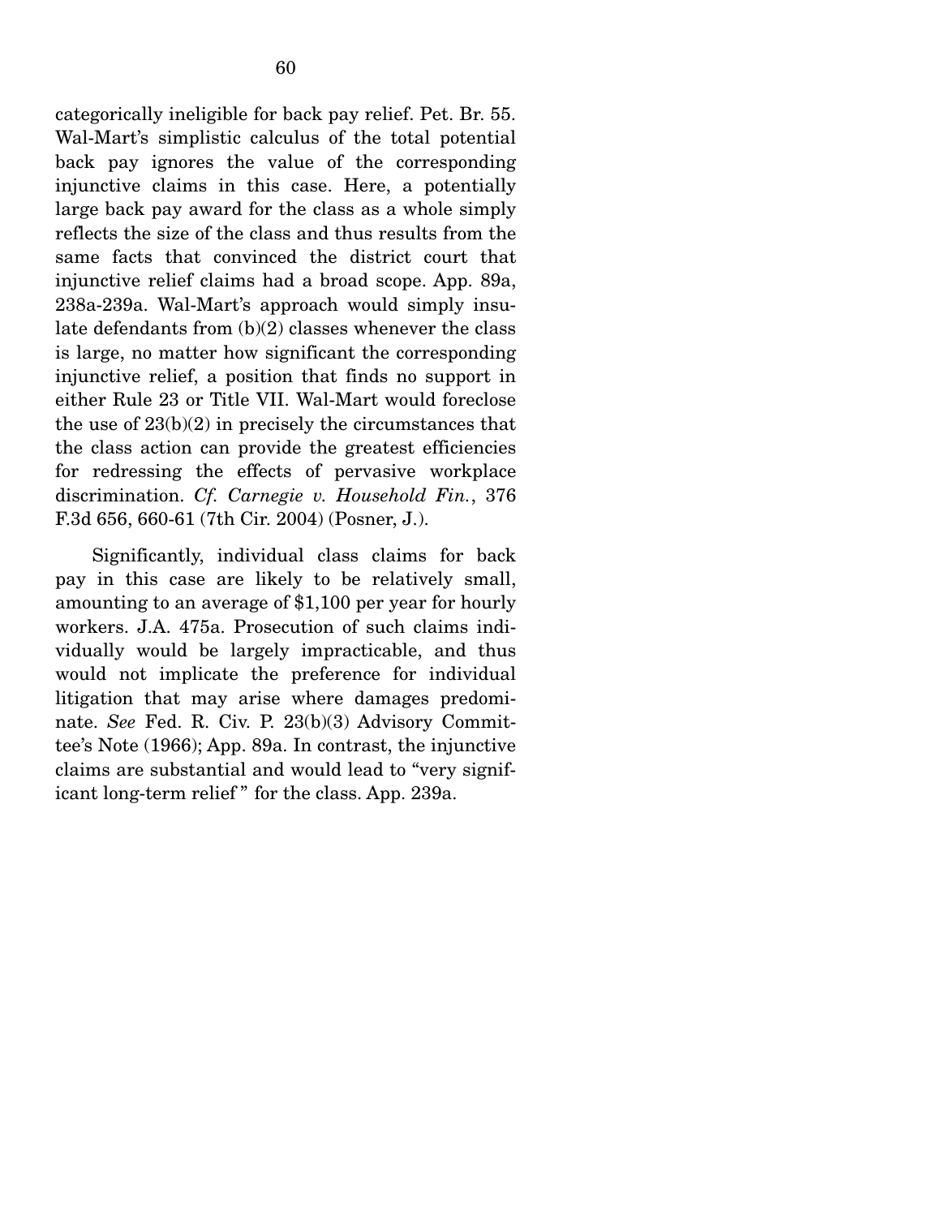categorically ineligible for back pay relief. Pet. Br. 55. Wal-Mart's simplistic calculus of the total potential back pay ignores the value of the corresponding injunctive claims in this case. Here, a potentially large back pay award for the class as a whole simply reflects the size of the class and thus results from the same facts that convinced the district court that injunctive relief claims had a broad scope. App. 89a, 238a-239a. Wal-Mart's approach would simply insulate defendants from (b)(2) classes whenever the class is large, no matter how significant the corresponding injunctive relief, a position that finds no support in either Rule 23 or Title VII. Wal-Mart would foreclose the use of 23(b)(2) in precisely the circumstances that the class action can provide the greatest efficiencies for redressing the effects of pervasive workplace discrimination. *Cf. Carnegie v. Household Fin.*, 376 F.3d 656, 660-61 (7th Cir. 2004) (Posner, J.).

Significantly, individual class claims for back pay in this case are likely to be relatively small, amounting to an average of $1,100 per year for hourly workers. J.A. 475a. Prosecution of such claims individually would be largely impracticable, and thus would not implicate the preference for individual litigation that may arise where damages predominate. *See* Fed. R. Civ. P. 23(b)(3) Advisory Committee's Note (1966); App. 89a. In contrast, the injunctive claims are substantial and would lead to "very significant long-term relief" for the class. App. 239a.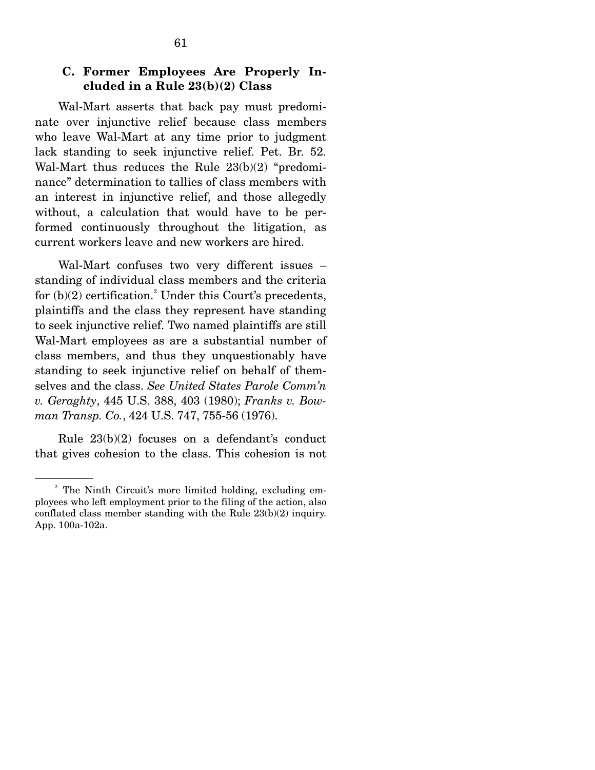### C. Former Employees Are Properly Included in a Rule 23(b)(2) Class

Wal-Mart asserts that back pay must predominate over injunctive relief because class members who leave Wal-Mart at any time prior to judgment lack standing to seek injunctive relief. Pet. Br. 52. Wal-Mart thus reduces the Rule 23(b)(2) "predominance" determination to tallies of class members with an interest in injunctive relief, and those allegedly without, a calculation that would have to be performed continuously throughout the litigation, as current workers leave and new workers are hired.

Wal-Mart confuses two very different issues – standing of individual class members and the criteria for (b)(2) certification.[2] Under this Court's precedents, plaintiffs and the class they represent have standing to seek injunctive relief. Two named plaintiffs are still Wal-Mart employees as are a substantial number of class members, and thus they unquestionably have standing to seek injunctive relief on behalf of themselves and the class. *See United States Parole Comm'n v. Geraghty*, 445 U.S. 388, 403 (1980); *Franks v. Bowman Transp. Co.*, 424 U.S. 747, 755-56 (1976).

Rule 23(b)(2) focuses on a defendant's conduct that gives cohesion to the class. This cohesion is not

---

[2] The Ninth Circuit's more limited holding, excluding employees who left employment prior to the filing of the action, also conflated class member standing with the Rule 23(b)(2) inquiry. App. 100a-102a.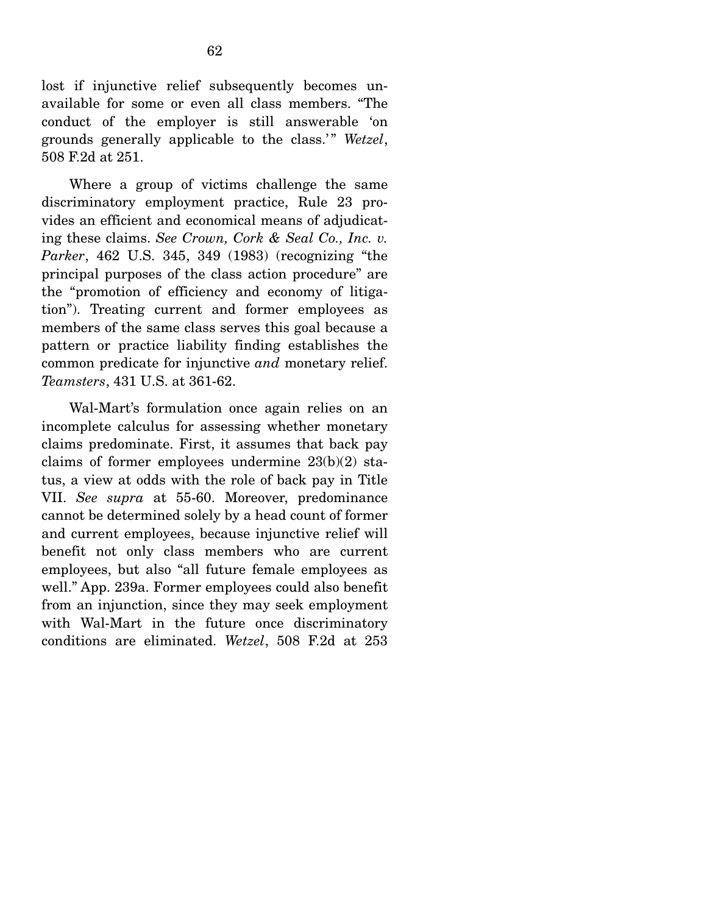lost if injunctive relief subsequently becomes unavailable for some or even all class members. "The conduct of the employer is still answerable 'on grounds generally applicable to the class.'" *Wetzel*, 508 F.2d at 251.

Where a group of victims challenge the same discriminatory employment practice, Rule 23 provides an efficient and economical means of adjudicating these claims. *See Crown, Cork & Seal Co., Inc. v. Parker*, 462 U.S. 345, 349 (1983) (recognizing "the principal purposes of the class action procedure" are the "promotion of efficiency and economy of litigation"). Treating current and former employees as members of the same class serves this goal because a pattern or practice liability finding establishes the common predicate for injunctive *and* monetary relief. *Teamsters*, 431 U.S. at 361-62.

Wal-Mart's formulation once again relies on an incomplete calculus for assessing whether monetary claims predominate. First, it assumes that back pay claims of former employees undermine 23(b)(2) status, a view at odds with the role of back pay in Title VII. *See supra* at 55-60. Moreover, predominance cannot be determined solely by a head count of former and current employees, because injunctive relief will benefit not only class members who are current employees, but also "all future female employees as well." App. 239a. Former employees could also benefit from an injunction, since they may seek employment with Wal-Mart in the future once discriminatory conditions are eliminated. *Wetzel*, 508 F.2d at 253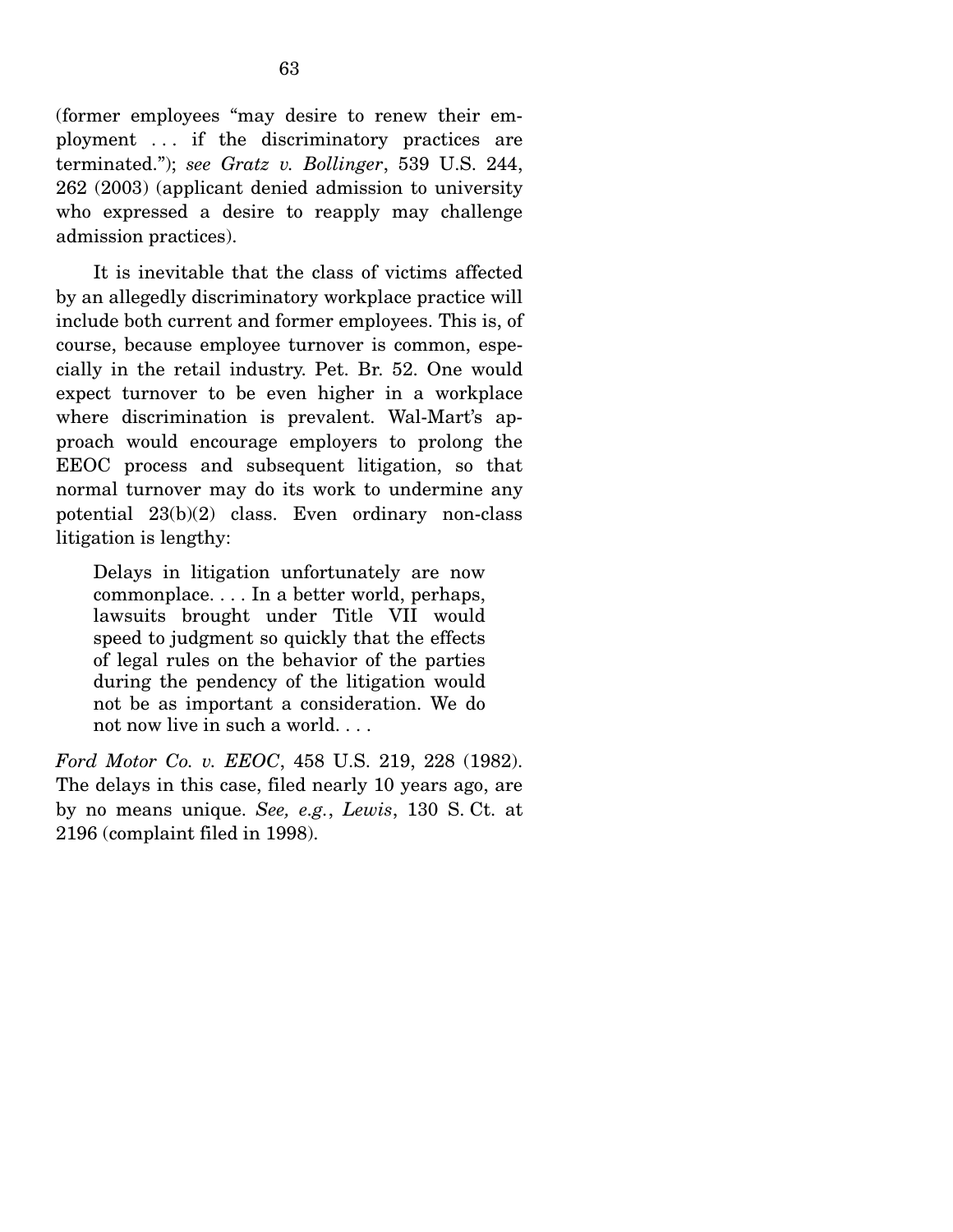(former employees "may desire to renew their employment . . . if the discriminatory practices are terminated."); *see Gratz v. Bollinger*, 539 U.S. 244, 262 (2003) (applicant denied admission to university who expressed a desire to reapply may challenge admission practices).

It is inevitable that the class of victims affected by an allegedly discriminatory workplace practice will include both current and former employees. This is, of course, because employee turnover is common, especially in the retail industry. Pet. Br. 52. One would expect turnover to be even higher in a workplace where discrimination is prevalent. Wal-Mart's approach would encourage employers to prolong the EEOC process and subsequent litigation, so that normal turnover may do its work to undermine any potential 23(b)(2) class. Even ordinary non-class litigation is lengthy:

> Delays in litigation unfortunately are now commonplace. . . . In a better world, perhaps, lawsuits brought under Title VII would speed to judgment so quickly that the effects of legal rules on the behavior of the parties during the pendency of the litigation would not be as important a consideration. We do not now live in such a world. . . .

*Ford Motor Co. v. EEOC*, 458 U.S. 219, 228 (1982). The delays in this case, filed nearly 10 years ago, are by no means unique. *See, e.g.*, *Lewis*, 130 S. Ct. at 2196 (complaint filed in 1998).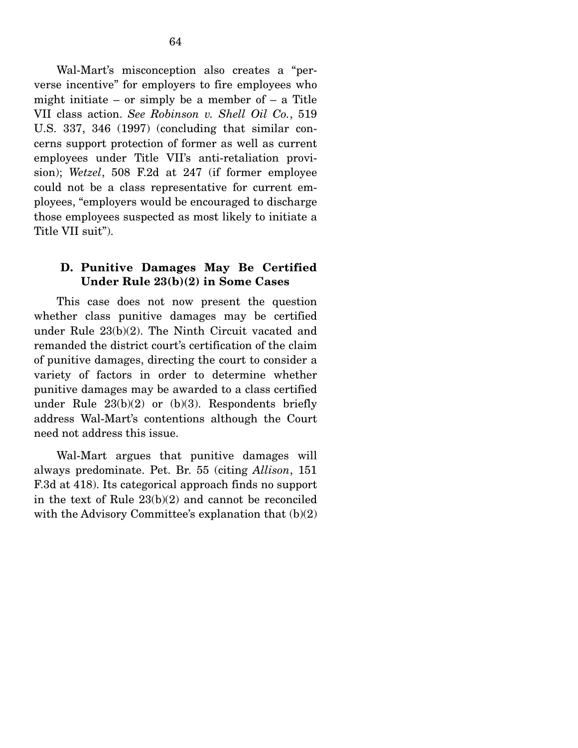Wal-Mart's misconception also creates a "perverse incentive" for employers to fire employees who might initiate – or simply be a member of – a Title VII class action. *See Robinson v. Shell Oil Co.*, 519 U.S. 337, 346 (1997) (concluding that similar concerns support protection of former as well as current employees under Title VII's anti-retaliation provision); *Wetzel*, 508 F.2d at 247 (if former employee could not be a class representative for current employees, "employers would be encouraged to discharge those employees suspected as most likely to initiate a Title VII suit").

### D. Punitive Damages May Be Certified Under Rule 23(b)(2) in Some Cases

This case does not now present the question whether class punitive damages may be certified under Rule 23(b)(2). The Ninth Circuit vacated and remanded the district court's certification of the claim of punitive damages, directing the court to consider a variety of factors in order to determine whether punitive damages may be awarded to a class certified under Rule 23(b)(2) or (b)(3). Respondents briefly address Wal-Mart's contentions although the Court need not address this issue.

Wal-Mart argues that punitive damages will always predominate. Pet. Br. 55 (citing *Allison*, 151 F.3d at 418). Its categorical approach finds no support in the text of Rule 23(b)(2) and cannot be reconciled with the Advisory Committee's explanation that (b)(2)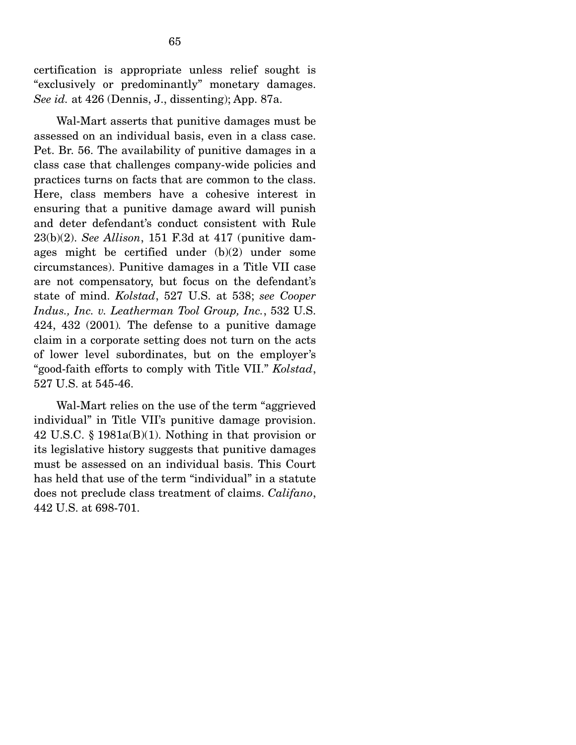certification is appropriate unless relief sought is "exclusively or predominantly" monetary damages. *See id.* at 426 (Dennis, J., dissenting); App. 87a.

Wal-Mart asserts that punitive damages must be assessed on an individual basis, even in a class case. Pet. Br. 56. The availability of punitive damages in a class case that challenges company-wide policies and practices turns on facts that are common to the class. Here, class members have a cohesive interest in ensuring that a punitive damage award will punish and deter defendant's conduct consistent with Rule 23(b)(2). *See Allison*, 151 F.3d at 417 (punitive damages might be certified under (b)(2) under some circumstances). Punitive damages in a Title VII case are not compensatory, but focus on the defendant's state of mind. *Kolstad*, 527 U.S. at 538; *see Cooper Indus., Inc. v. Leatherman Tool Group, Inc.*, 532 U.S. 424, 432 (2001). The defense to a punitive damage claim in a corporate setting does not turn on the acts of lower level subordinates, but on the employer's "good-faith efforts to comply with Title VII." *Kolstad*, 527 U.S. at 545-46.

Wal-Mart relies on the use of the term "aggrieved individual" in Title VII's punitive damage provision. 42 U.S.C. § 1981a(B)(1). Nothing in that provision or its legislative history suggests that punitive damages must be assessed on an individual basis. This Court has held that use of the term "individual" in a statute does not preclude class treatment of claims. *Califano*, 442 U.S. at 698-701.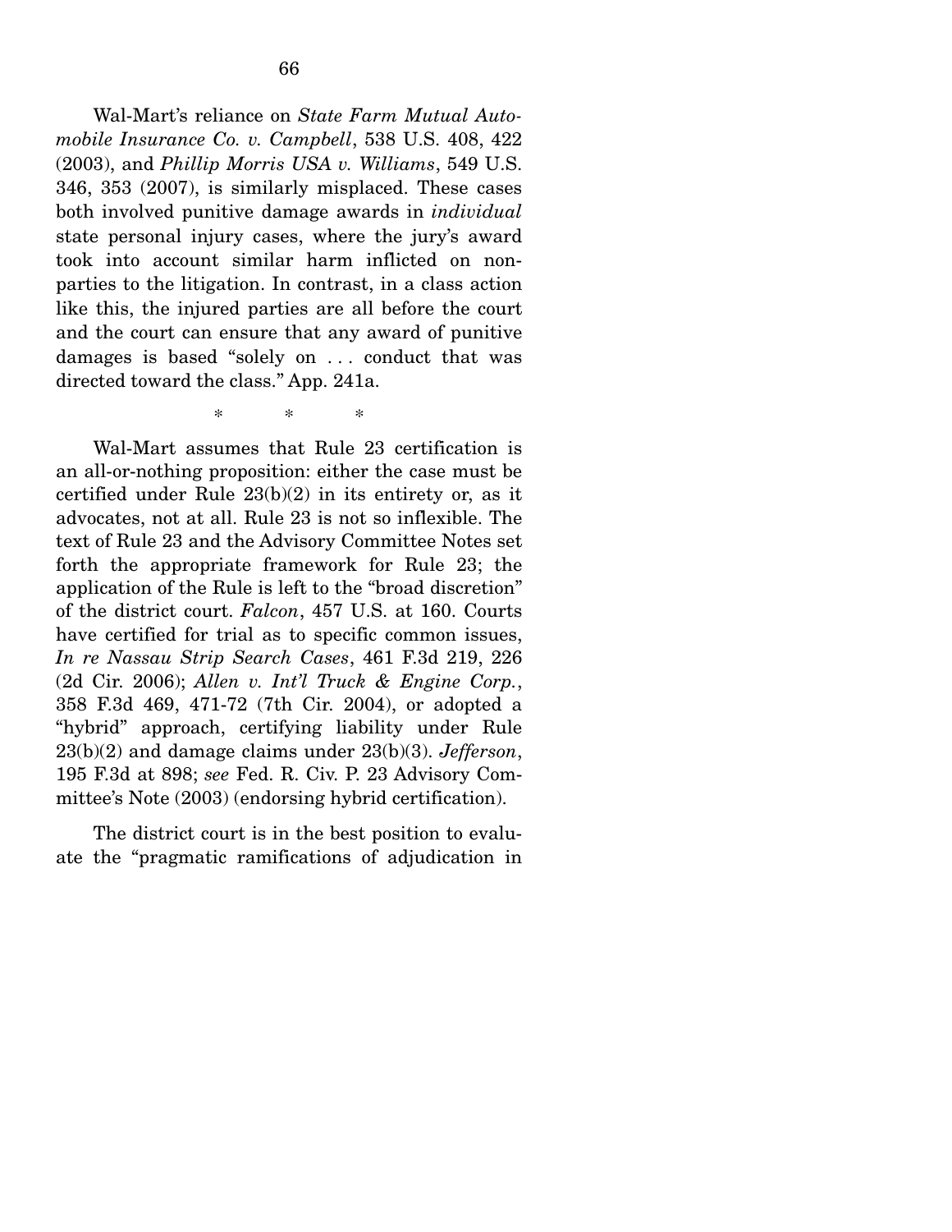Wal-Mart's reliance on *State Farm Mutual Automobile Insurance Co. v. Campbell*, 538 U.S. 408, 422 (2003), and *Phillip Morris USA v. Williams*, 549 U.S. 346, 353 (2007), is similarly misplaced. These cases both involved punitive damage awards in *individual* state personal injury cases, where the jury's award took into account similar harm inflicted on non-parties to the litigation. In contrast, in a class action like this, the injured parties are all before the court and the court can ensure that any award of punitive damages is based "solely on . . . conduct that was directed toward the class." App. 241a.

\*     \*     \*

Wal-Mart assumes that Rule 23 certification is an all-or-nothing proposition: either the case must be certified under Rule 23(b)(2) in its entirety or, as it advocates, not at all. Rule 23 is not so inflexible. The text of Rule 23 and the Advisory Committee Notes set forth the appropriate framework for Rule 23; the application of the Rule is left to the "broad discretion" of the district court. *Falcon*, 457 U.S. at 160. Courts have certified for trial as to specific common issues, *In re Nassau Strip Search Cases*, 461 F.3d 219, 226 (2d Cir. 2006); *Allen v. Int'l Truck & Engine Corp.*, 358 F.3d 469, 471-72 (7th Cir. 2004), or adopted a "hybrid" approach, certifying liability under Rule 23(b)(2) and damage claims under 23(b)(3). *Jefferson*, 195 F.3d at 898; *see* Fed. R. Civ. P. 23 Advisory Committee's Note (2003) (endorsing hybrid certification).

The district court is in the best position to evaluate the "pragmatic ramifications of adjudication in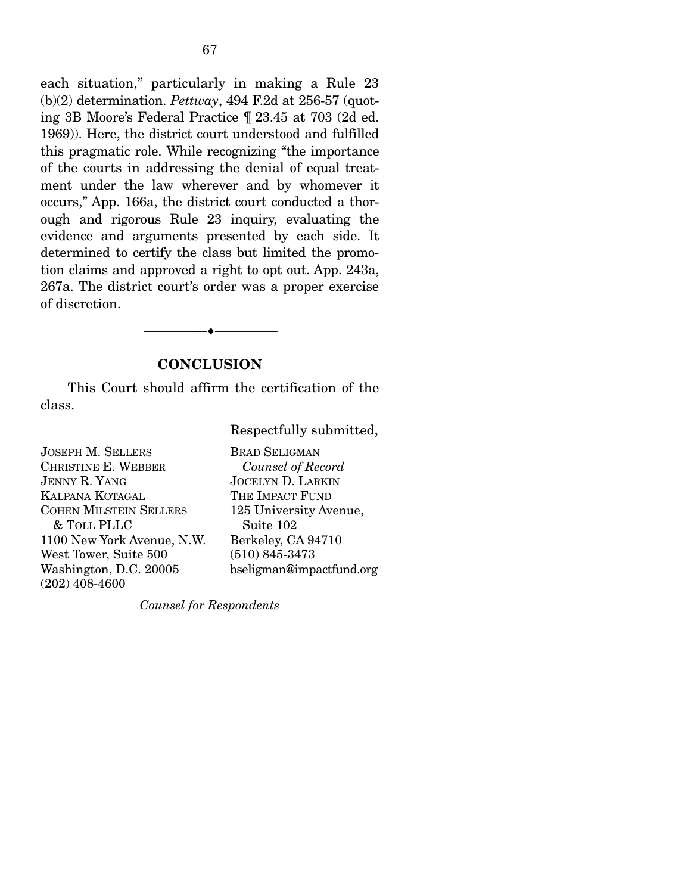each situation," particularly in making a Rule 23 (b)(2) determination. *Pettway*, 494 F.2d at 256-57 (quoting 3B Moore's Federal Practice ¶ 23.45 at 703 (2d ed. 1969)). Here, the district court understood and fulfilled this pragmatic role. While recognizing "the importance of the courts in addressing the denial of equal treatment under the law wherever and by whomever it occurs," App. 166a, the district court conducted a thorough and rigorous Rule 23 inquiry, evaluating the evidence and arguments presented by each side. It determined to certify the class but limited the promotion claims and approved a right to opt out. App. 243a, 267a. The district court's order was a proper exercise of discretion.

---

## CONCLUSION

This Court should affirm the certification of the class.

Respectfully submitted,

JOSEPH M. SELLERS
CHRISTINE E. WEBBER
JENNY R. YANG
KALPANA KOTAGAL
COHEN MILSTEIN SELLERS & TOLL PLLC
1100 New York Avenue, N.W.
West Tower, Suite 500
Washington, D.C. 20005
(202) 408-4600

BRAD SELIGMAN
*Counsel of Record*
JOCELYN D. LARKIN
THE IMPACT FUND
125 University Avenue, Suite 102
Berkeley, CA 94710
(510) 845-3473
bseligman@impactfund.org

*Counsel for Respondents*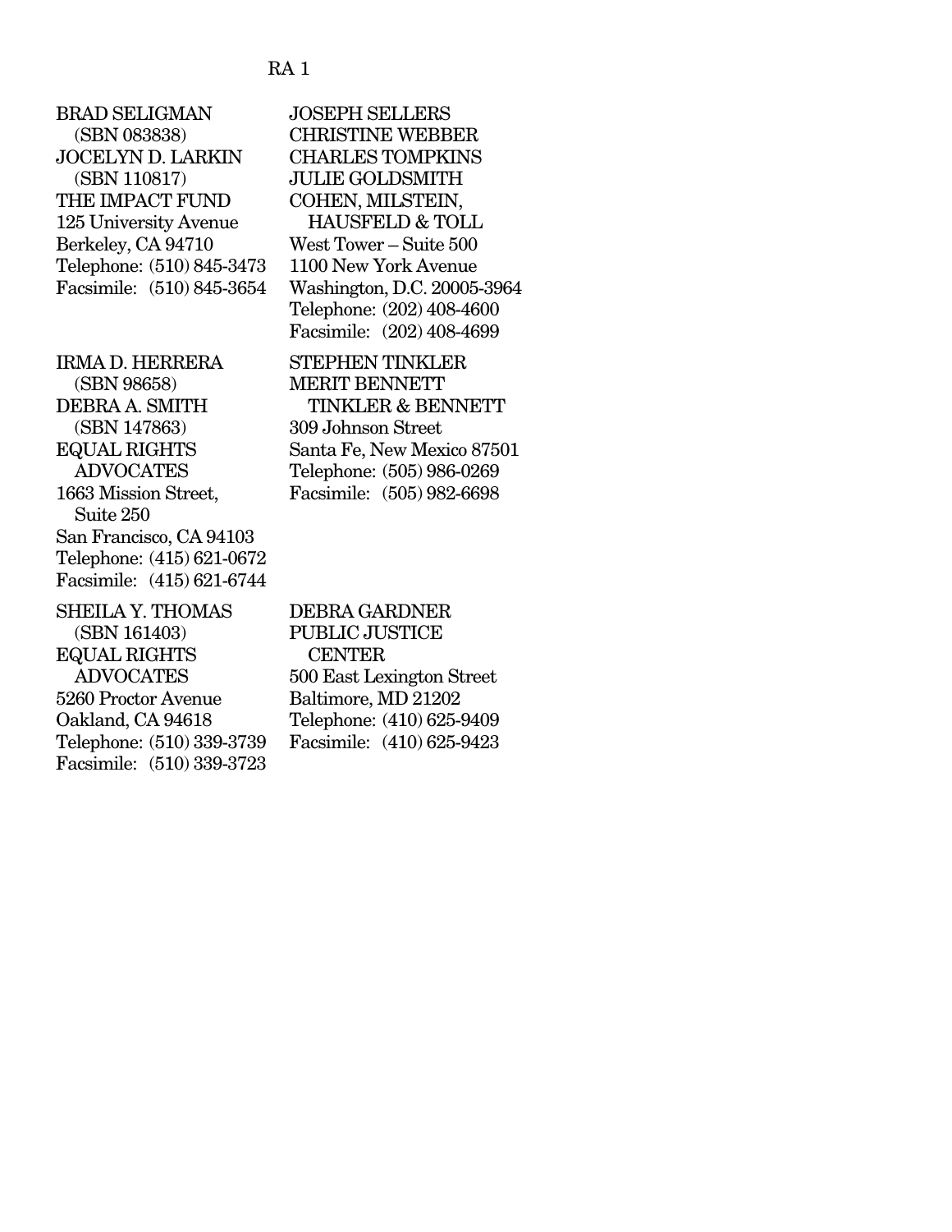RA 1

BRAD SELIGMAN
(SBN 083838)
JOCELYN D. LARKIN
(SBN 110817)
THE IMPACT FUND
125 University Avenue
Berkeley, CA 94710
Telephone: (510) 845-3473
Facsimile: (510) 845-3654

IRMA D. HERRERA
(SBN 98658)
DEBRA A. SMITH
(SBN 147863)
EQUAL RIGHTS
ADVOCATES
1663 Mission Street,
Suite 250
San Francisco, CA 94103
Telephone: (415) 621-0672
Facsimile: (415) 621-6744

SHEILA Y. THOMAS
(SBN 161403)
EQUAL RIGHTS
ADVOCATES
5260 Proctor Avenue
Oakland, CA 94618
Telephone: (510) 339-3739
Facsimile: (510) 339-3723

JOSEPH SELLERS
CHRISTINE WEBBER
CHARLES TOMPKINS
JULIE GOLDSMITH
COHEN, MILSTEIN,
HAUSFELD & TOLL
West Tower – Suite 500
1100 New York Avenue
Washington, D.C. 20005-3964
Telephone: (202) 408-4600
Facsimile: (202) 408-4699

STEPHEN TINKLER
MERIT BENNETT
TINKLER & BENNETT
309 Johnson Street
Santa Fe, New Mexico 87501
Telephone: (505) 986-0269
Facsimile: (505) 982-6698

DEBRA GARDNER
PUBLIC JUSTICE
CENTER
500 East Lexington Street
Baltimore, MD 21202
Telephone: (410) 625-9409
Facsimile: (410) 625-9423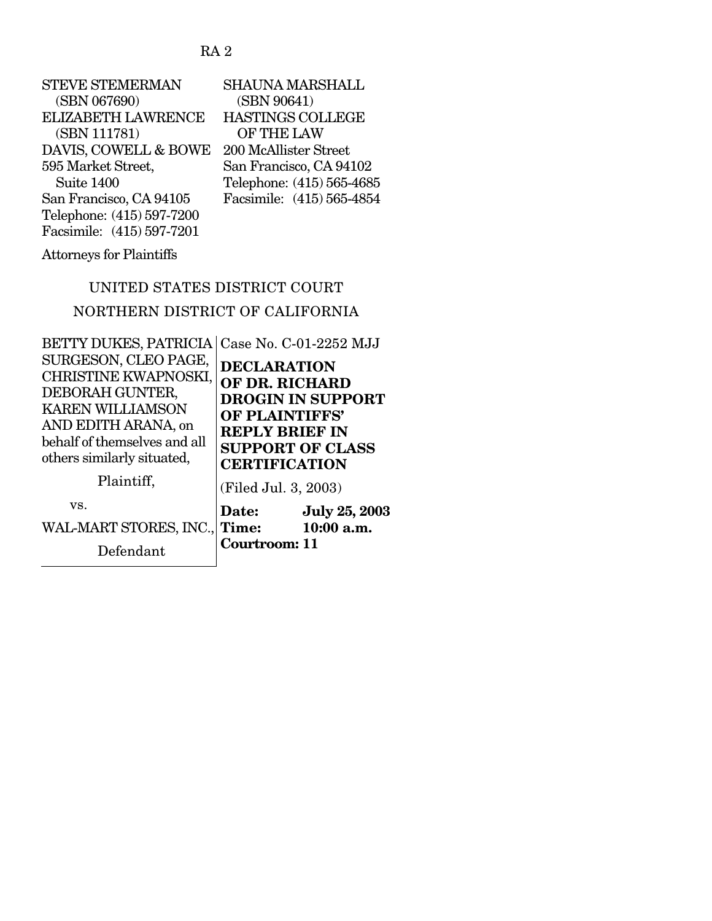STEVE STEMERMAN (SBN 067690)
ELIZABETH LAWRENCE (SBN 111781)
DAVIS, COWELL & BOWE
595 Market Street, Suite 1400
San Francisco, CA 94105
Telephone: (415) 597-7200
Facsimile: (415) 597-7201

SHAUNA MARSHALL (SBN 90641)
HASTINGS COLLEGE OF THE LAW
200 McAllister Street
San Francisco, CA 94102
Telephone: (415) 565-4685
Facsimile: (415) 565-4854

Attorneys for Plaintiffs

UNITED STATES DISTRICT COURT

NORTHERN DISTRICT OF CALIFORNIA

| | |
|---|---|
| BETTY DUKES, PATRICIA SURGESON, CLEO PAGE, CHRISTINE KWAPNOSKI, DEBORAH GUNTER, KAREN WILLIAMSON AND EDITH ARANA, on behalf of themselves and all others similarly situated,<br><br>Plaintiff,<br><br>vs.<br><br>WAL-MART STORES, INC.,<br><br>Defendant | Case No. C-01-2252 MJJ<br><br>**DECLARATION OF DR. RICHARD DROGIN IN SUPPORT OF PLAINTIFFS' REPLY BRIEF IN SUPPORT OF CLASS CERTIFICATION**<br><br>(Filed Jul. 3, 2003)<br><br>**Date: July 25, 2003**<br>**Time: 10:00 a.m.**<br>**Courtroom: 11** |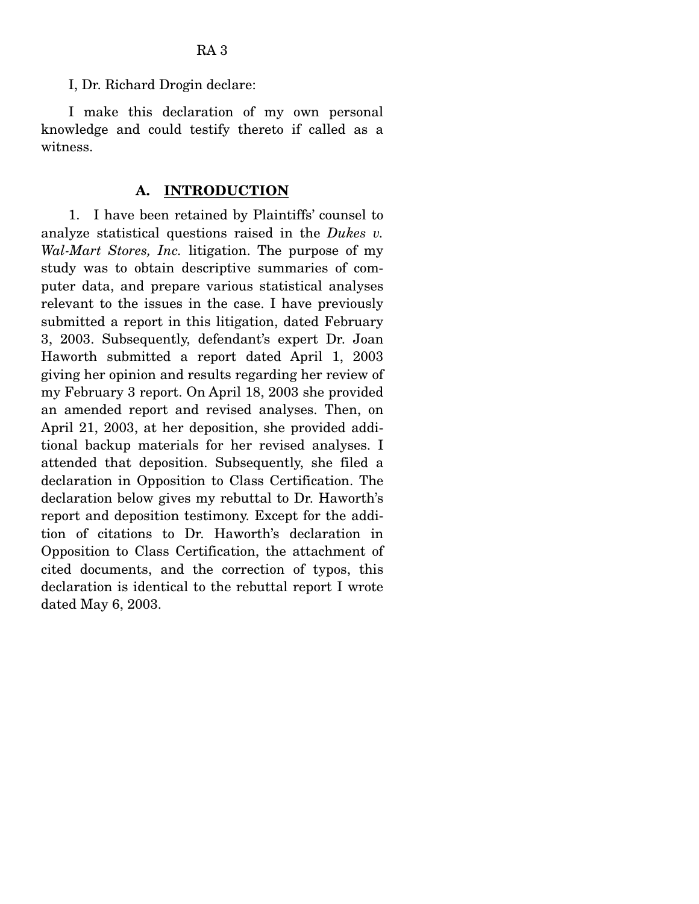I, Dr. Richard Drogin declare:

I make this declaration of my own personal knowledge and could testify thereto if called as a witness.

## A. INTRODUCTION

1. I have been retained by Plaintiffs' counsel to analyze statistical questions raised in the *Dukes v. Wal-Mart Stores, Inc.* litigation. The purpose of my study was to obtain descriptive summaries of computer data, and prepare various statistical analyses relevant to the issues in the case. I have previously submitted a report in this litigation, dated February 3, 2003. Subsequently, defendant's expert Dr. Joan Haworth submitted a report dated April 1, 2003 giving her opinion and results regarding her review of my February 3 report. On April 18, 2003 she provided an amended report and revised analyses. Then, on April 21, 2003, at her deposition, she provided additional backup materials for her revised analyses. I attended that deposition. Subsequently, she filed a declaration in Opposition to Class Certification. The declaration below gives my rebuttal to Dr. Haworth's report and deposition testimony. Except for the addition of citations to Dr. Haworth's declaration in Opposition to Class Certification, the attachment of cited documents, and the correction of typos, this declaration is identical to the rebuttal report I wrote dated May 6, 2003.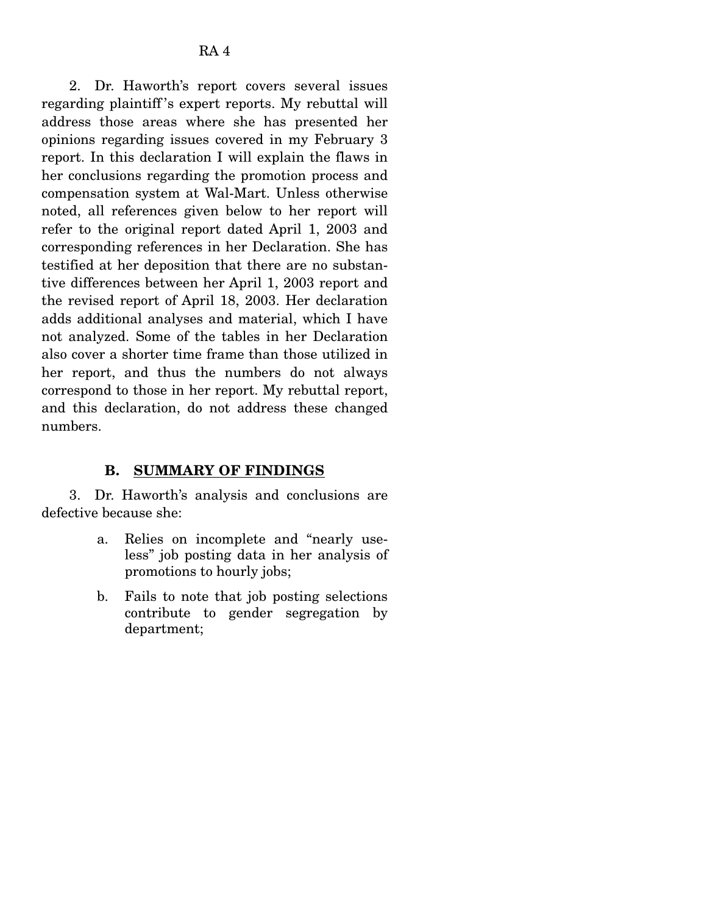2. Dr. Haworth's report covers several issues regarding plaintiff's expert reports. My rebuttal will address those areas where she has presented her opinions regarding issues covered in my February 3 report. In this declaration I will explain the flaws in her conclusions regarding the promotion process and compensation system at Wal-Mart. Unless otherwise noted, all references given below to her report will refer to the original report dated April 1, 2003 and corresponding references in her Declaration. She has testified at her deposition that there are no substantive differences between her April 1, 2003 report and the revised report of April 18, 2003. Her declaration adds additional analyses and material, which I have not analyzed. Some of the tables in her Declaration also cover a shorter time frame than those utilized in her report, and thus the numbers do not always correspond to those in her report. My rebuttal report, and this declaration, do not address these changed numbers.

### B. SUMMARY OF FINDINGS

3. Dr. Haworth's analysis and conclusions are defective because she:

a. Relies on incomplete and "nearly useless" job posting data in her analysis of promotions to hourly jobs;

b. Fails to note that job posting selections contribute to gender segregation by department;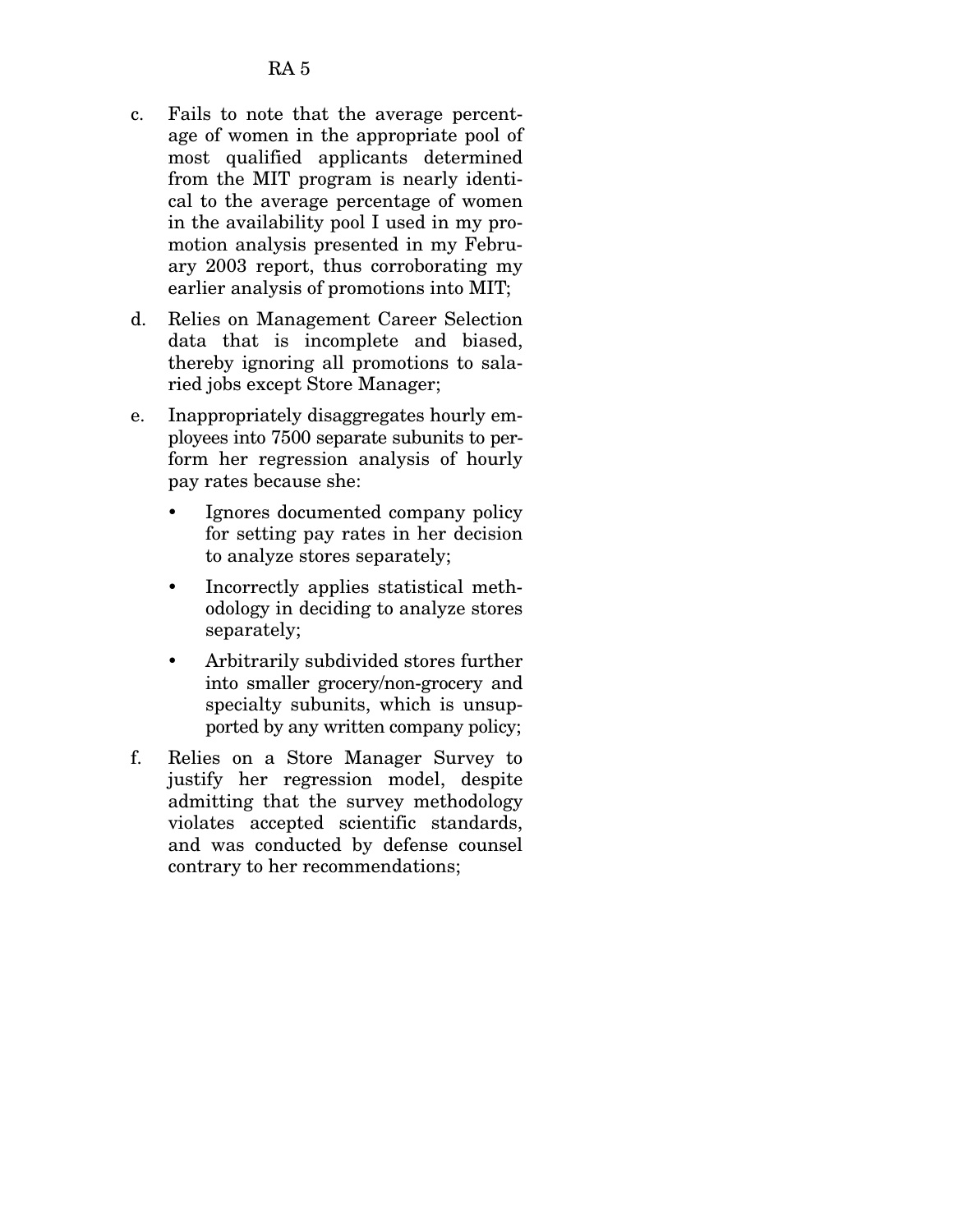c. Fails to note that the average percentage of women in the appropriate pool of most qualified applicants determined from the MIT program is nearly identical to the average percentage of women in the availability pool I used in my promotion analysis presented in my February 2003 report, thus corroborating my earlier analysis of promotions into MIT;

d. Relies on Management Career Selection data that is incomplete and biased, thereby ignoring all promotions to salaried jobs except Store Manager;

e. Inappropriately disaggregates hourly employees into 7500 separate subunits to perform her regression analysis of hourly pay rates because she:

   - Ignores documented company policy for setting pay rates in her decision to analyze stores separately;
   - Incorrectly applies statistical methodology in deciding to analyze stores separately;
   - Arbitrarily subdivided stores further into smaller grocery/non-grocery and specialty subunits, which is unsupported by any written company policy;

f. Relies on a Store Manager Survey to justify her regression model, despite admitting that the survey methodology violates accepted scientific standards, and was conducted by defense counsel contrary to her recommendations;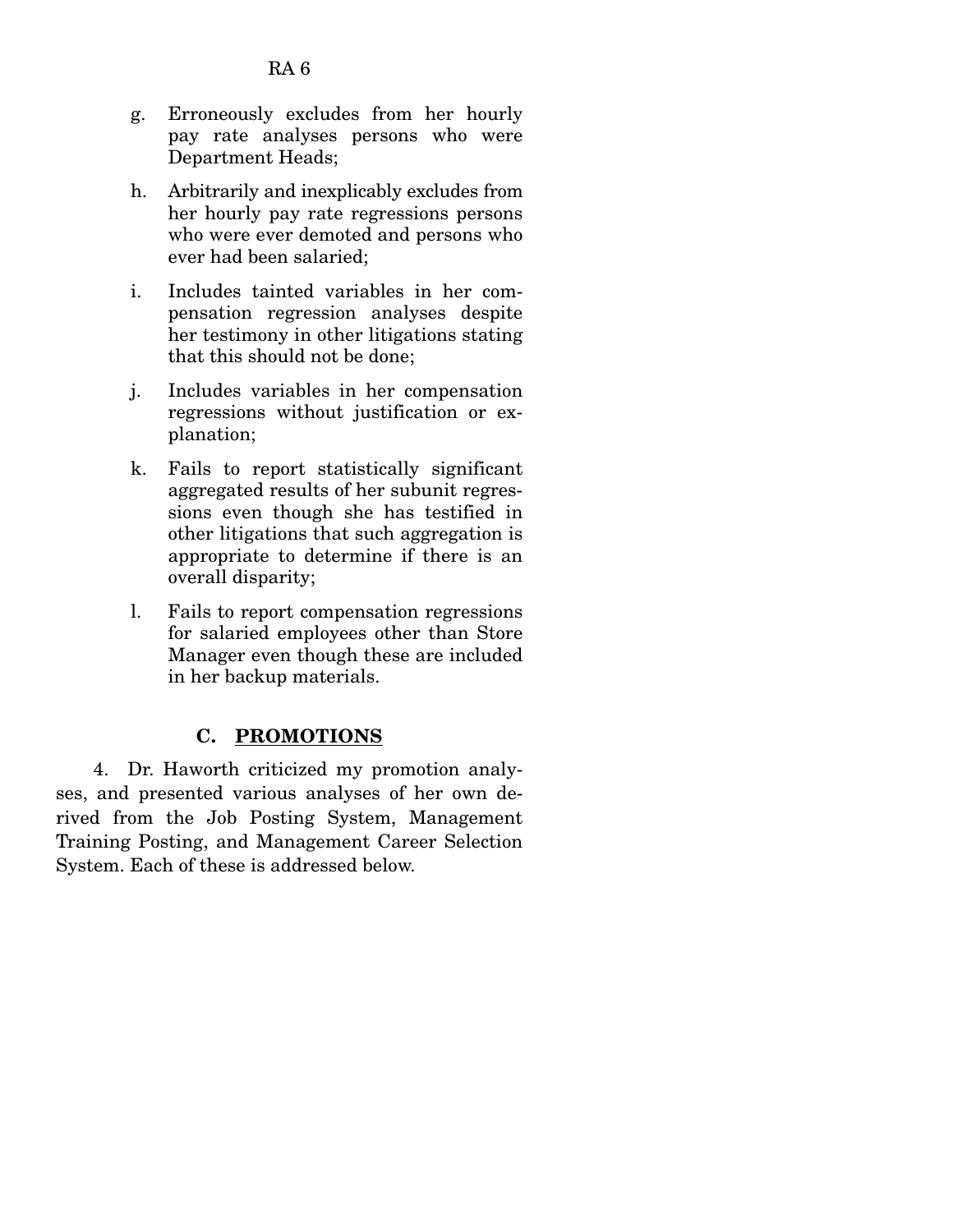g. Erroneously excludes from her hourly pay rate analyses persons who were Department Heads;

h. Arbitrarily and inexplicably excludes from her hourly pay rate regressions persons who were ever demoted and persons who ever had been salaried;

i. Includes tainted variables in her compensation regression analyses despite her testimony in other litigations stating that this should not be done;

j. Includes variables in her compensation regressions without justification or explanation;

k. Fails to report statistically significant aggregated results of her subunit regressions even though she has testified in other litigations that such aggregation is appropriate to determine if there is an overall disparity;

l. Fails to report compensation regressions for salaried employees other than Store Manager even though these are included in her backup materials.

### C. PROMOTIONS

4. Dr. Haworth criticized my promotion analyses, and presented various analyses of her own derived from the Job Posting System, Management Training Posting, and Management Career Selection System. Each of these is addressed below.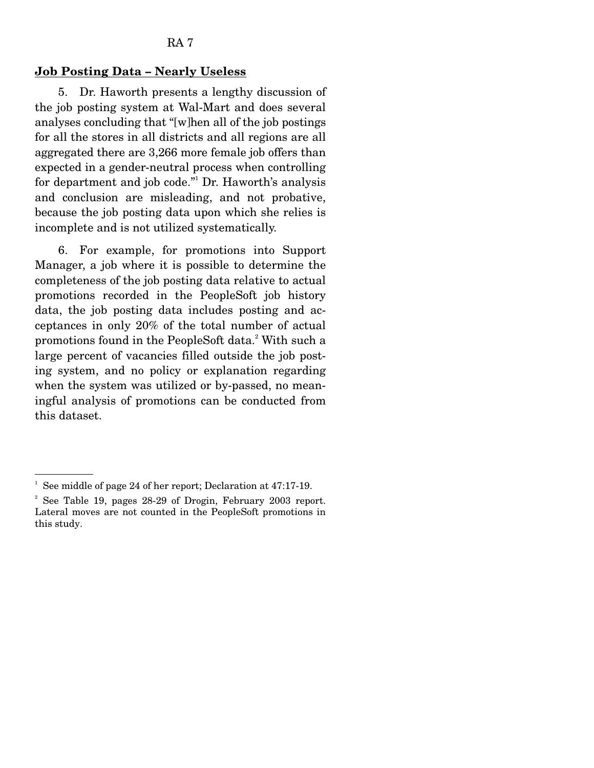**Job Posting Data – Nearly Useless**

5. Dr. Haworth presents a lengthy discussion of the job posting system at Wal-Mart and does several analyses concluding that "[w]hen all of the job postings for all the stores in all districts and all regions are all aggregated there are 3,266 more female job offers than expected in a gender-neutral process when controlling for department and job code."[1] Dr. Haworth's analysis and conclusion are misleading, and not probative, because the job posting data upon which she relies is incomplete and is not utilized systematically.

6. For example, for promotions into Support Manager, a job where it is possible to determine the completeness of the job posting data relative to actual promotions recorded in the PeopleSoft job history data, the job posting data includes posting and acceptances in only 20% of the total number of actual promotions found in the PeopleSoft data.[2] With such a large percent of vacancies filled outside the job posting system, and no policy or explanation regarding when the system was utilized or by-passed, no meaningful analysis of promotions can be conducted from this dataset.

---

[1] See middle of page 24 of her report; Declaration at 47:17-19.

[2] See Table 19, pages 28-29 of Drogin, February 2003 report. Lateral moves are not counted in the PeopleSoft promotions in this study.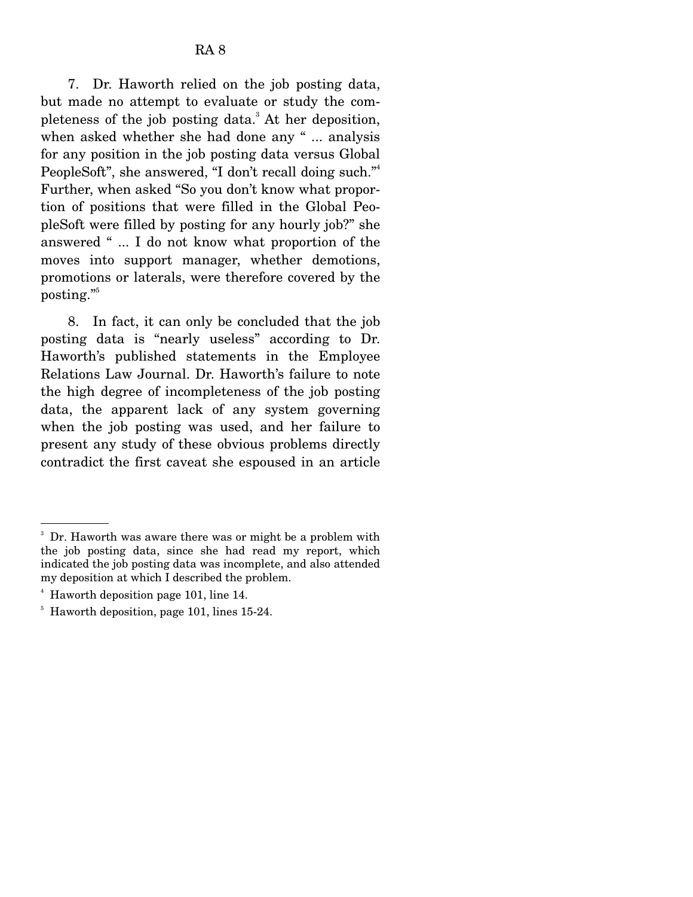7. Dr. Haworth relied on the job posting data, but made no attempt to evaluate or study the completeness of the job posting data.[3] At her deposition, when asked whether she had done any " ... analysis for any position in the job posting data versus Global PeopleSoft", she answered, "I don't recall doing such."[4] Further, when asked "So you don't know what proportion of positions that were filled in the Global PeopleSoft were filled by posting for any hourly job?" she answered " ... I do not know what proportion of the moves into support manager, whether demotions, promotions or laterals, were therefore covered by the posting."[5]

8. In fact, it can only be concluded that the job posting data is "nearly useless" according to Dr. Haworth's published statements in the Employee Relations Law Journal. Dr. Haworth's failure to note the high degree of incompleteness of the job posting data, the apparent lack of any system governing when the job posting was used, and her failure to present any study of these obvious problems directly contradict the first caveat she espoused in an article

---

[3] Dr. Haworth was aware there was or might be a problem with the job posting data, since she had read my report, which indicated the job posting data was incomplete, and also attended my deposition at which I described the problem.

[4] Haworth deposition page 101, line 14.

[5] Haworth deposition, page 101, lines 15-24.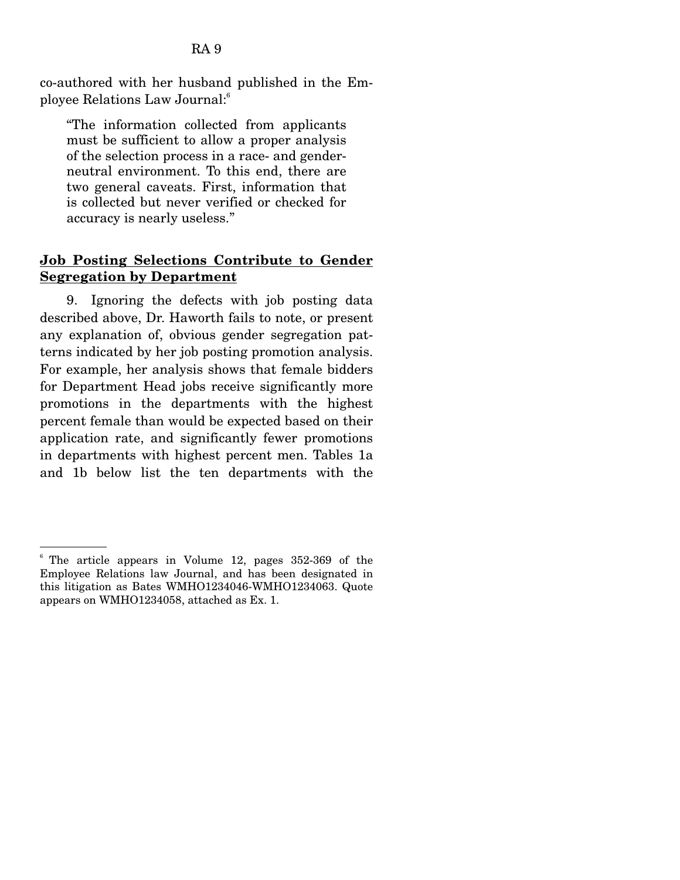co-authored with her husband published in the Employee Relations Law Journal:[6]

> "The information collected from applicants must be sufficient to allow a proper analysis of the selection process in a race- and gender-neutral environment. To this end, there are two general caveats. First, information that is collected but never verified or checked for accuracy is nearly useless."

**Job Posting Selections Contribute to Gender Segregation by Department**

9. Ignoring the defects with job posting data described above, Dr. Haworth fails to note, or present any explanation of, obvious gender segregation patterns indicated by her job posting promotion analysis. For example, her analysis shows that female bidders for Department Head jobs receive significantly more promotions in the departments with the highest percent female than would be expected based on their application rate, and significantly fewer promotions in departments with highest percent men. Tables 1a and 1b below list the ten departments with the

---

[6] The article appears in Volume 12, pages 352-369 of the Employee Relations law Journal, and has been designated in this litigation as Bates WMHO1234046-WMHO1234063. Quote appears on WMHO1234058, attached as Ex. 1.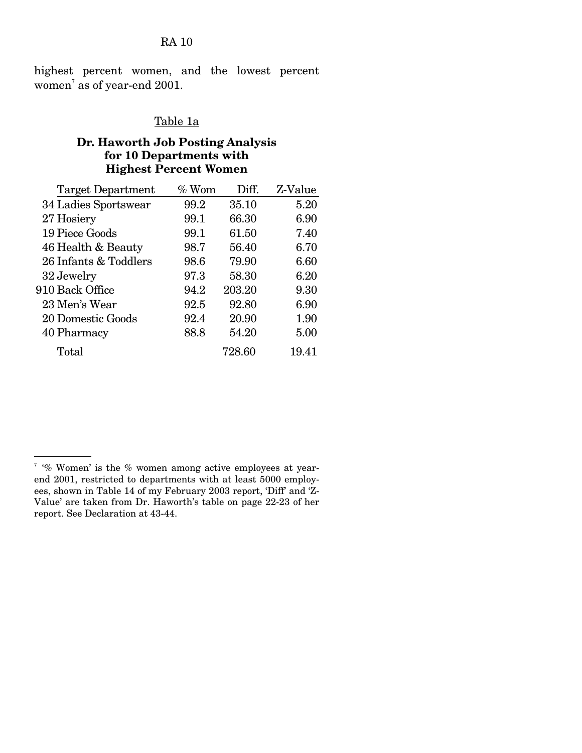highest percent women, and the lowest percent women[7] as of year-end 2001.

Table 1a

**Dr. Haworth Job Posting Analysis for 10 Departments with Highest Percent Women**

| Target Department | % Wom | Diff. | Z-Value |
|---|---|---|---|
| 34 Ladies Sportswear | 99.2 | 35.10 | 5.20 |
| 27 Hosiery | 99.1 | 66.30 | 6.90 |
| 19 Piece Goods | 99.1 | 61.50 | 7.40 |
| 46 Health & Beauty | 98.7 | 56.40 | 6.70 |
| 26 Infants & Toddlers | 98.6 | 79.90 | 6.60 |
| 32 Jewelry | 97.3 | 58.30 | 6.20 |
| 910 Back Office | 94.2 | 203.20 | 9.30 |
| 23 Men's Wear | 92.5 | 92.80 | 6.90 |
| 20 Domestic Goods | 92.4 | 20.90 | 1.90 |
| 40 Pharmacy | 88.8 | 54.20 | 5.00 |
| Total | | 728.60 | 19.41 |

[7] '% Women' is the % women among active employees at year-end 2001, restricted to departments with at least 5000 employees, shown in Table 14 of my February 2003 report, 'Diff' and 'Z-Value' are taken from Dr. Haworth's table on page 22-23 of her report. See Declaration at 43-44.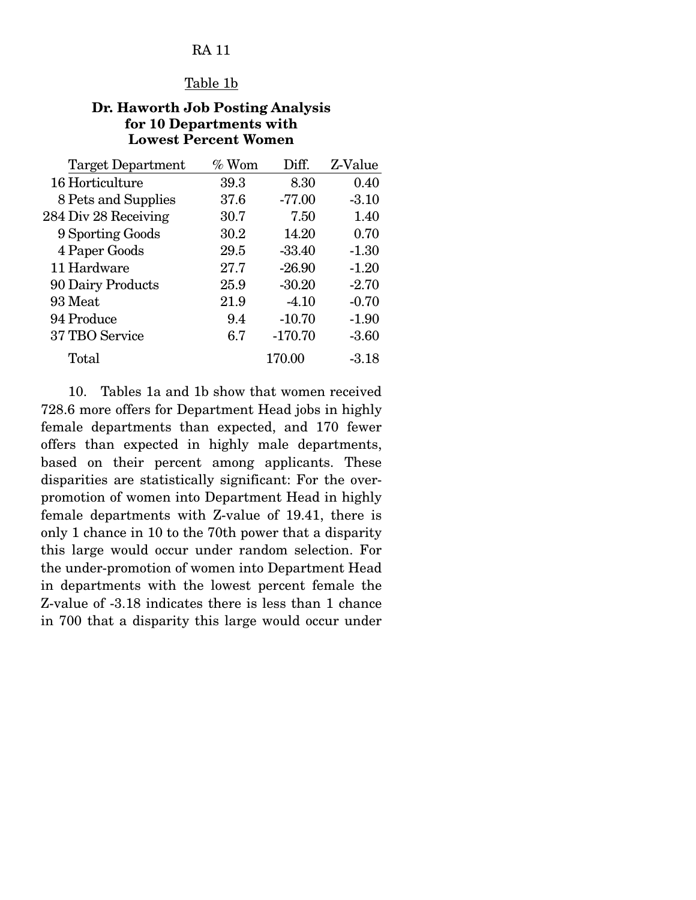Table 1b

**Dr. Haworth Job Posting Analysis for 10 Departments with Lowest Percent Women**

| Target Department | % Wom | Diff. | Z-Value |
|---|---|---|---|
| 16 Horticulture | 39.3 | 8.30 | 0.40 |
| 8 Pets and Supplies | 37.6 | -77.00 | -3.10 |
| 284 Div 28 Receiving | 30.7 | 7.50 | 1.40 |
| 9 Sporting Goods | 30.2 | 14.20 | 0.70 |
| 4 Paper Goods | 29.5 | -33.40 | -1.30 |
| 11 Hardware | 27.7 | -26.90 | -1.20 |
| 90 Dairy Products | 25.9 | -30.20 | -2.70 |
| 93 Meat | 21.9 | -4.10 | -0.70 |
| 94 Produce | 9.4 | -10.70 | -1.90 |
| 37 TBO Service | 6.7 | -170.70 | -3.60 |
| Total | | 170.00 | -3.18 |

10. Tables 1a and 1b show that women received 728.6 more offers for Department Head jobs in highly female departments than expected, and 170 fewer offers than expected in highly male departments, based on their percent among applicants. These disparities are statistically significant: For the over-promotion of women into Department Head in highly female departments with Z-value of 19.41, there is only 1 chance in 10 to the 70th power that a disparity this large would occur under random selection. For the under-promotion of women into Department Head in departments with the lowest percent female the Z-value of -3.18 indicates there is less than 1 chance in 700 that a disparity this large would occur under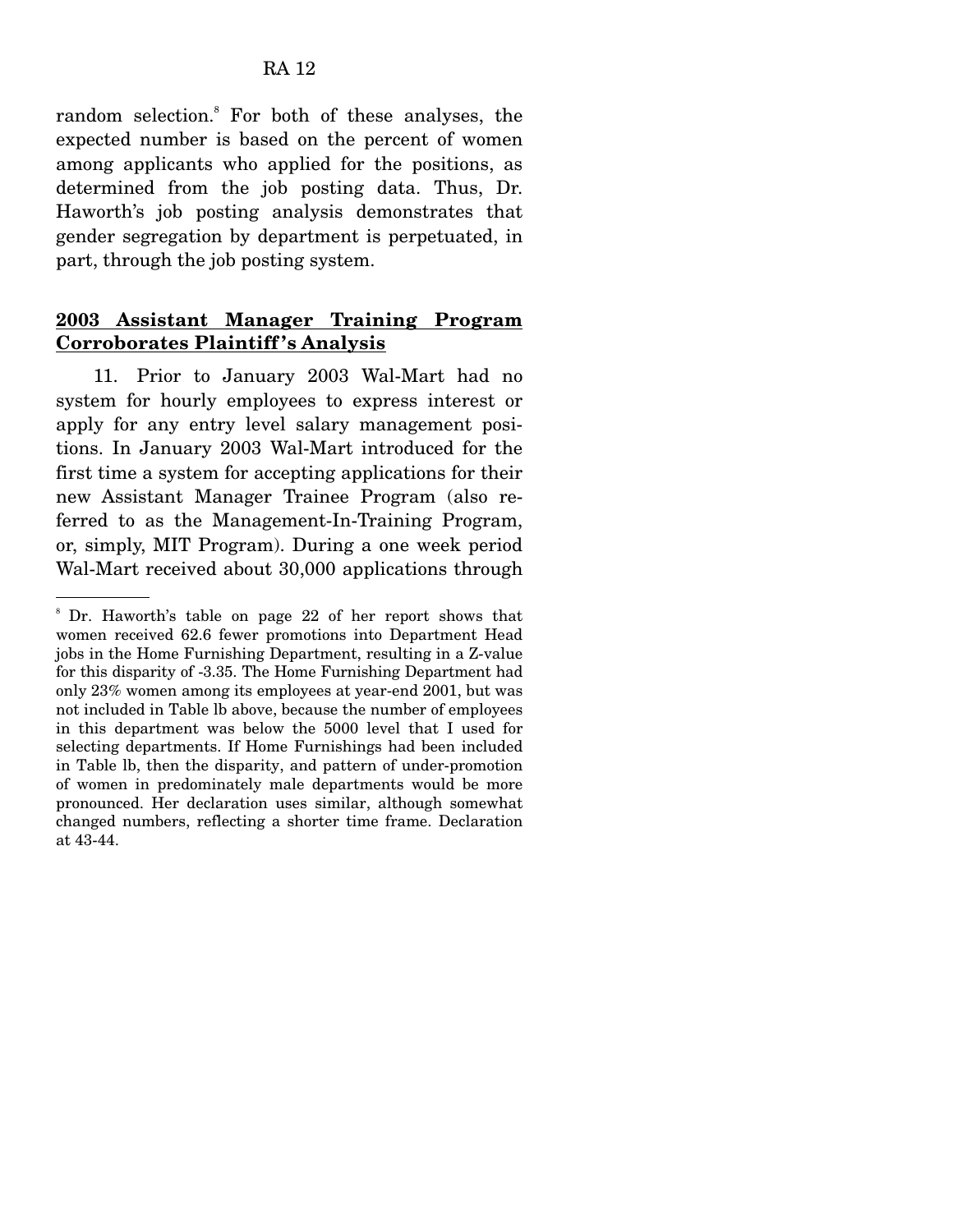random selection.[8] For both of these analyses, the expected number is based on the percent of women among applicants who applied for the positions, as determined from the job posting data. Thus, Dr. Haworth's job posting analysis demonstrates that gender segregation by department is perpetuated, in part, through the job posting system.

**2003 Assistant Manager Training Program Corroborates Plaintiff's Analysis**

11. Prior to January 2003 Wal-Mart had no system for hourly employees to express interest or apply for any entry level salary management positions. In January 2003 Wal-Mart introduced for the first time a system for accepting applications for their new Assistant Manager Trainee Program (also referred to as the Management-In-Training Program, or, simply, MIT Program). During a one week period Wal-Mart received about 30,000 applications through

---

[8] Dr. Haworth's table on page 22 of her report shows that women received 62.6 fewer promotions into Department Head jobs in the Home Furnishing Department, resulting in a Z-value for this disparity of -3.35. The Home Furnishing Department had only 23% women among its employees at year-end 2001, but was not included in Table lb above, because the number of employees in this department was below the 5000 level that I used for selecting departments. If Home Furnishings had been included in Table lb, then the disparity, and pattern of under-promotion of women in predominately male departments would be more pronounced. Her declaration uses similar, although somewhat changed numbers, reflecting a shorter time frame. Declaration at 43-44.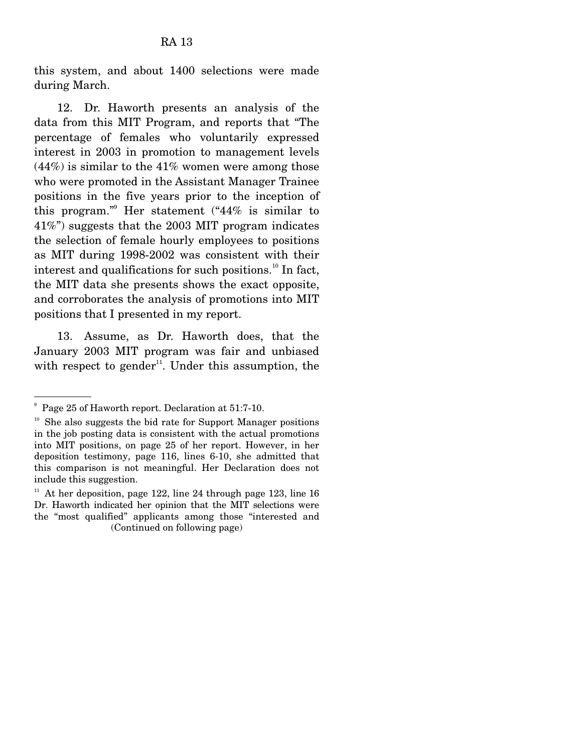this system, and about 1400 selections were made during March.

12. Dr. Haworth presents an analysis of the data from this MIT Program, and reports that "The percentage of females who voluntarily expressed interest in 2003 in promotion to management levels (44%) is similar to the 41% women were among those who were promoted in the Assistant Manager Trainee positions in the five years prior to the inception of this program."[9] Her statement ("44% is similar to 41%") suggests that the 2003 MIT program indicates the selection of female hourly employees to positions as MIT during 1998-2002 was consistent with their interest and qualifications for such positions.[10] In fact, the MIT data she presents shows the exact opposite, and corroborates the analysis of promotions into MIT positions that I presented in my report.

13. Assume, as Dr. Haworth does, that the January 2003 MIT program was fair and unbiased with respect to gender[11]. Under this assumption, the

---

[9] Page 25 of Haworth report. Declaration at 51:7-10.

[10] She also suggests the bid rate for Support Manager positions in the job posting data is consistent with the actual promotions into MIT positions, on page 25 of her report. However, in her deposition testimony, page 116, lines 6-10, she admitted that this comparison is not meaningful. Her Declaration does not include this suggestion.

[11] At her deposition, page 122, line 24 through page 123, line 16 Dr. Haworth indicated her opinion that the MIT selections were the "most qualified" applicants among those "interested and (Continued on following page)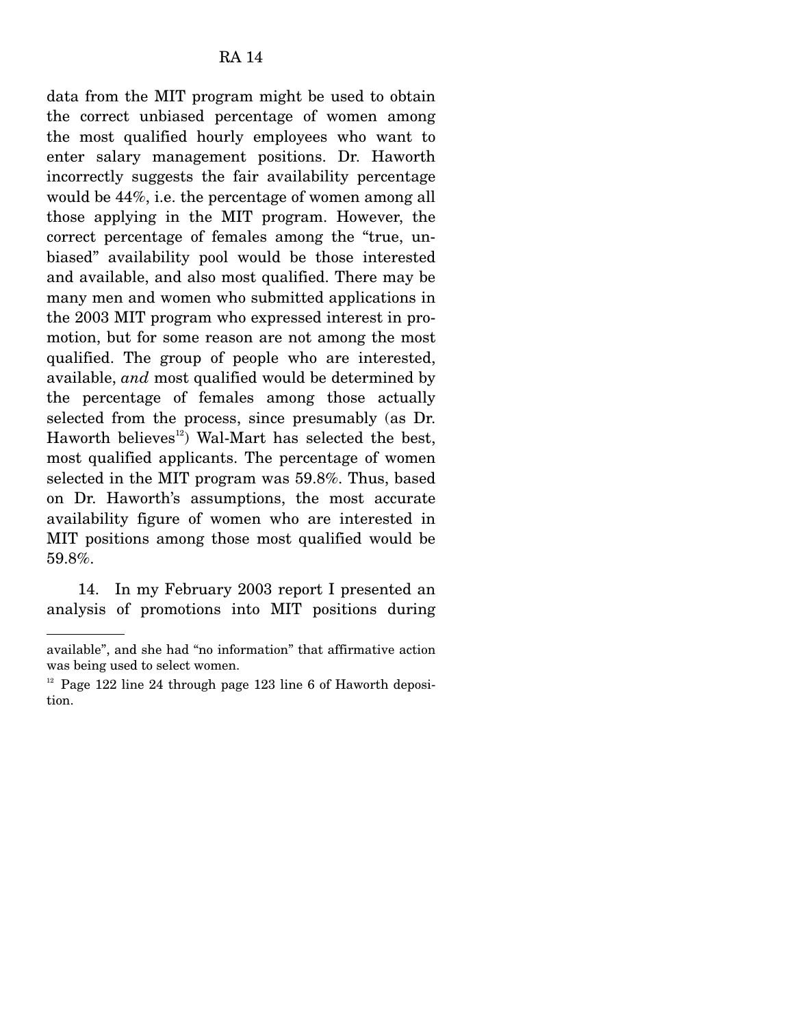data from the MIT program might be used to obtain the correct unbiased percentage of women among the most qualified hourly employees who want to enter salary management positions. Dr. Haworth incorrectly suggests the fair availability percentage would be 44%, i.e. the percentage of women among all those applying in the MIT program. However, the correct percentage of females among the "true, unbiased" availability pool would be those interested and available, and also most qualified. There may be many men and women who submitted applications in the 2003 MIT program who expressed interest in promotion, but for some reason are not among the most qualified. The group of people who are interested, available, *and* most qualified would be determined by the percentage of females among those actually selected from the process, since presumably (as Dr. Haworth believes[12]) Wal-Mart has selected the best, most qualified applicants. The percentage of women selected in the MIT program was 59.8%. Thus, based on Dr. Haworth's assumptions, the most accurate availability figure of women who are interested in MIT positions among those most qualified would be 59.8%.

14. In my February 2003 report I presented an analysis of promotions into MIT positions during

---

available", and she had "no information" that affirmative action was being used to select women.

[12] Page 122 line 24 through page 123 line 6 of Haworth deposition.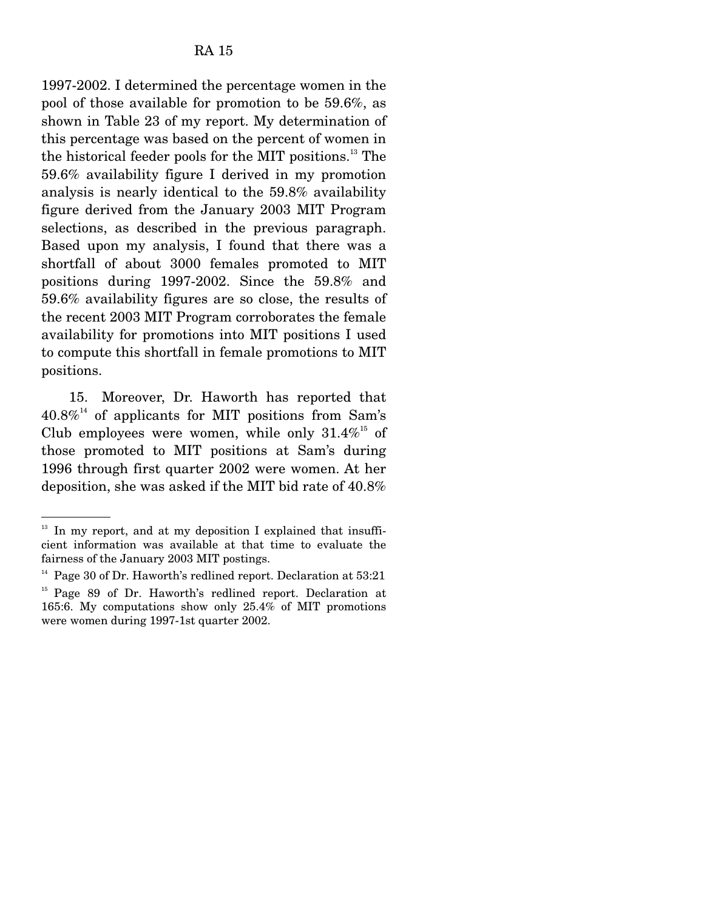1997-2002. I determined the percentage women in the pool of those available for promotion to be 59.6%, as shown in Table 23 of my report. My determination of this percentage was based on the percent of women in the historical feeder pools for the MIT positions.[13] The 59.6% availability figure I derived in my promotion analysis is nearly identical to the 59.8% availability figure derived from the January 2003 MIT Program selections, as described in the previous paragraph. Based upon my analysis, I found that there was a shortfall of about 3000 females promoted to MIT positions during 1997-2002. Since the 59.8% and 59.6% availability figures are so close, the results of the recent 2003 MIT Program corroborates the female availability for promotions into MIT positions I used to compute this shortfall in female promotions to MIT positions.

15. Moreover, Dr. Haworth has reported that 40.8%[14] of applicants for MIT positions from Sam's Club employees were women, while only 31.4%[15] of those promoted to MIT positions at Sam's during 1996 through first quarter 2002 were women. At her deposition, she was asked if the MIT bid rate of 40.8%

---

[13] In my report, and at my deposition I explained that insufficient information was available at that time to evaluate the fairness of the January 2003 MIT postings.

[14] Page 30 of Dr. Haworth's redlined report. Declaration at 53:21

[15] Page 89 of Dr. Haworth's redlined report. Declaration at 165:6. My computations show only 25.4% of MIT promotions were women during 1997-1st quarter 2002.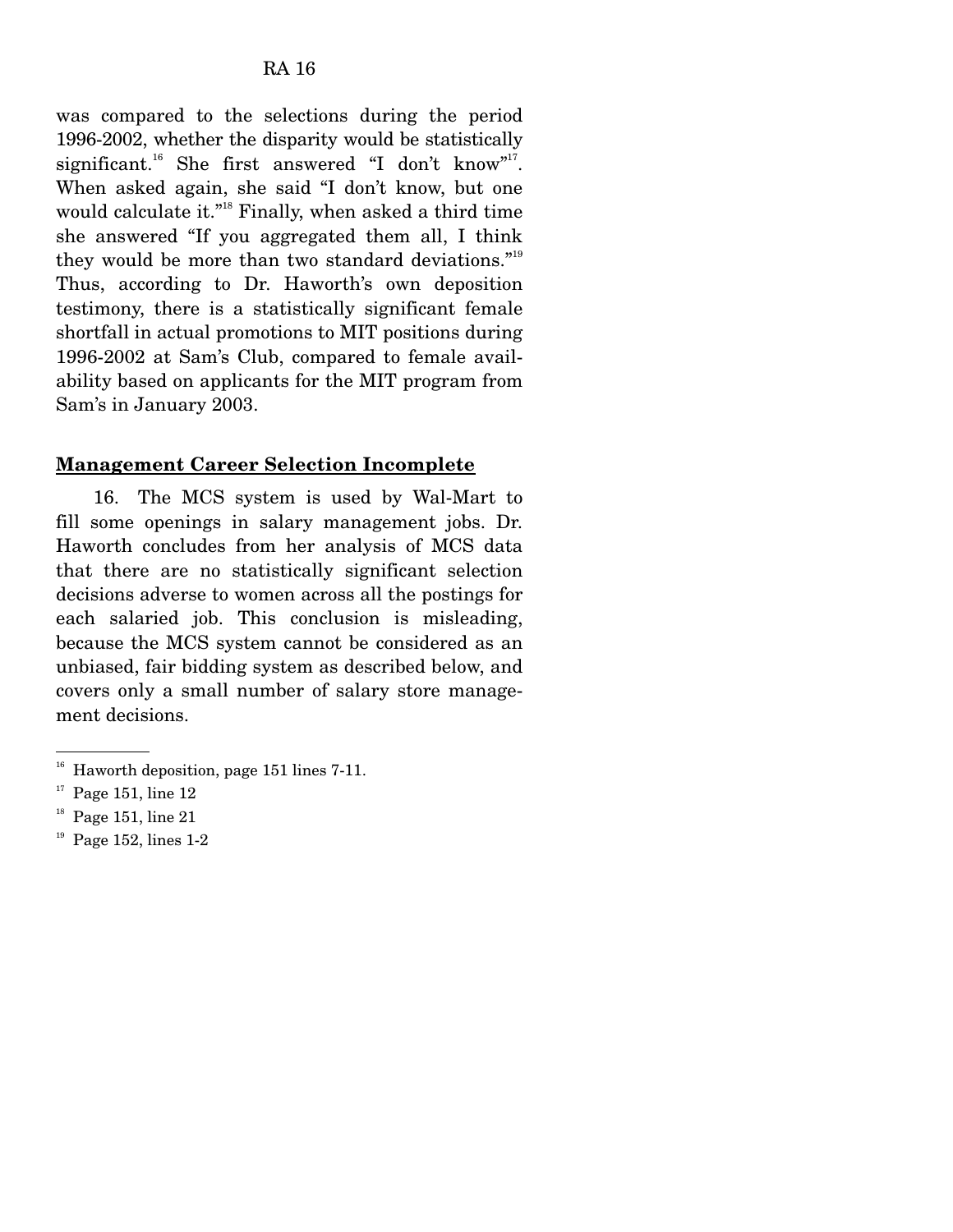was compared to the selections during the period 1996-2002, whether the disparity would be statistically significant.[16] She first answered "I don't know"[17]. When asked again, she said "I don't know, but one would calculate it."[18] Finally, when asked a third time she answered "If you aggregated them all, I think they would be more than two standard deviations."[19] Thus, according to Dr. Haworth's own deposition testimony, there is a statistically significant female shortfall in actual promotions to MIT positions during 1996-2002 at Sam's Club, compared to female availability based on applicants for the MIT program from Sam's in January 2003.

**Management Career Selection Incomplete**

16. The MCS system is used by Wal-Mart to fill some openings in salary management jobs. Dr. Haworth concludes from her analysis of MCS data that there are no statistically significant selection decisions adverse to women across all the postings for each salaried job. This conclusion is misleading, because the MCS system cannot be considered as an unbiased, fair bidding system as described below, and covers only a small number of salary store management decisions.

---

[16] Haworth deposition, page 151 lines 7-11.

[17] Page 151, line 12

[18] Page 151, line 21

[19] Page 152, lines 1-2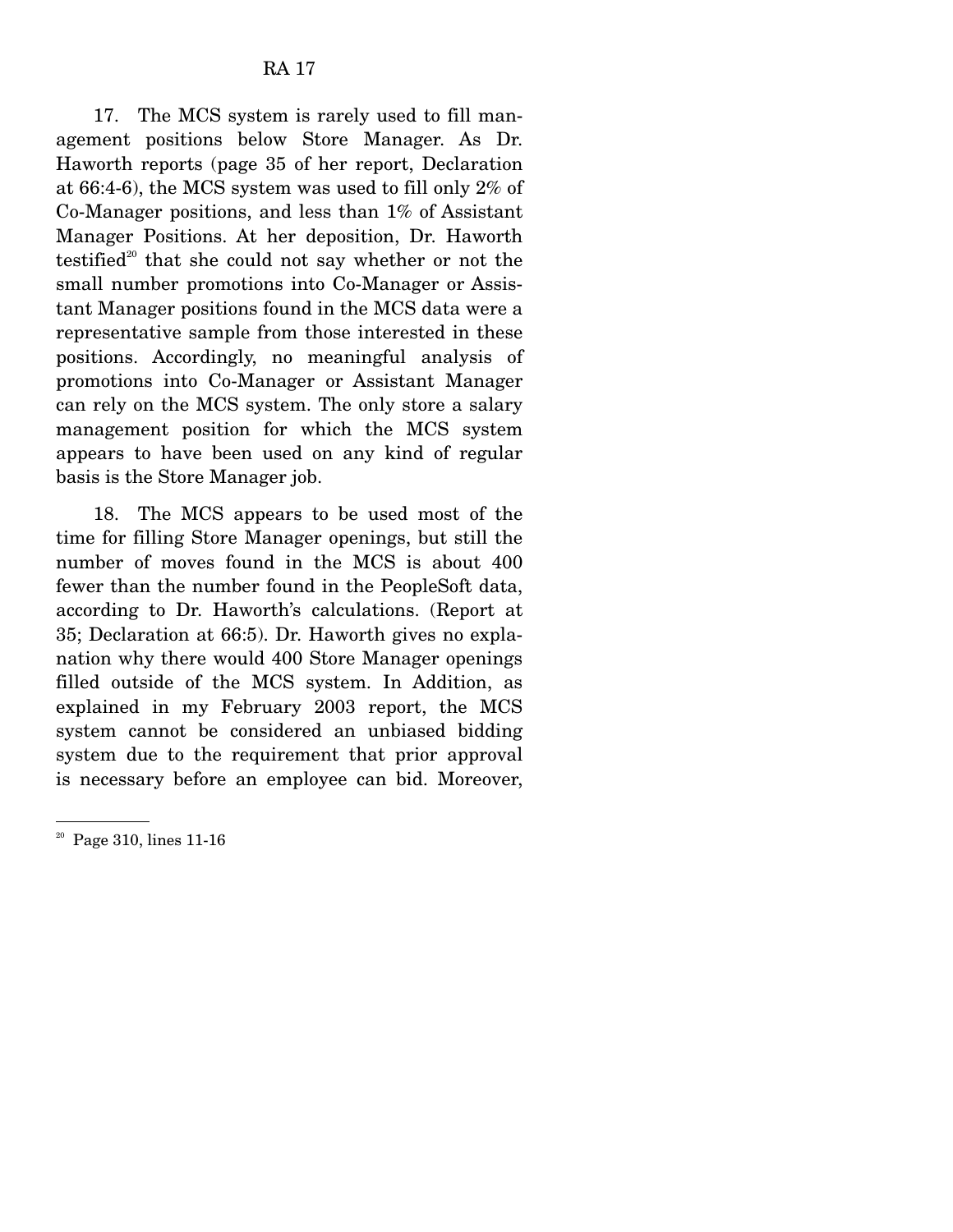17. The MCS system is rarely used to fill management positions below Store Manager. As Dr. Haworth reports (page 35 of her report, Declaration at 66:4-6), the MCS system was used to fill only 2% of Co-Manager positions, and less than 1% of Assistant Manager Positions. At her deposition, Dr. Haworth testified[20] that she could not say whether or not the small number promotions into Co-Manager or Assistant Manager positions found in the MCS data were a representative sample from those interested in these positions. Accordingly, no meaningful analysis of promotions into Co-Manager or Assistant Manager can rely on the MCS system. The only store a salary management position for which the MCS system appears to have been used on any kind of regular basis is the Store Manager job.

18. The MCS appears to be used most of the time for filling Store Manager openings, but still the number of moves found in the MCS is about 400 fewer than the number found in the PeopleSoft data, according to Dr. Haworth's calculations. (Report at 35; Declaration at 66:5). Dr. Haworth gives no explanation why there would 400 Store Manager openings filled outside of the MCS system. In Addition, as explained in my February 2003 report, the MCS system cannot be considered an unbiased bidding system due to the requirement that prior approval is necessary before an employee can bid. Moreover,

---

[20] Page 310, lines 11-16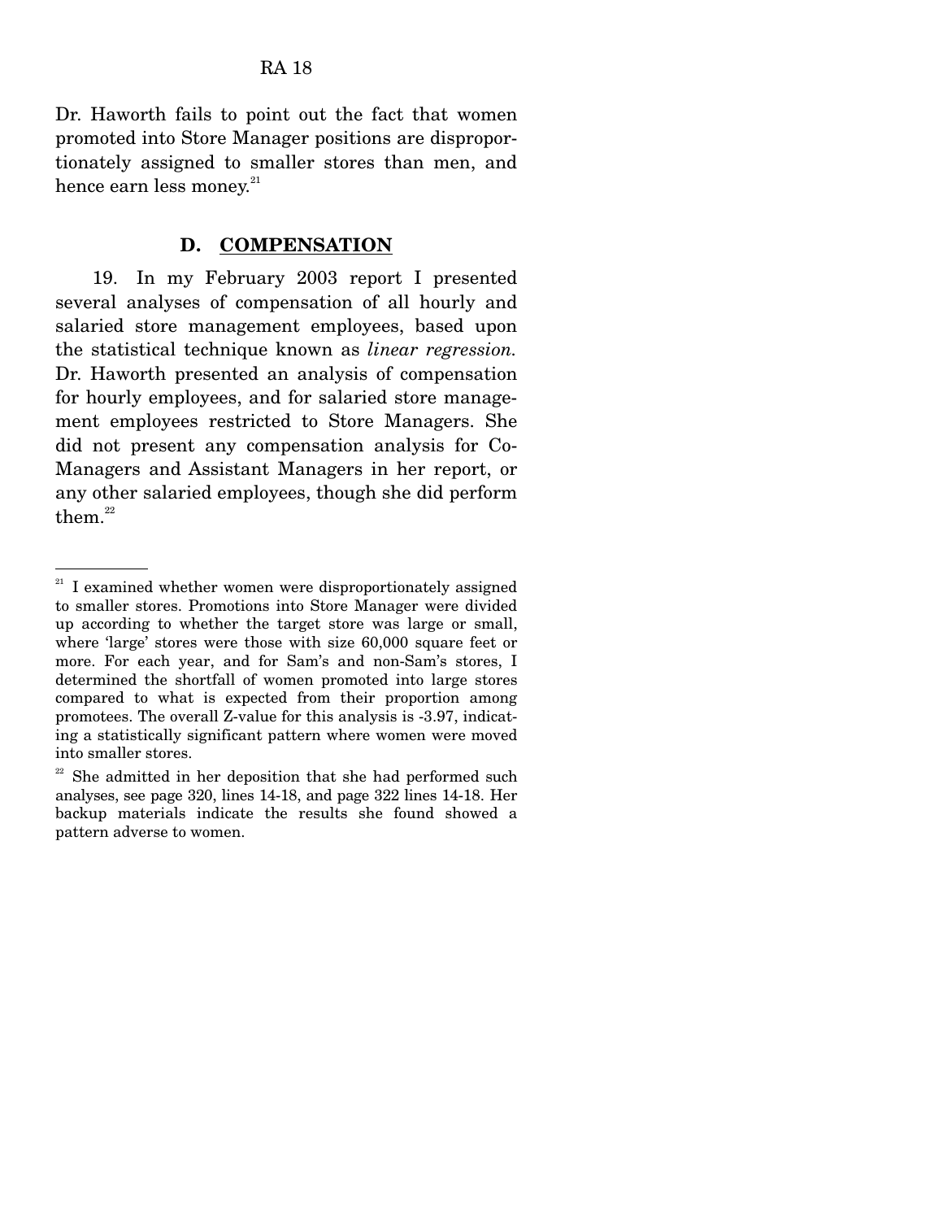Dr. Haworth fails to point out the fact that women promoted into Store Manager positions are disproportionately assigned to smaller stores than men, and hence earn less money.[21]

## D. COMPENSATION

19. In my February 2003 report I presented several analyses of compensation of all hourly and salaried store management employees, based upon the statistical technique known as *linear regression.* Dr. Haworth presented an analysis of compensation for hourly employees, and for salaried store management employees restricted to Store Managers. She did not present any compensation analysis for Co-Managers and Assistant Managers in her report, or any other salaried employees, though she did perform them.[22]

---

[21] I examined whether women were disproportionately assigned to smaller stores. Promotions into Store Manager were divided up according to whether the target store was large or small, where 'large' stores were those with size 60,000 square feet or more. For each year, and for Sam's and non-Sam's stores, I determined the shortfall of women promoted into large stores compared to what is expected from their proportion among promotees. The overall Z-value for this analysis is -3.97, indicating a statistically significant pattern where women were moved into smaller stores.

[22] She admitted in her deposition that she had performed such analyses, see page 320, lines 14-18, and page 322 lines 14-18. Her backup materials indicate the results she found showed a pattern adverse to women.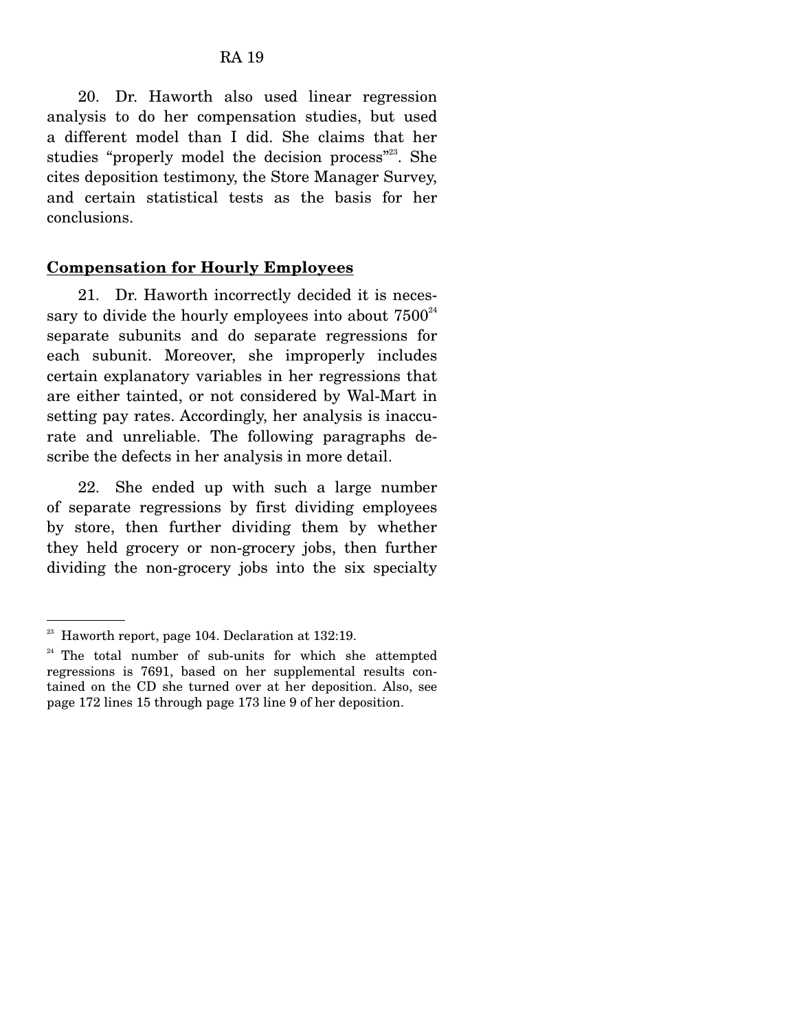20. Dr. Haworth also used linear regression analysis to do her compensation studies, but used a different model than I did. She claims that her studies "properly model the decision process"[23]. She cites deposition testimony, the Store Manager Survey, and certain statistical tests as the basis for her conclusions.

**Compensation for Hourly Employees**

21. Dr. Haworth incorrectly decided it is necessary to divide the hourly employees into about 7500[24] separate subunits and do separate regressions for each subunit. Moreover, she improperly includes certain explanatory variables in her regressions that are either tainted, or not considered by Wal-Mart in setting pay rates. Accordingly, her analysis is inaccurate and unreliable. The following paragraphs describe the defects in her analysis in more detail.

22. She ended up with such a large number of separate regressions by first dividing employees by store, then further dividing them by whether they held grocery or non-grocery jobs, then further dividing the non-grocery jobs into the six specialty

---

[23] Haworth report, page 104. Declaration at 132:19.

[24] The total number of sub-units for which she attempted regressions is 7691, based on her supplemental results contained on the CD she turned over at her deposition. Also, see page 172 lines 15 through page 173 line 9 of her deposition.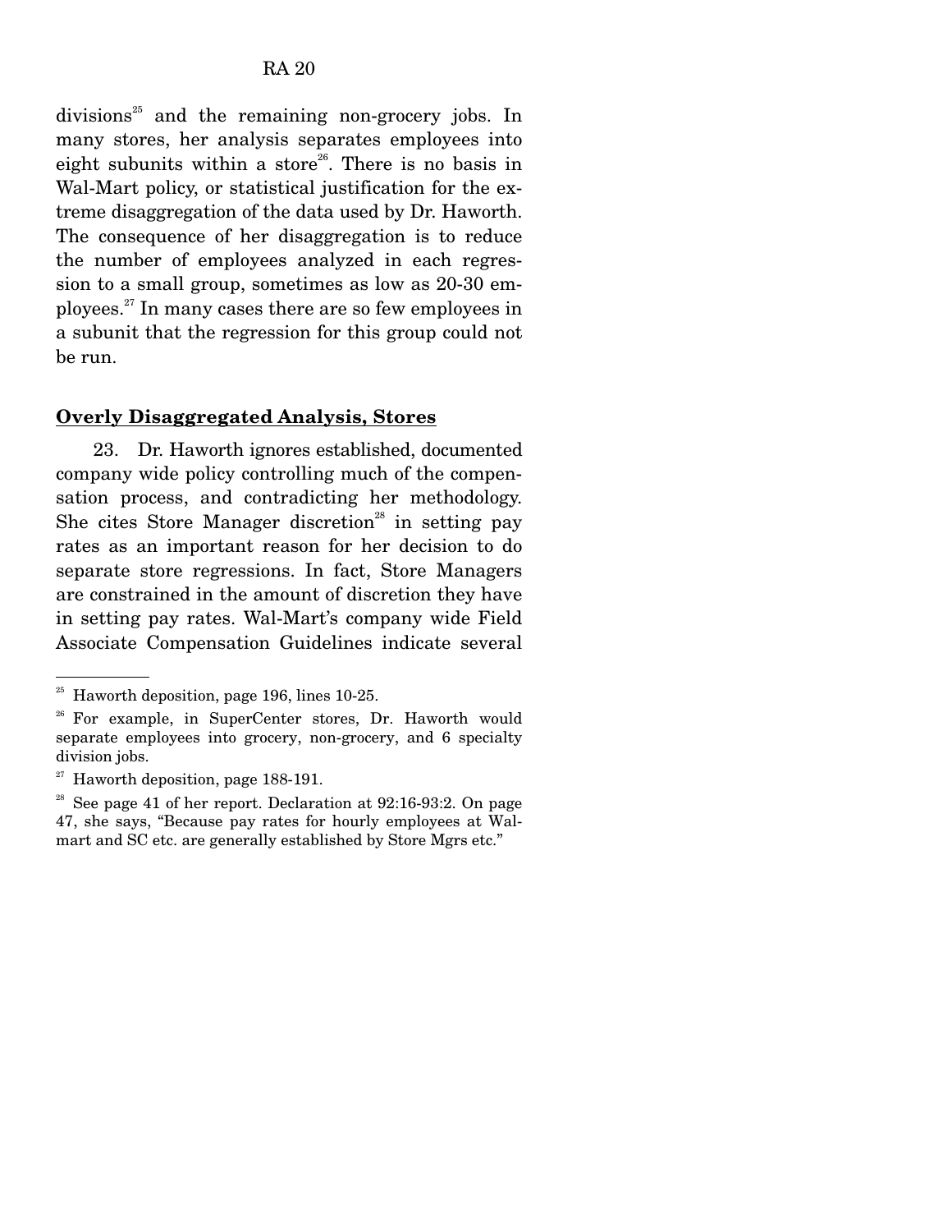divisions[25] and the remaining non-grocery jobs. In many stores, her analysis separates employees into eight subunits within a store[26]. There is no basis in Wal-Mart policy, or statistical justification for the extreme disaggregation of the data used by Dr. Haworth. The consequence of her disaggregation is to reduce the number of employees analyzed in each regression to a small group, sometimes as low as 20-30 employees.[27] In many cases there are so few employees in a subunit that the regression for this group could not be run.

**Overly Disaggregated Analysis, Stores**

23. Dr. Haworth ignores established, documented company wide policy controlling much of the compensation process, and contradicting her methodology. She cites Store Manager discretion[28] in setting pay rates as an important reason for her decision to do separate store regressions. In fact, Store Managers are constrained in the amount of discretion they have in setting pay rates. Wal-Mart's company wide Field Associate Compensation Guidelines indicate several

---

[25] Haworth deposition, page 196, lines 10-25.

[26] For example, in SuperCenter stores, Dr. Haworth would separate employees into grocery, non-grocery, and 6 specialty division jobs.

[27] Haworth deposition, page 188-191.

[28] See page 41 of her report. Declaration at 92:16-93:2. On page 47, she says, "Because pay rates for hourly employees at Walmart and SC etc. are generally established by Store Mgrs etc."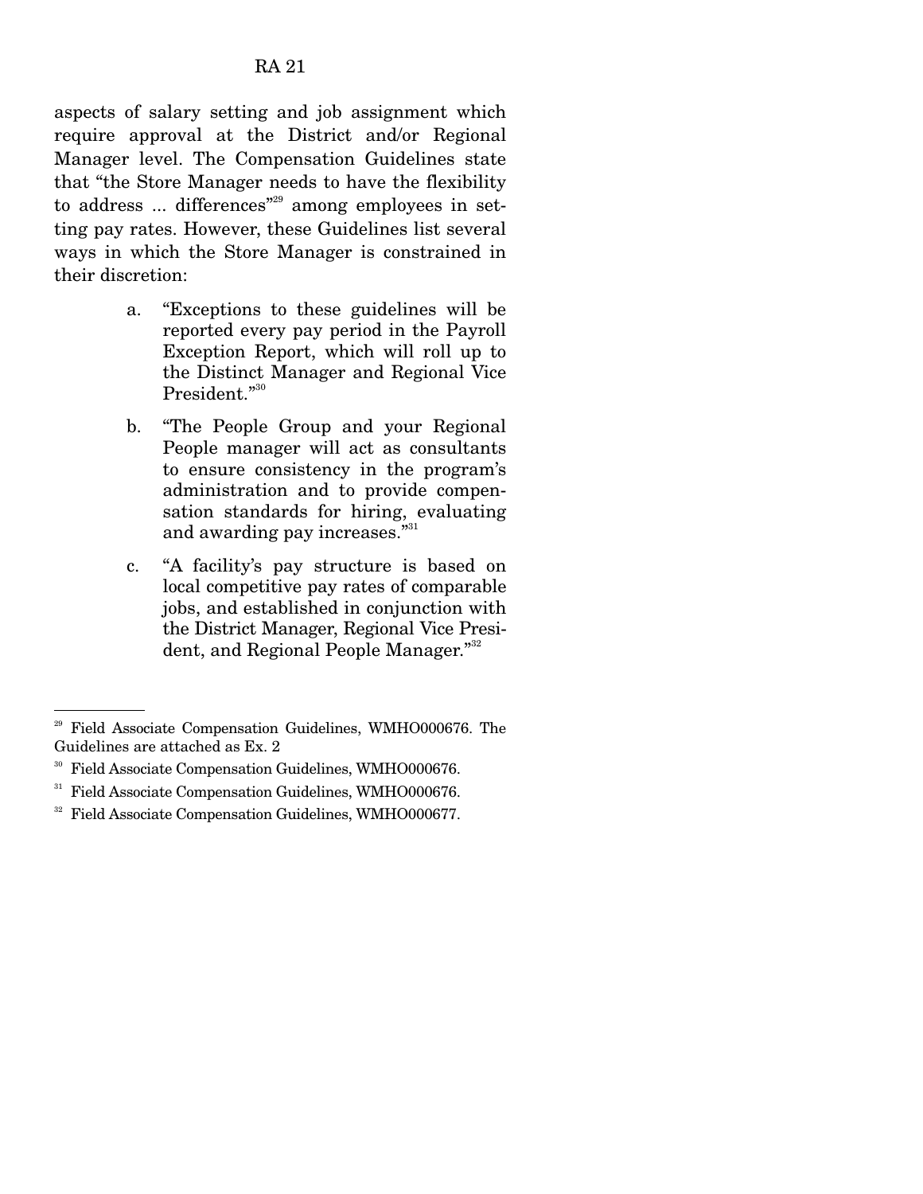aspects of salary setting and job assignment which require approval at the District and/or Regional Manager level. The Compensation Guidelines state that "the Store Manager needs to have the flexibility to address ... differences"[29] among employees in setting pay rates. However, these Guidelines list several ways in which the Store Manager is constrained in their discretion:

a. "Exceptions to these guidelines will be reported every pay period in the Payroll Exception Report, which will roll up to the Distinct Manager and Regional Vice President."[30]

b. "The People Group and your Regional People manager will act as consultants to ensure consistency in the program's administration and to provide compensation standards for hiring, evaluating and awarding pay increases."[31]

c. "A facility's pay structure is based on local competitive pay rates of comparable jobs, and established in conjunction with the District Manager, Regional Vice President, and Regional People Manager."[32]

---

[29] Field Associate Compensation Guidelines, WMHO000676. The Guidelines are attached as Ex. 2

[30] Field Associate Compensation Guidelines, WMHO000676.

[31] Field Associate Compensation Guidelines, WMHO000676.

[32] Field Associate Compensation Guidelines, WMHO000677.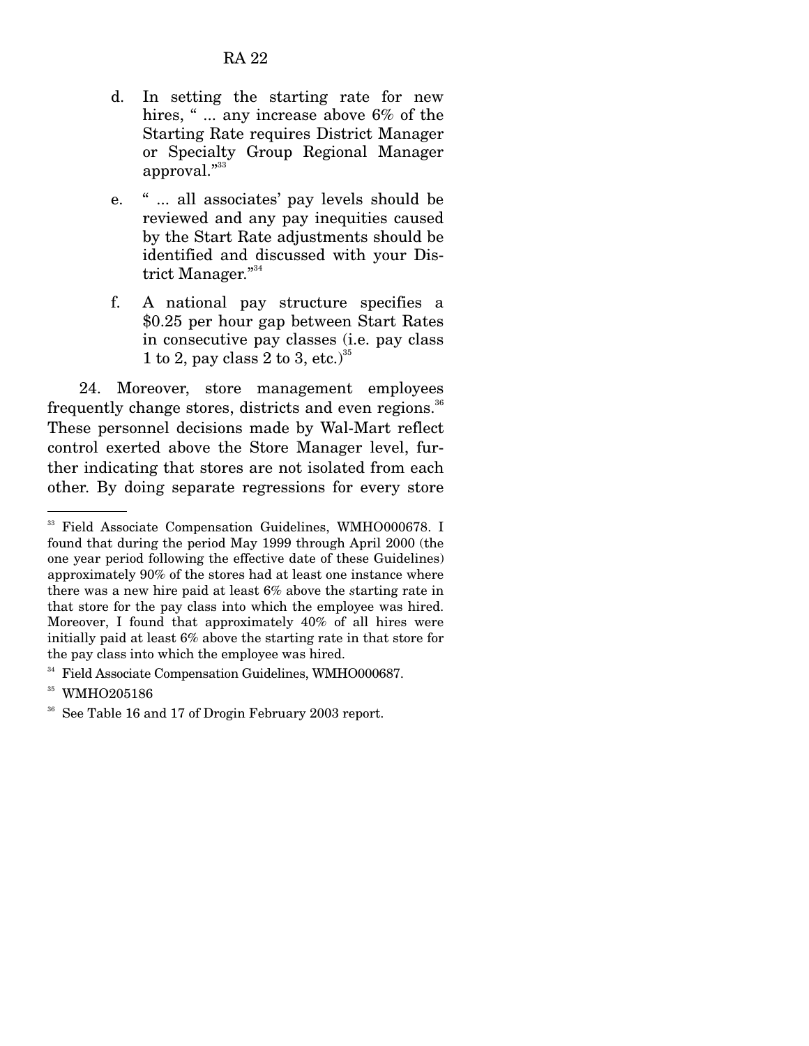d. In setting the starting rate for new hires, " ... any increase above 6% of the Starting Rate requires District Manager or Specialty Group Regional Manager approval."[33]

e. " ... all associates' pay levels should be reviewed and any pay inequities caused by the Start Rate adjustments should be identified and discussed with your District Manager."[34]

f. A national pay structure specifies a $0.25 per hour gap between Start Rates in consecutive pay classes (i.e. pay class 1 to 2, pay class 2 to 3, etc.)[35]

24. Moreover, store management employees frequently change stores, districts and even regions.[36] These personnel decisions made by Wal-Mart reflect control exerted above the Store Manager level, further indicating that stores are not isolated from each other. By doing separate regressions for every store

---

[33] Field Associate Compensation Guidelines, WMHO000678. I found that during the period May 1999 through April 2000 (the one year period following the effective date of these Guidelines) approximately 90% of the stores had at least one instance where there was a new hire paid at least 6% above the starting rate in that store for the pay class into which the employee was hired. Moreover, I found that approximately 40% of all hires were initially paid at least 6% above the starting rate in that store for the pay class into which the employee was hired.

[34] Field Associate Compensation Guidelines, WMHO000687.

[35] WMHO205186

[36] See Table 16 and 17 of Drogin February 2003 report.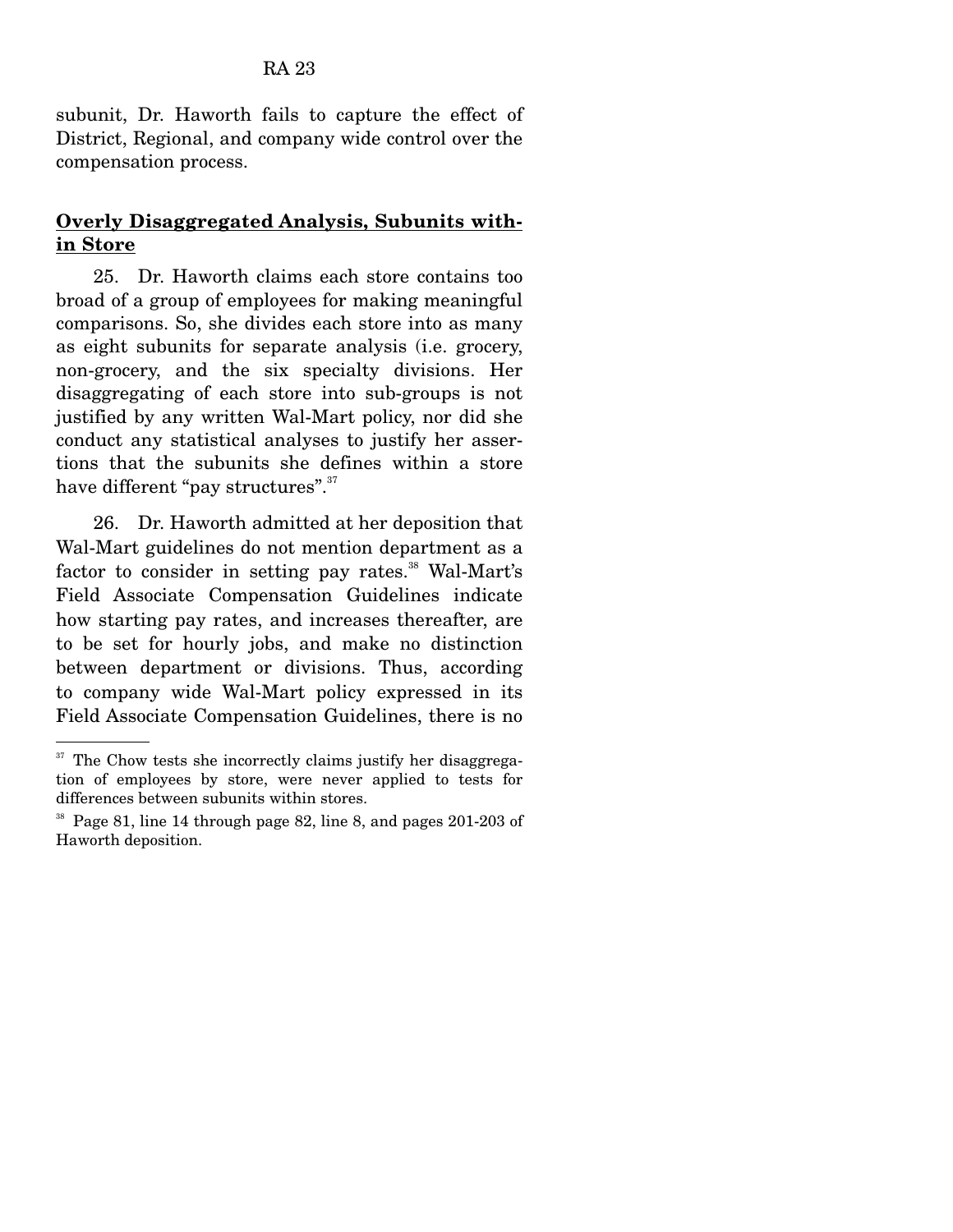subunit, Dr. Haworth fails to capture the effect of District, Regional, and company wide control over the compensation process.

## **Overly Disaggregated Analysis, Subunits within Store**

25. Dr. Haworth claims each store contains too broad of a group of employees for making meaningful comparisons. So, she divides each store into as many as eight subunits for separate analysis (i.e. grocery, non-grocery, and the six specialty divisions. Her disaggregating of each store into sub-groups is not justified by any written Wal-Mart policy, nor did she conduct any statistical analyses to justify her assertions that the subunits she defines within a store have different "pay structures".[37]

26. Dr. Haworth admitted at her deposition that Wal-Mart guidelines do not mention department as a factor to consider in setting pay rates.[38] Wal-Mart's Field Associate Compensation Guidelines indicate how starting pay rates, and increases thereafter, are to be set for hourly jobs, and make no distinction between department or divisions. Thus, according to company wide Wal-Mart policy expressed in its Field Associate Compensation Guidelines, there is no

---

[37] The Chow tests she incorrectly claims justify her disaggregation of employees by store, were never applied to tests for differences between subunits within stores.

[38] Page 81, line 14 through page 82, line 8, and pages 201-203 of Haworth deposition.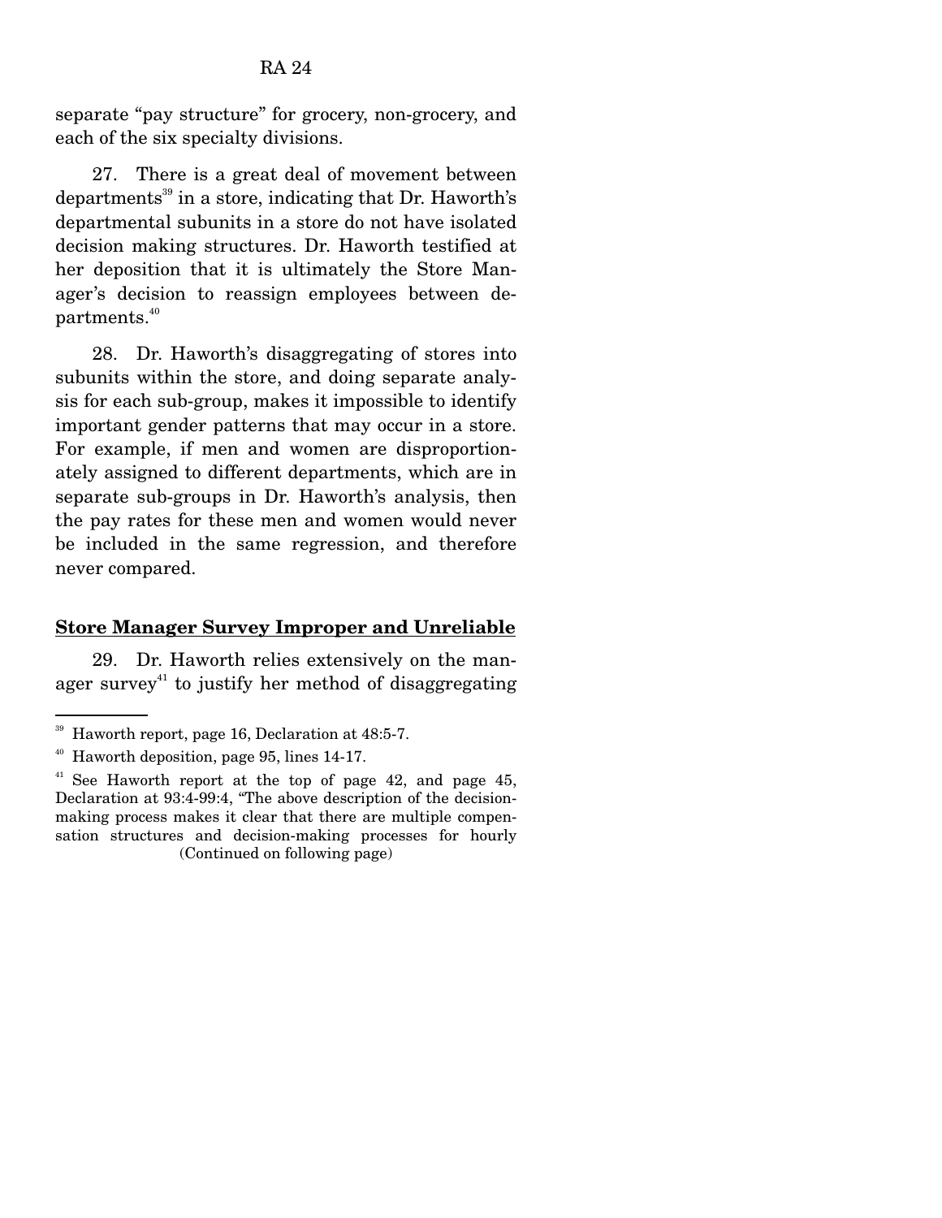separate "pay structure" for grocery, non-grocery, and each of the six specialty divisions.

27. There is a great deal of movement between departments[39] in a store, indicating that Dr. Haworth's departmental subunits in a store do not have isolated decision making structures. Dr. Haworth testified at her deposition that it is ultimately the Store Manager's decision to reassign employees between departments.[40]

28. Dr. Haworth's disaggregating of stores into subunits within the store, and doing separate analysis for each sub-group, makes it impossible to identify important gender patterns that may occur in a store. For example, if men and women are disproportionately assigned to different departments, which are in separate sub-groups in Dr. Haworth's analysis, then the pay rates for these men and women would never be included in the same regression, and therefore never compared.

**Store Manager Survey Improper and Unreliable**

29. Dr. Haworth relies extensively on the manager survey[41] to justify her method of disaggregating

[39] Haworth report, page 16, Declaration at 48:5-7.

[40] Haworth deposition, page 95, lines 14-17.

[41] See Haworth report at the top of page 42, and page 45, Declaration at 93:4-99:4, "The above description of the decision-making process makes it clear that there are multiple compensation structures and decision-making processes for hourly (Continued on following page)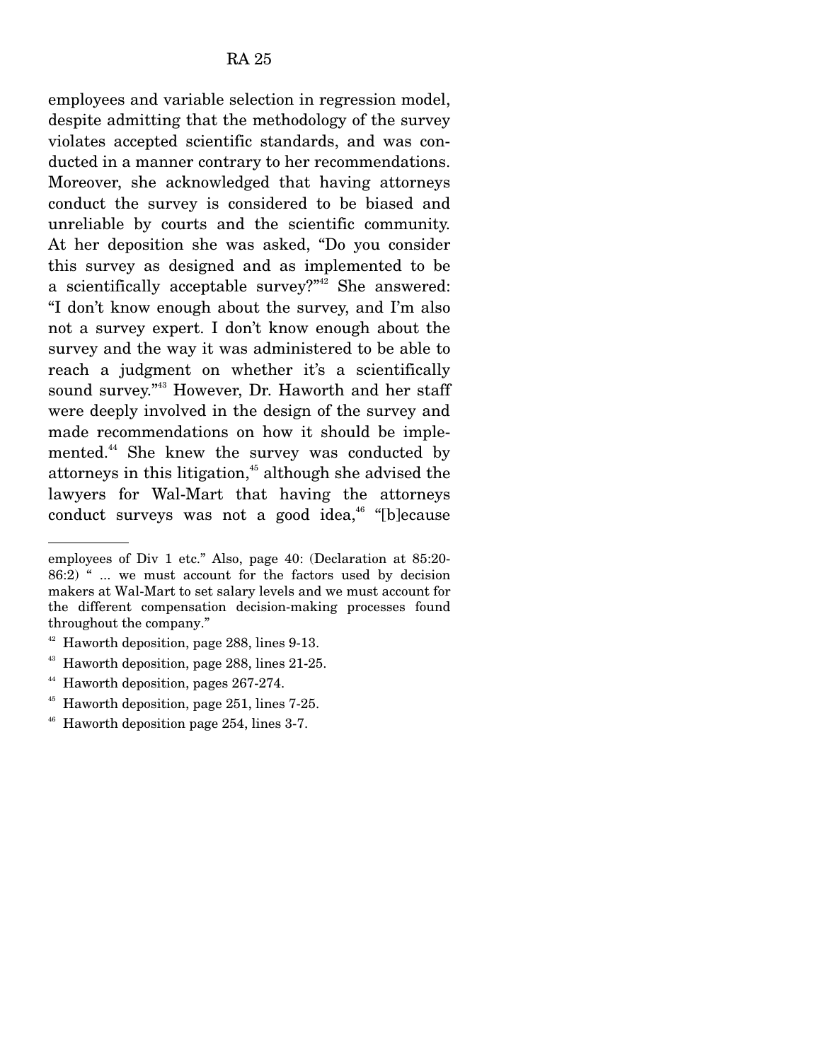employees and variable selection in regression model, despite admitting that the methodology of the survey violates accepted scientific standards, and was conducted in a manner contrary to her recommendations. Moreover, she acknowledged that having attorneys conduct the survey is considered to be biased and unreliable by courts and the scientific community. At her deposition she was asked, "Do you consider this survey as designed and as implemented to be a scientifically acceptable survey?"[42] She answered: "I don't know enough about the survey, and I'm also not a survey expert. I don't know enough about the survey and the way it was administered to be able to reach a judgment on whether it's a scientifically sound survey."[43] However, Dr. Haworth and her staff were deeply involved in the design of the survey and made recommendations on how it should be implemented.[44] She knew the survey was conducted by attorneys in this litigation,[45] although she advised the lawyers for Wal-Mart that having the attorneys conduct surveys was not a good idea,[46] "[b]ecause

---

employees of Div 1 etc." Also, page 40: (Declaration at 85:20-86:2) " ... we must account for the factors used by decision makers at Wal-Mart to set salary levels and we must account for the different compensation decision-making processes found throughout the company."

[42] Haworth deposition, page 288, lines 9-13.

[43] Haworth deposition, page 288, lines 21-25.

[44] Haworth deposition, pages 267-274.

[45] Haworth deposition, page 251, lines 7-25.

[46] Haworth deposition page 254, lines 3-7.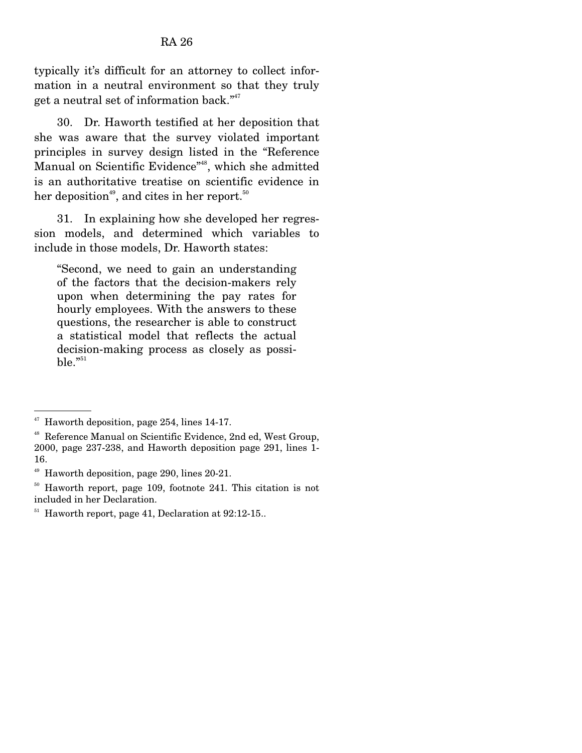typically it's difficult for an attorney to collect information in a neutral environment so that they truly get a neutral set of information back."[47]

30. Dr. Haworth testified at her deposition that she was aware that the survey violated important principles in survey design listed in the "Reference Manual on Scientific Evidence"[48], which she admitted is an authoritative treatise on scientific evidence in her deposition[49], and cites in her report.[50]

31. In explaining how she developed her regression models, and determined which variables to include in those models, Dr. Haworth states:

> "Second, we need to gain an understanding of the factors that the decision-makers rely upon when determining the pay rates for hourly employees. With the answers to these questions, the researcher is able to construct a statistical model that reflects the actual decision-making process as closely as possible."[51]

---

[47] Haworth deposition, page 254, lines 14-17.

[48] Reference Manual on Scientific Evidence, 2nd ed, West Group, 2000, page 237-238, and Haworth deposition page 291, lines 1-16.

[49] Haworth deposition, page 290, lines 20-21.

[50] Haworth report, page 109, footnote 241. This citation is not included in her Declaration.

[51] Haworth report, page 41, Declaration at 92:12-15..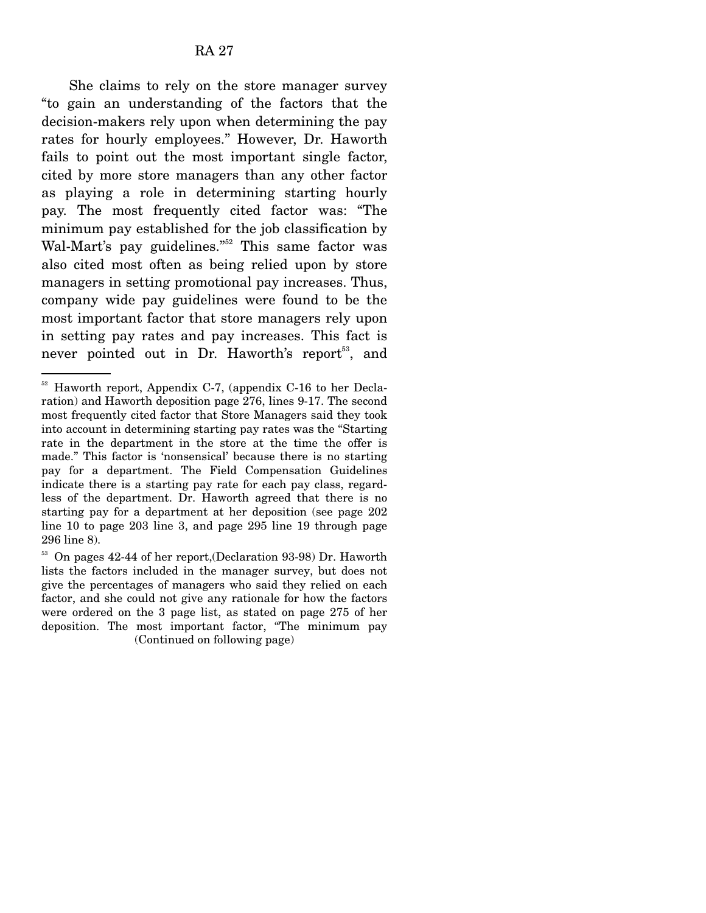She claims to rely on the store manager survey "to gain an understanding of the factors that the decision-makers rely upon when determining the pay rates for hourly employees." However, Dr. Haworth fails to point out the most important single factor, cited by more store managers than any other factor as playing a role in determining starting hourly pay. The most frequently cited factor was: "The minimum pay established for the job classification by Wal-Mart's pay guidelines."[52] This same factor was also cited most often as being relied upon by store managers in setting promotional pay increases. Thus, company wide pay guidelines were found to be the most important factor that store managers rely upon in setting pay rates and pay increases. This fact is never pointed out in Dr. Haworth's report[53], and

---

[52] Haworth report, Appendix C-7, (appendix C-16 to her Declaration) and Haworth deposition page 276, lines 9-17. The second most frequently cited factor that Store Managers said they took into account in determining starting pay rates was the "Starting rate in the department in the store at the time the offer is made." This factor is 'nonsensical' because there is no starting pay for a department. The Field Compensation Guidelines indicate there is a starting pay rate for each pay class, regardless of the department. Dr. Haworth agreed that there is no starting pay for a department at her deposition (see page 202 line 10 to page 203 line 3, and page 295 line 19 through page 296 line 8).

[53] On pages 42-44 of her report,(Declaration 93-98) Dr. Haworth lists the factors included in the manager survey, but does not give the percentages of managers who said they relied on each factor, and she could not give any rationale for how the factors were ordered on the 3 page list, as stated on page 275 of her deposition. The most important factor, "The minimum pay

(Continued on following page)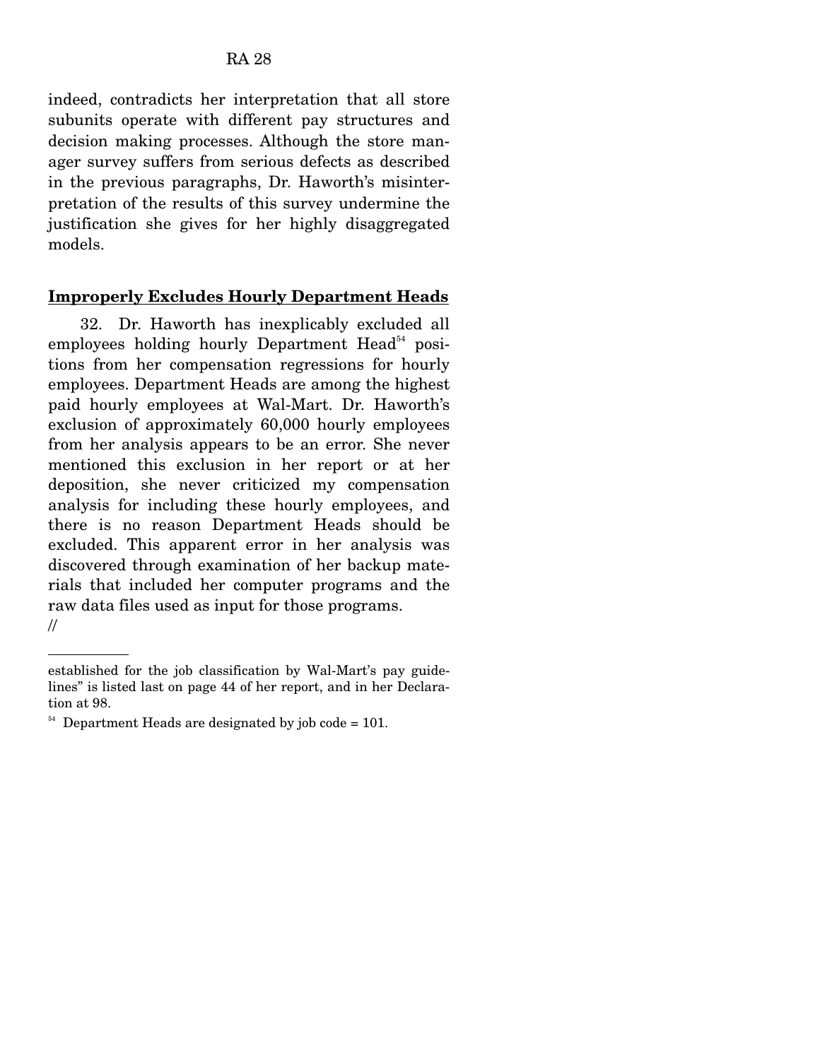indeed, contradicts her interpretation that all store subunits operate with different pay structures and decision making processes. Although the store manager survey suffers from serious defects as described in the previous paragraphs, Dr. Haworth's misinterpretation of the results of this survey undermine the justification she gives for her highly disaggregated models.

**Improperly Excludes Hourly Department Heads**

32. Dr. Haworth has inexplicably excluded all employees holding hourly Department Head[54] positions from her compensation regressions for hourly employees. Department Heads are among the highest paid hourly employees at Wal-Mart. Dr. Haworth's exclusion of approximately 60,000 hourly employees from her analysis appears to be an error. She never mentioned this exclusion in her report or at her deposition, she never criticized my compensation analysis for including these hourly employees, and there is no reason Department Heads should be excluded. This apparent error in her analysis was discovered through examination of her backup materials that included her computer programs and the raw data files used as input for those programs.

//

---

established for the job classification by Wal-Mart's pay guidelines" is listed last on page 44 of her report, and in her Declaration at 98.

[54] Department Heads are designated by job code = 101.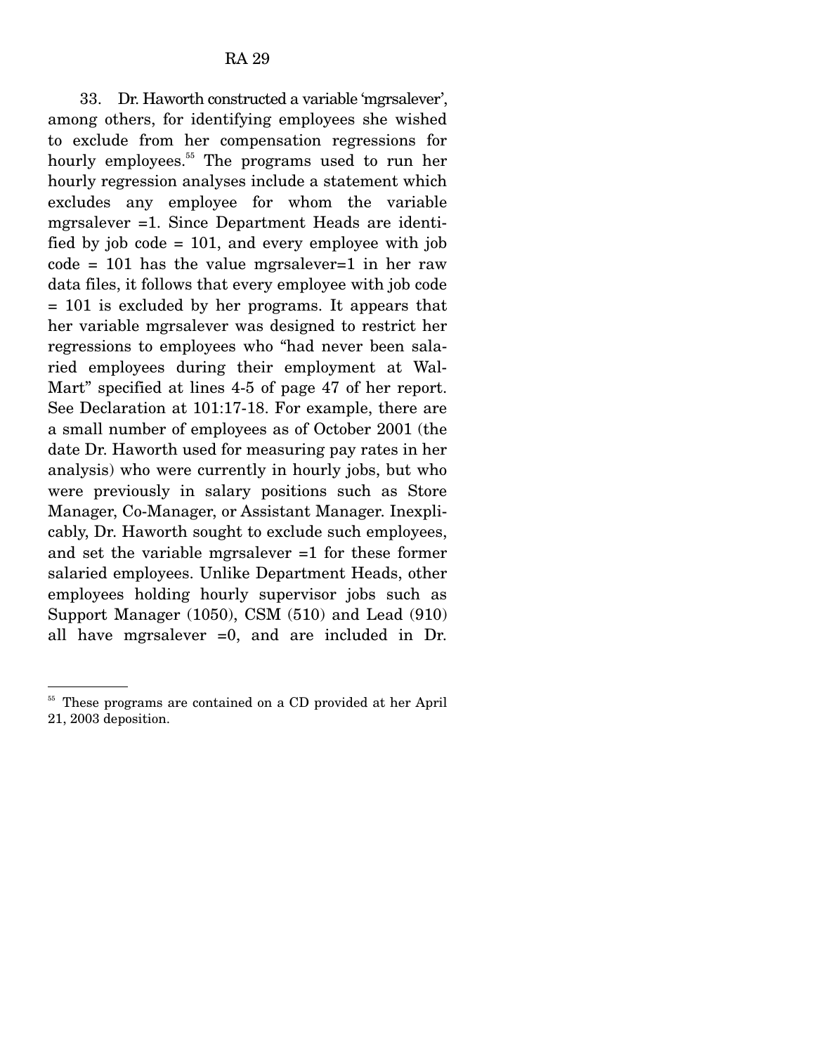33. Dr. Haworth constructed a variable 'mgrsalever', among others, for identifying employees she wished to exclude from her compensation regressions for hourly employees.[55] The programs used to run her hourly regression analyses include a statement which excludes any employee for whom the variable mgrsalever =1. Since Department Heads are identified by job code = 101, and every employee with job code = 101 has the value mgrsalever=1 in her raw data files, it follows that every employee with job code = 101 is excluded by her programs. It appears that her variable mgrsalever was designed to restrict her regressions to employees who "had never been salaried employees during their employment at Wal-Mart" specified at lines 4-5 of page 47 of her report. See Declaration at 101:17-18. For example, there are a small number of employees as of October 2001 (the date Dr. Haworth used for measuring pay rates in her analysis) who were currently in hourly jobs, but who were previously in salary positions such as Store Manager, Co-Manager, or Assistant Manager. Inexplicably, Dr. Haworth sought to exclude such employees, and set the variable mgrsalever =1 for these former salaried employees. Unlike Department Heads, other employees holding hourly supervisor jobs such as Support Manager (1050), CSM (510) and Lead (910) all have mgrsalever =0, and are included in Dr.

---

[55] These programs are contained on a CD provided at her April 21, 2003 deposition.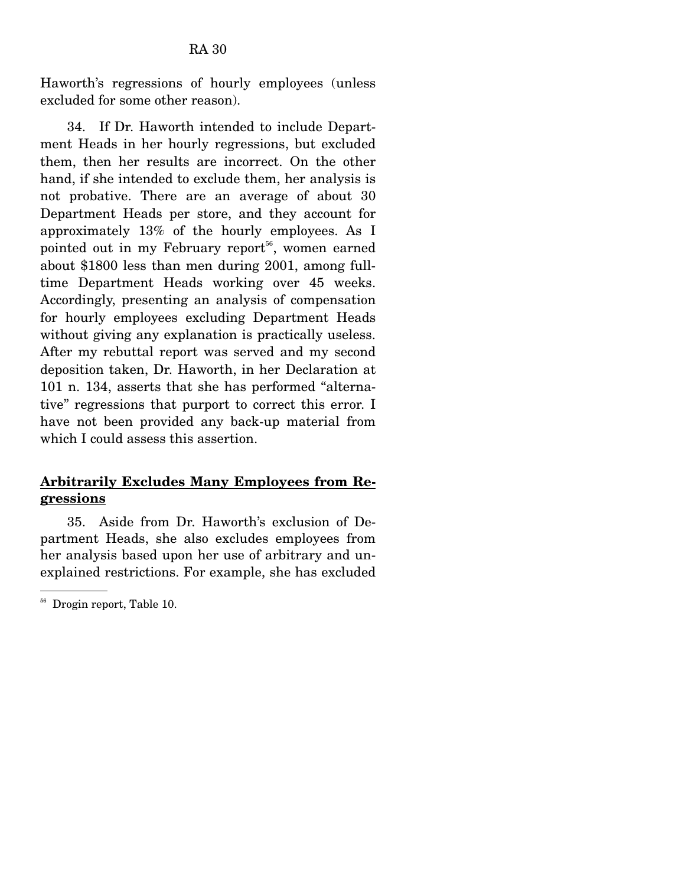Haworth's regressions of hourly employees (unless excluded for some other reason).

34. If Dr. Haworth intended to include Department Heads in her hourly regressions, but excluded them, then her results are incorrect. On the other hand, if she intended to exclude them, her analysis is not probative. There are an average of about 30 Department Heads per store, and they account for approximately 13% of the hourly employees. As I pointed out in my February report[56], women earned about $1800 less than men during 2001, among full-time Department Heads working over 45 weeks. Accordingly, presenting an analysis of compensation for hourly employees excluding Department Heads without giving any explanation is practically useless. After my rebuttal report was served and my second deposition taken, Dr. Haworth, in her Declaration at 101 n. 134, asserts that she has performed "alternative" regressions that purport to correct this error. I have not been provided any back-up material from which I could assess this assertion.

**<u>Arbitrarily Excludes Many Employees from Regressions</u>**

35. Aside from Dr. Haworth's exclusion of Department Heads, she also excludes employees from her analysis based upon her use of arbitrary and unexplained restrictions. For example, she has excluded

[56] Drogin report, Table 10.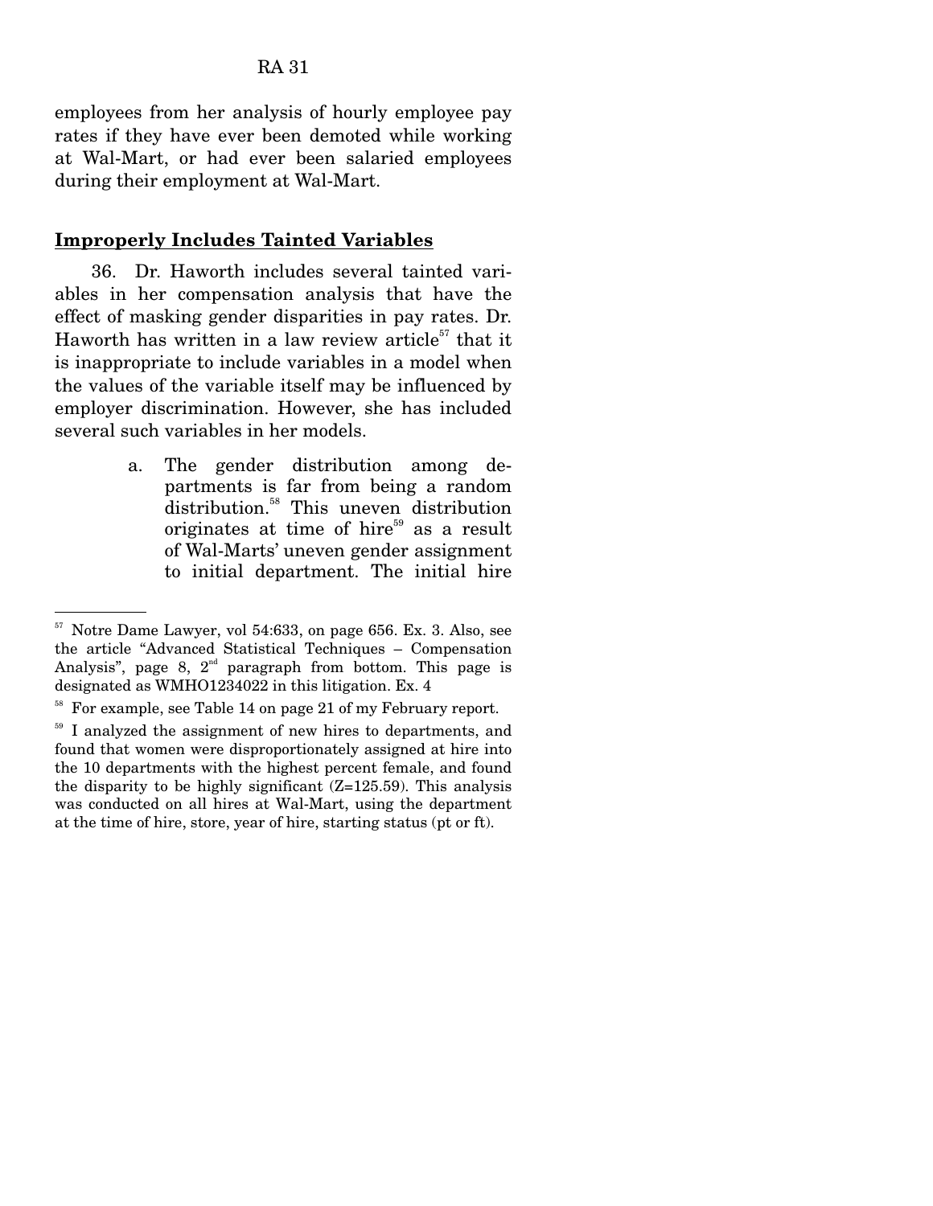employees from her analysis of hourly employee pay rates if they have ever been demoted while working at Wal-Mart, or had ever been salaried employees during their employment at Wal-Mart.

**Improperly Includes Tainted Variables**

36. Dr. Haworth includes several tainted variables in her compensation analysis that have the effect of masking gender disparities in pay rates. Dr. Haworth has written in a law review article[57] that it is inappropriate to include variables in a model when the values of the variable itself may be influenced by employer discrimination. However, she has included several such variables in her models.

a. The gender distribution among departments is far from being a random distribution.[58] This uneven distribution originates at time of hire[59] as a result of Wal-Marts' uneven gender assignment to initial department. The initial hire

---

[57] Notre Dame Lawyer, vol 54:633, on page 656. Ex. 3. Also, see the article "Advanced Statistical Techniques – Compensation Analysis", page 8, 2nd paragraph from bottom. This page is designated as WMHO1234022 in this litigation. Ex. 4

[58] For example, see Table 14 on page 21 of my February report.

[59] I analyzed the assignment of new hires to departments, and found that women were disproportionately assigned at hire into the 10 departments with the highest percent female, and found the disparity to be highly significant (Z=125.59). This analysis was conducted on all hires at Wal-Mart, using the department at the time of hire, store, year of hire, starting status (pt or ft).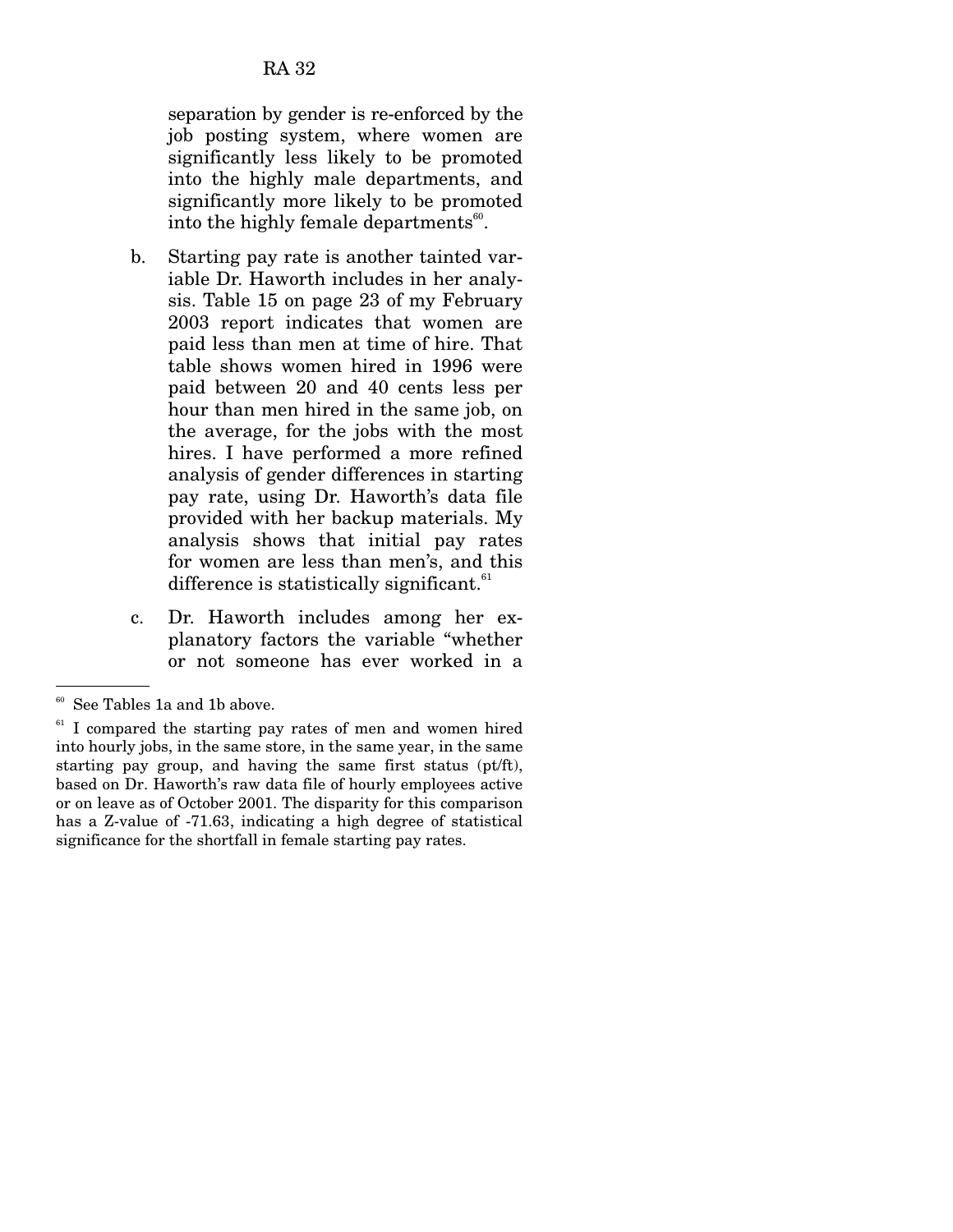separation by gender is re-enforced by the job posting system, where women are significantly less likely to be promoted into the highly male departments, and significantly more likely to be promoted into the highly female departments[60].

b. Starting pay rate is another tainted variable Dr. Haworth includes in her analysis. Table 15 on page 23 of my February 2003 report indicates that women are paid less than men at time of hire. That table shows women hired in 1996 were paid between 20 and 40 cents less per hour than men hired in the same job, on the average, for the jobs with the most hires. I have performed a more refined analysis of gender differences in starting pay rate, using Dr. Haworth's data file provided with her backup materials. My analysis shows that initial pay rates for women are less than men's, and this difference is statistically significant.[61]

c. Dr. Haworth includes among her explanatory factors the variable "whether or not someone has ever worked in a

---

[60] See Tables 1a and 1b above.

[61] I compared the starting pay rates of men and women hired into hourly jobs, in the same store, in the same year, in the same starting pay group, and having the same first status (pt/ft), based on Dr. Haworth's raw data file of hourly employees active or on leave as of October 2001. The disparity for this comparison has a Z-value of -71.63, indicating a high degree of statistical significance for the shortfall in female starting pay rates.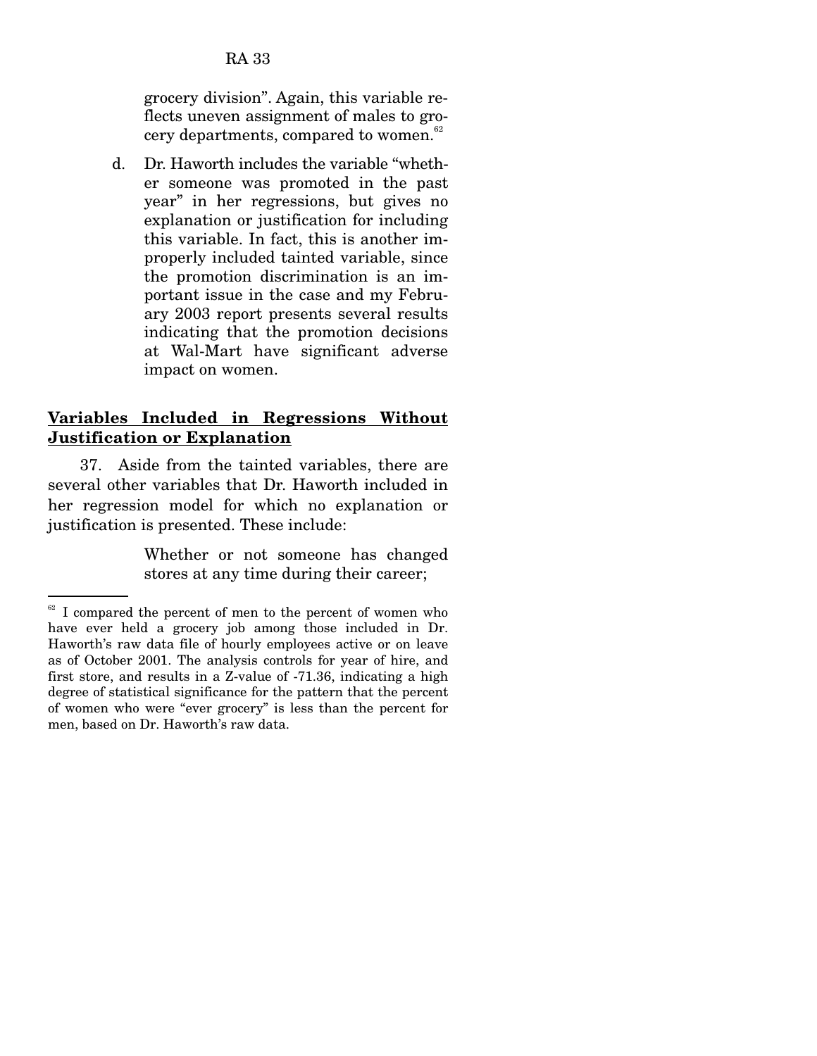grocery division". Again, this variable reflects uneven assignment of males to grocery departments, compared to women.[62]

d. Dr. Haworth includes the variable "whether someone was promoted in the past year" in her regressions, but gives no explanation or justification for including this variable. In fact, this is another improperly included tainted variable, since the promotion discrimination is an important issue in the case and my February 2003 report presents several results indicating that the promotion decisions at Wal-Mart have significant adverse impact on women.

**Variables Included in Regressions Without Justification or Explanation**

37. Aside from the tainted variables, there are several other variables that Dr. Haworth included in her regression model for which no explanation or justification is presented. These include:

Whether or not someone has changed stores at any time during their career;

---

[62] I compared the percent of men to the percent of women who have ever held a grocery job among those included in Dr. Haworth's raw data file of hourly employees active or on leave as of October 2001. The analysis controls for year of hire, and first store, and results in a Z-value of -71.36, indicating a high degree of statistical significance for the pattern that the percent of women who were "ever grocery" is less than the percent for men, based on Dr. Haworth's raw data.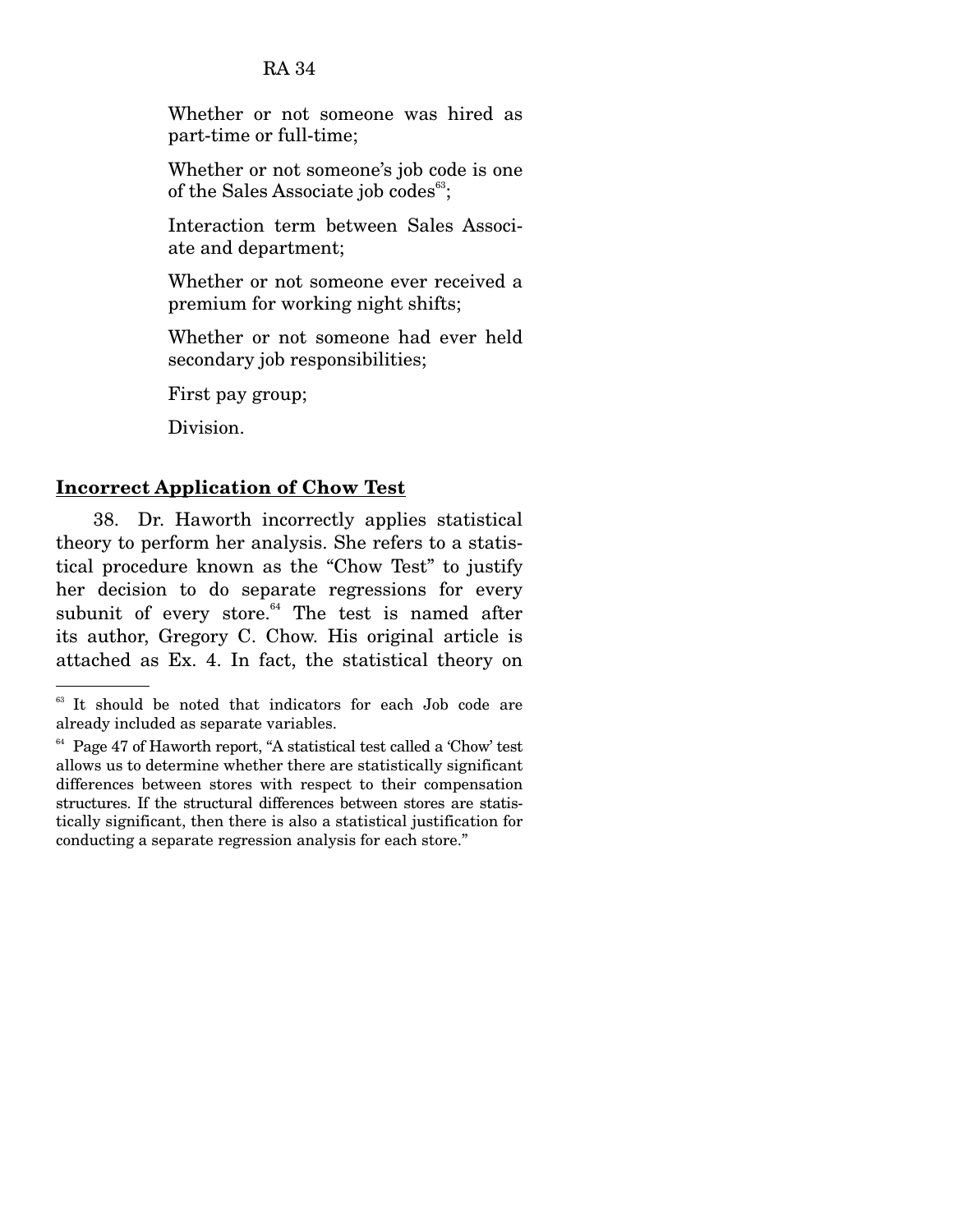Whether or not someone was hired as part-time or full-time;

Whether or not someone's job code is one of the Sales Associate job codes[63];

Interaction term between Sales Associate and department;

Whether or not someone ever received a premium for working night shifts;

Whether or not someone had ever held secondary job responsibilities;

First pay group;

Division.

**Incorrect Application of Chow Test**

38. Dr. Haworth incorrectly applies statistical theory to perform her analysis. She refers to a statistical procedure known as the "Chow Test" to justify her decision to do separate regressions for every subunit of every store.[64] The test is named after its author, Gregory C. Chow. His original article is attached as Ex. 4. In fact, the statistical theory on

---

[63] It should be noted that indicators for each Job code are already included as separate variables.

[64] Page 47 of Haworth report, "A statistical test called a 'Chow' test allows us to determine whether there are statistically significant differences between stores with respect to their compensation structures. If the structural differences between stores are statistically significant, then there is also a statistical justification for conducting a separate regression analysis for each store."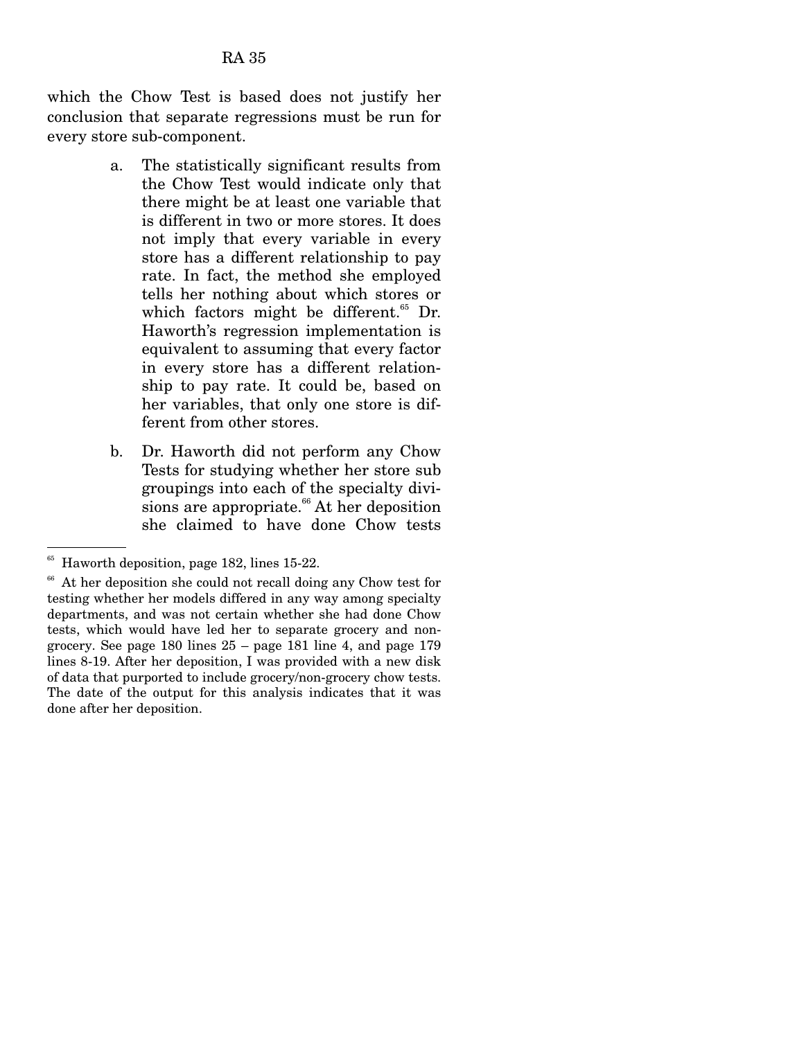which the Chow Test is based does not justify her conclusion that separate regressions must be run for every store sub-component.

a. The statistically significant results from the Chow Test would indicate only that there might be at least one variable that is different in two or more stores. It does not imply that every variable in every store has a different relationship to pay rate. In fact, the method she employed tells her nothing about which stores or which factors might be different.[65] Dr. Haworth's regression implementation is equivalent to assuming that every factor in every store has a different relationship to pay rate. It could be, based on her variables, that only one store is different from other stores.

b. Dr. Haworth did not perform any Chow Tests for studying whether her store sub groupings into each of the specialty divisions are appropriate.[66] At her deposition she claimed to have done Chow tests

---

[65] Haworth deposition, page 182, lines 15-22.

[66] At her deposition she could not recall doing any Chow test for testing whether her models differed in any way among specialty departments, and was not certain whether she had done Chow tests, which would have led her to separate grocery and non-grocery. See page 180 lines 25 – page 181 line 4, and page 179 lines 8-19. After her deposition, I was provided with a new disk of data that purported to include grocery/non-grocery chow tests. The date of the output for this analysis indicates that it was done after her deposition.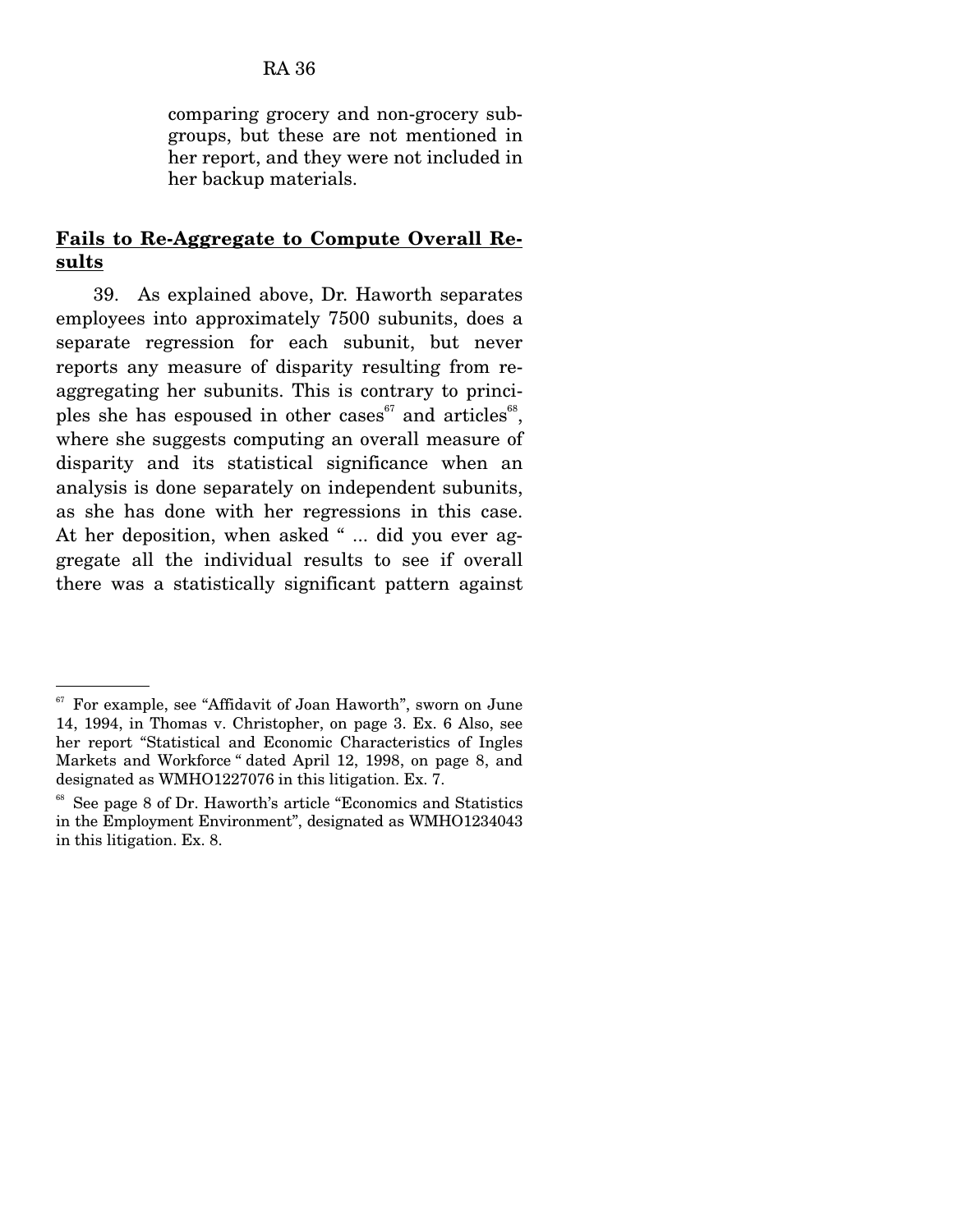comparing grocery and non-grocery subgroups, but these are not mentioned in her report, and they were not included in her backup materials.

**Fails to Re-Aggregate to Compute Overall Results**

39. As explained above, Dr. Haworth separates employees into approximately 7500 subunits, does a separate regression for each subunit, but never reports any measure of disparity resulting from re-aggregating her subunits. This is contrary to principles she has espoused in other cases[67] and articles[68], where she suggests computing an overall measure of disparity and its statistical significance when an analysis is done separately on independent subunits, as she has done with her regressions in this case. At her deposition, when asked " ... did you ever aggregate all the individual results to see if overall there was a statistically significant pattern against

---

[67] For example, see "Affidavit of Joan Haworth", sworn on June 14, 1994, in Thomas v. Christopher, on page 3. Ex. 6 Also, see her report "Statistical and Economic Characteristics of Ingles Markets and Workforce " dated April 12, 1998, on page 8, and designated as WMHO1227076 in this litigation. Ex. 7.

[68] See page 8 of Dr. Haworth's article "Economics and Statistics in the Employment Environment", designated as WMHO1234043 in this litigation. Ex. 8.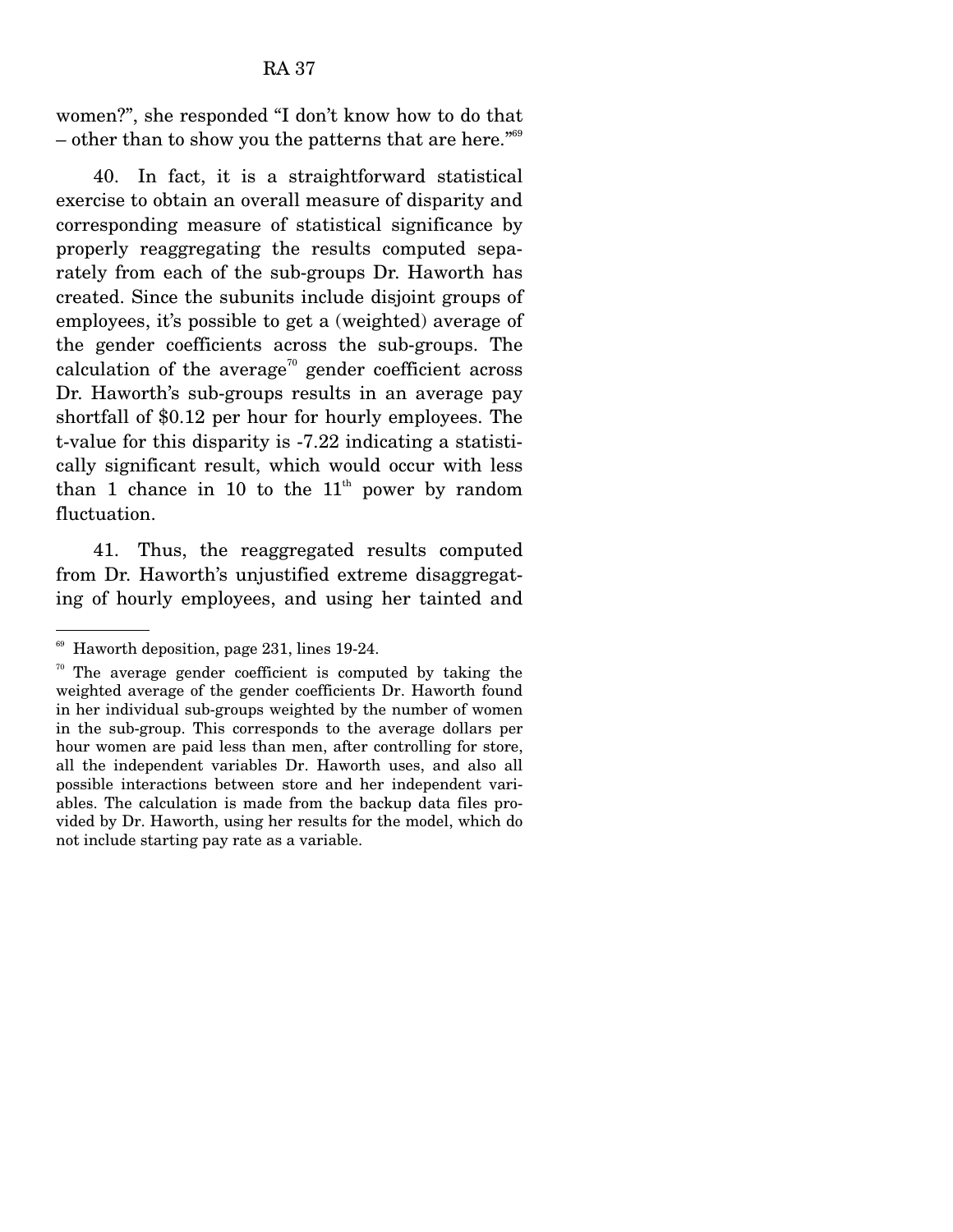women?", she responded "I don't know how to do that – other than to show you the patterns that are here."[69]

40. In fact, it is a straightforward statistical exercise to obtain an overall measure of disparity and corresponding measure of statistical significance by properly reaggregating the results computed separately from each of the sub-groups Dr. Haworth has created. Since the subunits include disjoint groups of employees, it's possible to get a (weighted) average of the gender coefficients across the sub-groups. The calculation of the average[70] gender coefficient across Dr. Haworth's sub-groups results in an average pay shortfall of \$0.12 per hour for hourly employees. The t-value for this disparity is -7.22 indicating a statistically significant result, which would occur with less than 1 chance in 10 to the 11[th] power by random fluctuation.

41. Thus, the reaggregated results computed from Dr. Haworth's unjustified extreme disaggregating of hourly employees, and using her tainted and

---

[69] Haworth deposition, page 231, lines 19-24.

[70] The average gender coefficient is computed by taking the weighted average of the gender coefficients Dr. Haworth found in her individual sub-groups weighted by the number of women in the sub-group. This corresponds to the average dollars per hour women are paid less than men, after controlling for store, all the independent variables Dr. Haworth uses, and also all possible interactions between store and her independent variables. The calculation is made from the backup data files provided by Dr. Haworth, using her results for the model, which do not include starting pay rate as a variable.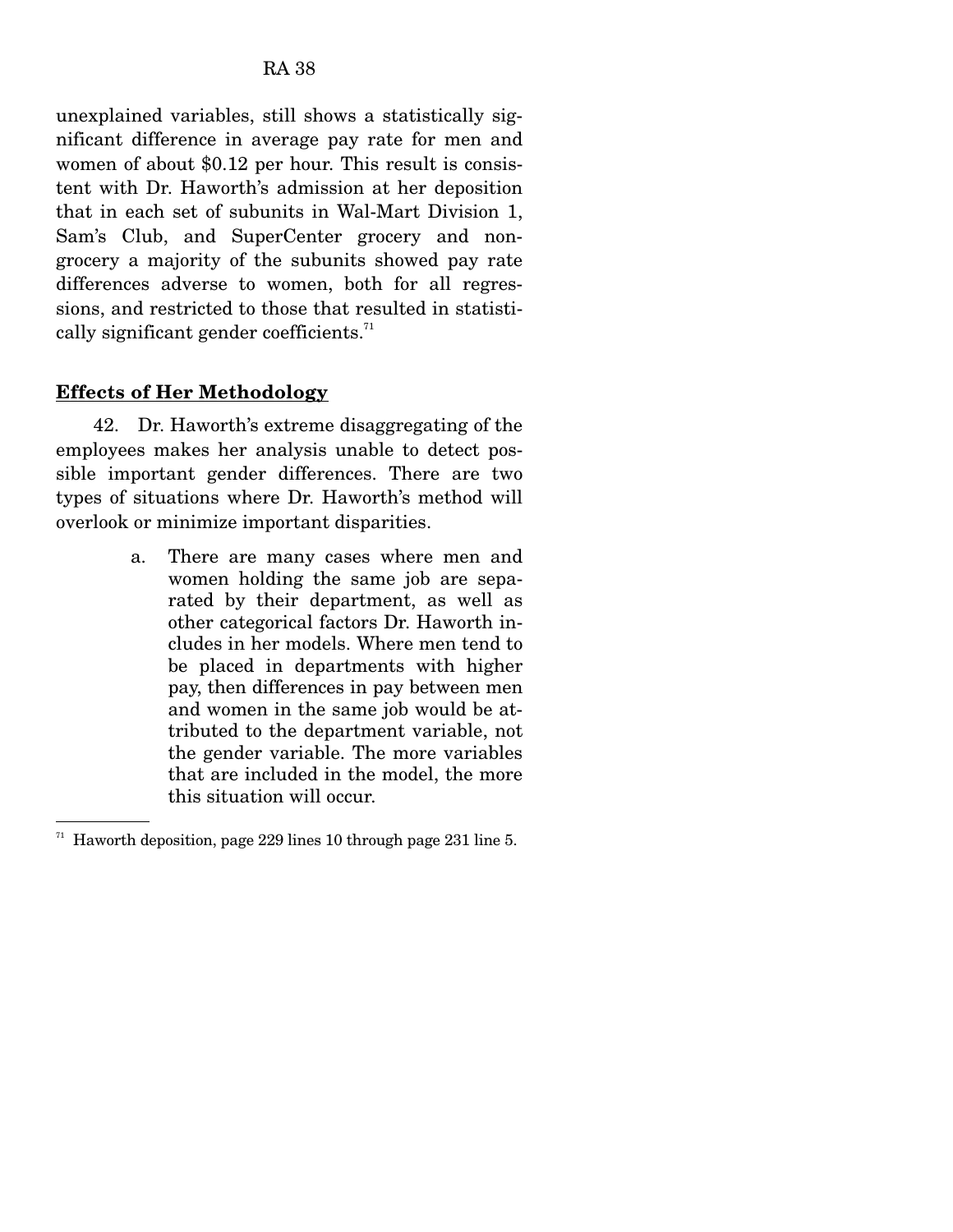unexplained variables, still shows a statistically significant difference in average pay rate for men and women of about $0.12 per hour. This result is consistent with Dr. Haworth's admission at her deposition that in each set of subunits in Wal-Mart Division 1, Sam's Club, and SuperCenter grocery and non-grocery a majority of the subunits showed pay rate differences adverse to women, both for all regressions, and restricted to those that resulted in statistically significant gender coefficients.[71]

**Effects of Her Methodology**

42. Dr. Haworth's extreme disaggregating of the employees makes her analysis unable to detect possible important gender differences. There are two types of situations where Dr. Haworth's method will overlook or minimize important disparities.

a. There are many cases where men and women holding the same job are separated by their department, as well as other categorical factors Dr. Haworth includes in her models. Where men tend to be placed in departments with higher pay, then differences in pay between men and women in the same job would be attributed to the department variable, not the gender variable. The more variables that are included in the model, the more this situation will occur.

[71] Haworth deposition, page 229 lines 10 through page 231 line 5.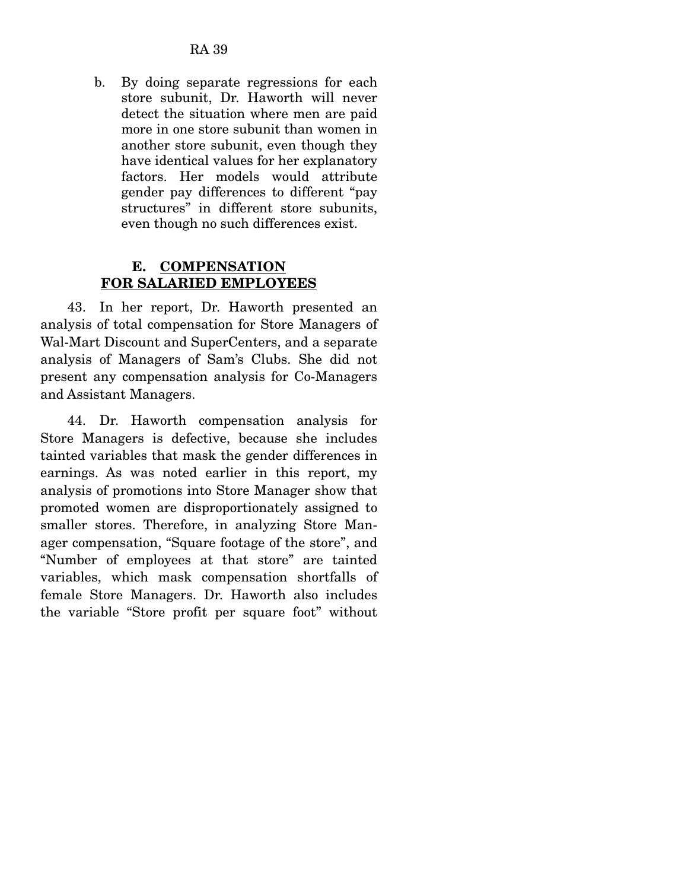b. By doing separate regressions for each store subunit, Dr. Haworth will never detect the situation where men are paid more in one store subunit than women in another store subunit, even though they have identical values for her explanatory factors. Her models would attribute gender pay differences to different "pay structures" in different store subunits, even though no such differences exist.

## E. COMPENSATION FOR SALARIED EMPLOYEES

43. In her report, Dr. Haworth presented an analysis of total compensation for Store Managers of Wal-Mart Discount and SuperCenters, and a separate analysis of Managers of Sam's Clubs. She did not present any compensation analysis for Co-Managers and Assistant Managers.

44. Dr. Haworth compensation analysis for Store Managers is defective, because she includes tainted variables that mask the gender differences in earnings. As was noted earlier in this report, my analysis of promotions into Store Manager show that promoted women are disproportionately assigned to smaller stores. Therefore, in analyzing Store Manager compensation, "Square footage of the store", and "Number of employees at that store" are tainted variables, which mask compensation shortfalls of female Store Managers. Dr. Haworth also includes the variable "Store profit per square foot" without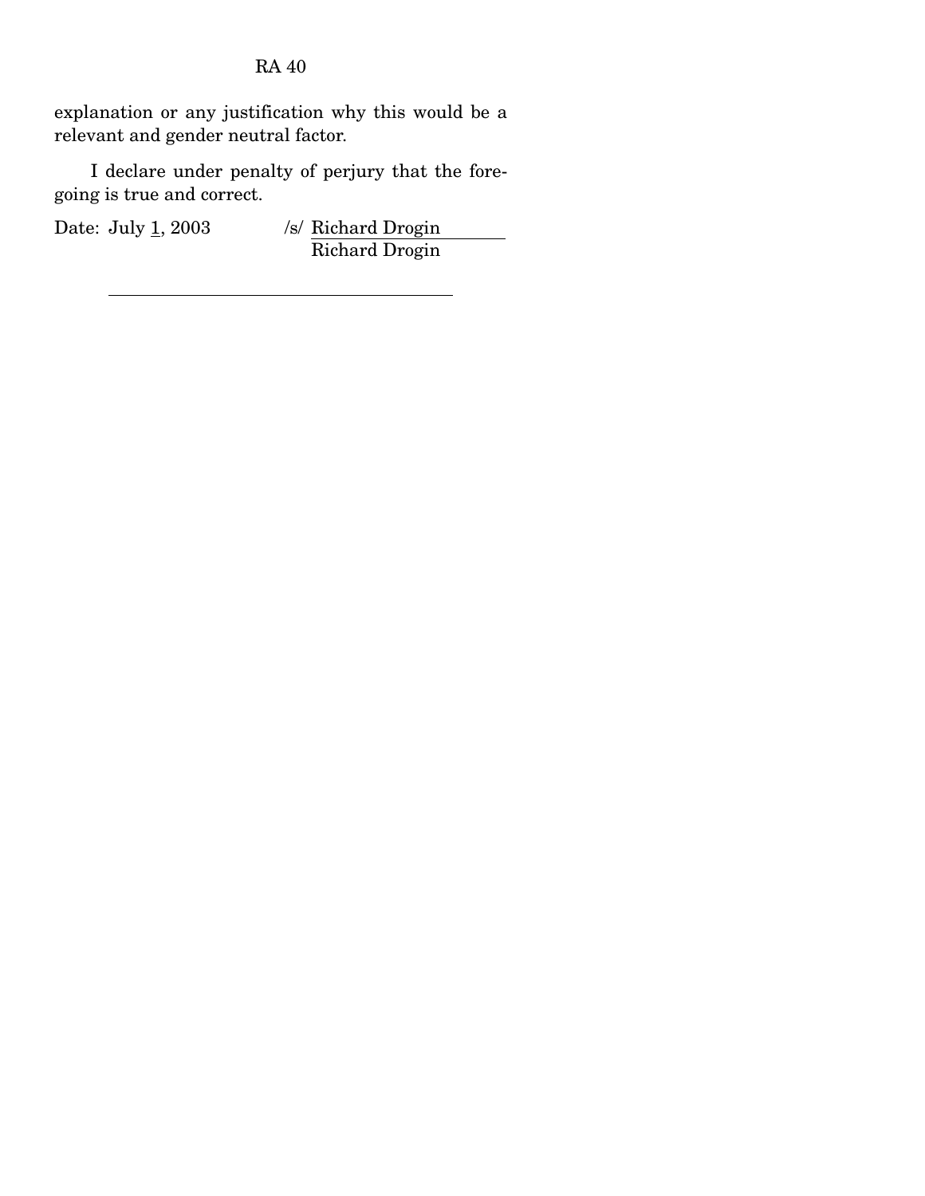explanation or any justification why this would be a relevant and gender neutral factor.

I declare under penalty of perjury that the foregoing is true and correct.

Date: July 1, 2003 /s/ Richard Drogin
Richard Drogin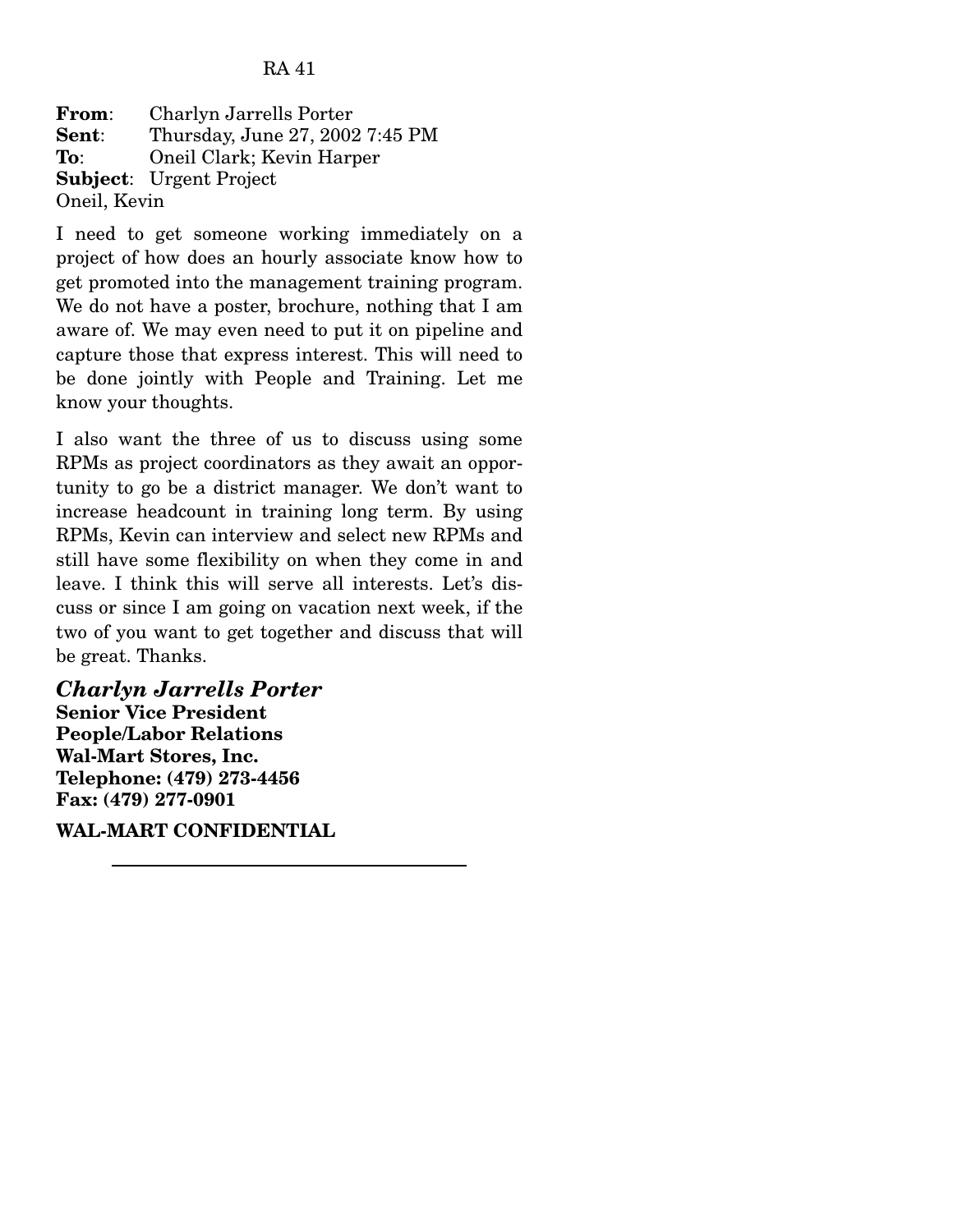**From**: Charlyn Jarrells Porter
**Sent**: Thursday, June 27, 2002 7:45 PM
**To**: Oneil Clark; Kevin Harper
**Subject**: Urgent Project

Oneil, Kevin

I need to get someone working immediately on a project of how does an hourly associate know how to get promoted into the management training program. We do not have a poster, brochure, nothing that I am aware of. We may even need to put it on pipeline and capture those that express interest. This will need to be done jointly with People and Training. Let me know your thoughts.

I also want the three of us to discuss using some RPMs as project coordinators as they await an opportunity to go be a district manager. We don't want to increase headcount in training long term. By using RPMs, Kevin can interview and select new RPMs and still have some flexibility on when they come in and leave. I think this will serve all interests. Let's discuss or since I am going on vacation next week, if the two of you want to get together and discuss that will be great. Thanks.

***Charlyn Jarrells Porter***
**Senior Vice President**
**People/Labor Relations**
**Wal-Mart Stores, Inc.**
**Telephone: (479) 273-4456**
**Fax: (479) 277-0901**

**WAL-MART CONFIDENTIAL**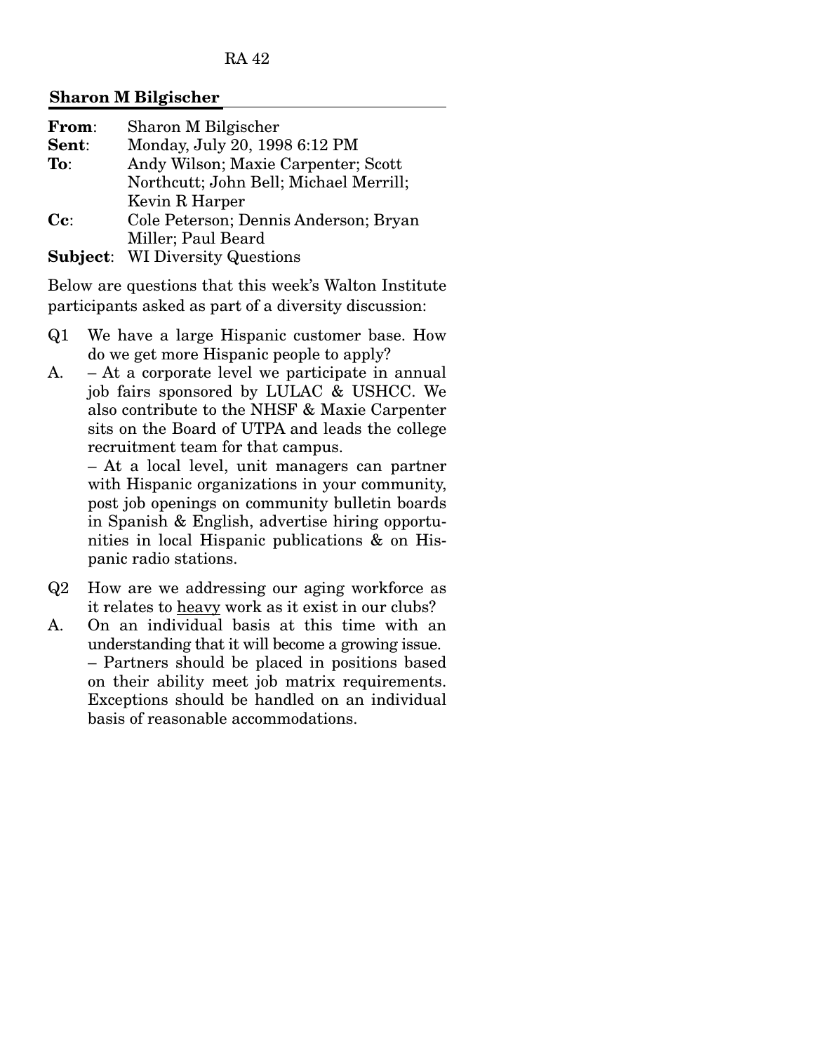**Sharon M Bilgischer**

| | |
|---|---|
| **From**: | Sharon M Bilgischer |
| **Sent**: | Monday, July 20, 1998 6:12 PM |
| **To**: | Andy Wilson; Maxie Carpenter; Scott Northcutt; John Bell; Michael Merrill; Kevin R Harper |
| **Cc**: | Cole Peterson; Dennis Anderson; Bryan Miller; Paul Beard |
| **Subject**: | WI Diversity Questions |

Below are questions that this week's Walton Institute participants asked as part of a diversity discussion:

Q1 We have a large Hispanic customer base. How do we get more Hispanic people to apply?

A. – At a corporate level we participate in annual job fairs sponsored by LULAC & USHCC. We also contribute to the NHSF & Maxie Carpenter sits on the Board of UTPA and leads the college recruitment team for that campus.

– At a local level, unit managers can partner with Hispanic organizations in your community, post job openings on community bulletin boards in Spanish & English, advertise hiring opportunities in local Hispanic publications & on Hispanic radio stations.

Q2 How are we addressing our aging workforce as it relates to <u>heavy</u> work as it exist in our clubs?

A. On an individual basis at this time with an understanding that it will become a growing issue.

– Partners should be placed in positions based on their ability meet job matrix requirements. Exceptions should be handled on an individual basis of reasonable accommodations.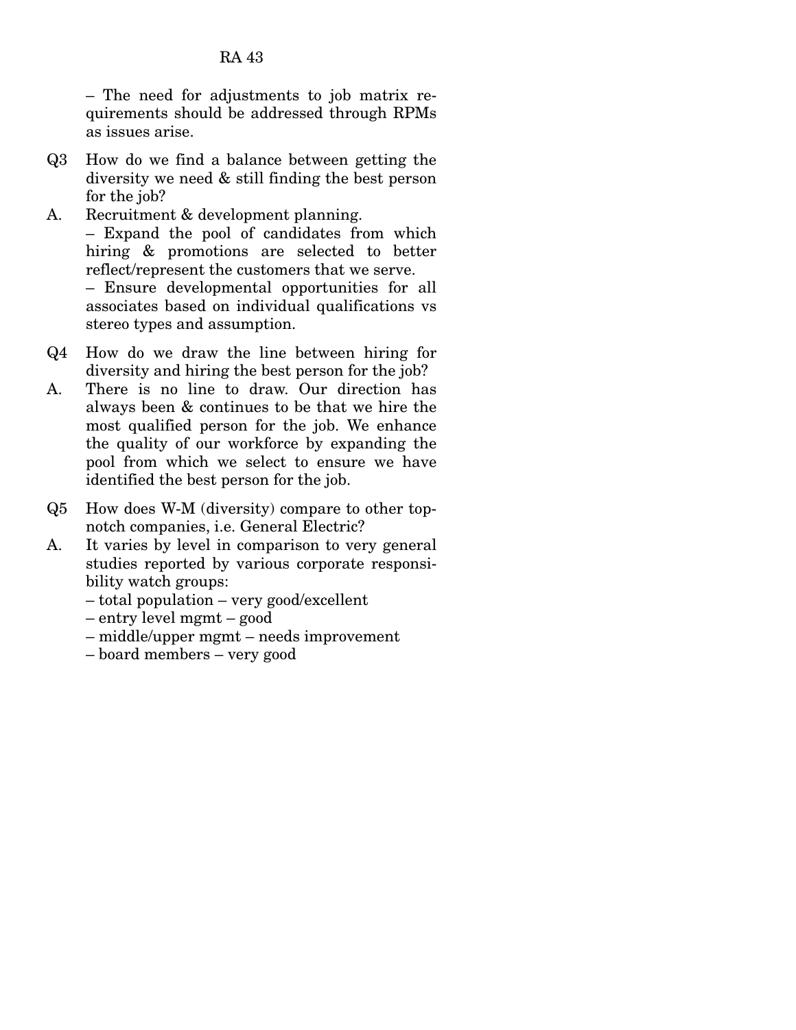– The need for adjustments to job matrix requirements should be addressed through RPMs as issues arise.

Q3 How do we find a balance between getting the diversity we need & still finding the best person for the job?

A. Recruitment & development planning.
– Expand the pool of candidates from which hiring & promotions are selected to better reflect/represent the customers that we serve.
– Ensure developmental opportunities for all associates based on individual qualifications vs stereo types and assumption.

Q4 How do we draw the line between hiring for diversity and hiring the best person for the job?

A. There is no line to draw. Our direction has always been & continues to be that we hire the most qualified person for the job. We enhance the quality of our workforce by expanding the pool from which we select to ensure we have identified the best person for the job.

Q5 How does W-M (diversity) compare to other top-notch companies, i.e. General Electric?

A. It varies by level in comparison to very general studies reported by various corporate responsibility watch groups:
– total population – very good/excellent
– entry level mgmt – good
– middle/upper mgmt – needs improvement
– board members – very good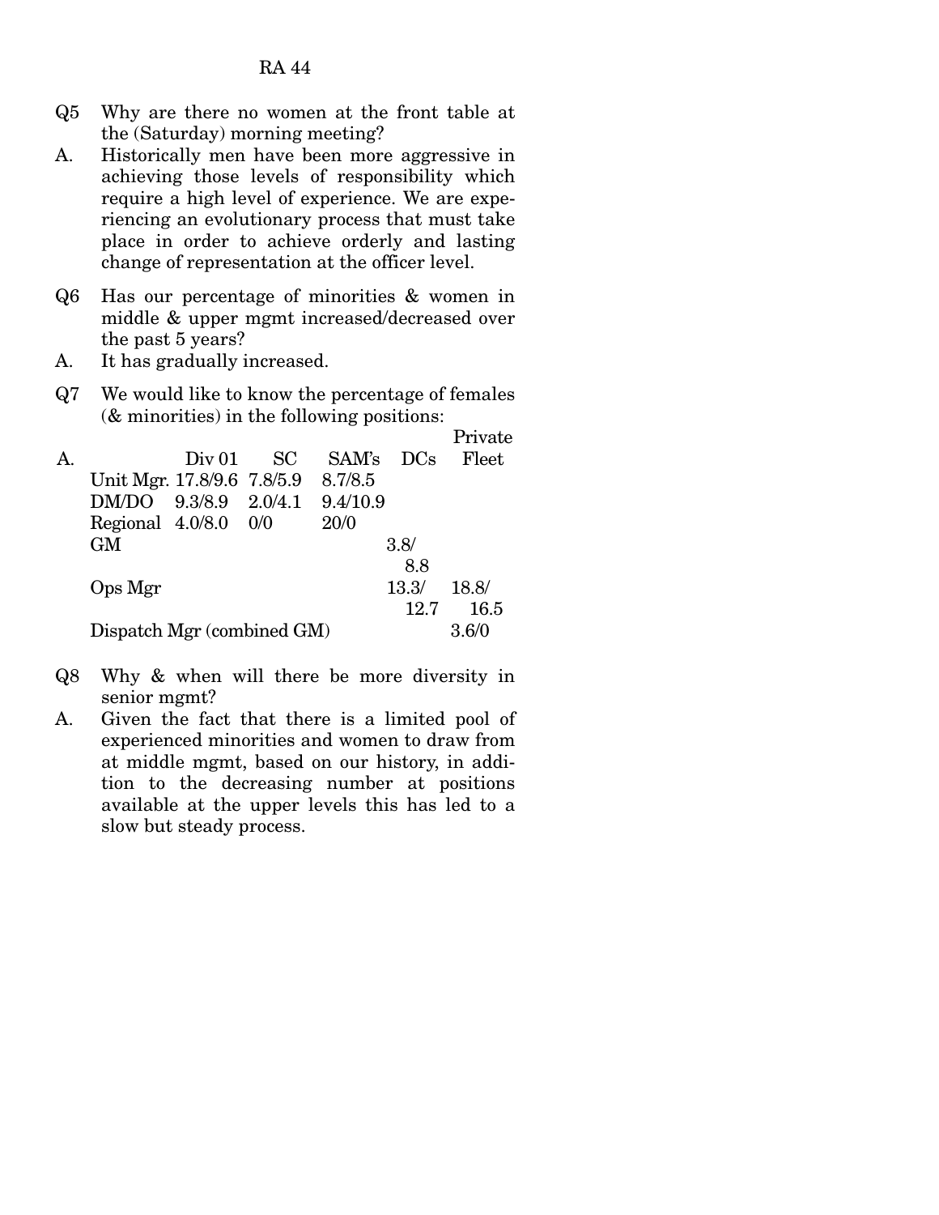RA 44

Q5 Why are there no women at the front table at the (Saturday) morning meeting?

A. Historically men have been more aggressive in achieving those levels of responsibility which require a high level of experience. We are experiencing an evolutionary process that must take place in order to achieve orderly and lasting change of representation at the officer level.

Q6 Has our percentage of minorities & women in middle & upper mgmt increased/decreased over the past 5 years?

A. It has gradually increased.

Q7 We would like to know the percentage of females (& minorities) in the following positions:

A.

| | Div 01 | SC | SAM's | DCs | Private Fleet |
|---|---|---|---|---|---|
| Unit Mgr. | 17.8/9.6 | 7.8/5.9 | 8.7/8.5 | | |
| DM/DO | 9.3/8.9 | 2.0/4.1 | 9.4/10.9 | | |
| Regional | 4.0/8.0 | 0/0 | 20/0 | | |
| GM | | | | 3.8/8.8 | |
| Ops Mgr | | | | 13.3/12.7 | 18.8/16.5 |
| Dispatch Mgr (combined GM) | | | | | 3.6/0 |

Q8 Why & when will there be more diversity in senior mgmt?

A. Given the fact that there is a limited pool of experienced minorities and women to draw from at middle mgmt, based on our history, in addition to the decreasing number at positions available at the upper levels this has led to a slow but steady process.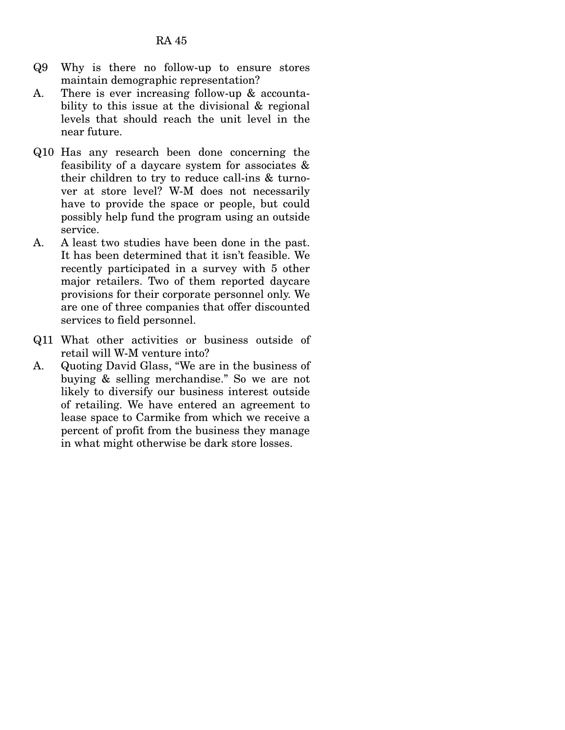Q9 Why is there no follow-up to ensure stores maintain demographic representation?

A. There is ever increasing follow-up & accountability to this issue at the divisional & regional levels that should reach the unit level in the near future.

Q10 Has any research been done concerning the feasibility of a daycare system for associates & their children to try to reduce call-ins & turnover at store level? W-M does not necessarily have to provide the space or people, but could possibly help fund the program using an outside service.

A. A least two studies have been done in the past. It has been determined that it isn't feasible. We recently participated in a survey with 5 other major retailers. Two of them reported daycare provisions for their corporate personnel only. We are one of three companies that offer discounted services to field personnel.

Q11 What other activities or business outside of retail will W-M venture into?

A. Quoting David Glass, "We are in the business of buying & selling merchandise." So we are not likely to diversify our business interest outside of retailing. We have entered an agreement to lease space to Carmike from which we receive a percent of profit from the business they manage in what might otherwise be dark store losses.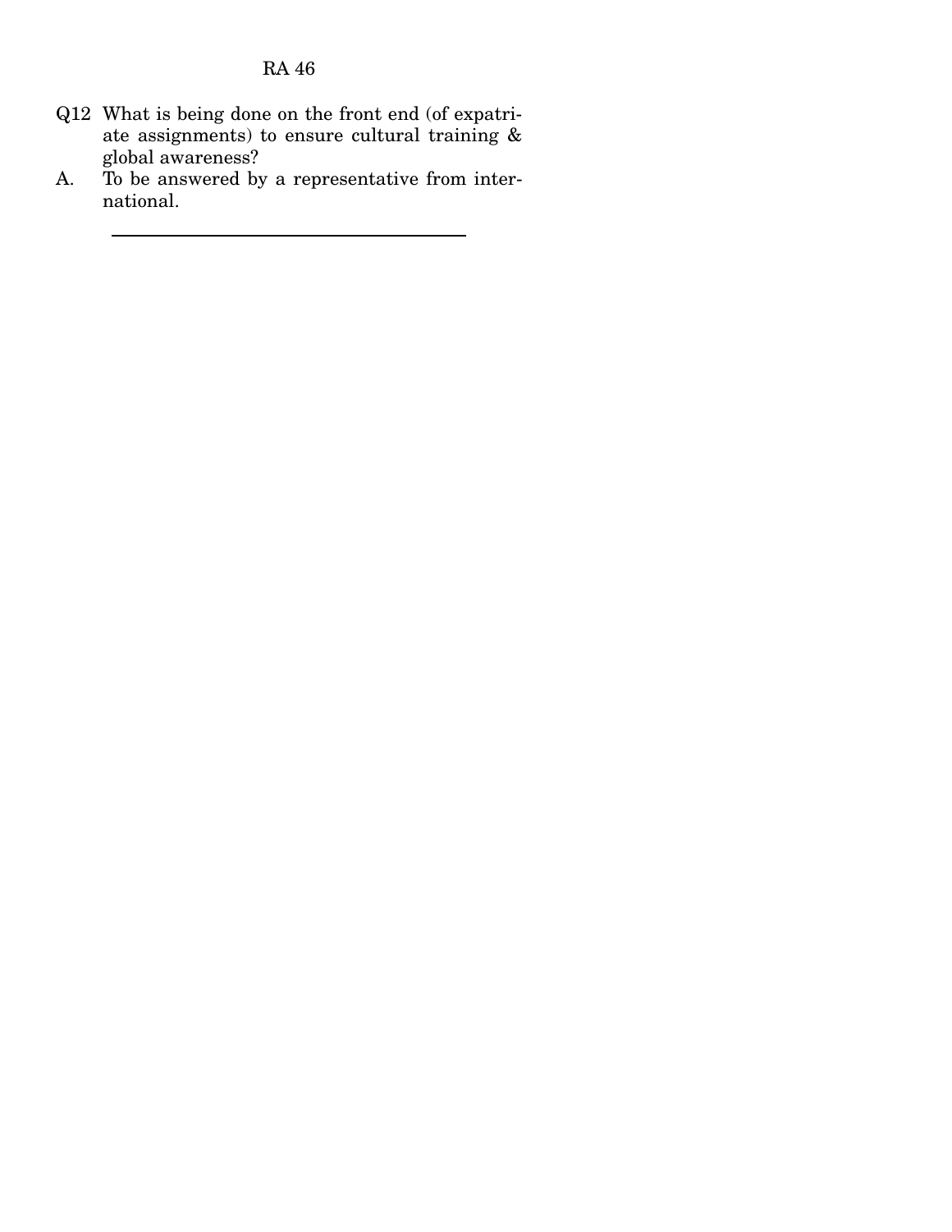Q12 What is being done on the front end (of expatriate assignments) to ensure cultural training & global awareness?

A. To be answered by a representative from international.

---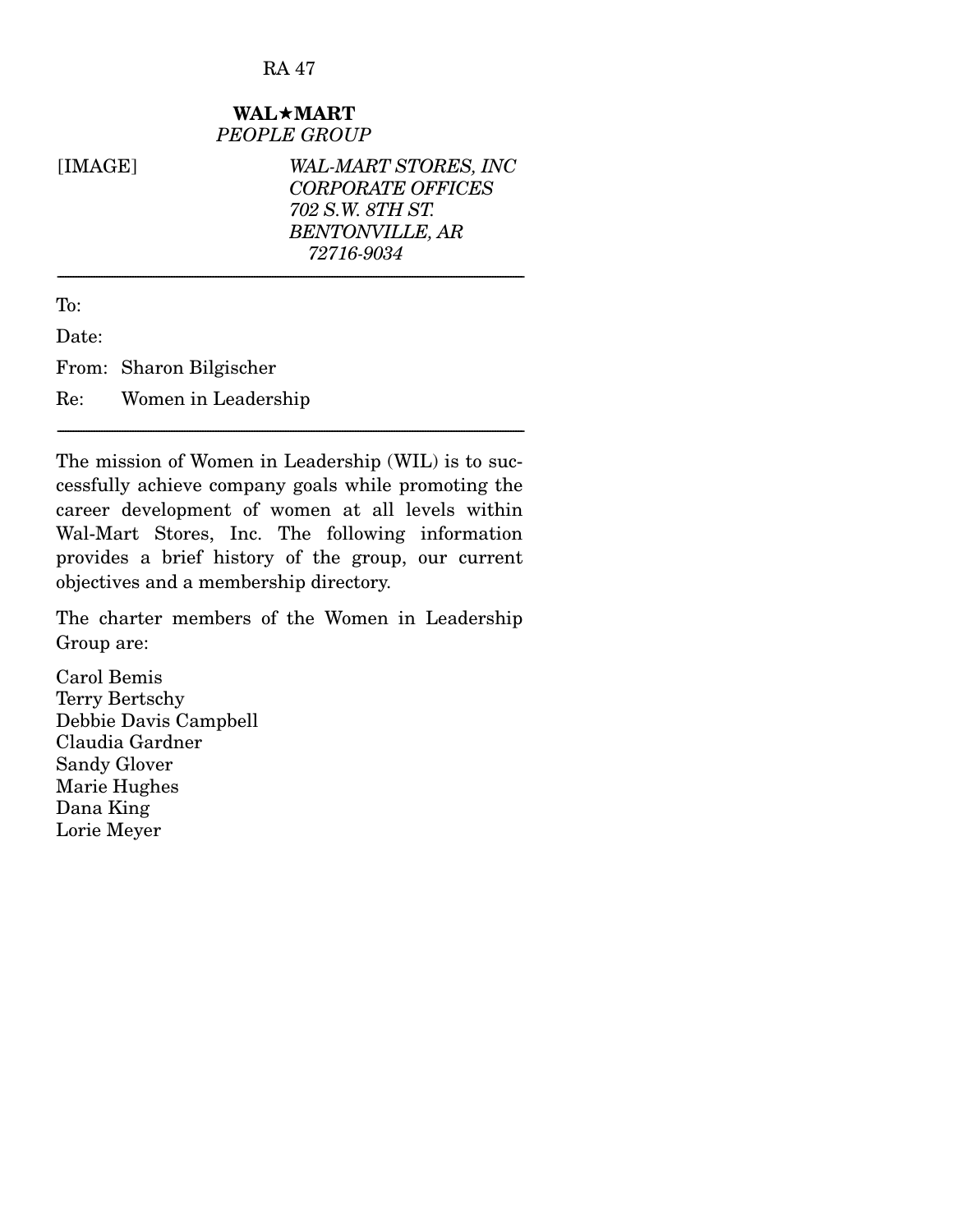**WAL★MART**
*PEOPLE GROUP*

[IMAGE]

*WAL-MART STORES, INC*
*CORPORATE OFFICES*
*702 S.W. 8TH ST.*
*BENTONVILLE, AR*
*72716-9034*

---

To:

Date:

From: Sharon Bilgischer

Re: Women in Leadership

---

The mission of Women in Leadership (WIL) is to successfully achieve company goals while promoting the career development of women at all levels within Wal-Mart Stores, Inc. The following information provides a brief history of the group, our current objectives and a membership directory.

The charter members of the Women in Leadership Group are:

Carol Bemis
Terry Bertschy
Debbie Davis Campbell
Claudia Gardner
Sandy Glover
Marie Hughes
Dana King
Lorie Meyer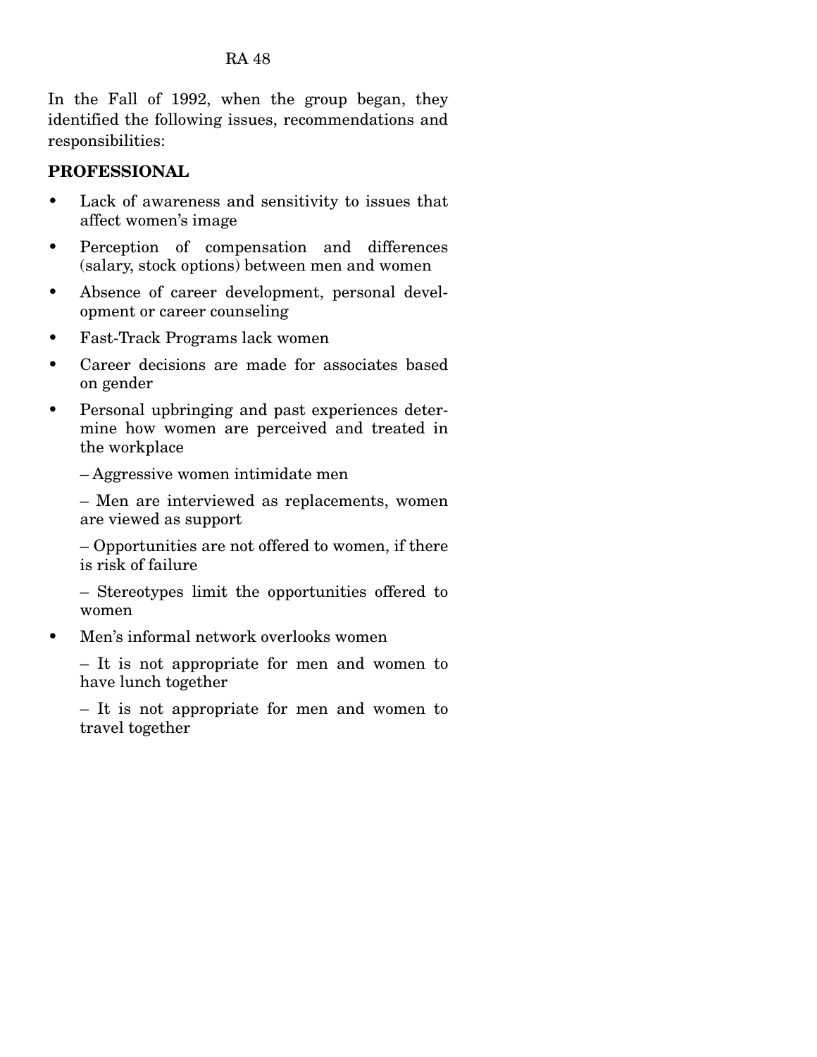In the Fall of 1992, when the group began, they identified the following issues, recommendations and responsibilities:

**PROFESSIONAL**

- Lack of awareness and sensitivity to issues that affect women's image
- Perception of compensation and differences (salary, stock options) between men and women
- Absence of career development, personal development or career counseling
- Fast-Track Programs lack women
- Career decisions are made for associates based on gender
- Personal upbringing and past experiences determine how women are perceived and treated in the workplace

  – Aggressive women intimidate men

  – Men are interviewed as replacements, women are viewed as support

  – Opportunities are not offered to women, if there is risk of failure

  – Stereotypes limit the opportunities offered to women

- Men's informal network overlooks women

  – It is not appropriate for men and women to have lunch together

  – It is not appropriate for men and women to travel together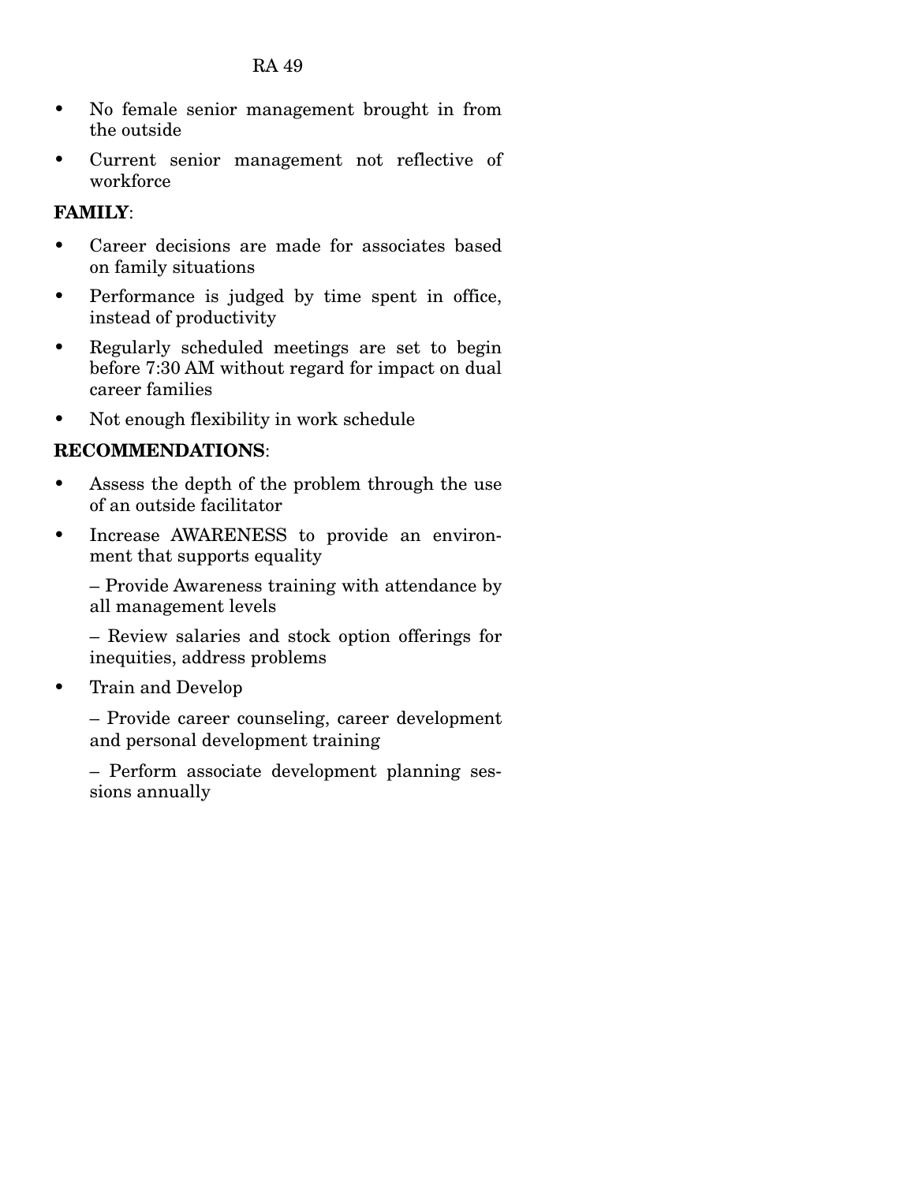- No female senior management brought in from the outside
- Current senior management not reflective of workforce

**FAMILY**:

- Career decisions are made for associates based on family situations
- Performance is judged by time spent in office, instead of productivity
- Regularly scheduled meetings are set to begin before 7:30 AM without regard for impact on dual career families
- Not enough flexibility in work schedule

**RECOMMENDATIONS**:

- Assess the depth of the problem through the use of an outside facilitator
- Increase AWARENESS to provide an environment that supports equality

  – Provide Awareness training with attendance by all management levels

  – Review salaries and stock option offerings for inequities, address problems

- Train and Develop

  – Provide career counseling, career development and personal development training

  – Perform associate development planning sessions annually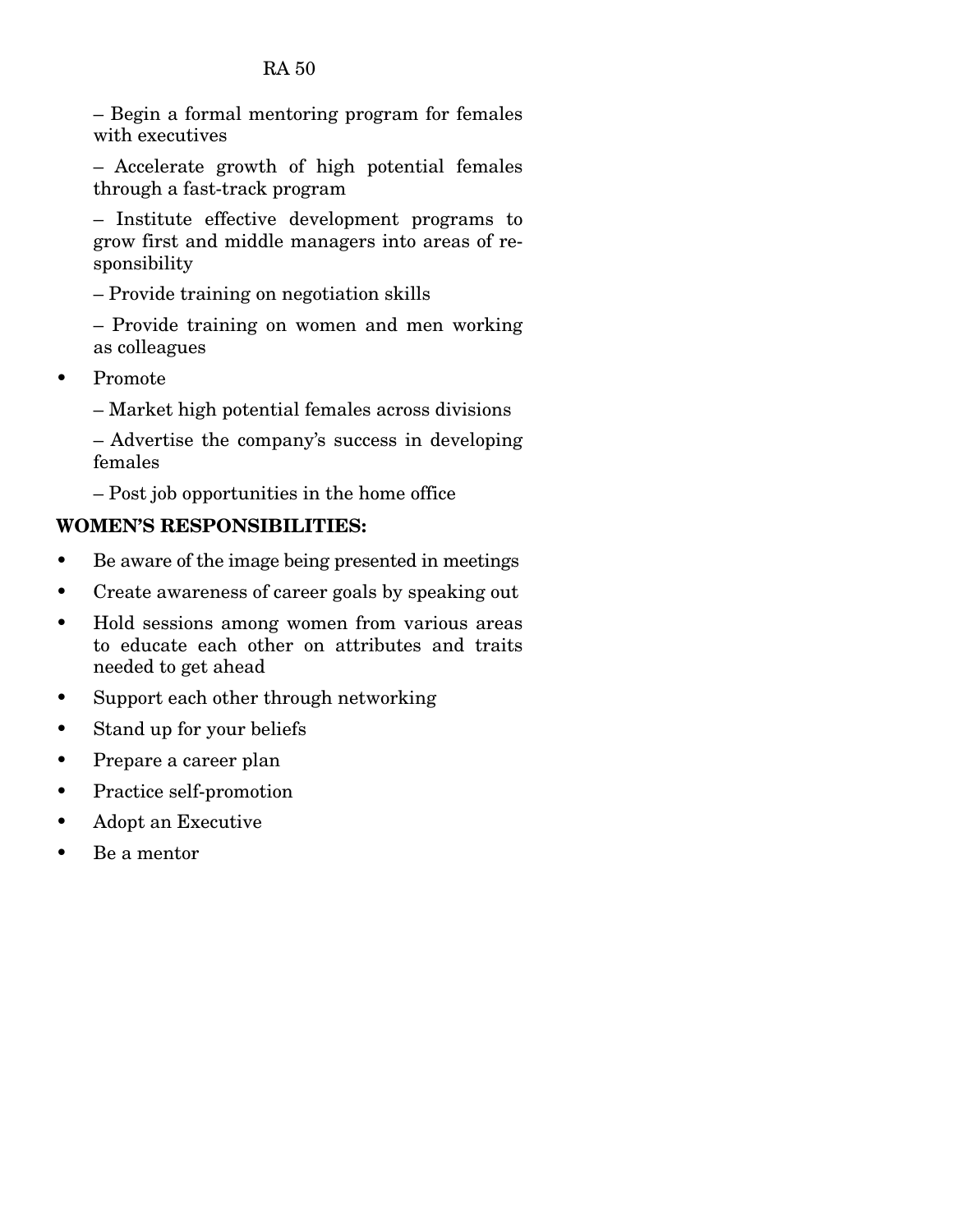- Begin a formal mentoring program for females with executives
  - Accelerate growth of high potential females through a fast-track program
  - Institute effective development programs to grow first and middle managers into areas of responsibility
  - Provide training on negotiation skills
  - Provide training on women and men working as colleagues

- Promote
  - Market high potential females across divisions
  - Advertise the company's success in developing females
  - Post job opportunities in the home office

**WOMEN'S RESPONSIBILITIES:**

- Be aware of the image being presented in meetings
- Create awareness of career goals by speaking out
- Hold sessions among women from various areas to educate each other on attributes and traits needed to get ahead
- Support each other through networking
- Stand up for your beliefs
- Prepare a career plan
- Practice self-promotion
- Adopt an Executive
- Be a mentor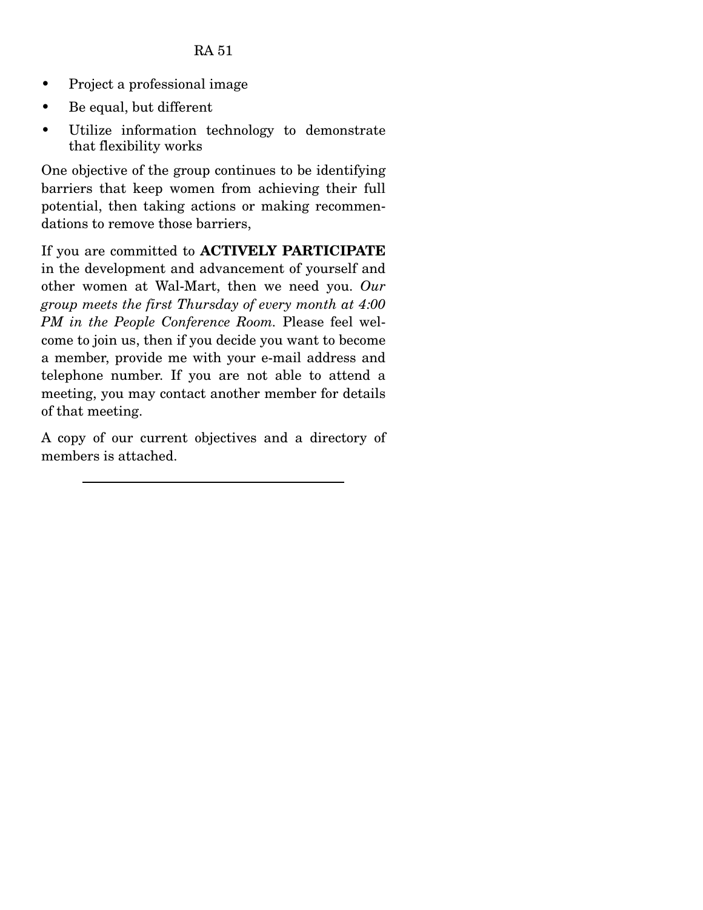- Project a professional image
- Be equal, but different
- Utilize information technology to demonstrate that flexibility works

One objective of the group continues to be identifying barriers that keep women from achieving their full potential, then taking actions or making recommendations to remove those barriers,

If you are committed to **ACTIVELY PARTICIPATE** in the development and advancement of yourself and other women at Wal-Mart, then we need you. *Our group meets the first Thursday of every month at 4:00 PM in the People Conference Room.* Please feel welcome to join us, then if you decide you want to become a member, provide me with your e-mail address and telephone number. If you are not able to attend a meeting, you may contact another member for details of that meeting.

A copy of our current objectives and a directory of members is attached.

---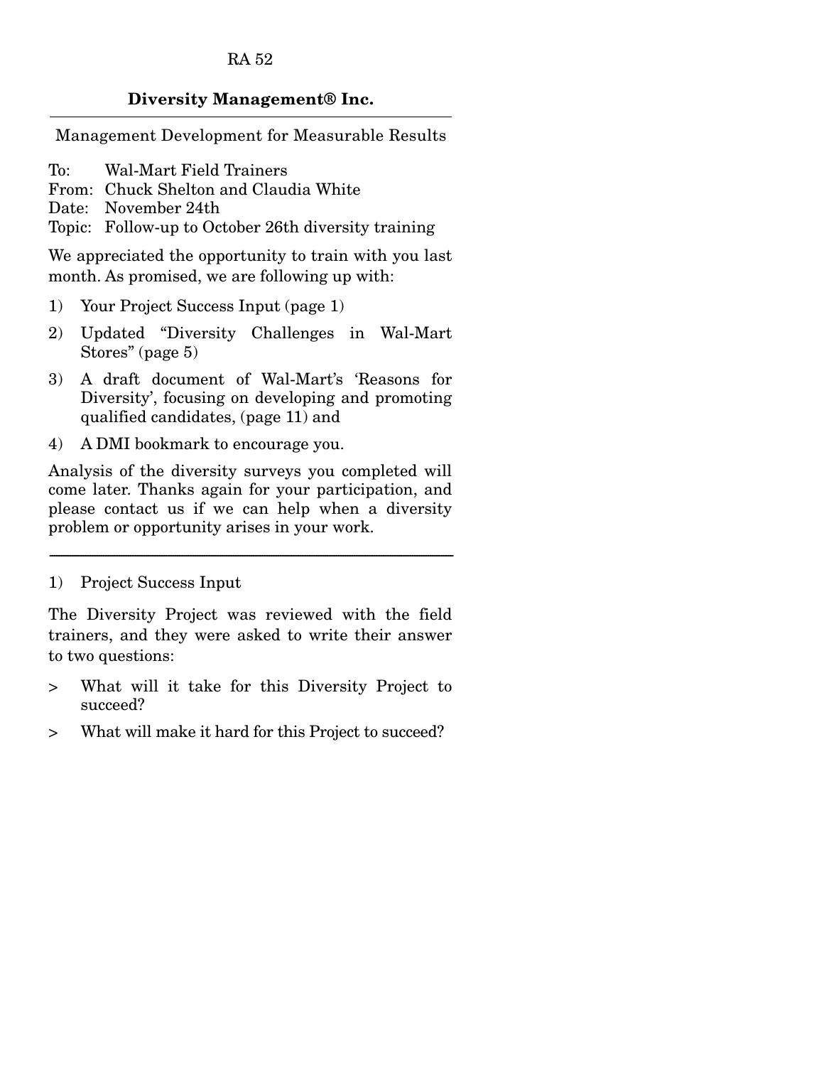RA 52

**Diversity Management® Inc.**

---

Management Development for Measurable Results

To: Wal-Mart Field Trainers
From: Chuck Shelton and Claudia White
Date: November 24th
Topic: Follow-up to October 26th diversity training

We appreciated the opportunity to train with you last month. As promised, we are following up with:

1) Your Project Success Input (page 1)
2) Updated "Diversity Challenges in Wal-Mart Stores" (page 5)
3) A draft document of Wal-Mart's 'Reasons for Diversity', focusing on developing and promoting qualified candidates, (page 11) and
4) A DMI bookmark to encourage you.

Analysis of the diversity surveys you completed will come later. Thanks again for your participation, and please contact us if we can help when a diversity problem or opportunity arises in your work.

---

1) Project Success Input

The Diversity Project was reviewed with the field trainers, and they were asked to write their answer to two questions:

> What will it take for this Diversity Project to succeed?

> What will make it hard for this Project to succeed?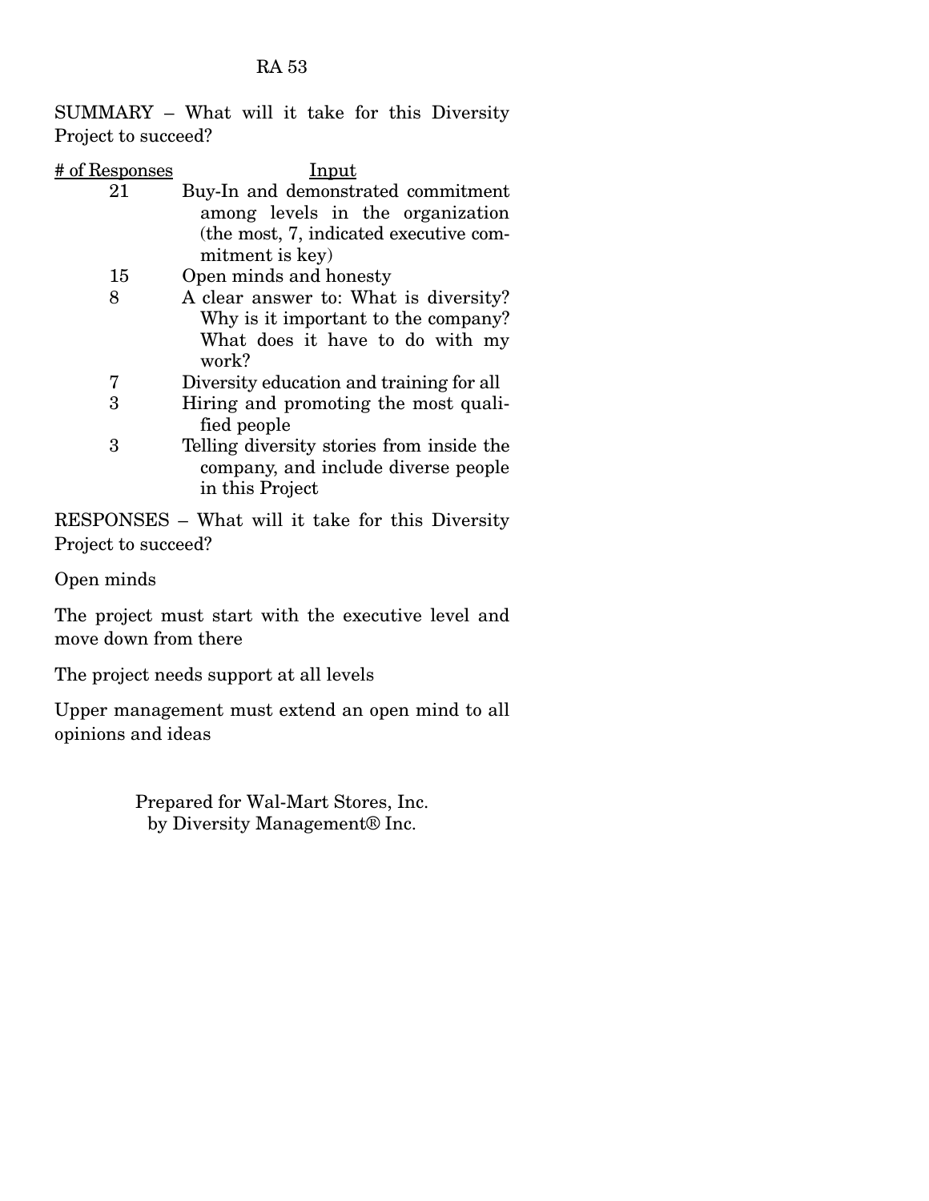SUMMARY – What will it take for this Diversity Project to succeed?

| # of Responses | Input |
|---|---|
| 21 | Buy-In and demonstrated commitment among levels in the organization (the most, 7, indicated executive commitment is key) |
| 15 | Open minds and honesty |
| 8 | A clear answer to: What is diversity? Why is it important to the company? What does it have to do with my work? |
| 7 | Diversity education and training for all |
| 3 | Hiring and promoting the most qualified people |
| 3 | Telling diversity stories from inside the company, and include diverse people in this Project |

RESPONSES – What will it take for this Diversity Project to succeed?

Open minds

The project must start with the executive level and move down from there

The project needs support at all levels

Upper management must extend an open mind to all opinions and ideas

Prepared for Wal-Mart Stores, Inc.
by Diversity Management® Inc.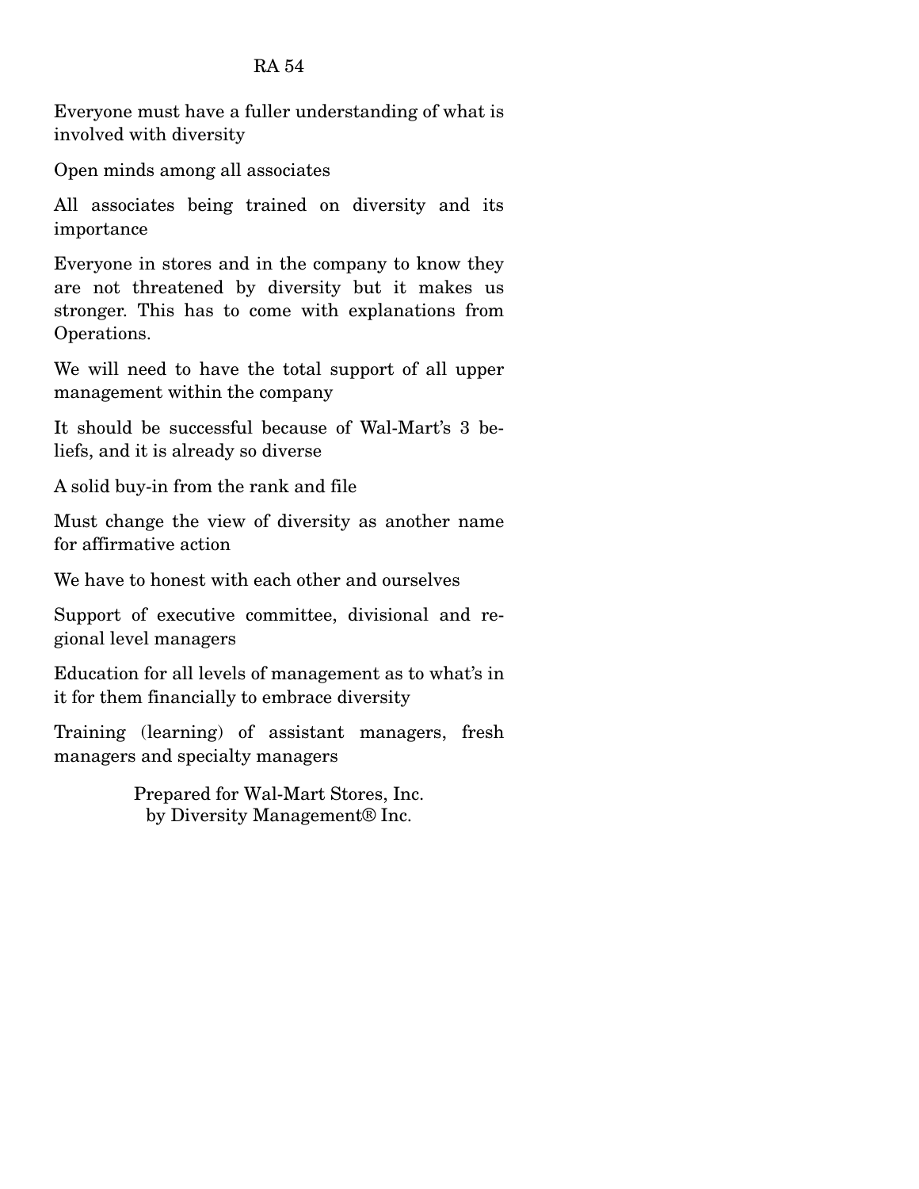Everyone must have a fuller understanding of what is involved with diversity

Open minds among all associates

All associates being trained on diversity and its importance

Everyone in stores and in the company to know they are not threatened by diversity but it makes us stronger. This has to come with explanations from Operations.

We will need to have the total support of all upper management within the company

It should be successful because of Wal-Mart's 3 beliefs, and it is already so diverse

A solid buy-in from the rank and file

Must change the view of diversity as another name for affirmative action

We have to honest with each other and ourselves

Support of executive committee, divisional and regional level managers

Education for all levels of management as to what's in it for them financially to embrace diversity

Training (learning) of assistant managers, fresh managers and specialty managers

Prepared for Wal-Mart Stores, Inc.
by Diversity Management® Inc.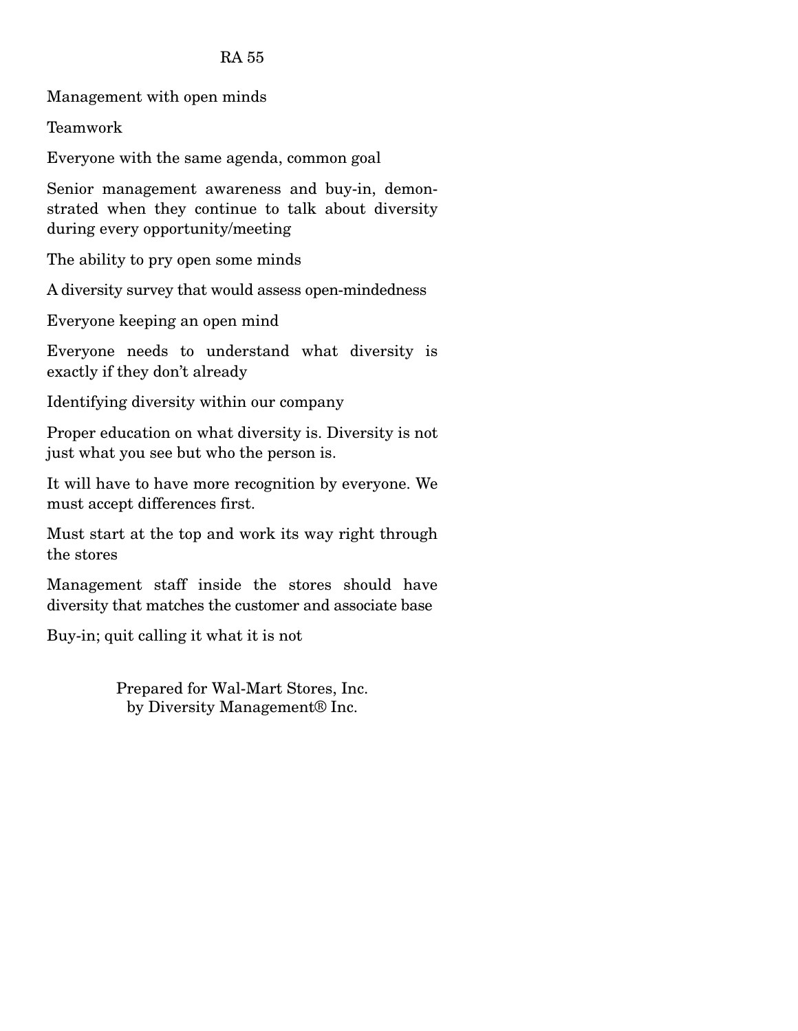Management with open minds

Teamwork

Everyone with the same agenda, common goal

Senior management awareness and buy-in, demonstrated when they continue to talk about diversity during every opportunity/meeting

The ability to pry open some minds

A diversity survey that would assess open-mindedness

Everyone keeping an open mind

Everyone needs to understand what diversity is exactly if they don't already

Identifying diversity within our company

Proper education on what diversity is. Diversity is not just what you see but who the person is.

It will have to have more recognition by everyone. We must accept differences first.

Must start at the top and work its way right through the stores

Management staff inside the stores should have diversity that matches the customer and associate base

Buy-in; quit calling it what it is not

Prepared for Wal-Mart Stores, Inc.
by Diversity Management® Inc.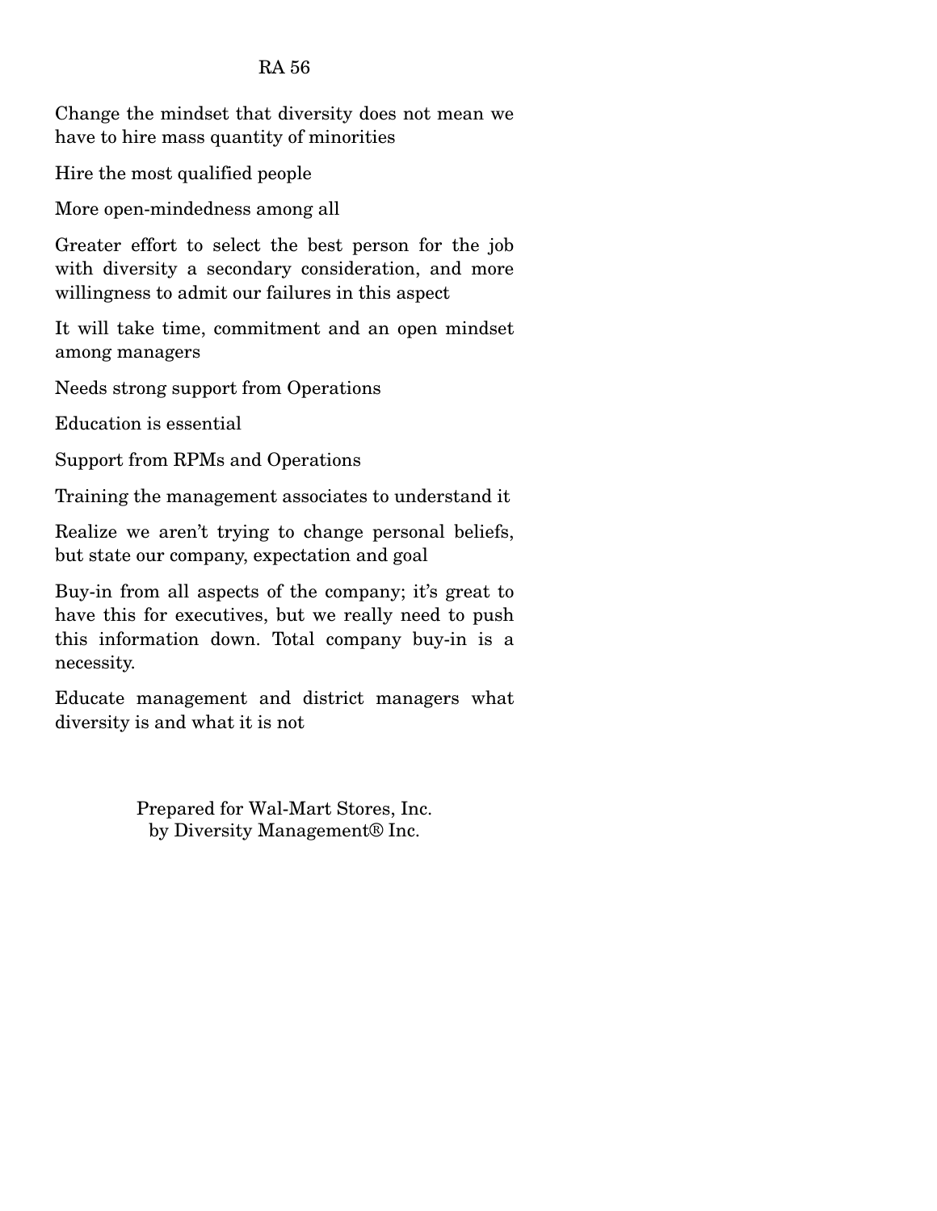Change the mindset that diversity does not mean we have to hire mass quantity of minorities

Hire the most qualified people

More open-mindedness among all

Greater effort to select the best person for the job with diversity a secondary consideration, and more willingness to admit our failures in this aspect

It will take time, commitment and an open mindset among managers

Needs strong support from Operations

Education is essential

Support from RPMs and Operations

Training the management associates to understand it

Realize we aren't trying to change personal beliefs, but state our company, expectation and goal

Buy-in from all aspects of the company; it's great to have this for executives, but we really need to push this information down. Total company buy-in is a necessity.

Educate management and district managers what diversity is and what it is not

Prepared for Wal-Mart Stores, Inc.
by Diversity Management® Inc.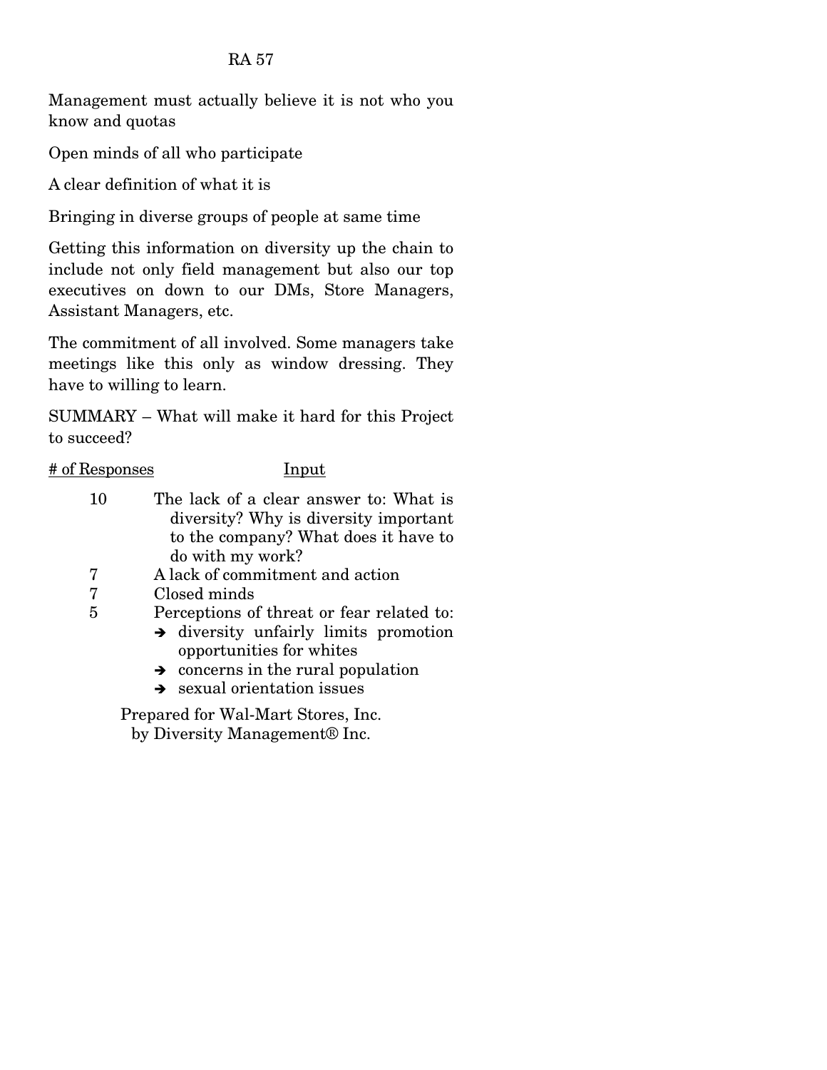Management must actually believe it is not who you know and quotas

Open minds of all who participate

A clear definition of what it is

Bringing in diverse groups of people at same time

Getting this information on diversity up the chain to include not only field management but also our top executives on down to our DMs, Store Managers, Assistant Managers, etc.

The commitment of all involved. Some managers take meetings like this only as window dressing. They have to willing to learn.

SUMMARY – What will make it hard for this Project to succeed?

| # of Responses | Input |
|---|---|
| 10 | The lack of a clear answer to: What is diversity? Why is diversity important to the company? What does it have to do with my work? |
| 7 | A lack of commitment and action |
| 7 | Closed minds |
| 5 | Perceptions of threat or fear related to:<br>➔ diversity unfairly limits promotion opportunities for whites<br>➔ concerns in the rural population<br>➔ sexual orientation issues |

Prepared for Wal-Mart Stores, Inc.
by Diversity Management® Inc.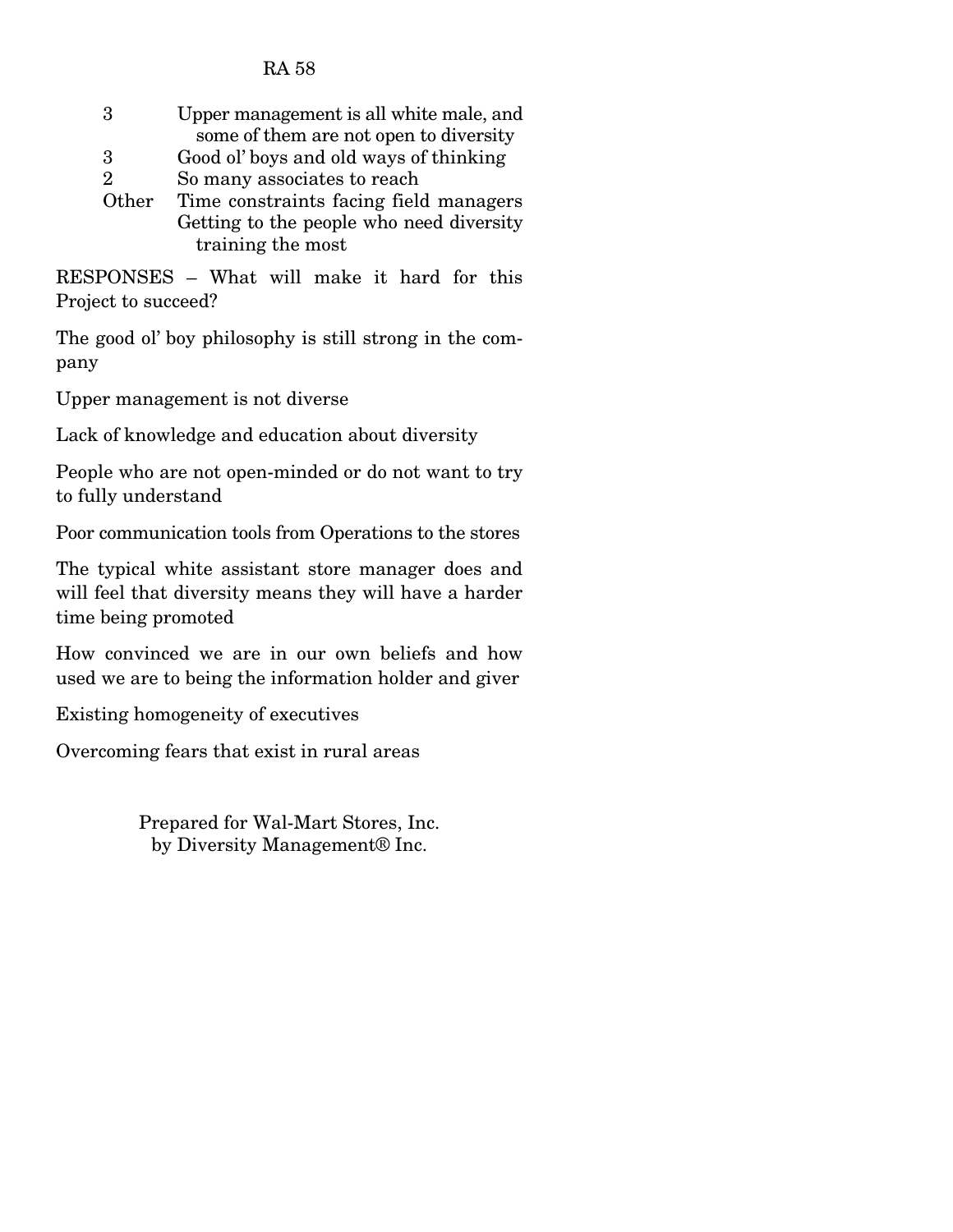| | |
|---|---|
| 3 | Upper management is all white male, and some of them are not open to diversity |
| 3 | Good ol' boys and old ways of thinking |
| 2 | So many associates to reach |
| Other | Time constraints facing field managers |
| | Getting to the people who need diversity training the most |

RESPONSES – What will make it hard for this Project to succeed?

The good ol' boy philosophy is still strong in the company

Upper management is not diverse

Lack of knowledge and education about diversity

People who are not open-minded or do not want to try to fully understand

Poor communication tools from Operations to the stores

The typical white assistant store manager does and will feel that diversity means they will have a harder time being promoted

How convinced we are in our own beliefs and how used we are to being the information holder and giver

Existing homogeneity of executives

Overcoming fears that exist in rural areas

Prepared for Wal-Mart Stores, Inc.
by Diversity Management® Inc.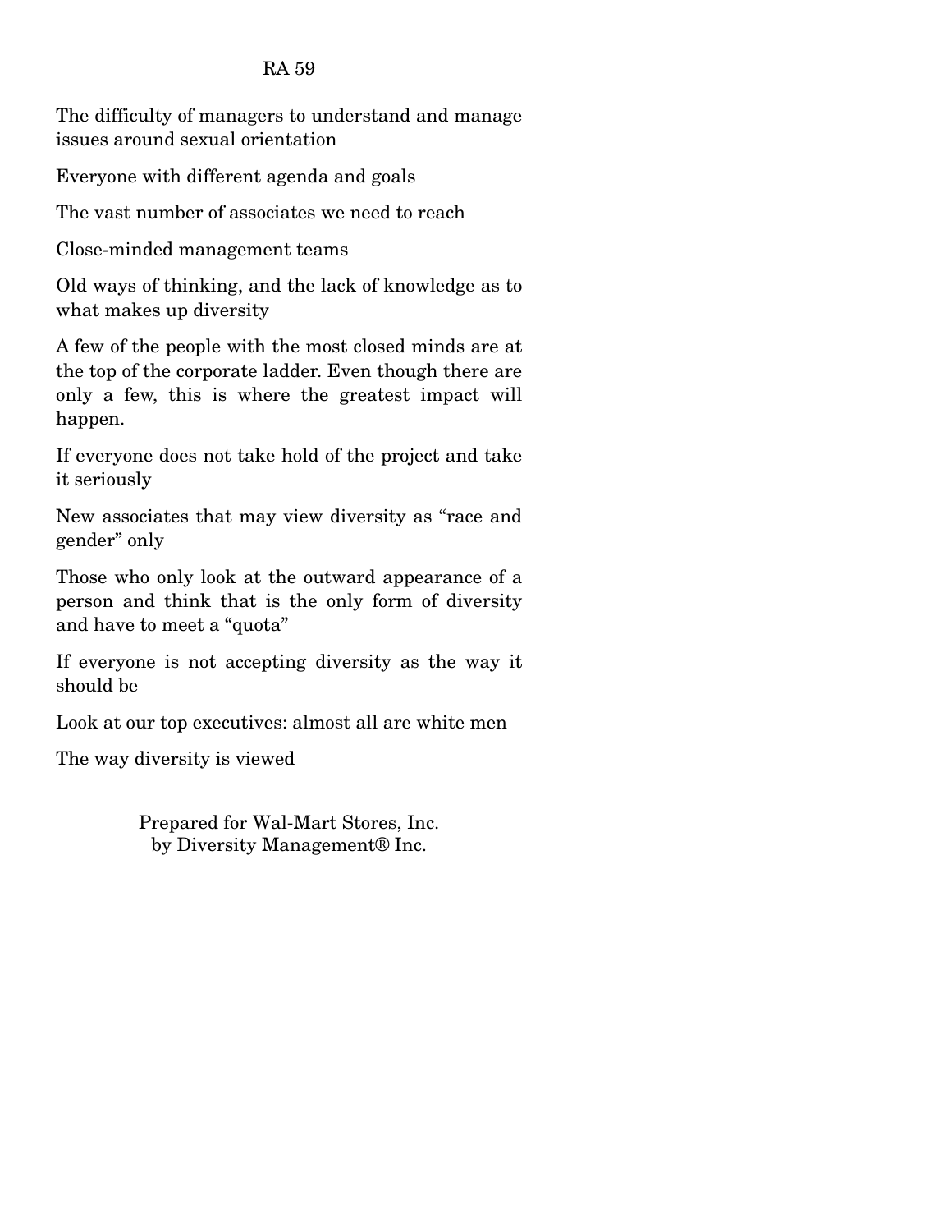The difficulty of managers to understand and manage issues around sexual orientation

Everyone with different agenda and goals

The vast number of associates we need to reach

Close-minded management teams

Old ways of thinking, and the lack of knowledge as to what makes up diversity

A few of the people with the most closed minds are at the top of the corporate ladder. Even though there are only a few, this is where the greatest impact will happen.

If everyone does not take hold of the project and take it seriously

New associates that may view diversity as "race and gender" only

Those who only look at the outward appearance of a person and think that is the only form of diversity and have to meet a "quota"

If everyone is not accepting diversity as the way it should be

Look at our top executives: almost all are white men

The way diversity is viewed

Prepared for Wal-Mart Stores, Inc.
by Diversity Management® Inc.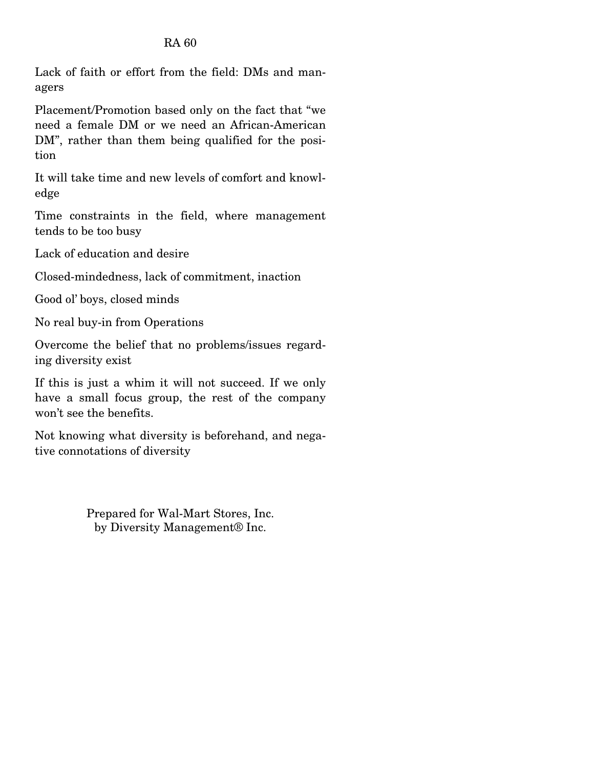Lack of faith or effort from the field: DMs and managers

Placement/Promotion based only on the fact that "we need a female DM or we need an African-American DM", rather than them being qualified for the position

It will take time and new levels of comfort and knowledge

Time constraints in the field, where management tends to be too busy

Lack of education and desire

Closed-mindedness, lack of commitment, inaction

Good ol' boys, closed minds

No real buy-in from Operations

Overcome the belief that no problems/issues regarding diversity exist

If this is just a whim it will not succeed. If we only have a small focus group, the rest of the company won't see the benefits.

Not knowing what diversity is beforehand, and negative connotations of diversity

Prepared for Wal-Mart Stores, Inc.
by Diversity Management® Inc.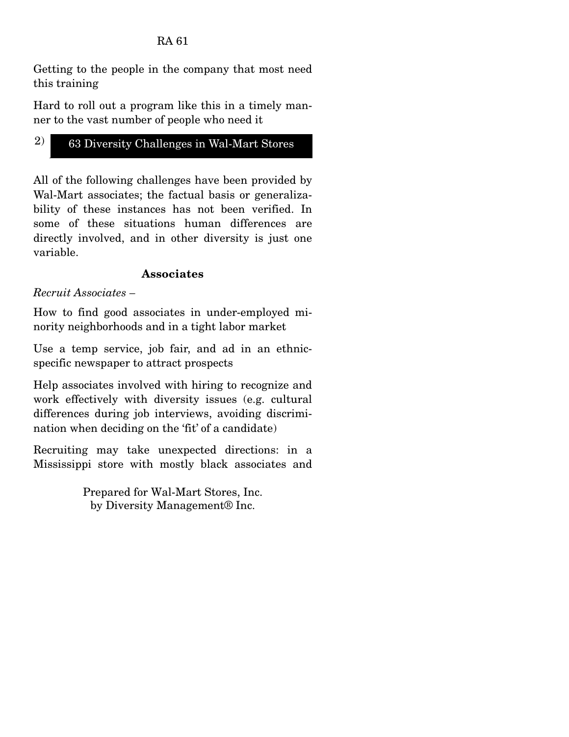Getting to the people in the company that most need this training

Hard to roll out a program like this in a timely manner to the vast number of people who need it

## 2) 63 Diversity Challenges in Wal-Mart Stores

All of the following challenges have been provided by Wal-Mart associates; the factual basis or generalizability of these instances has not been verified. In some of these situations human differences are directly involved, and in other diversity is just one variable.

### Associates

*Recruit Associates –*

How to find good associates in under-employed minority neighborhoods and in a tight labor market

Use a temp service, job fair, and ad in an ethnic-specific newspaper to attract prospects

Help associates involved with hiring to recognize and work effectively with diversity issues (e.g. cultural differences during job interviews, avoiding discrimination when deciding on the 'fit' of a candidate)

Recruiting may take unexpected directions: in a Mississippi store with mostly black associates and

Prepared for Wal-Mart Stores, Inc.
by Diversity Management® Inc.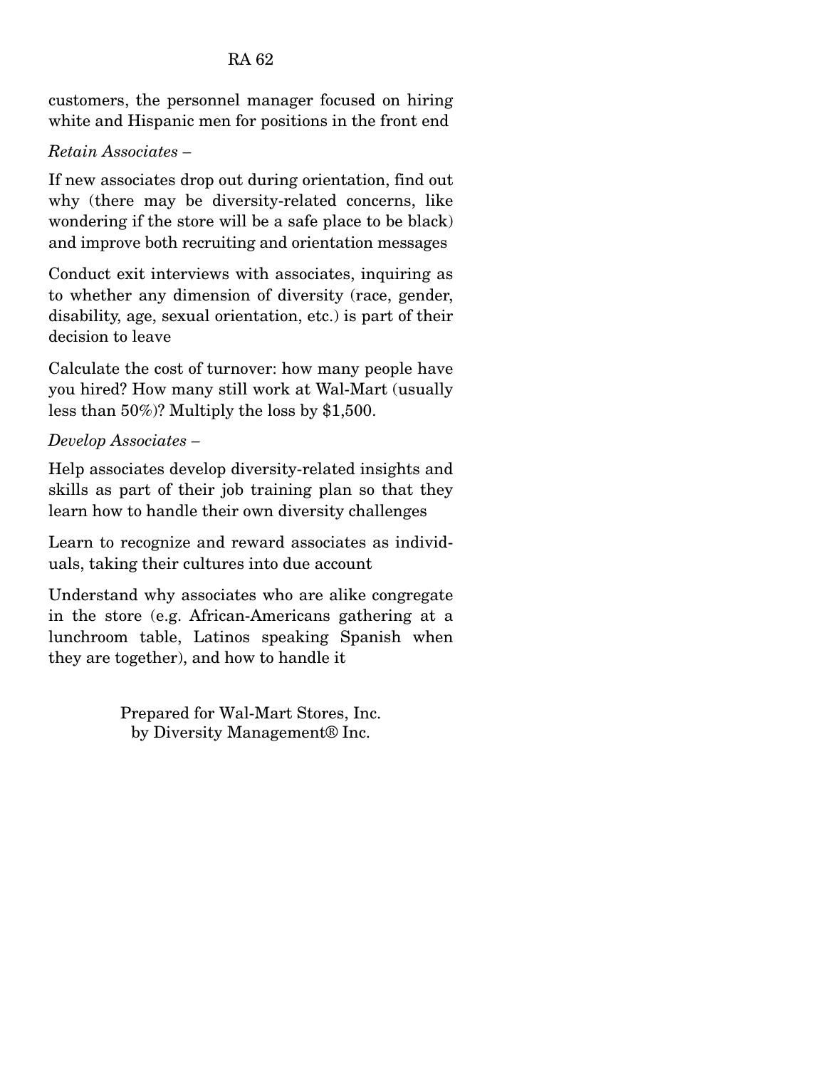customers, the personnel manager focused on hiring white and Hispanic men for positions in the front end

*Retain Associates* –

If new associates drop out during orientation, find out why (there may be diversity-related concerns, like wondering if the store will be a safe place to be black) and improve both recruiting and orientation messages

Conduct exit interviews with associates, inquiring as to whether any dimension of diversity (race, gender, disability, age, sexual orientation, etc.) is part of their decision to leave

Calculate the cost of turnover: how many people have you hired? How many still work at Wal-Mart (usually less than 50%)? Multiply the loss by $1,500.

*Develop Associates* –

Help associates develop diversity-related insights and skills as part of their job training plan so that they learn how to handle their own diversity challenges

Learn to recognize and reward associates as individuals, taking their cultures into due account

Understand why associates who are alike congregate in the store (e.g. African-Americans gathering at a lunchroom table, Latinos speaking Spanish when they are together), and how to handle it

Prepared for Wal-Mart Stores, Inc.
by Diversity Management® Inc.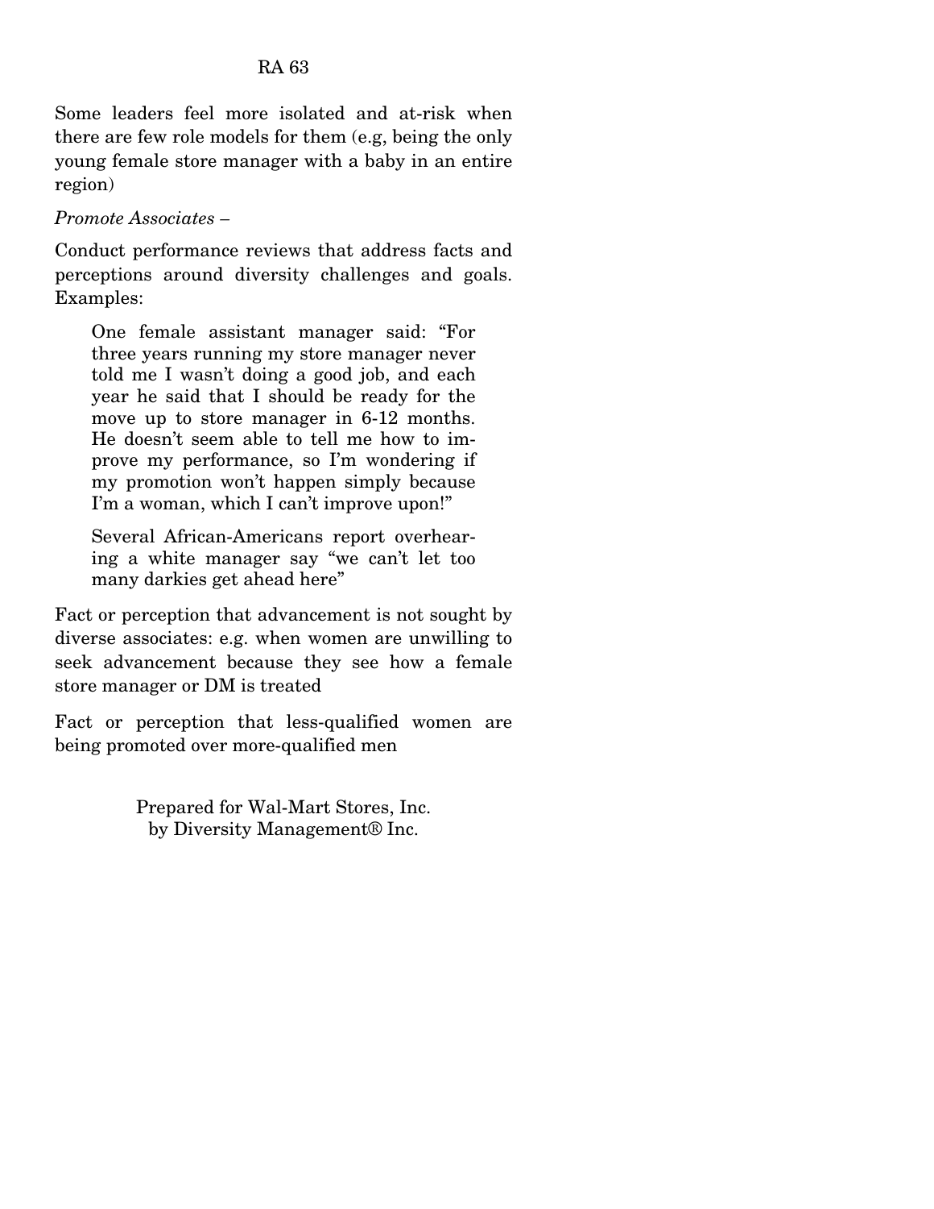Some leaders feel more isolated and at-risk when there are few role models for them (e.g, being the only young female store manager with a baby in an entire region)

*Promote Associates* –

Conduct performance reviews that address facts and perceptions around diversity challenges and goals. Examples:

> One female assistant manager said: "For three years running my store manager never told me I wasn't doing a good job, and each year he said that I should be ready for the move up to store manager in 6-12 months. He doesn't seem able to tell me how to improve my performance, so I'm wondering if my promotion won't happen simply because I'm a woman, which I can't improve upon!"
>
> Several African-Americans report overhearing a white manager say "we can't let too many darkies get ahead here"

Fact or perception that advancement is not sought by diverse associates: e.g. when women are unwilling to seek advancement because they see how a female store manager or DM is treated

Fact or perception that less-qualified women are being promoted over more-qualified men

Prepared for Wal-Mart Stores, Inc.
by Diversity Management® Inc.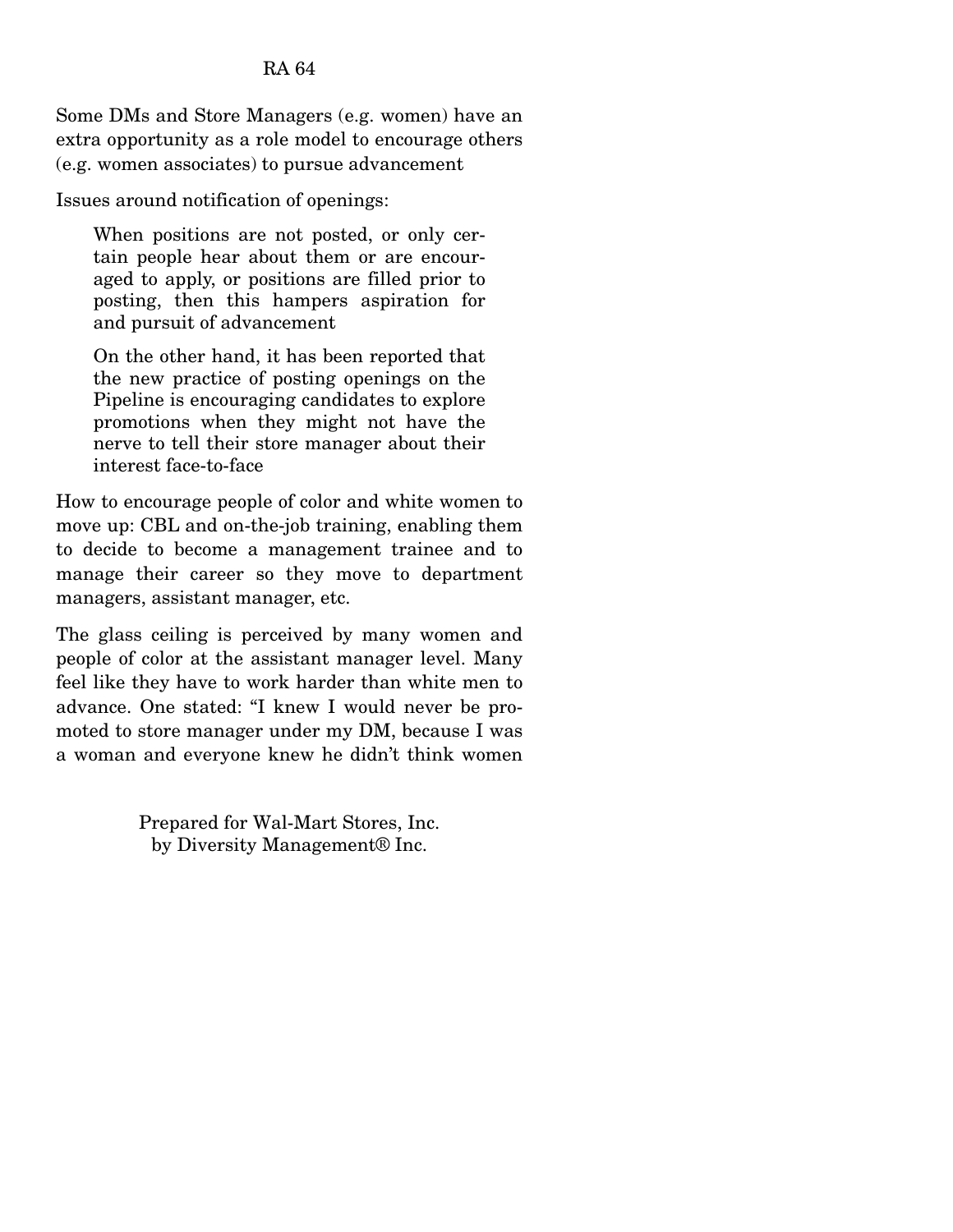Some DMs and Store Managers (e.g. women) have an extra opportunity as a role model to encourage others (e.g. women associates) to pursue advancement

Issues around notification of openings:

> When positions are not posted, or only certain people hear about them or are encouraged to apply, or positions are filled prior to posting, then this hampers aspiration for and pursuit of advancement
>
> On the other hand, it has been reported that the new practice of posting openings on the Pipeline is encouraging candidates to explore promotions when they might not have the nerve to tell their store manager about their interest face-to-face

How to encourage people of color and white women to move up: CBL and on-the-job training, enabling them to decide to become a management trainee and to manage their career so they move to department managers, assistant manager, etc.

The glass ceiling is perceived by many women and people of color at the assistant manager level. Many feel like they have to work harder than white men to advance. One stated: "I knew I would never be promoted to store manager under my DM, because I was a woman and everyone knew he didn't think women

Prepared for Wal-Mart Stores, Inc.
by Diversity Management® Inc.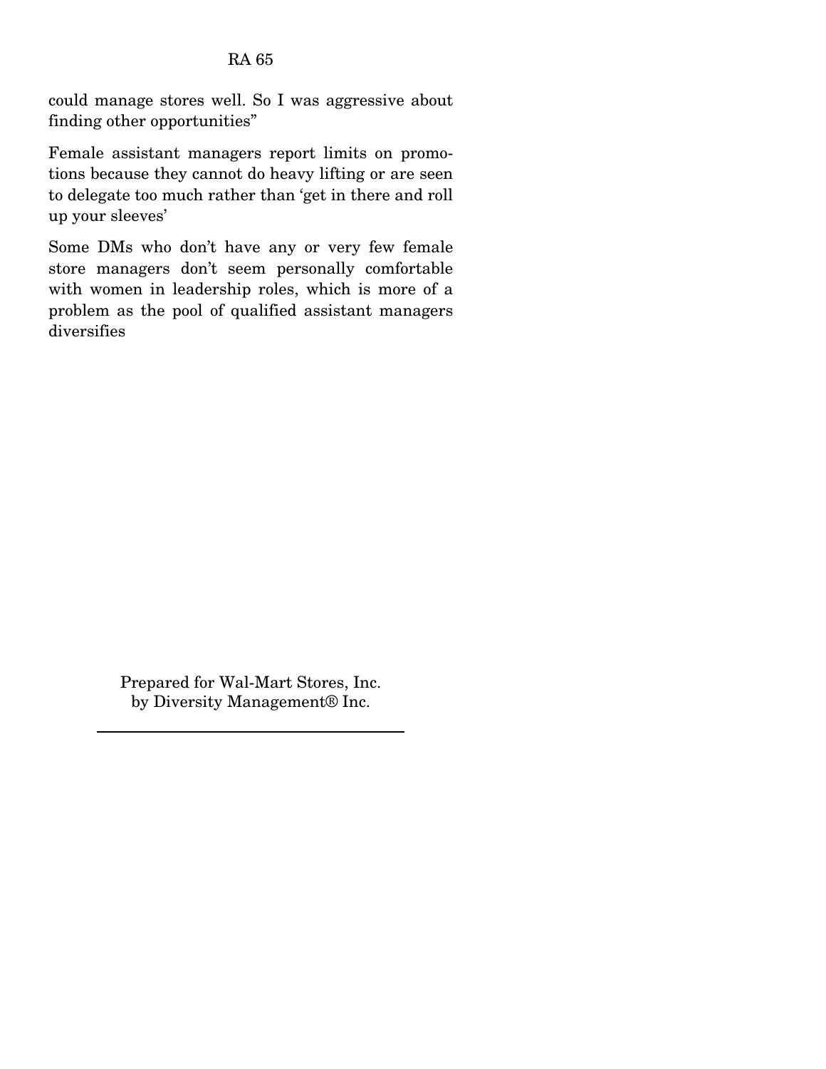could manage stores well. So I was aggressive about finding other opportunities"

Female assistant managers report limits on promotions because they cannot do heavy lifting or are seen to delegate too much rather than 'get in there and roll up your sleeves'

Some DMs who don't have any or very few female store managers don't seem personally comfortable with women in leadership roles, which is more of a problem as the pool of qualified assistant managers diversifies

Prepared for Wal-Mart Stores, Inc.
by Diversity Management® Inc.